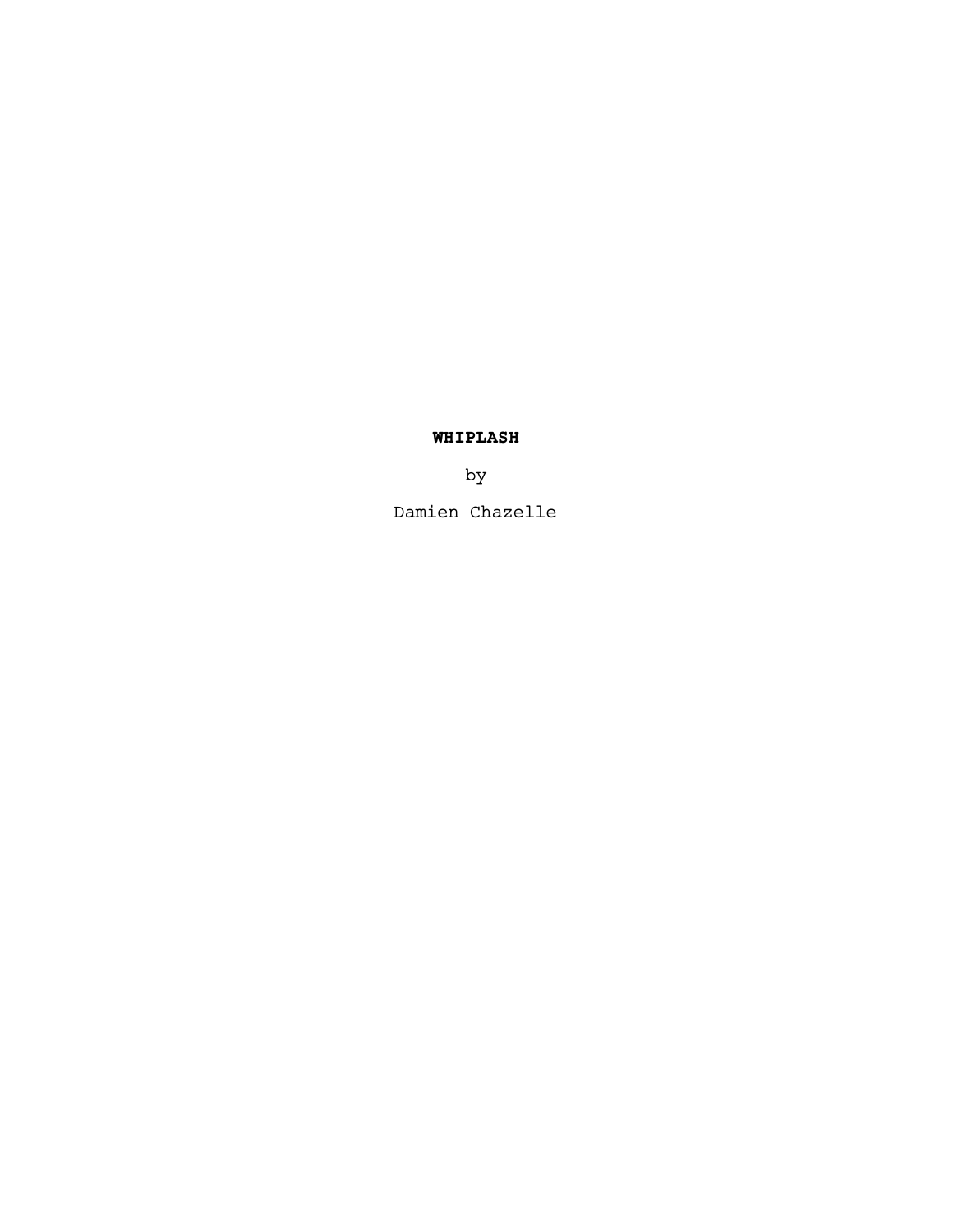**WHIPLASH**

by

Damien Chazelle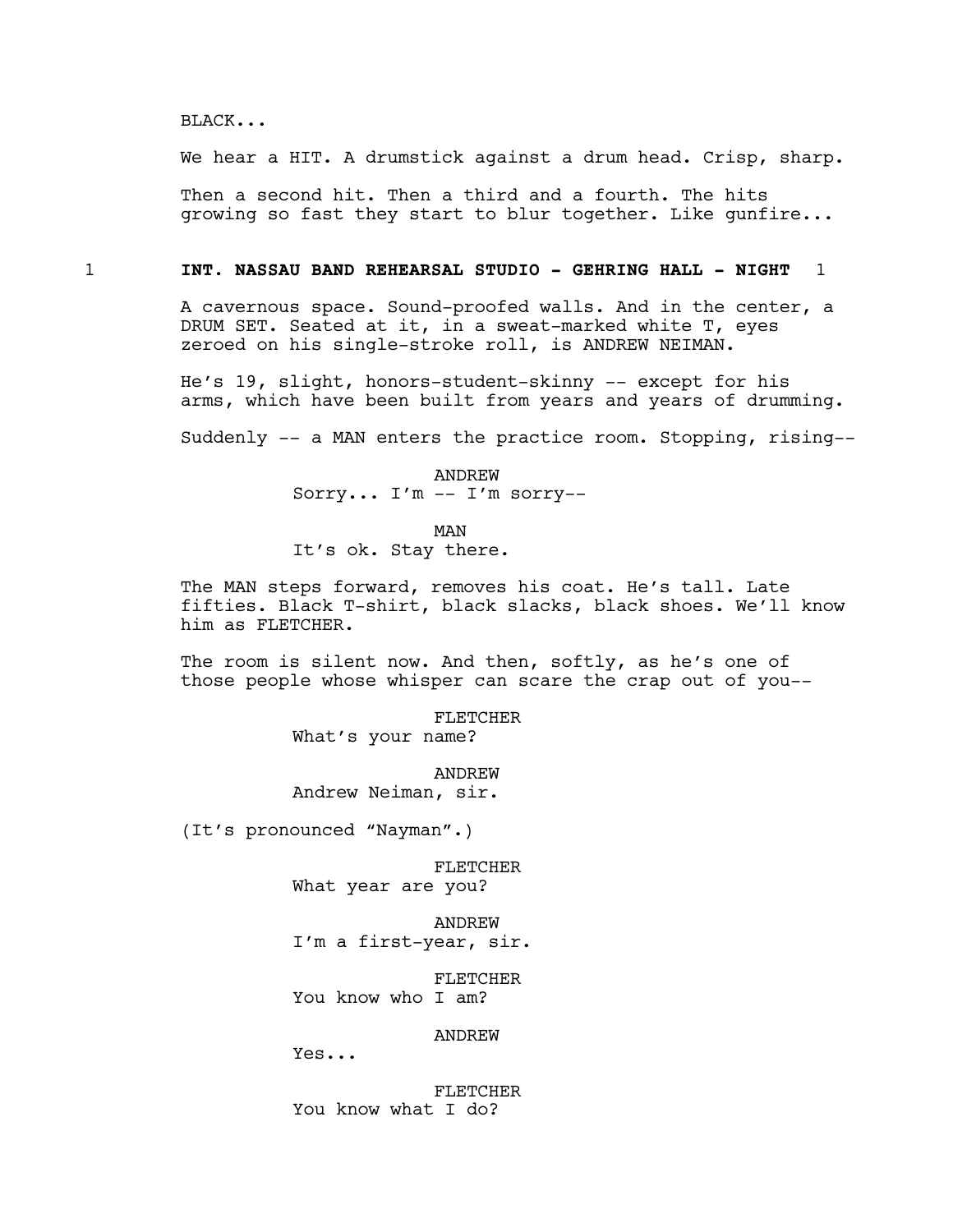BLACK...

We hear a HIT. A drumstick against a drum head. Crisp, sharp.

Then a second hit. Then a third and a fourth. The hits growing so fast they start to blur together. Like gunfire...

1 **INT. NASSAU BAND REHEARSAL STUDIO - GEHRING HALL - NIGHT** 1

A cavernous space. Sound-proofed walls. And in the center, a DRUM SET. Seated at it, in a sweat-marked white T, eyes zeroed on his single-stroke roll, is ANDREW NEIMAN.

He's 19, slight, honors-student-skinny -- except for his arms, which have been built from years and years of drumming.

Suddenly -- a MAN enters the practice room. Stopping, rising--

ANDREW
Sorry... I'm -- I'm sorry--

MAN
It's ok. Stay there.

The MAN steps forward, removes his coat. He's tall. Late fifties. Black T-shirt, black slacks, black shoes. We'll know him as FLETCHER.

The room is silent now. And then, softly, as he's one of those people whose whisper can scare the crap out of you--

FLETCHER
What's your name?

ANDREW
Andrew Neiman, sir.

(It's pronounced "Nayman".)

FLETCHER
What year are you?

ANDREW
I'm a first-year, sir.

FLETCHER
You know who I am?

ANDREW
Yes...

FLETCHER
You know what I do?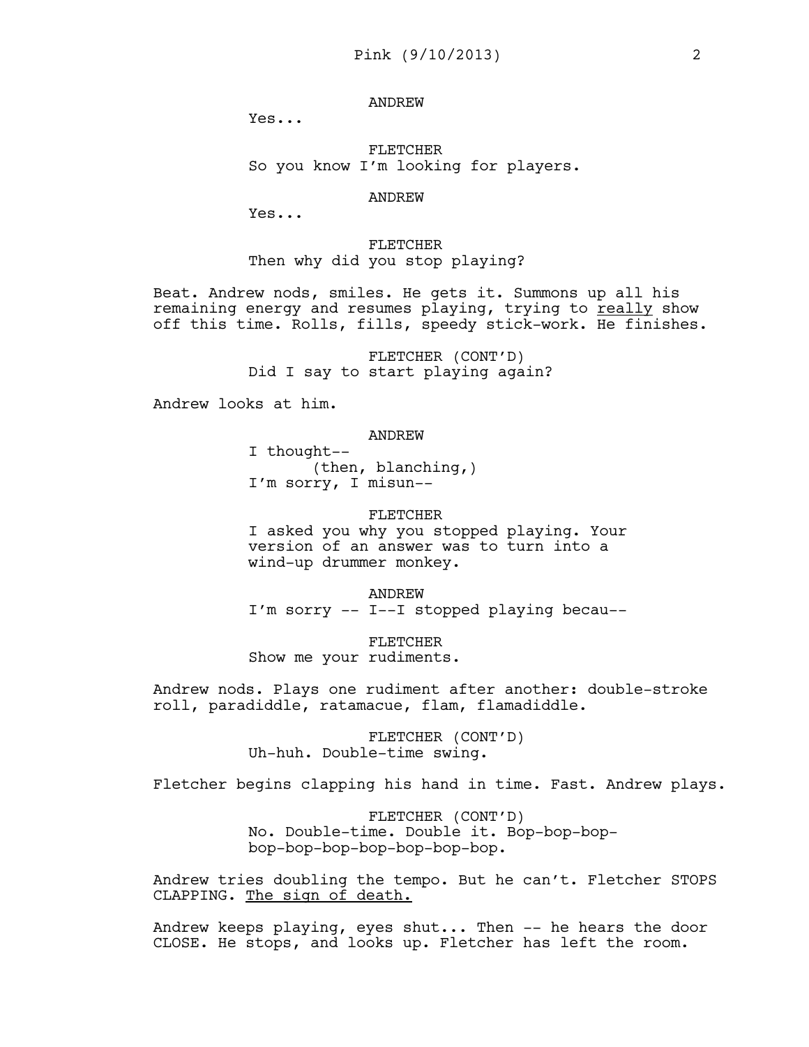ANDREW
Yes...

FLETCHER
So you know I'm looking for players.

ANDREW
Yes...

FLETCHER
Then why did you stop playing?

Beat. Andrew nods, smiles. He gets it. Summons up all his remaining energy and resumes playing, trying to <u>really</u> show off this time. Rolls, fills, speedy stick-work. He finishes.

FLETCHER (CONT'D)
Did I say to start playing again?

Andrew looks at him.

ANDREW
I thought--
(then, blanching,)
I'm sorry, I misun--

FLETCHER
I asked you why you stopped playing. Your version of an answer was to turn into a wind-up drummer monkey.

ANDREW
I'm sorry -- I--I stopped playing becau--

FLETCHER
Show me your rudiments.

Andrew nods. Plays one rudiment after another: double-stroke roll, paradiddle, ratamacue, flam, flamadiddle.

FLETCHER (CONT'D)
Uh-huh. Double-time swing.

Fletcher begins clapping his hand in time. Fast. Andrew plays.

FLETCHER (CONT'D)
No. Double-time. Double it. Bop-bop-bop-bop-bop-bop-bop-bop-bop-bop.

Andrew tries doubling the tempo. But he can't. Fletcher STOPS CLAPPING. <u>The sign of death.</u>

Andrew keeps playing, eyes shut... Then -- he hears the door CLOSE. He stops, and looks up. Fletcher has left the room.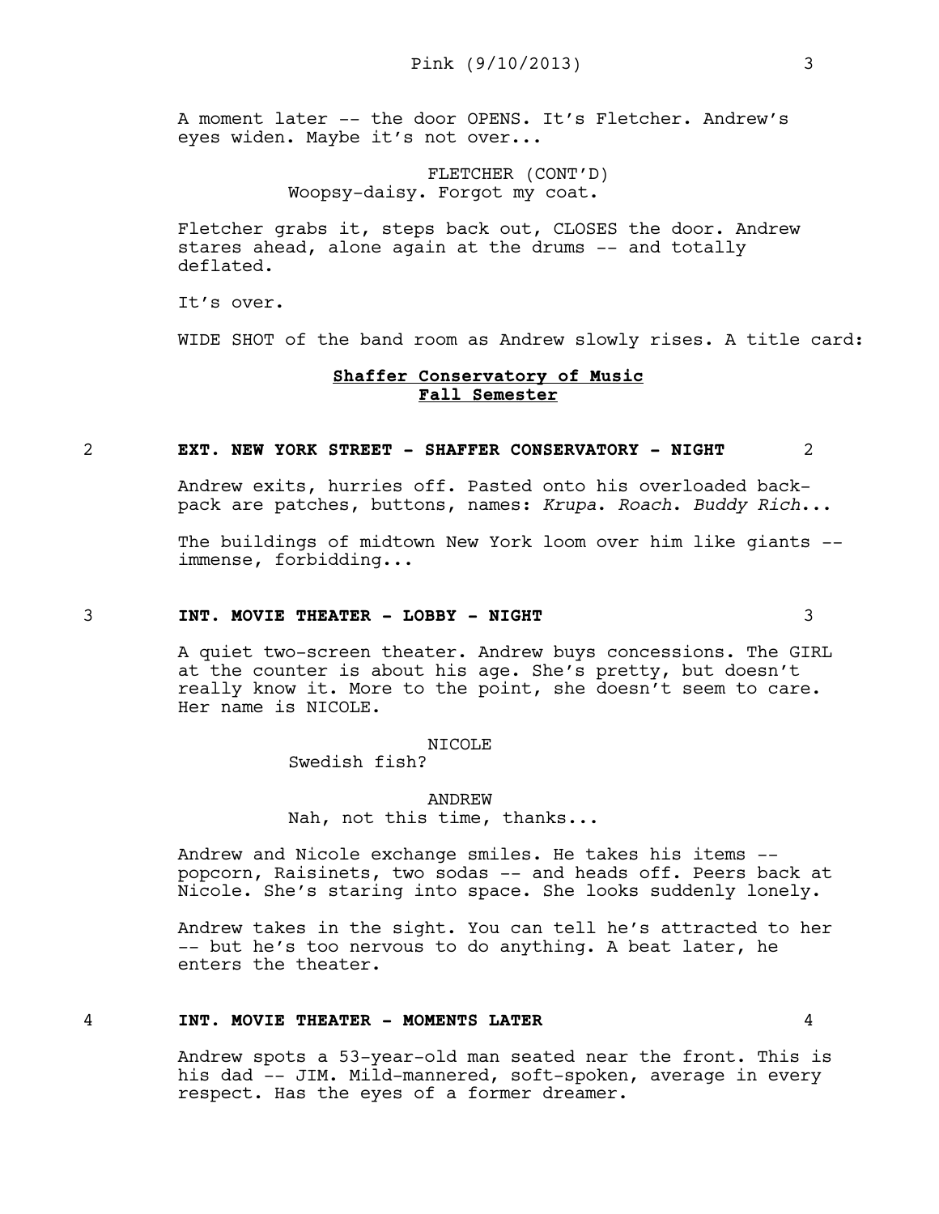A moment later -- the door OPENS. It's Fletcher. Andrew's eyes widen. Maybe it's not over...

FLETCHER (CONT'D)
Woopsy-daisy. Forgot my coat.

Fletcher grabs it, steps back out, CLOSES the door. Andrew stares ahead, alone again at the drums -- and totally deflated.

It's over.

WIDE SHOT of the band room as Andrew slowly rises. A title card:

**Shaffer Conservatory of Music**
**Fall Semester**

2 **EXT. NEW YORK STREET - SHAFFER CONSERVATORY - NIGHT** 2

Andrew exits, hurries off. Pasted onto his overloaded back-pack are patches, buttons, names: *Krupa*. *Roach*. *Buddy Rich*...

The buildings of midtown New York loom over him like giants -- immense, forbidding...

3 **INT. MOVIE THEATER - LOBBY - NIGHT** 3

A quiet two-screen theater. Andrew buys concessions. The GIRL at the counter is about his age. She's pretty, but doesn't really know it. More to the point, she doesn't seem to care. Her name is NICOLE.

NICOLE
Swedish fish?

ANDREW
Nah, not this time, thanks...

Andrew and Nicole exchange smiles. He takes his items -- popcorn, Raisinets, two sodas -- and heads off. Peers back at Nicole. She's staring into space. She looks suddenly lonely.

Andrew takes in the sight. You can tell he's attracted to her -- but he's too nervous to do anything. A beat later, he enters the theater.

4 **INT. MOVIE THEATER - MOMENTS LATER** 4

Andrew spots a 53-year-old man seated near the front. This is his dad -- JIM. Mild-mannered, soft-spoken, average in every respect. Has the eyes of a former dreamer.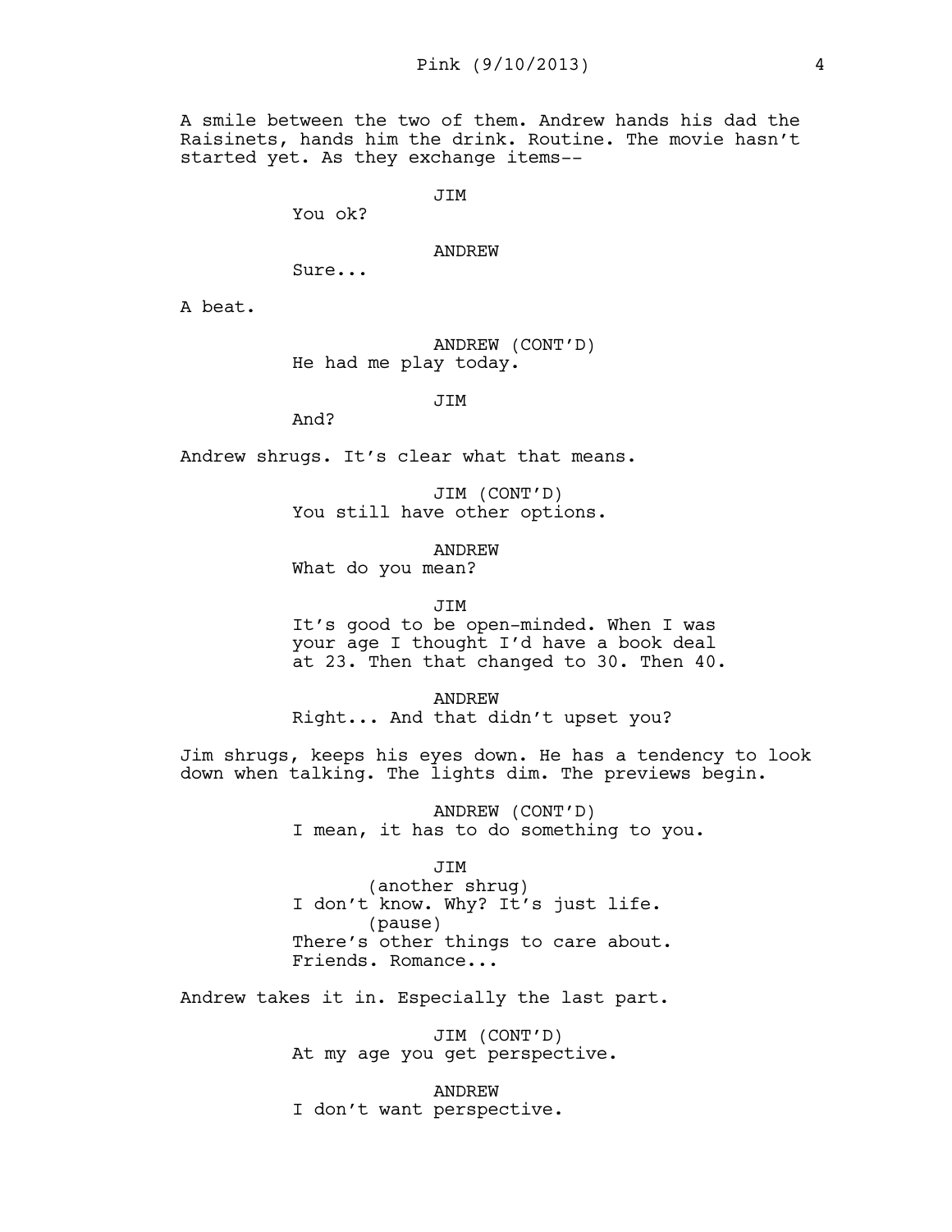A smile between the two of them. Andrew hands his dad the Raisinets, hands him the drink. Routine. The movie hasn't started yet. As they exchange items--

JIM

You ok?

ANDREW

Sure...

A beat.

ANDREW (CONT'D)

He had me play today.

JIM

And?

Andrew shrugs. It's clear what that means.

JIM (CONT'D)

You still have other options.

ANDREW

What do you mean?

JIM

It's good to be open-minded. When I was your age I thought I'd have a book deal at 23. Then that changed to 30. Then 40.

ANDREW

Right... And that didn't upset you?

Jim shrugs, keeps his eyes down. He has a tendency to look down when talking. The lights dim. The previews begin.

ANDREW (CONT'D)

I mean, it has to do something to you.

JIM

(another shrug)

I don't know. Why? It's just life.

(pause)

There's other things to care about. Friends. Romance...

Andrew takes it in. Especially the last part.

JIM (CONT'D)

At my age you get perspective.

ANDREW

I don't want perspective.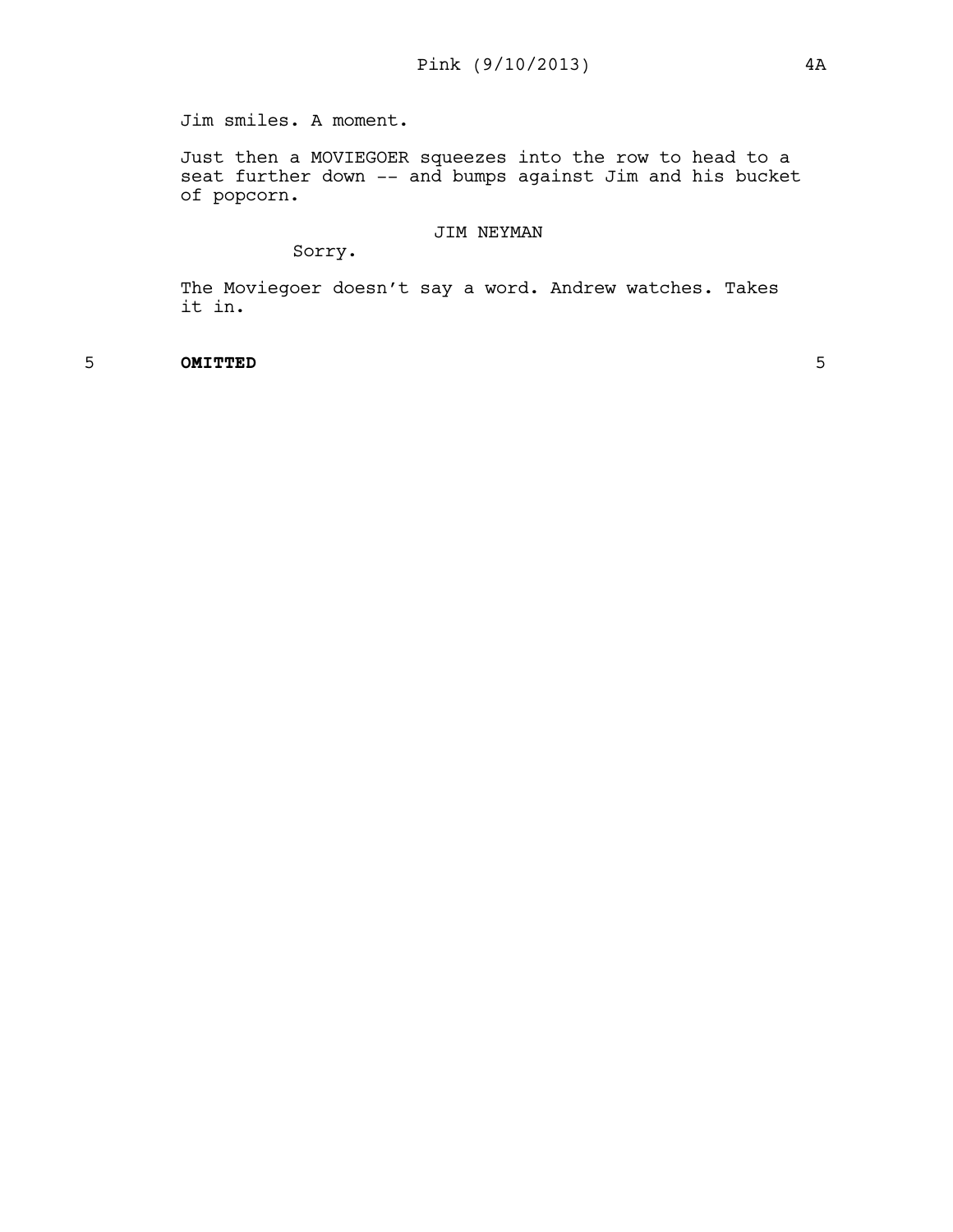Jim smiles. A moment.

Just then a MOVIEGOER squeezes into the row to head to a seat further down -- and bumps against Jim and his bucket of popcorn.

JIM NEYMAN

Sorry.

The Moviegoer doesn't say a word. Andrew watches. Takes it in.

5 **OMITTED** 5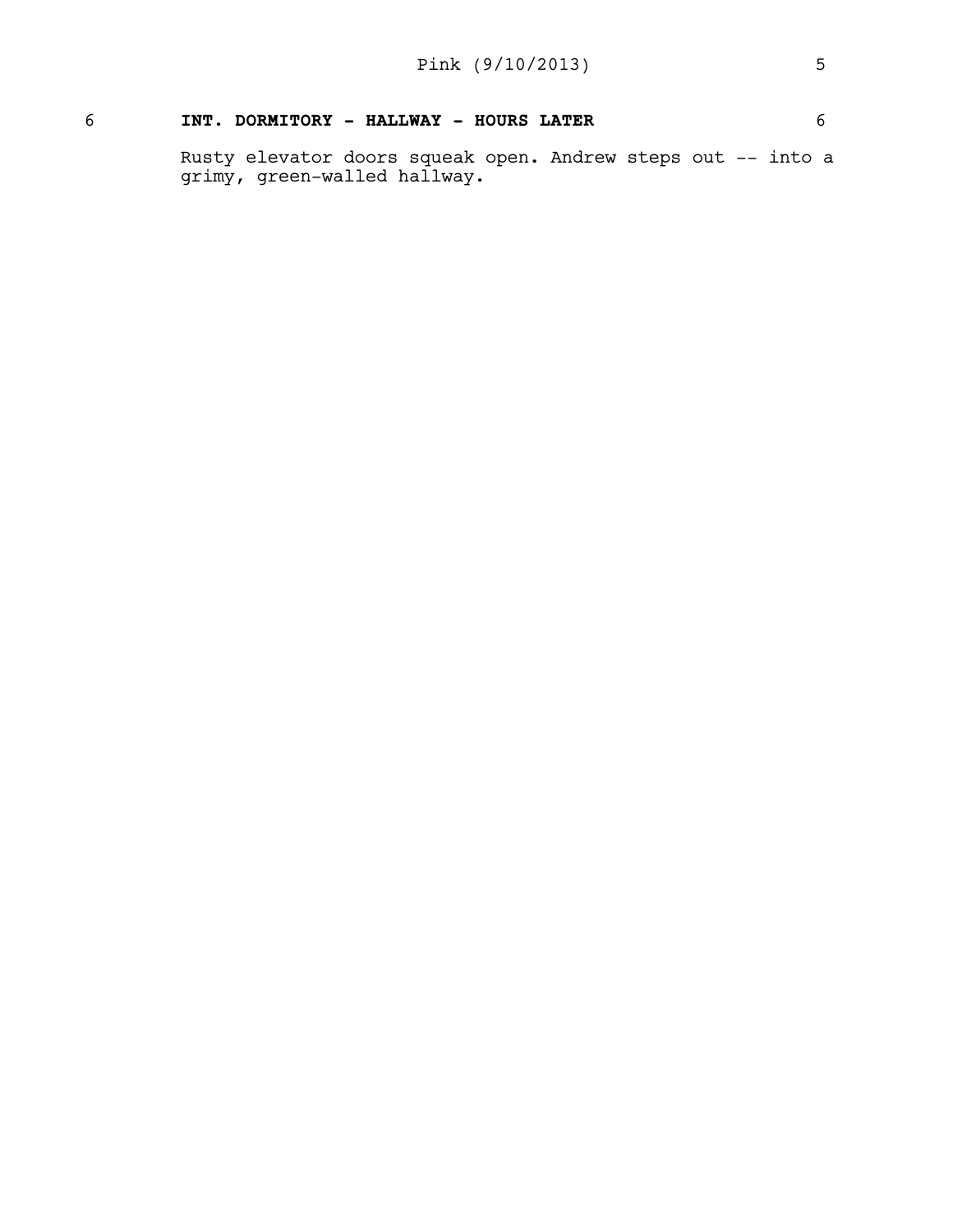6 **INT. DORMITORY - HALLWAY - HOURS LATER** 6

Rusty elevator doors squeak open. Andrew steps out -- into a grimy, green-walled hallway.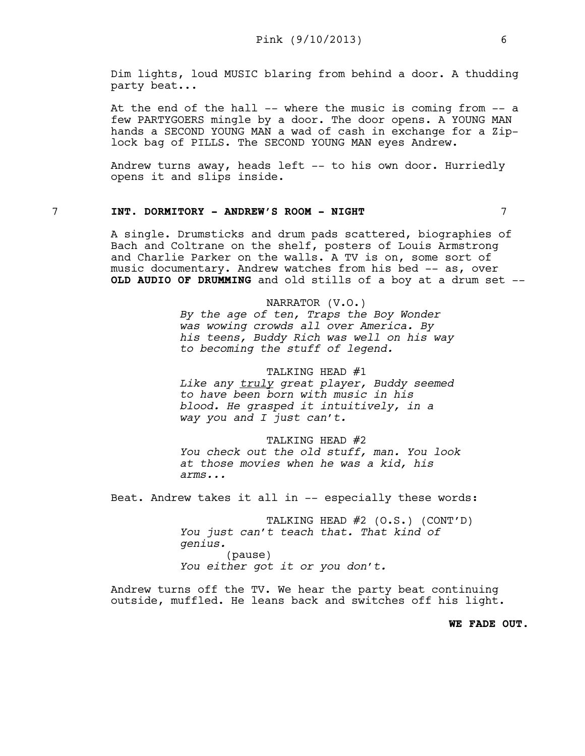Dim lights, loud MUSIC blaring from behind a door. A thudding party beat...

At the end of the hall -- where the music is coming from -- a few PARTYGOERS mingle by a door. The door opens. A YOUNG MAN hands a SECOND YOUNG MAN a wad of cash in exchange for a Zip-lock bag of PILLS. The SECOND YOUNG MAN eyes Andrew.

Andrew turns away, heads left -- to his own door. Hurriedly opens it and slips inside.

7 **INT. DORMITORY - ANDREW'S ROOM - NIGHT** 7

A single. Drumsticks and drum pads scattered, biographies of Bach and Coltrane on the shelf, posters of Louis Armstrong and Charlie Parker on the walls. A TV is on, some sort of music documentary. Andrew watches from his bed -- as, over **OLD AUDIO OF DRUMMING** and old stills of a boy at a drum set --

NARRATOR (V.O.)
*By the age of ten, Traps the Boy Wonder was wowing crowds all over America. By his teens, Buddy Rich was well on his way to becoming the stuff of legend.*

TALKING HEAD #1
*Like any <u>truly</u> great player, Buddy seemed to have been born with music in his blood. He grasped it intuitively, in a way you and I just can't.*

TALKING HEAD #2
*You check out the old stuff, man. You look at those movies when he was a kid, his arms...*

Beat. Andrew takes it all in -- especially these words:

TALKING HEAD #2 (O.S.) (CONT'D)
*You just can't teach that. That kind of genius.*
(pause)
*You either got it or you don't.*

Andrew turns off the TV. We hear the party beat continuing outside, muffled. He leans back and switches off his light.

**WE FADE OUT.**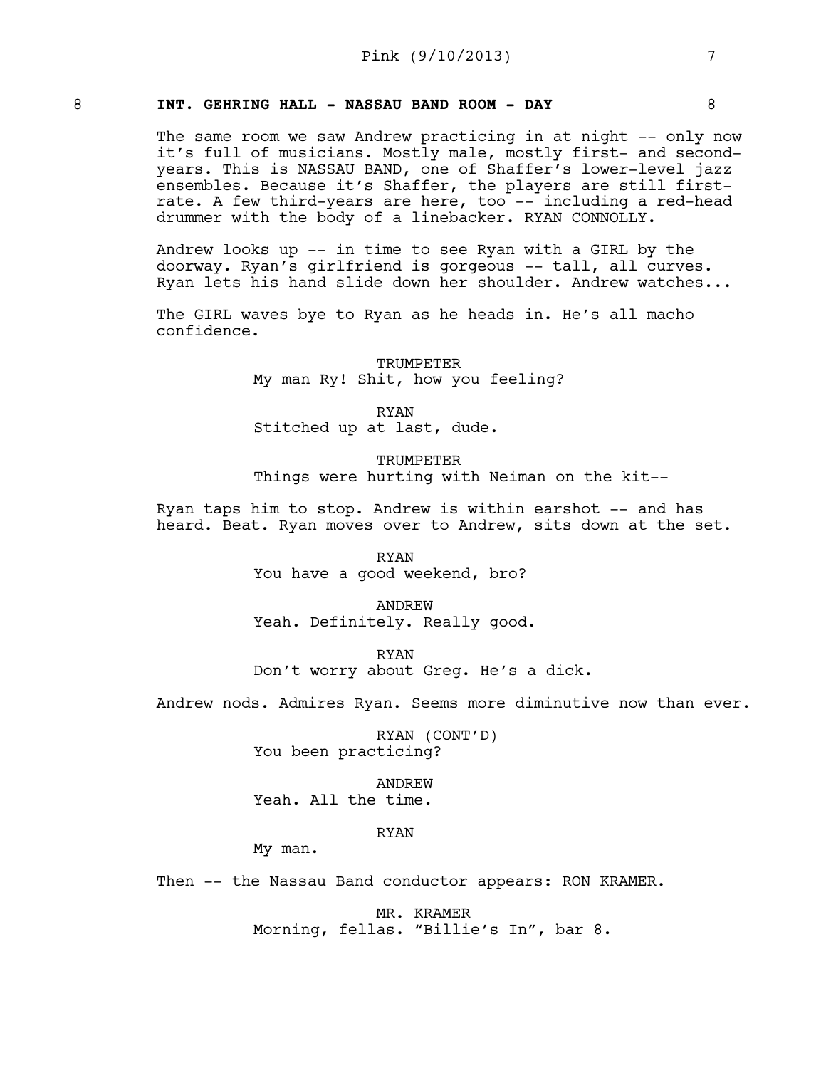8 **INT. GEHRING HALL - NASSAU BAND ROOM - DAY** 8

The same room we saw Andrew practicing in at night -- only now it's full of musicians. Mostly male, mostly first- and second-years. This is NASSAU BAND, one of Shaffer's lower-level jazz ensembles. Because it's Shaffer, the players are still first-rate. A few third-years are here, too -- including a red-head drummer with the body of a linebacker. RYAN CONNOLLY.

Andrew looks up -- in time to see Ryan with a GIRL by the doorway. Ryan's girlfriend is gorgeous -- tall, all curves. Ryan lets his hand slide down her shoulder. Andrew watches...

The GIRL waves bye to Ryan as he heads in. He's all macho confidence.

TRUMPETER
My man Ry! Shit, how you feeling?

RYAN
Stitched up at last, dude.

TRUMPETER
Things were hurting with Neiman on the kit--

Ryan taps him to stop. Andrew is within earshot -- and has heard. Beat. Ryan moves over to Andrew, sits down at the set.

RYAN
You have a good weekend, bro?

ANDREW
Yeah. Definitely. Really good.

RYAN
Don't worry about Greg. He's a dick.

Andrew nods. Admires Ryan. Seems more diminutive now than ever.

RYAN (CONT'D)
You been practicing?

ANDREW
Yeah. All the time.

RYAN
My man.

Then -- the Nassau Band conductor appears: RON KRAMER.

MR. KRAMER
Morning, fellas. "Billie's In", bar 8.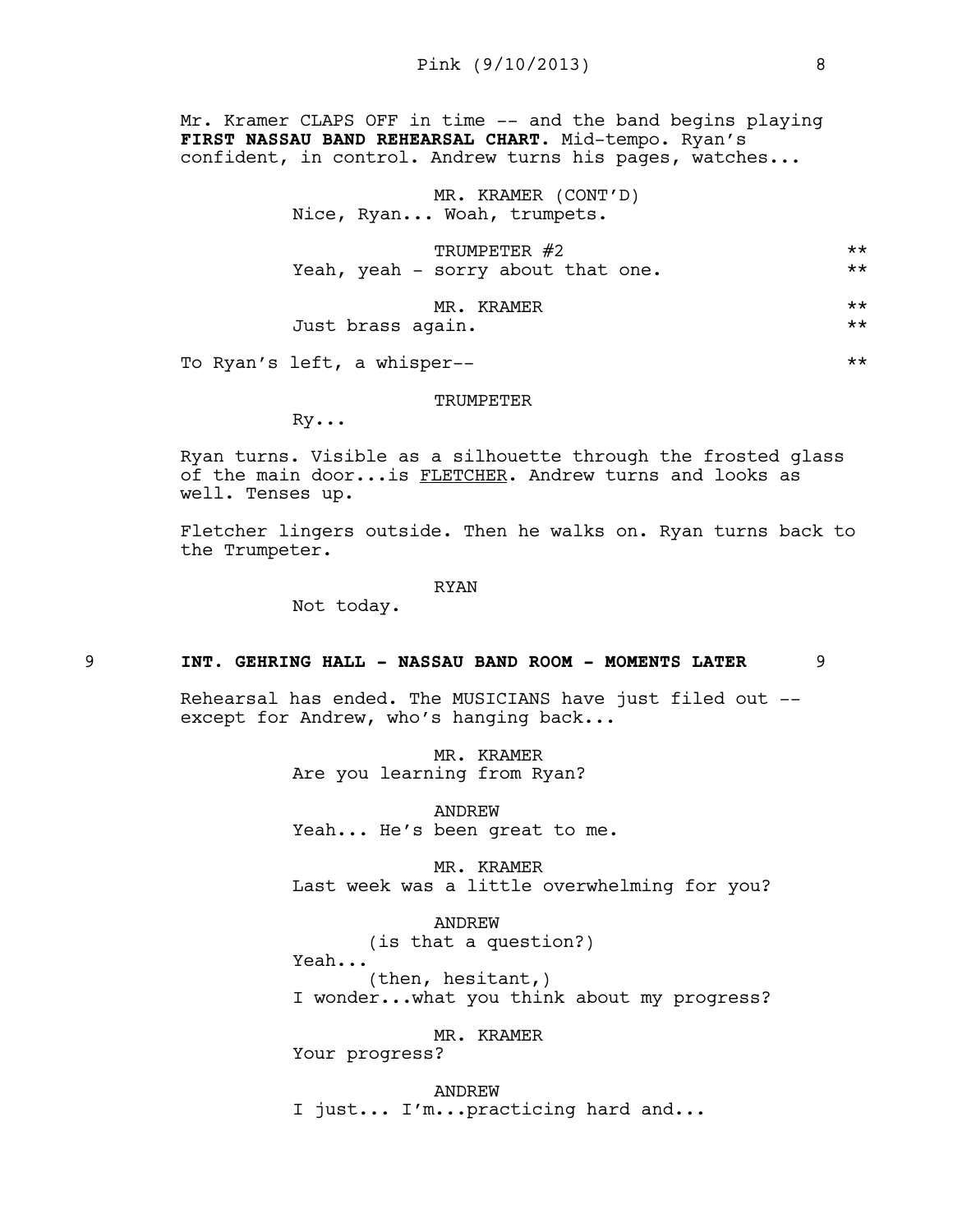Mr. Kramer CLAPS OFF in time -- and the band begins playing **FIRST NASSAU BAND REHEARSAL CHART.** Mid-tempo. Ryan's confident, in control. Andrew turns his pages, watches...

MR. KRAMER (CONT'D)
Nice, Ryan... Woah, trumpets.

TRUMPETER #2 **
Yeah, yeah - sorry about that one. **

MR. KRAMER **
Just brass again. **

To Ryan's left, a whisper-- **

TRUMPETER
Ry...

Ryan turns. Visible as a silhouette through the frosted glass of the main door...is FLETCHER. Andrew turns and looks as well. Tenses up.

Fletcher lingers outside. Then he walks on. Ryan turns back to the Trumpeter.

RYAN
Not today.

**9 INT. GEHRING HALL - NASSAU BAND ROOM - MOMENTS LATER 9**

Rehearsal has ended. The MUSICIANS have just filed out -- except for Andrew, who's hanging back...

MR. KRAMER
Are you learning from Ryan?

ANDREW
Yeah... He's been great to me.

MR. KRAMER
Last week was a little overwhelming for you?

ANDREW
(is that a question?)
Yeah...
(then, hesitant,)
I wonder...what you think about my progress?

MR. KRAMER
Your progress?

ANDREW
I just... I'm...practicing hard and...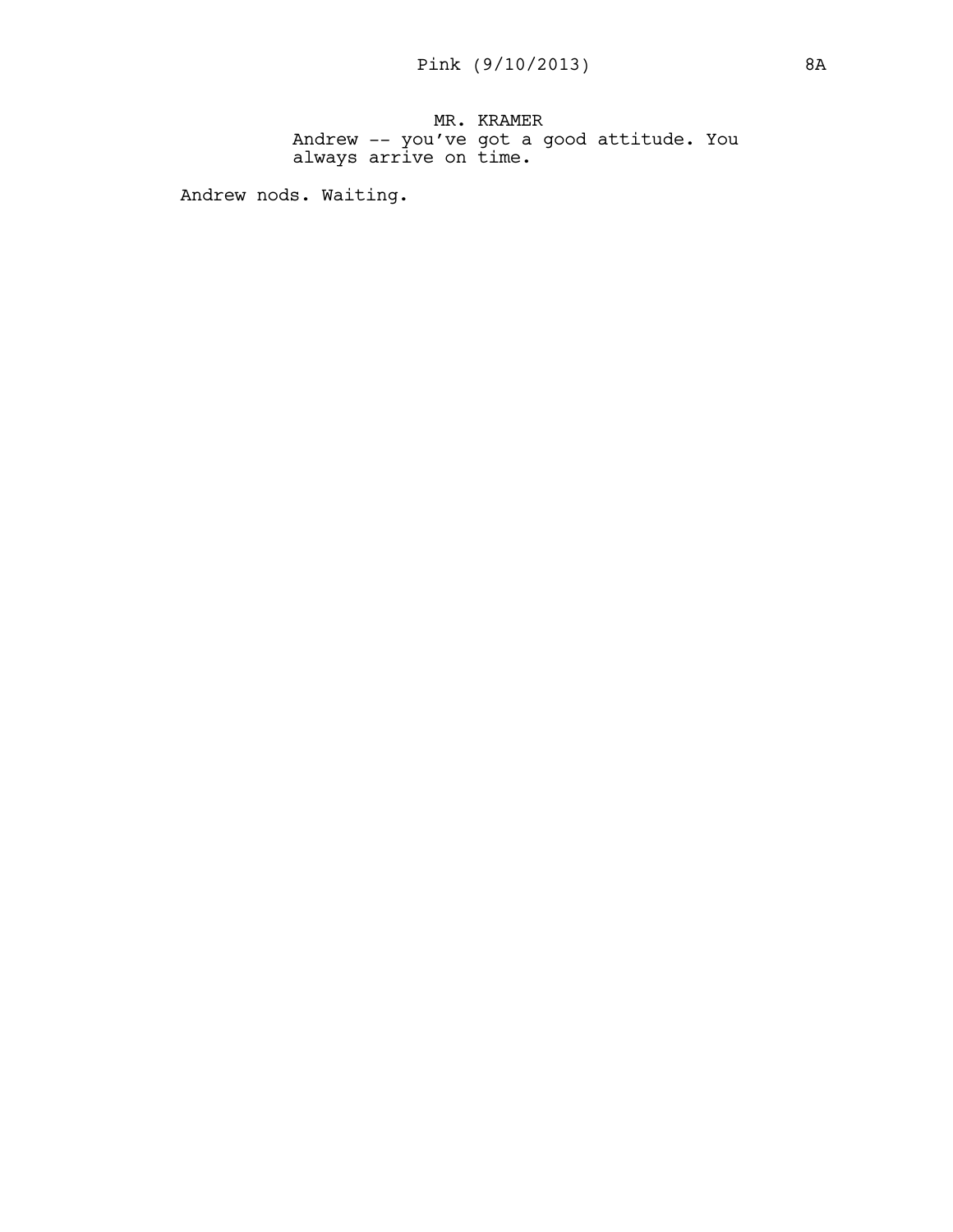MR. KRAMER

Andrew -- you've got a good attitude. You always arrive on time.

Andrew nods. Waiting.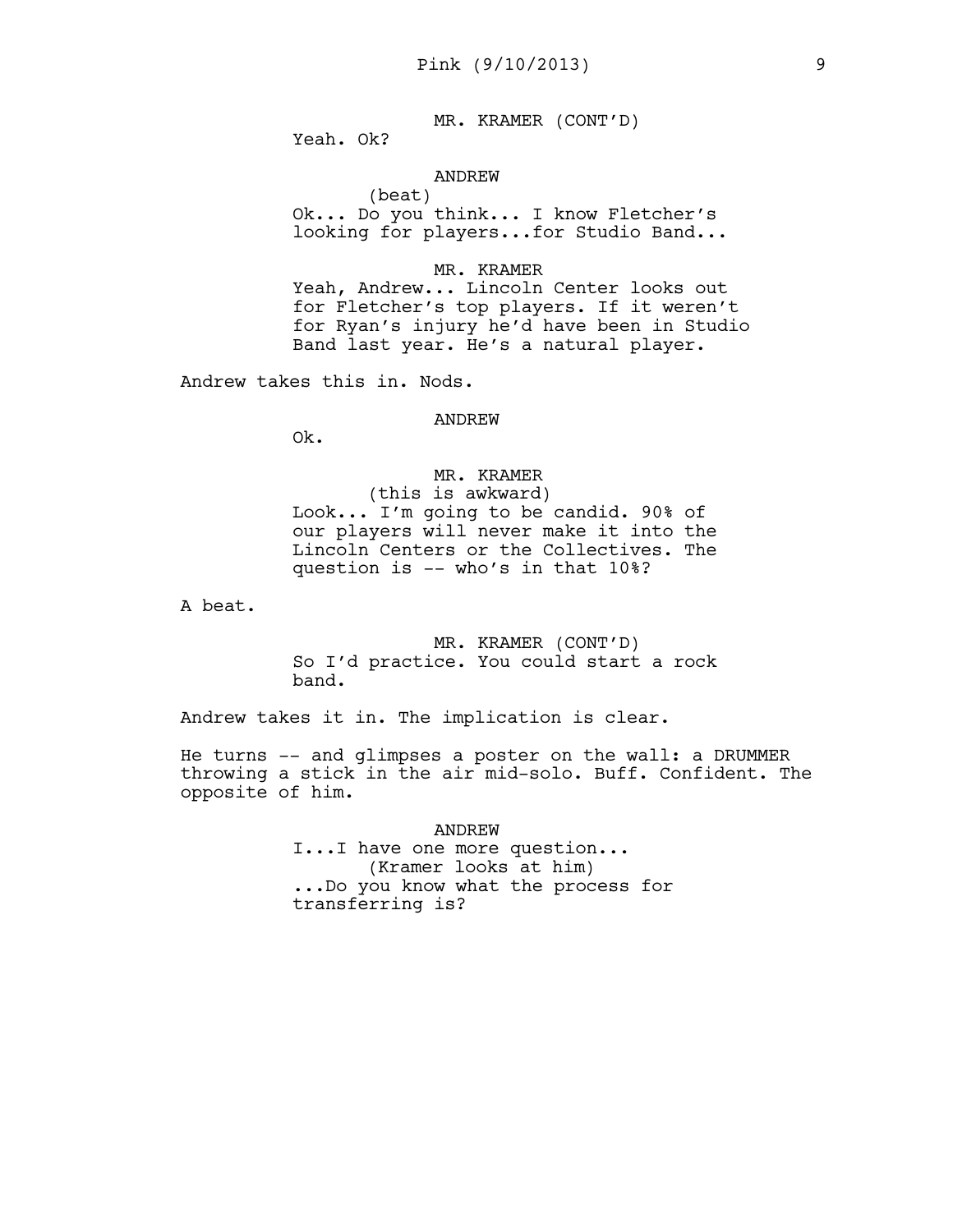MR. KRAMER (CONT'D)
Yeah. Ok?

ANDREW
(beat)
Ok... Do you think... I know Fletcher's looking for players...for Studio Band...

MR. KRAMER
Yeah, Andrew... Lincoln Center looks out for Fletcher's top players. If it weren't for Ryan's injury he'd have been in Studio Band last year. He's a natural player.

Andrew takes this in. Nods.

ANDREW
Ok.

MR. KRAMER
(this is awkward)
Look... I'm going to be candid. 90% of our players will never make it into the Lincoln Centers or the Collectives. The question is -- who's in that 10%?

A beat.

MR. KRAMER (CONT'D)
So I'd practice. You could start a rock band.

Andrew takes it in. The implication is clear.

He turns -- and glimpses a poster on the wall: a DRUMMER throwing a stick in the air mid-solo. Buff. Confident. The opposite of him.

ANDREW
I...I have one more question...
(Kramer looks at him)
...Do you know what the process for transferring is?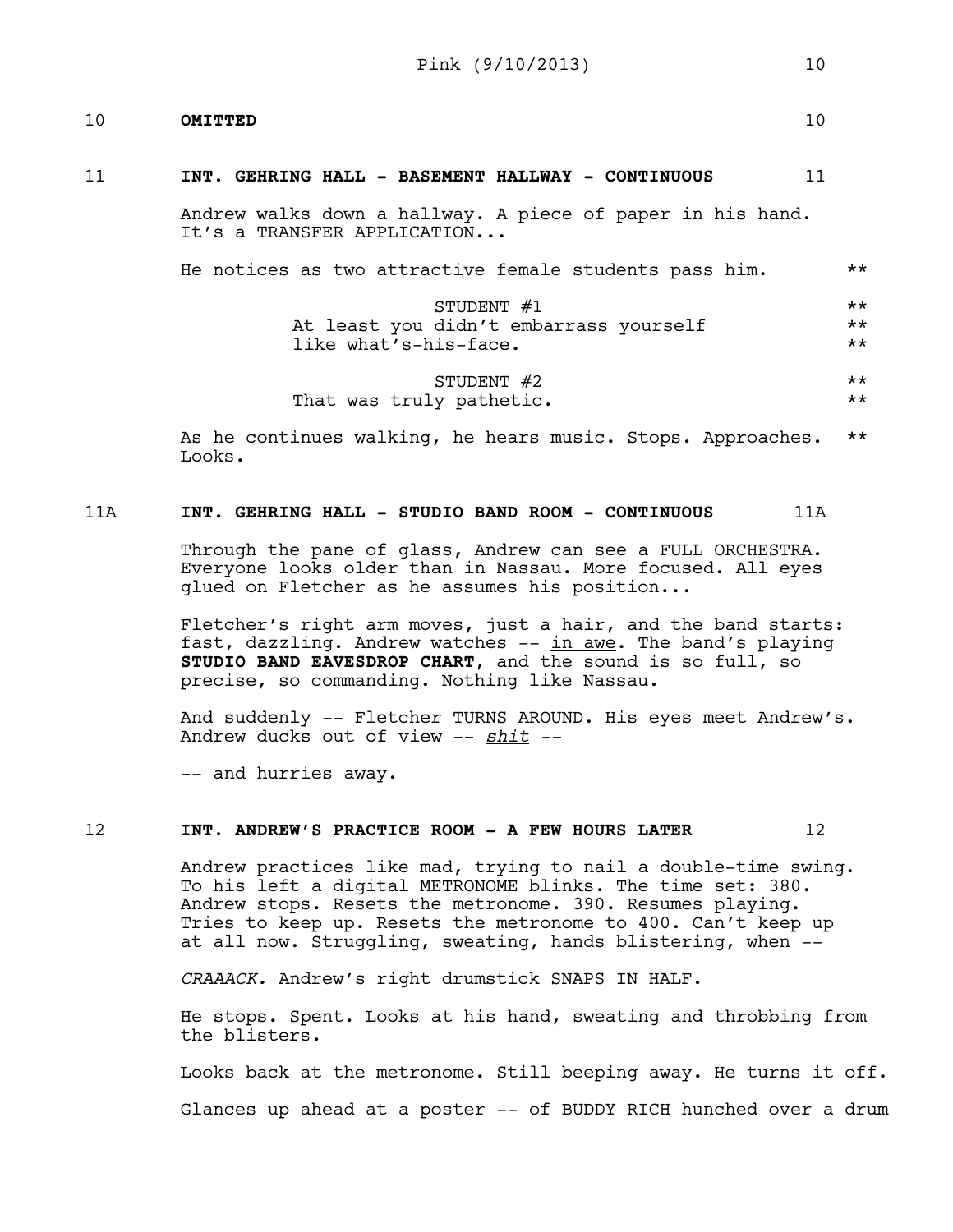10 **OMITTED** 10

11 **INT. GEHRING HALL - BASEMENT HALLWAY - CONTINUOUS** 11

Andrew walks down a hallway. A piece of paper in his hand. It's a TRANSFER APPLICATION...

He notices as two attractive female students pass him. **

STUDENT #1 **
At least you didn't embarrass yourself **
like what's-his-face. **

STUDENT #2 **
That was truly pathetic. **

As he continues walking, he hears music. Stops. Approaches. **
Looks.

11A **INT. GEHRING HALL - STUDIO BAND ROOM - CONTINUOUS** 11A

Through the pane of glass, Andrew can see a FULL ORCHESTRA. Everyone looks older than in Nassau. More focused. All eyes glued on Fletcher as he assumes his position...

Fletcher's right arm moves, just a hair, and the band starts: fast, dazzling. Andrew watches -- <u>in awe</u>. The band's playing **STUDIO BAND EAVESDROP CHART**, and the sound is so full, so precise, so commanding. Nothing like Nassau.

And suddenly -- Fletcher TURNS AROUND. His eyes meet Andrew's. Andrew ducks out of view -- <u>*shit*</u> --

-- and hurries away.

12 **INT. ANDREW'S PRACTICE ROOM - A FEW HOURS LATER** 12

Andrew practices like mad, trying to nail a double-time swing. To his left a digital METRONOME blinks. The time set: 380. Andrew stops. Resets the metronome. 390. Resumes playing. Tries to keep up. Resets the metronome to 400. Can't keep up at all now. Struggling, sweating, hands blistering, when --

*CRAAACK.* Andrew's right drumstick SNAPS IN HALF.

He stops. Spent. Looks at his hand, sweating and throbbing from the blisters.

Looks back at the metronome. Still beeping away. He turns it off.

Glances up ahead at a poster -- of BUDDY RICH hunched over a drum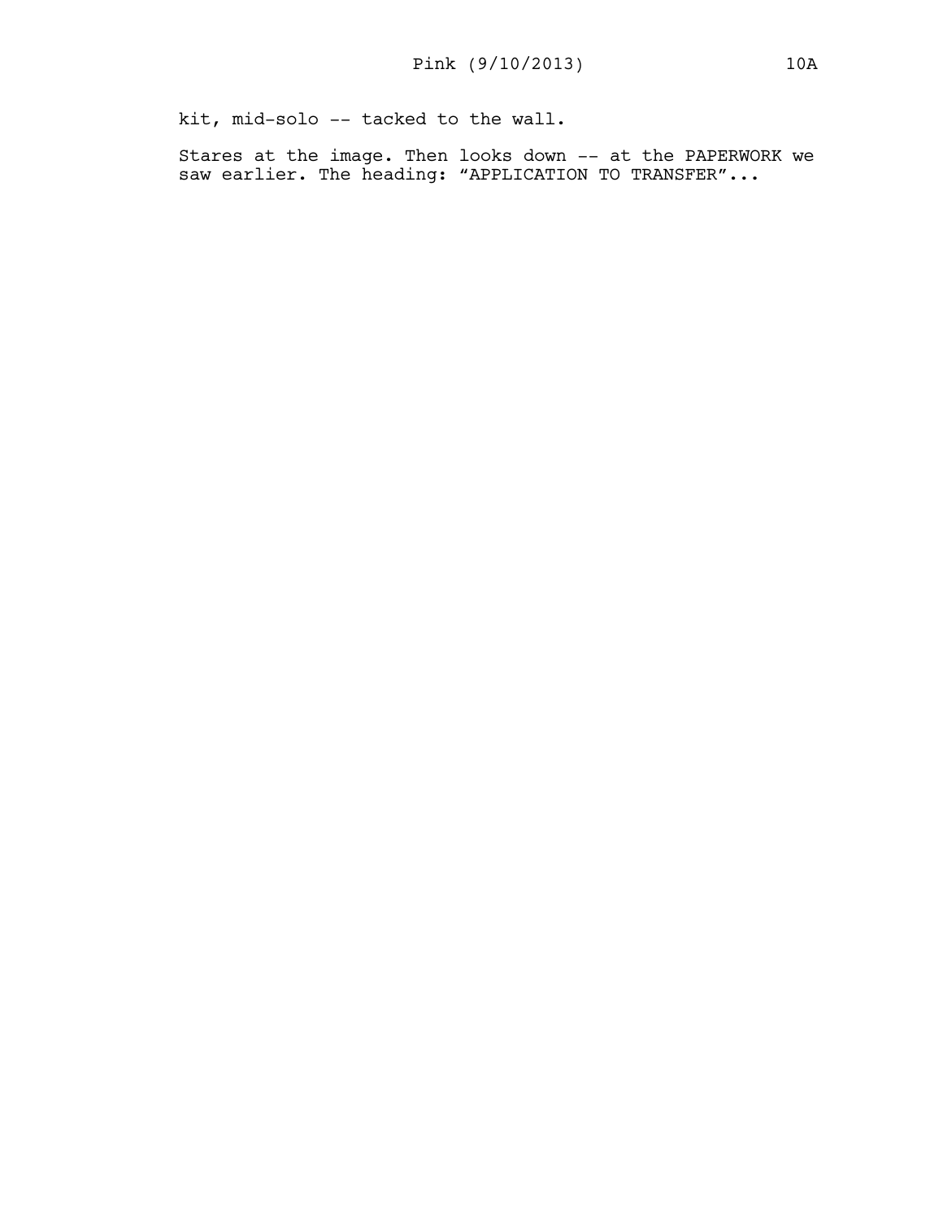kit, mid-solo -- tacked to the wall.

Stares at the image. Then looks down -- at the PAPERWORK we saw earlier. The heading: "APPLICATION TO TRANSFER"...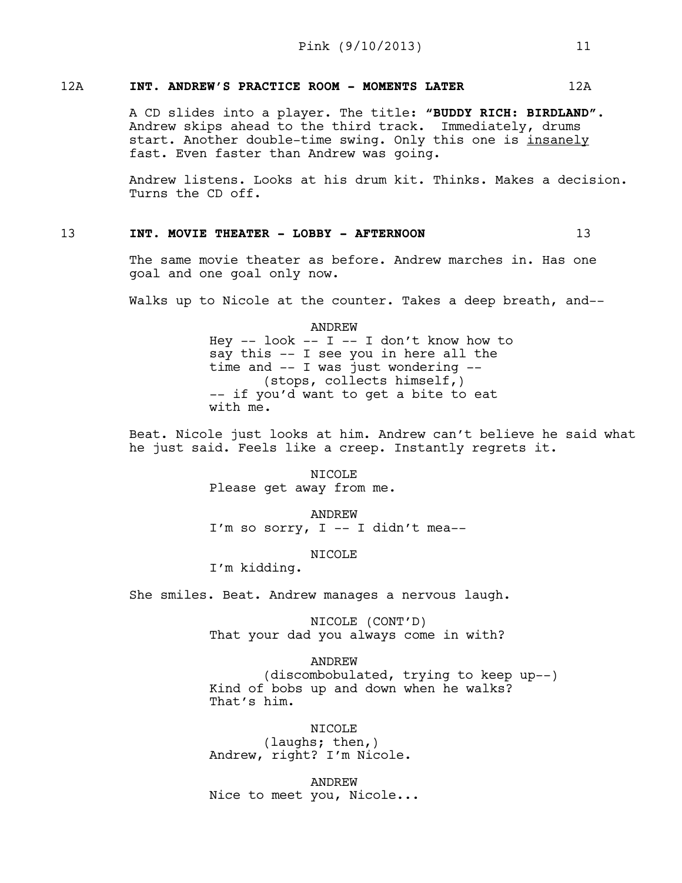12A **INT. ANDREW'S PRACTICE ROOM - MOMENTS LATER** 12A

A CD slides into a player. The title: **"BUDDY RICH: BIRDLAND".** Andrew skips ahead to the third track. Immediately, drums start. Another double-time swing. Only this one is <u>insanely</u> fast. Even faster than Andrew was going.

Andrew listens. Looks at his drum kit. Thinks. Makes a decision. Turns the CD off.

13 **INT. MOVIE THEATER - LOBBY - AFTERNOON** 13

The same movie theater as before. Andrew marches in. Has one goal and one goal only now.

Walks up to Nicole at the counter. Takes a deep breath, and--

ANDREW
Hey -- look -- I -- I don't know how to say this -- I see you in here all the time and -- I was just wondering --
(stops, collects himself,)
-- if you'd want to get a bite to eat with me.

Beat. Nicole just looks at him. Andrew can't believe he said what he just said. Feels like a creep. Instantly regrets it.

NICOLE
Please get away from me.

ANDREW
I'm so sorry, I -- I didn't mea--

NICOLE
I'm kidding.

She smiles. Beat. Andrew manages a nervous laugh.

NICOLE (CONT'D)
That your dad you always come in with?

ANDREW
(discombobulated, trying to keep up--)
Kind of bobs up and down when he walks? That's him.

NICOLE
(laughs; then,)
Andrew, right? I'm Nicole.

ANDREW
Nice to meet you, Nicole...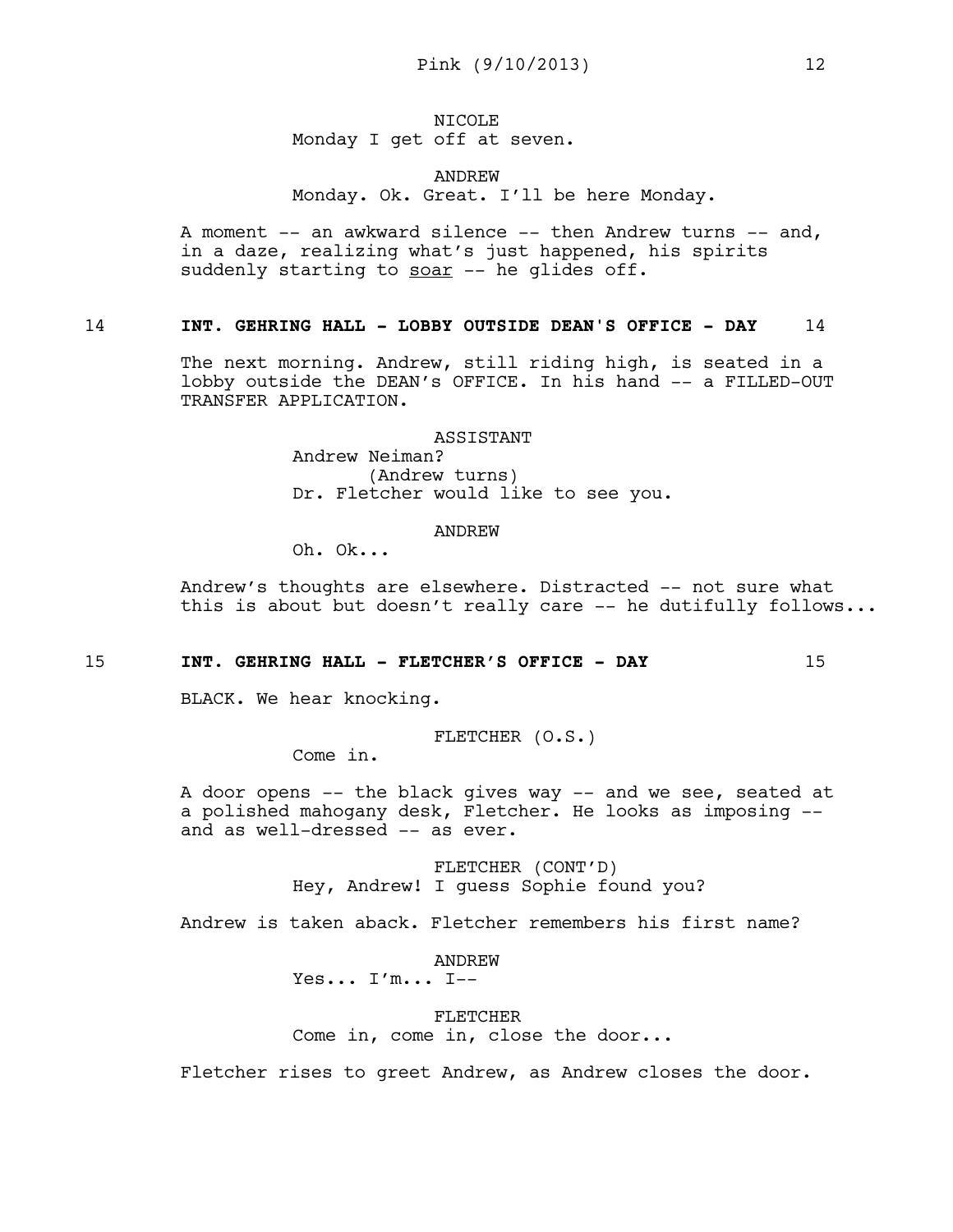NICOLE
Monday I get off at seven.

ANDREW
Monday. Ok. Great. I'll be here Monday.

A moment -- an awkward silence -- then Andrew turns -- and, in a daze, realizing what's just happened, his spirits suddenly starting to soar -- he glides off.

**14 INT. GEHRING HALL - LOBBY OUTSIDE DEAN'S OFFICE - DAY 14**

The next morning. Andrew, still riding high, is seated in a lobby outside the DEAN's OFFICE. In his hand -- a FILLED-OUT TRANSFER APPLICATION.

ASSISTANT
Andrew Neiman?
(Andrew turns)
Dr. Fletcher would like to see you.

ANDREW
Oh. Ok...

Andrew's thoughts are elsewhere. Distracted -- not sure what this is about but doesn't really care -- he dutifully follows...

**15 INT. GEHRING HALL - FLETCHER'S OFFICE - DAY 15**

BLACK. We hear knocking.

FLETCHER (O.S.)
Come in.

A door opens -- the black gives way -- and we see, seated at a polished mahogany desk, Fletcher. He looks as imposing -- and as well-dressed -- as ever.

FLETCHER (CONT'D)
Hey, Andrew! I guess Sophie found you?

Andrew is taken aback. Fletcher remembers his first name?

ANDREW
Yes... I'm... I--

FLETCHER
Come in, come in, close the door...

Fletcher rises to greet Andrew, as Andrew closes the door.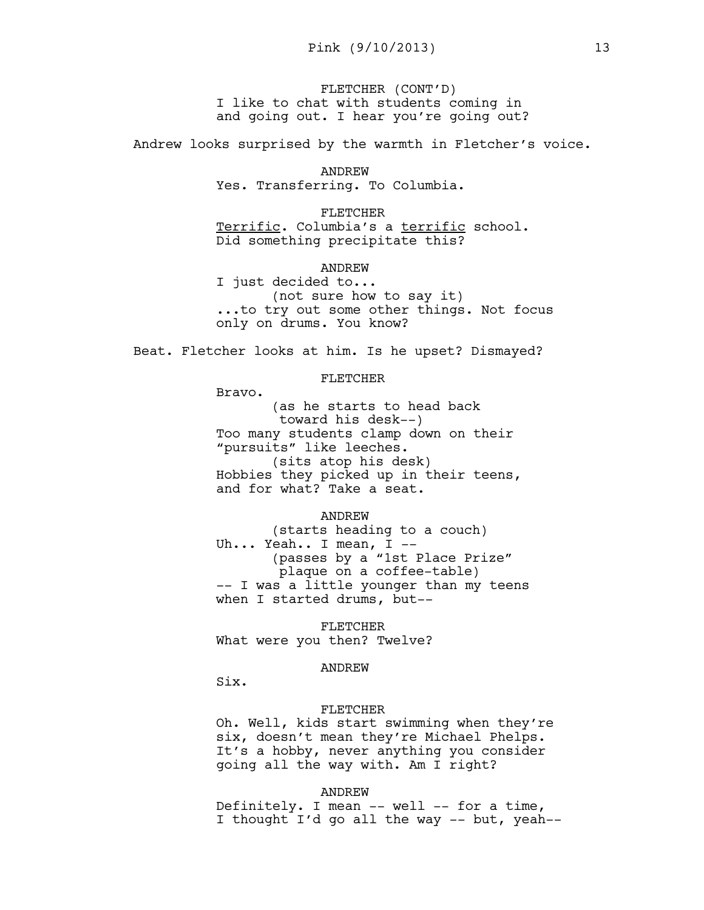FLETCHER (CONT'D)
I like to chat with students coming in and going out. I hear you're going out?

Andrew looks surprised by the warmth in Fletcher's voice.

ANDREW
Yes. Transferring. To Columbia.

FLETCHER
Terrific. Columbia's a terrific school. Did something precipitate this?

ANDREW
I just decided to...
(not sure how to say it)
...to try out some other things. Not focus only on drums. You know?

Beat. Fletcher looks at him. Is he upset? Dismayed?

FLETCHER
Bravo.
(as he starts to head back toward his desk--)
Too many students clamp down on their "pursuits" like leeches.
(sits atop his desk)
Hobbies they picked up in their teens, and for what? Take a seat.

ANDREW
(starts heading to a couch)
Uh... Yeah.. I mean, I --
(passes by a "1st Place Prize" plaque on a coffee-table)
-- I was a little younger than my teens when I started drums, but--

FLETCHER
What were you then? Twelve?

ANDREW
Six.

FLETCHER
Oh. Well, kids start swimming when they're six, doesn't mean they're Michael Phelps. It's a hobby, never anything you consider going all the way with. Am I right?

ANDREW
Definitely. I mean -- well -- for a time, I thought I'd go all the way -- but, yeah--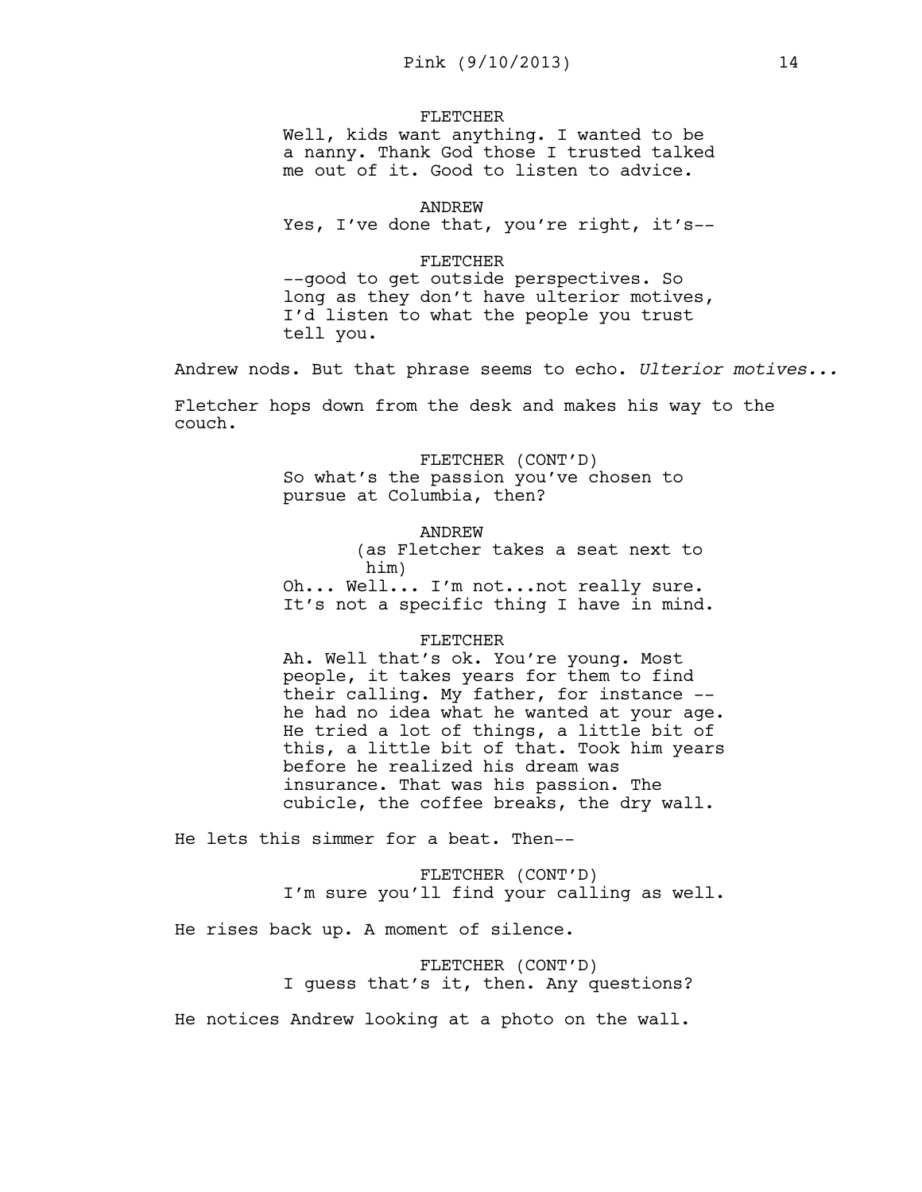FLETCHER

Well, kids want anything. I wanted to be a nanny. Thank God those I trusted talked me out of it. Good to listen to advice.

ANDREW

Yes, I've done that, you're right, it's--

FLETCHER

--good to get outside perspectives. So long as they don't have ulterior motives, I'd listen to what the people you trust tell you.

Andrew nods. But that phrase seems to echo. *Ulterior motives...*

Fletcher hops down from the desk and makes his way to the couch.

FLETCHER (CONT'D)

So what's the passion you've chosen to pursue at Columbia, then?

ANDREW

(as Fletcher takes a seat next to him)

Oh... Well... I'm not...not really sure. It's not a specific thing I have in mind.

FLETCHER

Ah. Well that's ok. You're young. Most people, it takes years for them to find their calling. My father, for instance -- he had no idea what he wanted at your age. He tried a lot of things, a little bit of this, a little bit of that. Took him years before he realized his dream was insurance. That was his passion. The cubicle, the coffee breaks, the dry wall.

He lets this simmer for a beat. Then--

FLETCHER (CONT'D)

I'm sure you'll find your calling as well.

He rises back up. A moment of silence.

FLETCHER (CONT'D)

I guess that's it, then. Any questions?

He notices Andrew looking at a photo on the wall.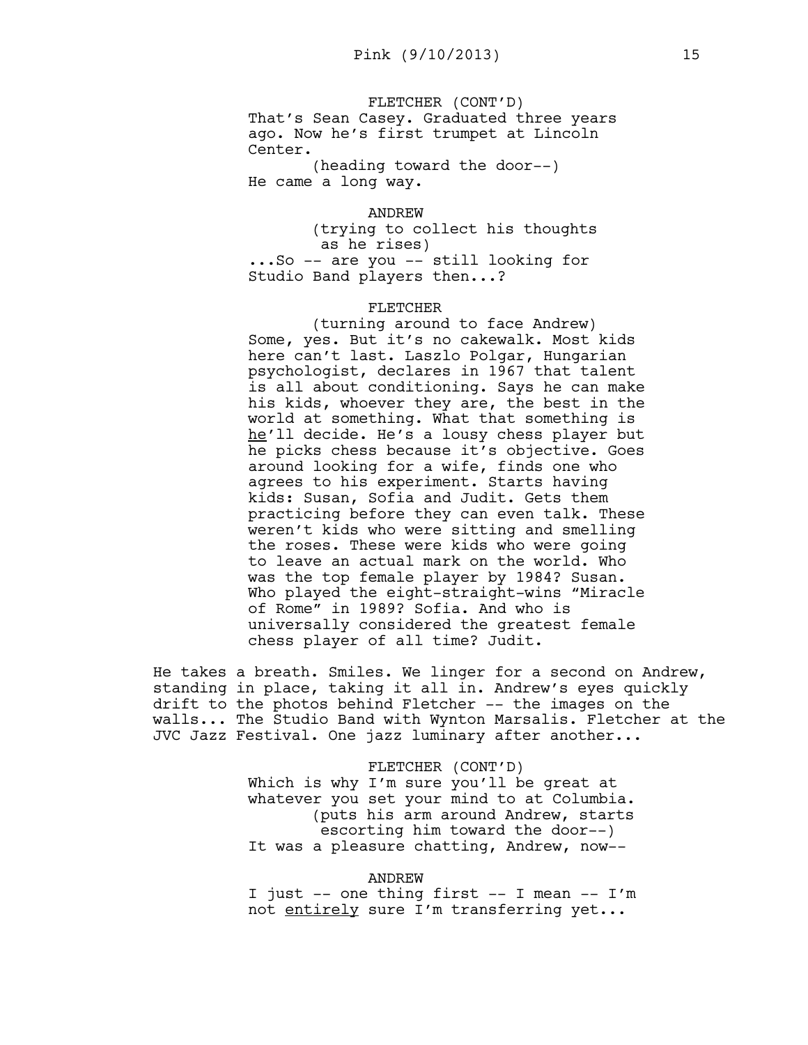FLETCHER (CONT'D)
That's Sean Casey. Graduated three years ago. Now he's first trumpet at Lincoln Center.
(heading toward the door--)
He came a long way.

ANDREW
(trying to collect his thoughts as he rises)
...So -- are you -- still looking for Studio Band players then...?

FLETCHER
(turning around to face Andrew)
Some, yes. But it's no cakewalk. Most kids here can't last. Laszlo Polgar, Hungarian psychologist, declares in 1967 that talent is all about conditioning. Says he can make his kids, whoever they are, the best in the world at something. What that something is <u>he</u>'ll decide. He's a lousy chess player but he picks chess because it's objective. Goes around looking for a wife, finds one who agrees to his experiment. Starts having kids: Susan, Sofia and Judit. Gets them practicing before they can even talk. These weren't kids who were sitting and smelling the roses. These were kids who were going to leave an actual mark on the world. Who was the top female player by 1984? Susan. Who played the eight-straight-wins "Miracle of Rome" in 1989? Sofia. And who is universally considered the greatest female chess player of all time? Judit.

He takes a breath. Smiles. We linger for a second on Andrew, standing in place, taking it all in. Andrew's eyes quickly drift to the photos behind Fletcher -- the images on the walls... The Studio Band with Wynton Marsalis. Fletcher at the JVC Jazz Festival. One jazz luminary after another...

FLETCHER (CONT'D)
Which is why I'm sure you'll be great at whatever you set your mind to at Columbia.
(puts his arm around Andrew, starts escorting him toward the door--)
It was a pleasure chatting, Andrew, now--

ANDREW
I just -- one thing first -- I mean -- I'm not <u>entirely</u> sure I'm transferring yet...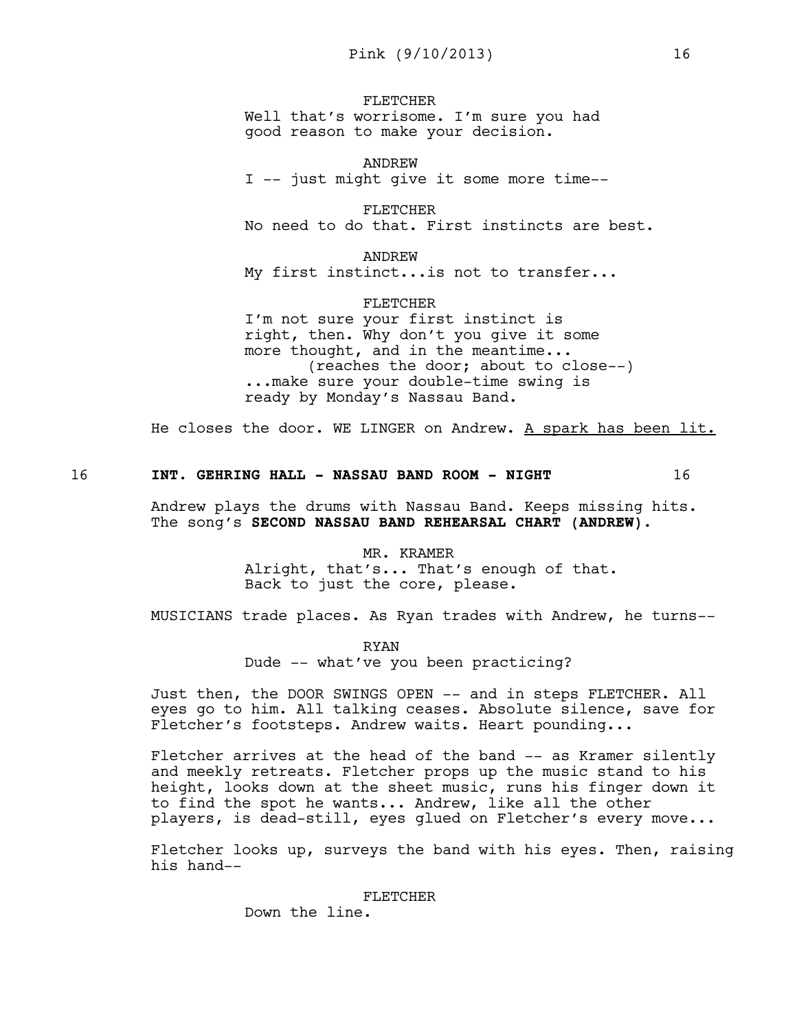FLETCHER
Well that's worrisome. I'm sure you had good reason to make your decision.

ANDREW
I -- just might give it some more time--

FLETCHER
No need to do that. First instincts are best.

ANDREW
My first instinct...is not to transfer...

FLETCHER
I'm not sure your first instinct is right, then. Why don't you give it some more thought, and in the meantime...
(reaches the door; about to close--)
...make sure your double-time swing is ready by Monday's Nassau Band.

He closes the door. WE LINGER on Andrew. <u>A spark has been lit.</u>

16 **INT. GEHRING HALL - NASSAU BAND ROOM - NIGHT** 16

Andrew plays the drums with Nassau Band. Keeps missing hits. The song's **SECOND NASSAU BAND REHEARSAL CHART (ANDREW).**

MR. KRAMER
Alright, that's... That's enough of that. Back to just the core, please.

MUSICIANS trade places. As Ryan trades with Andrew, he turns--

RYAN
Dude -- what've you been practicing?

Just then, the DOOR SWINGS OPEN -- and in steps FLETCHER. All eyes go to him. All talking ceases. Absolute silence, save for Fletcher's footsteps. Andrew waits. Heart pounding...

Fletcher arrives at the head of the band -- as Kramer silently and meekly retreats. Fletcher props up the music stand to his height, looks down at the sheet music, runs his finger down it to find the spot he wants... Andrew, like all the other players, is dead-still, eyes glued on Fletcher's every move...

Fletcher looks up, surveys the band with his eyes. Then, raising his hand--

FLETCHER
Down the line.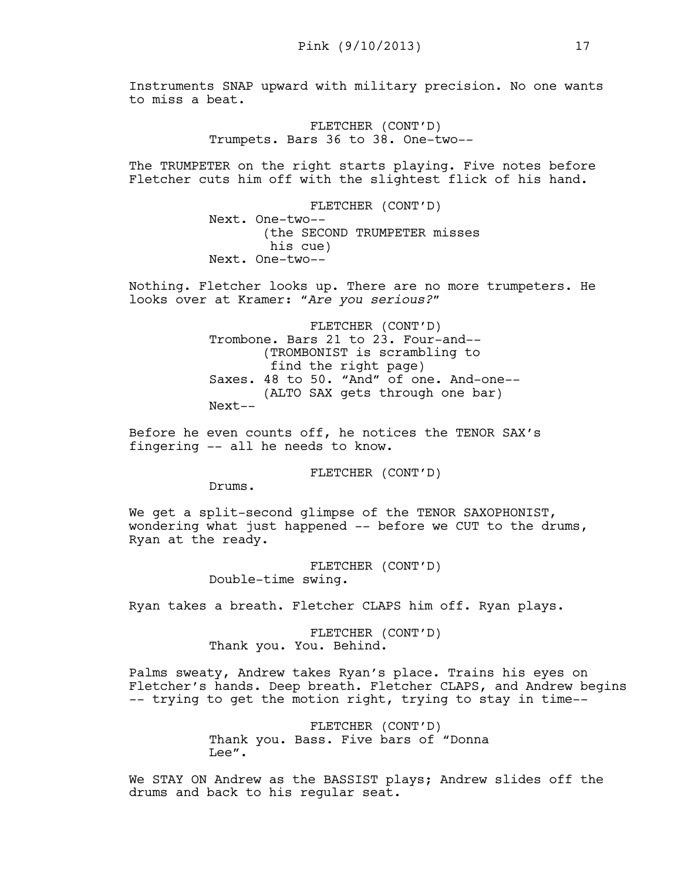Instruments SNAP upward with military precision. No one wants to miss a beat.

FLETCHER (CONT'D)
Trumpets. Bars 36 to 38. One-two--

The TRUMPETER on the right starts playing. Five notes before Fletcher cuts him off with the slightest flick of his hand.

FLETCHER (CONT'D)
Next. One-two--
(the SECOND TRUMPETER misses his cue)
Next. One-two--

Nothing. Fletcher looks up. There are no more trumpeters. He looks over at Kramer: "*Are you serious?*"

FLETCHER (CONT'D)
Trombone. Bars 21 to 23. Four-and--
(TROMBONIST is scrambling to find the right page)
Saxes. 48 to 50. "And" of one. And-one--
(ALTO SAX gets through one bar)
Next--

Before he even counts off, he notices the TENOR SAX's fingering -- all he needs to know.

FLETCHER (CONT'D)
Drums.

We get a split-second glimpse of the TENOR SAXOPHONIST, wondering what just happened -- before we CUT to the drums, Ryan at the ready.

FLETCHER (CONT'D)
Double-time swing.

Ryan takes a breath. Fletcher CLAPS him off. Ryan plays.

FLETCHER (CONT'D)
Thank you. You. Behind.

Palms sweaty, Andrew takes Ryan's place. Trains his eyes on Fletcher's hands. Deep breath. Fletcher CLAPS, and Andrew begins -- trying to get the motion right, trying to stay in time--

FLETCHER (CONT'D)
Thank you. Bass. Five bars of "Donna Lee".

We STAY ON Andrew as the BASSIST plays; Andrew slides off the drums and back to his regular seat.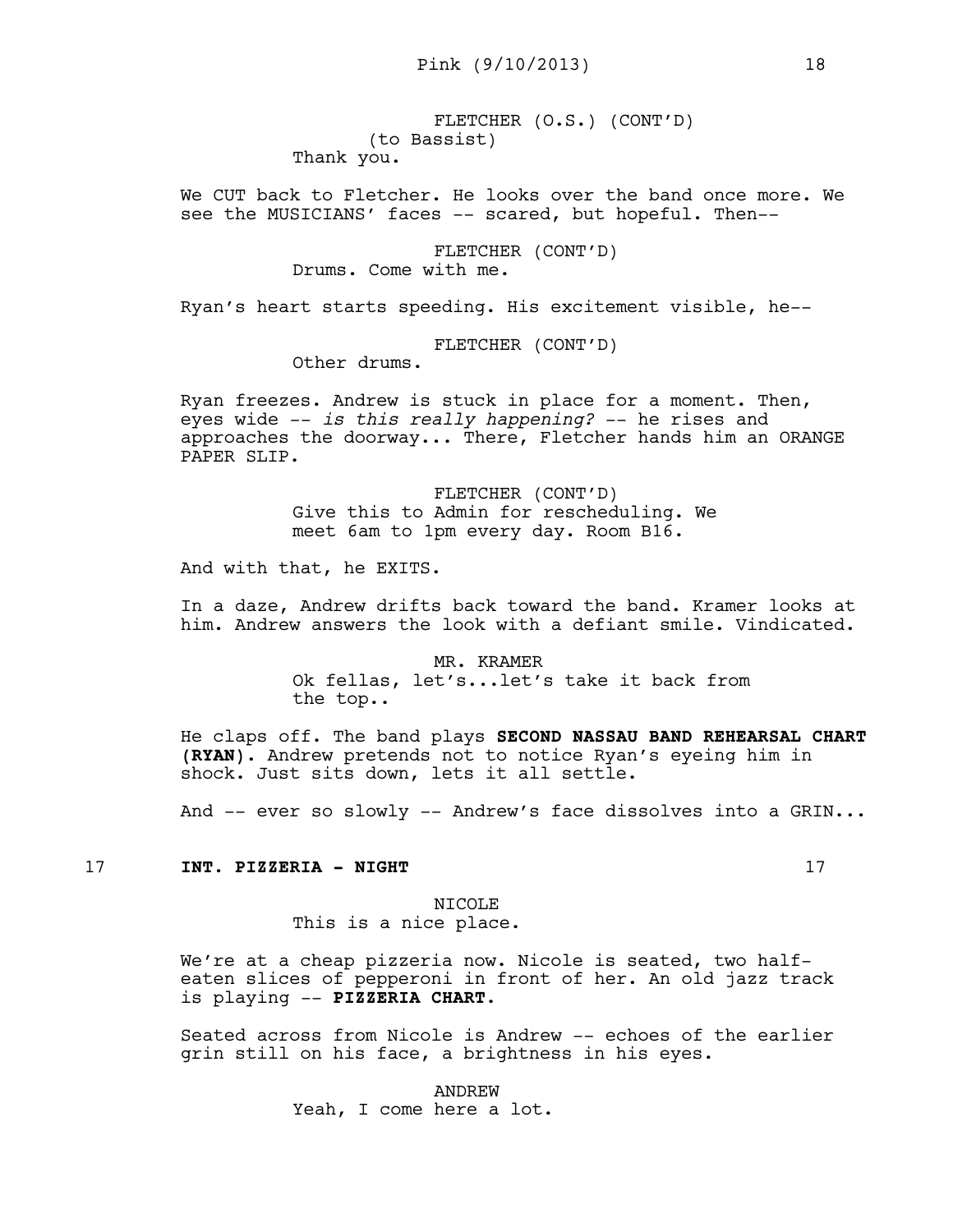FLETCHER (O.S.) (CONT'D)
(to Bassist)
Thank you.

We CUT back to Fletcher. He looks over the band once more. We see the MUSICIANS' faces -- scared, but hopeful. Then--

FLETCHER (CONT'D)
Drums. Come with me.

Ryan's heart starts speeding. His excitement visible, he--

FLETCHER (CONT'D)
Other drums.

Ryan freezes. Andrew is stuck in place for a moment. Then, eyes wide -- *is this really happening?* -- he rises and approaches the doorway... There, Fletcher hands him an ORANGE PAPER SLIP.

FLETCHER (CONT'D)
Give this to Admin for rescheduling. We meet 6am to 1pm every day. Room B16.

And with that, he EXITS.

In a daze, Andrew drifts back toward the band. Kramer looks at him. Andrew answers the look with a defiant smile. Vindicated.

MR. KRAMER
Ok fellas, let's...let's take it back from the top..

He claps off. The band plays **SECOND NASSAU BAND REHEARSAL CHART (RYAN)**. Andrew pretends not to notice Ryan's eyeing him in shock. Just sits down, lets it all settle.

And -- ever so slowly -- Andrew's face dissolves into a GRIN...

17 **INT. PIZZERIA - NIGHT** 17

NICOLE
This is a nice place.

We're at a cheap pizzeria now. Nicole is seated, two half-eaten slices of pepperoni in front of her. An old jazz track is playing -- **PIZZERIA CHART**.

Seated across from Nicole is Andrew -- echoes of the earlier grin still on his face, a brightness in his eyes.

ANDREW
Yeah, I come here a lot.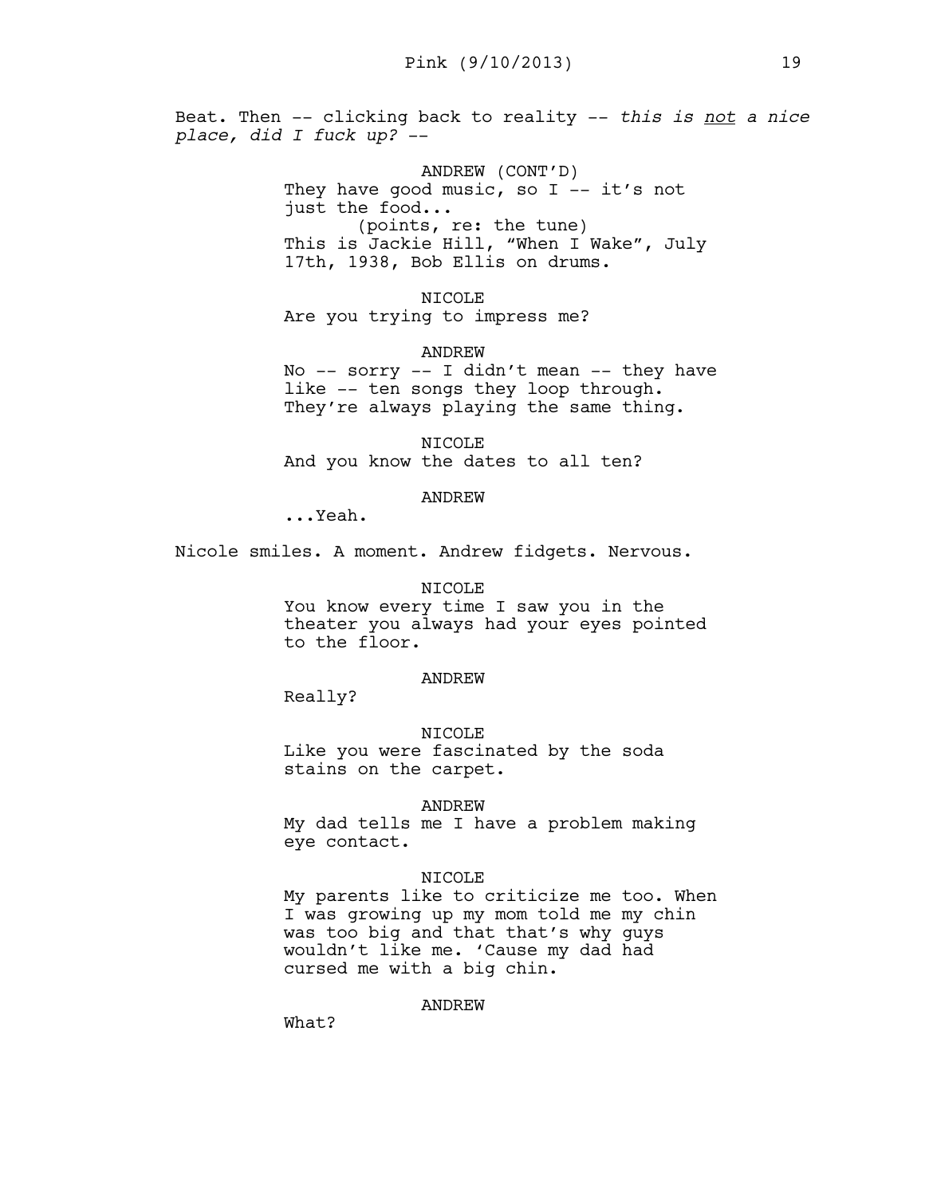Beat. Then -- clicking back to reality -- *this is not a nice place, did I fuck up?* --

ANDREW (CONT'D)
They have good music, so I -- it's not just the food...
(points, re: the tune)
This is Jackie Hill, "When I Wake", July 17th, 1938, Bob Ellis on drums.

NICOLE
Are you trying to impress me?

ANDREW
No -- sorry -- I didn't mean -- they have like -- ten songs they loop through. They're always playing the same thing.

NICOLE
And you know the dates to all ten?

ANDREW
...Yeah.

Nicole smiles. A moment. Andrew fidgets. Nervous.

NICOLE
You know every time I saw you in the theater you always had your eyes pointed to the floor.

ANDREW
Really?

NICOLE
Like you were fascinated by the soda stains on the carpet.

ANDREW
My dad tells me I have a problem making eye contact.

NICOLE
My parents like to criticize me too. When I was growing up my mom told me my chin was too big and that that's why guys wouldn't like me. 'Cause my dad had cursed me with a big chin.

ANDREW
What?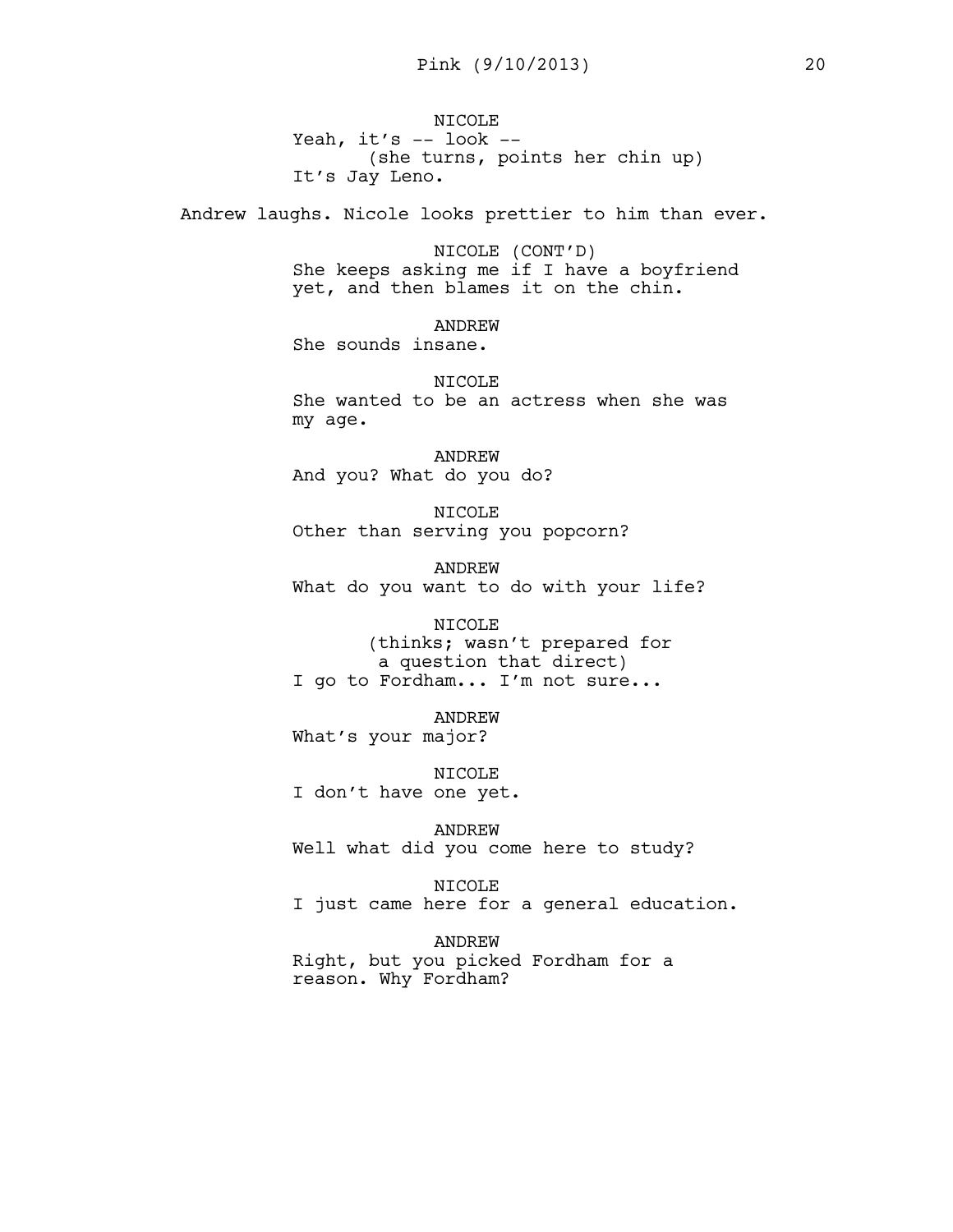NICOLE
Yeah, it's -- look --
(she turns, points her chin up)
It's Jay Leno.

Andrew laughs. Nicole looks prettier to him than ever.

NICOLE (CONT'D)
She keeps asking me if I have a boyfriend yet, and then blames it on the chin.

ANDREW
She sounds insane.

NICOLE
She wanted to be an actress when she was my age.

ANDREW
And you? What do you do?

NICOLE
Other than serving you popcorn?

ANDREW
What do you want to do with your life?

NICOLE
(thinks; wasn't prepared for a question that direct)
I go to Fordham... I'm not sure...

ANDREW
What's your major?

NICOLE
I don't have one yet.

ANDREW
Well what did you come here to study?

NICOLE
I just came here for a general education.

ANDREW
Right, but you picked Fordham for a reason. Why Fordham?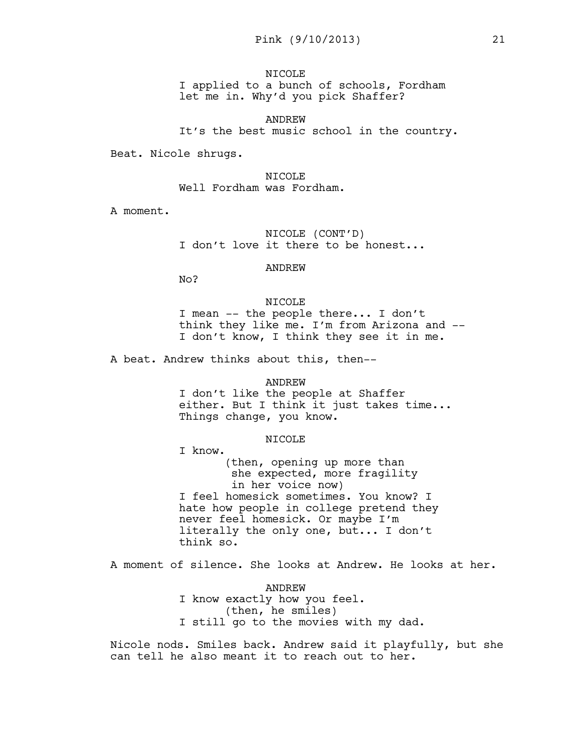NICOLE
I applied to a bunch of schools, Fordham let me in. Why'd you pick Shaffer?

ANDREW
It's the best music school in the country.

Beat. Nicole shrugs.

NICOLE
Well Fordham was Fordham.

A moment.

NICOLE (CONT'D)
I don't love it there to be honest...

ANDREW
No?

NICOLE
I mean -- the people there... I don't think they like me. I'm from Arizona and -- I don't know, I think they see it in me.

A beat. Andrew thinks about this, then--

ANDREW
I don't like the people at Shaffer either. But I think it just takes time... Things change, you know.

NICOLE
I know.
(then, opening up more than she expected, more fragility in her voice now)
I feel homesick sometimes. You know? I hate how people in college pretend they never feel homesick. Or maybe I'm literally the only one, but... I don't think so.

A moment of silence. She looks at Andrew. He looks at her.

ANDREW
I know exactly how you feel.
(then, he smiles)
I still go to the movies with my dad.

Nicole nods. Smiles back. Andrew said it playfully, but she can tell he also meant it to reach out to her.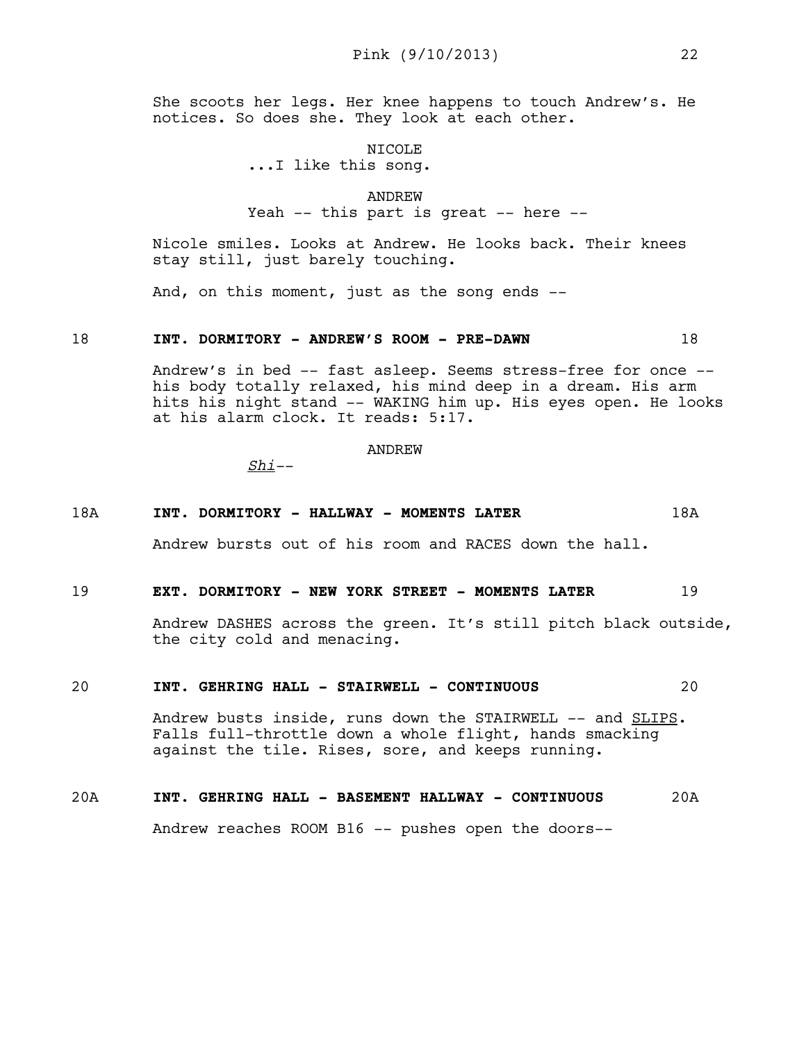She scoots her legs. Her knee happens to touch Andrew's. He notices. So does she. They look at each other.

NICOLE
...I like this song.

ANDREW
Yeah -- this part is great -- here --

Nicole smiles. Looks at Andrew. He looks back. Their knees stay still, just barely touching.

And, on this moment, just as the song ends --

18 **INT. DORMITORY - ANDREW'S ROOM - PRE-DAWN** 18

Andrew's in bed -- fast asleep. Seems stress-free for once -- his body totally relaxed, his mind deep in a dream. His arm hits his night stand -- WAKING him up. His eyes open. He looks at his alarm clock. It reads: 5:17.

ANDREW
*Shi*--

18A **INT. DORMITORY - HALLWAY - MOMENTS LATER** 18A

Andrew bursts out of his room and RACES down the hall.

19 **EXT. DORMITORY - NEW YORK STREET - MOMENTS LATER** 19

Andrew DASHES across the green. It's still pitch black outside, the city cold and menacing.

20 **INT. GEHRING HALL - STAIRWELL - CONTINUOUS** 20

Andrew busts inside, runs down the STAIRWELL -- and SLIPS. Falls full-throttle down a whole flight, hands smacking against the tile. Rises, sore, and keeps running.

20A **INT. GEHRING HALL - BASEMENT HALLWAY - CONTINUOUS** 20A

Andrew reaches ROOM B16 -- pushes open the doors--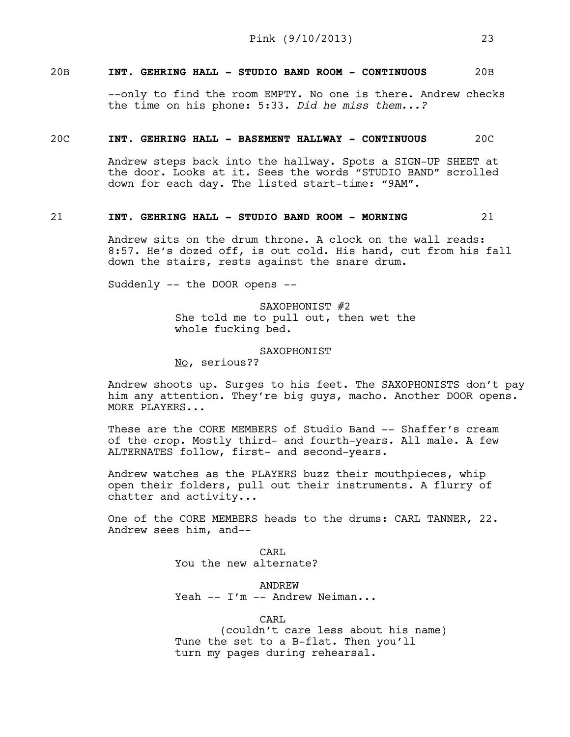**20B INT. GEHRING HALL - STUDIO BAND ROOM - CONTINUOUS 20B**

--only to find the room EMPTY. No one is there. Andrew checks the time on his phone: 5:33. *Did he miss them...?*

**20C INT. GEHRING HALL - BASEMENT HALLWAY - CONTINUOUS 20C**

Andrew steps back into the hallway. Spots a SIGN-UP SHEET at the door. Looks at it. Sees the words "STUDIO BAND" scrolled down for each day. The listed start-time: "9AM".

**21 INT. GEHRING HALL - STUDIO BAND ROOM - MORNING 21**

Andrew sits on the drum throne. A clock on the wall reads: 8:57. He's dozed off, is out cold. His hand, cut from his fall down the stairs, rests against the snare drum.

Suddenly -- the DOOR opens --

SAXOPHONIST #2
She told me to pull out, then wet the whole fucking bed.

SAXOPHONIST
No, serious??

Andrew shoots up. Surges to his feet. The SAXOPHONISTS don't pay him any attention. They're big guys, macho. Another DOOR opens. MORE PLAYERS...

These are the CORE MEMBERS of Studio Band -- Shaffer's cream of the crop. Mostly third- and fourth-years. All male. A few ALTERNATES follow, first- and second-years.

Andrew watches as the PLAYERS buzz their mouthpieces, whip open their folders, pull out their instruments. A flurry of chatter and activity...

One of the CORE MEMBERS heads to the drums: CARL TANNER, 22. Andrew sees him, and--

CARL
You the new alternate?

ANDREW
Yeah -- I'm -- Andrew Neiman...

CARL
(couldn't care less about his name)
Tune the set to a B-flat. Then you'll turn my pages during rehearsal.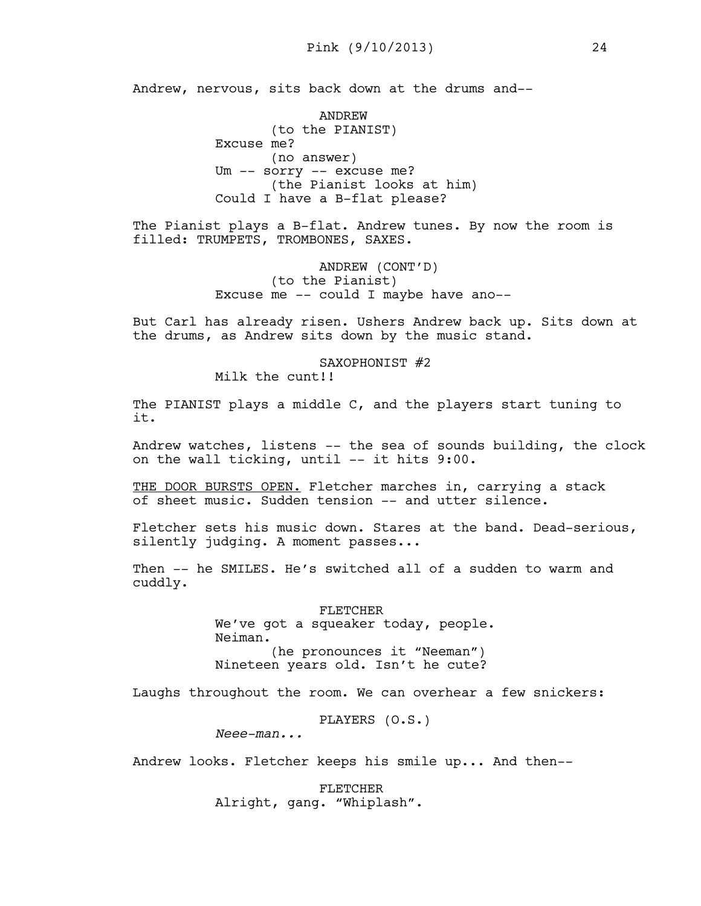Andrew, nervous, sits back down at the drums and--

ANDREW
(to the PIANIST)
Excuse me?
(no answer)
Um -- sorry -- excuse me?
(the Pianist looks at him)
Could I have a B-flat please?

The Pianist plays a B-flat. Andrew tunes. By now the room is filled: TRUMPETS, TROMBONES, SAXES.

ANDREW (CONT'D)
(to the Pianist)
Excuse me -- could I maybe have ano--

But Carl has already risen. Ushers Andrew back up. Sits down at the drums, as Andrew sits down by the music stand.

SAXOPHONIST #2
Milk the cunt!!

The PIANIST plays a middle C, and the players start tuning to it.

Andrew watches, listens -- the sea of sounds building, the clock on the wall ticking, until -- it hits 9:00.

THE DOOR BURSTS OPEN. Fletcher marches in, carrying a stack of sheet music. Sudden tension -- and utter silence.

Fletcher sets his music down. Stares at the band. Dead-serious, silently judging. A moment passes...

Then -- he SMILES. He's switched all of a sudden to warm and cuddly.

FLETCHER
We've got a squeaker today, people.
Neiman.
(he pronounces it "Neeman")
Nineteen years old. Isn't he cute?

Laughs throughout the room. We can overhear a few snickers:

PLAYERS (O.S.)
*Neee-man...*

Andrew looks. Fletcher keeps his smile up... And then--

FLETCHER
Alright, gang. "Whiplash".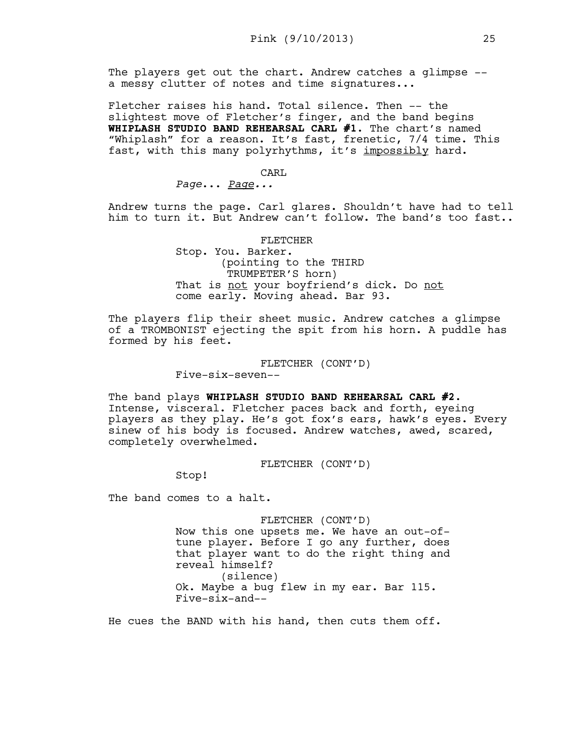The players get out the chart. Andrew catches a glimpse -- a messy clutter of notes and time signatures...

Fletcher raises his hand. Total silence. Then -- the slightest move of Fletcher's finger, and the band begins **WHIPLASH STUDIO BAND REHEARSAL CARL #1.** The chart's named "Whiplash" for a reason. It's fast, frenetic, 7/4 time. This fast, with this many polyrhythms, it's impossibly hard.

CARL

*Page... Page...*

Andrew turns the page. Carl glares. Shouldn't have had to tell him to turn it. But Andrew can't follow. The band's too fast..

FLETCHER

Stop. You. Barker.

(pointing to the THIRD TRUMPETER'S horn)

That is not your boyfriend's dick. Do not come early. Moving ahead. Bar 93.

The players flip their sheet music. Andrew catches a glimpse of a TROMBONIST ejecting the spit from his horn. A puddle has formed by his feet.

FLETCHER (CONT'D)

Five-six-seven--

The band plays **WHIPLASH STUDIO BAND REHEARSAL CARL #2.** Intense, visceral. Fletcher paces back and forth, eyeing players as they play. He's got fox's ears, hawk's eyes. Every sinew of his body is focused. Andrew watches, awed, scared, completely overwhelmed.

FLETCHER (CONT'D)

Stop!

The band comes to a halt.

FLETCHER (CONT'D)

Now this one upsets me. We have an out-of-tune player. Before I go any further, does that player want to do the right thing and reveal himself?

(silence)

Ok. Maybe a bug flew in my ear. Bar 115. Five-six-and--

He cues the BAND with his hand, then cuts them off.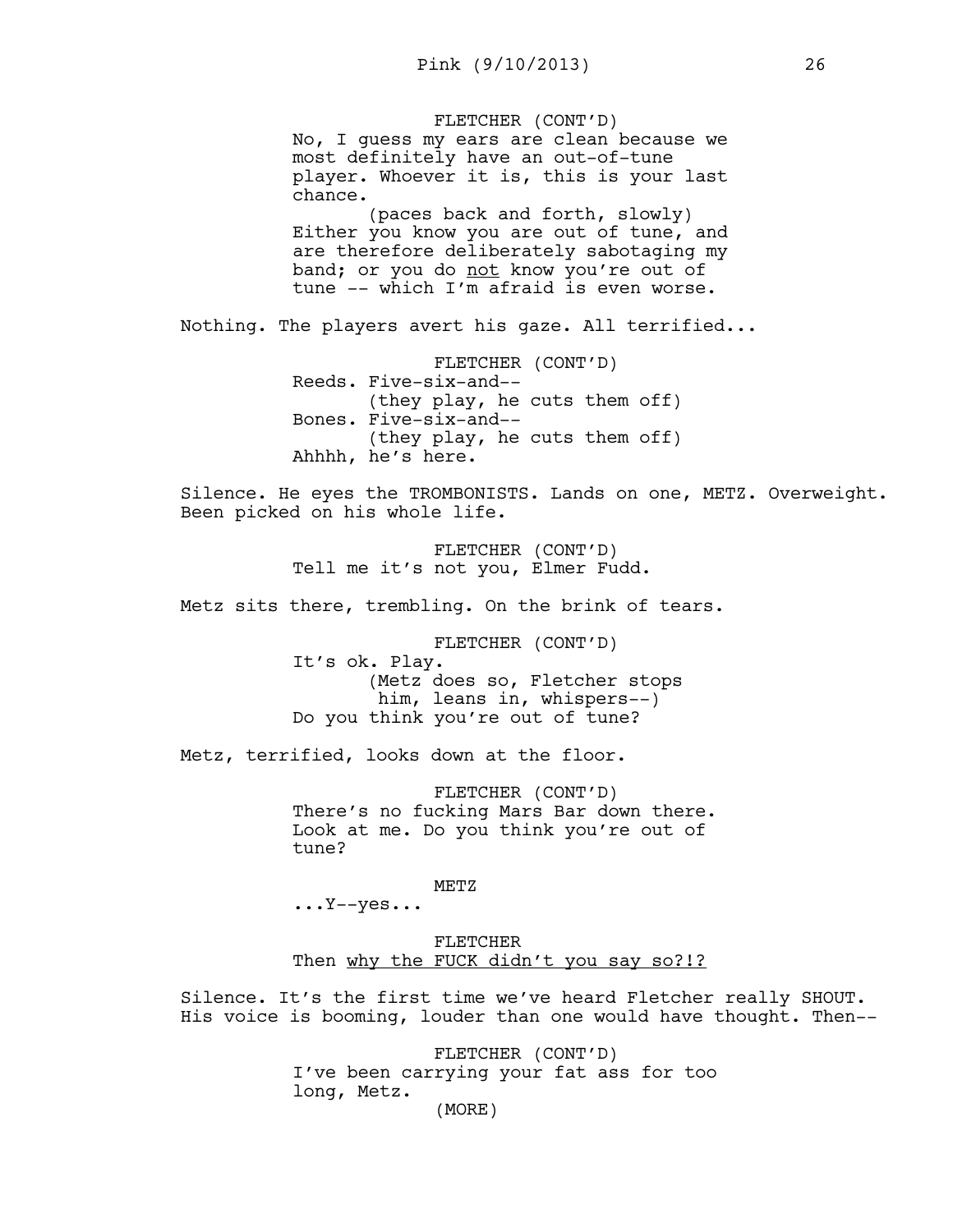FLETCHER (CONT'D)
No, I guess my ears are clean because we most definitely have an out-of-tune player. Whoever it is, this is your last chance.
(paces back and forth, slowly)
Either you know you are out of tune, and are therefore deliberately sabotaging my band; or you do <u>not</u> know you're out of tune -- which I'm afraid is even worse.

Nothing. The players avert his gaze. All terrified...

FLETCHER (CONT'D)
Reeds. Five-six-and--
(they play, he cuts them off)
Bones. Five-six-and--
(they play, he cuts them off)
Ahhhh, he's here.

Silence. He eyes the TROMBONISTS. Lands on one, METZ. Overweight. Been picked on his whole life.

FLETCHER (CONT'D)
Tell me it's not you, Elmer Fudd.

Metz sits there, trembling. On the brink of tears.

FLETCHER (CONT'D)
It's ok. Play.
(Metz does so, Fletcher stops him, leans in, whispers--)
Do you think you're out of tune?

Metz, terrified, looks down at the floor.

FLETCHER (CONT'D)
There's no fucking Mars Bar down there. Look at me. Do you think you're out of tune?

METZ
...Y--yes...

FLETCHER
Then <u>why the FUCK didn't you say so?!?</u>

Silence. It's the first time we've heard Fletcher really SHOUT. His voice is booming, louder than one would have thought. Then--

FLETCHER (CONT'D)
I've been carrying your fat ass for too long, Metz.
(MORE)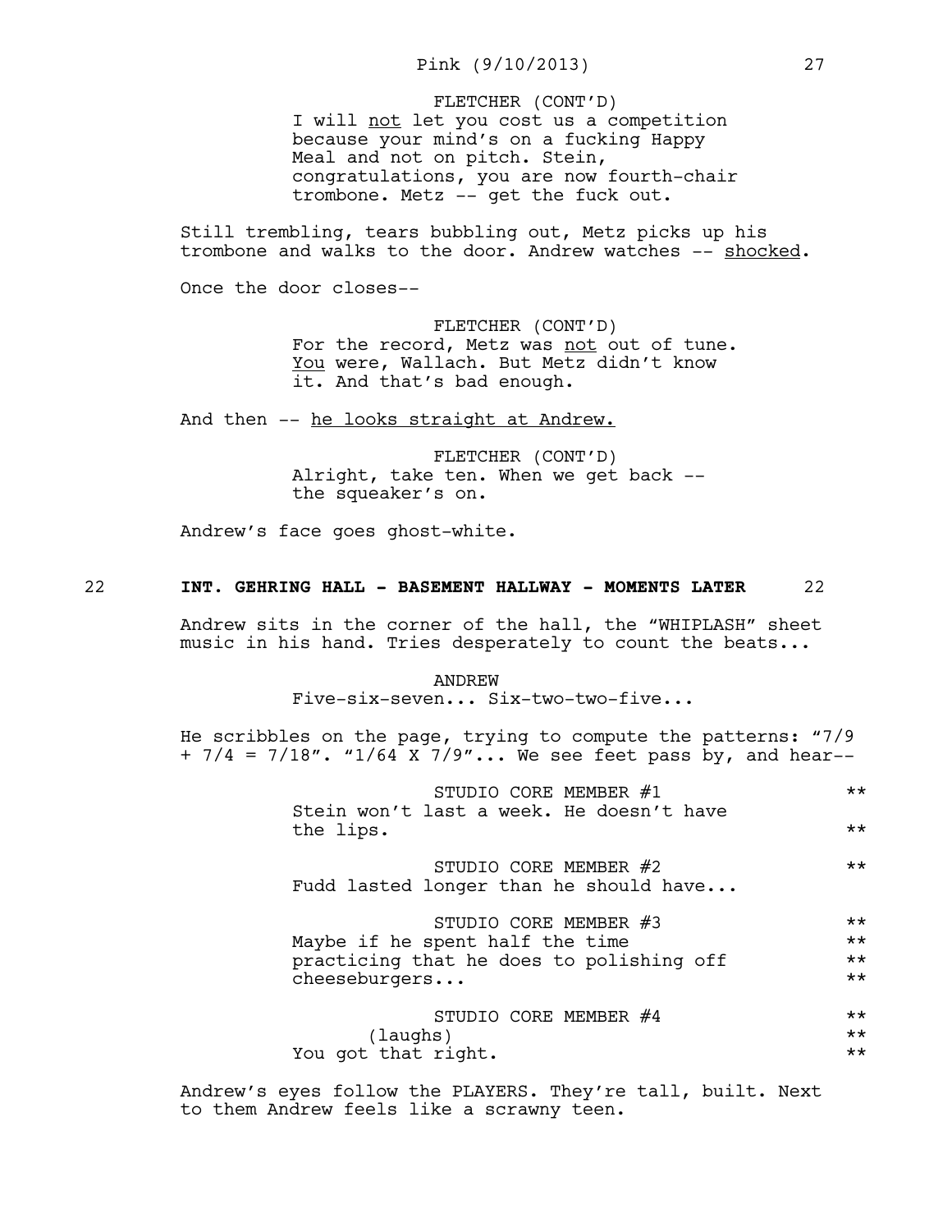FLETCHER (CONT'D)
I will <u>not</u> let you cost us a competition because your mind's on a fucking Happy Meal and not on pitch. Stein, congratulations, you are now fourth-chair trombone. Metz -- get the fuck out.

Still trembling, tears bubbling out, Metz picks up his trombone and walks to the door. Andrew watches -- <u>shocked</u>.

Once the door closes--

FLETCHER (CONT'D)
For the record, Metz was <u>not</u> out of tune. <u>You</u> were, Wallach. But Metz didn't know it. And that's bad enough.

And then -- <u>he looks straight at Andrew.</u>

FLETCHER (CONT'D)
Alright, take ten. When we get back -- the squeaker's on.

Andrew's face goes ghost-white.

**22 INT. GEHRING HALL - BASEMENT HALLWAY - MOMENTS LATER 22**

Andrew sits in the corner of the hall, the "WHIPLASH" sheet music in his hand. Tries desperately to count the beats...

ANDREW
Five-six-seven... Six-two-two-five...

He scribbles on the page, trying to compute the patterns: "7/9 + 7/4 = 7/18". "1/64 X 7/9"... We see feet pass by, and hear--

STUDIO CORE MEMBER #1 **
Stein won't last a week. He doesn't have the lips. **

STUDIO CORE MEMBER #2 **
Fudd lasted longer than he should have...

STUDIO CORE MEMBER #3 **
Maybe if he spent half the time practicing that he does to polishing off cheeseburgers... **

STUDIO CORE MEMBER #4 **
(laughs) **
You got that right. **

Andrew's eyes follow the PLAYERS. They're tall, built. Next to them Andrew feels like a scrawny teen.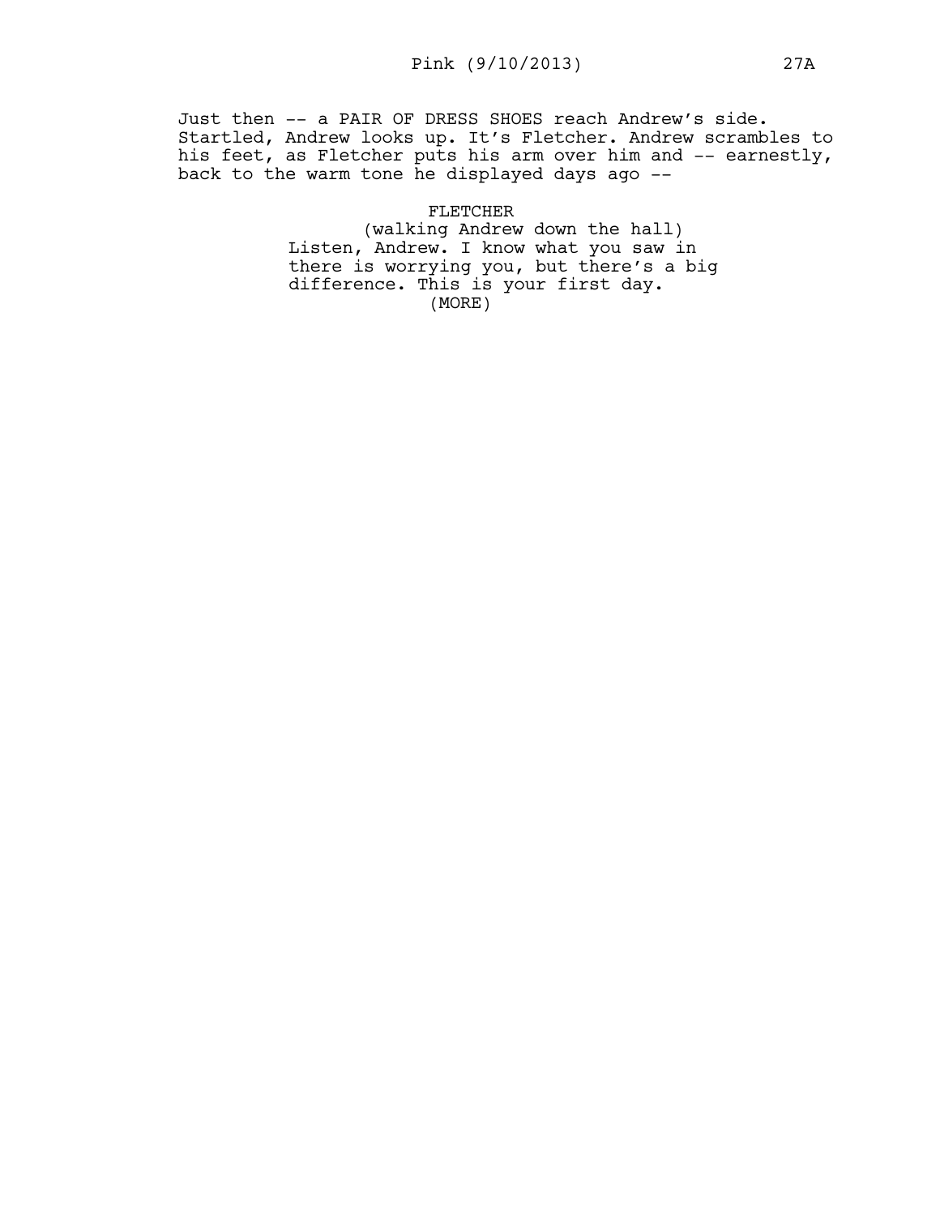Just then -- a PAIR OF DRESS SHOES reach Andrew's side. Startled, Andrew looks up. It's Fletcher. Andrew scrambles to his feet, as Fletcher puts his arm over him and -- earnestly, back to the warm tone he displayed days ago --

FLETCHER

(walking Andrew down the hall)

Listen, Andrew. I know what you saw in there is worrying you, but there's a big difference. This is your first day.

(MORE)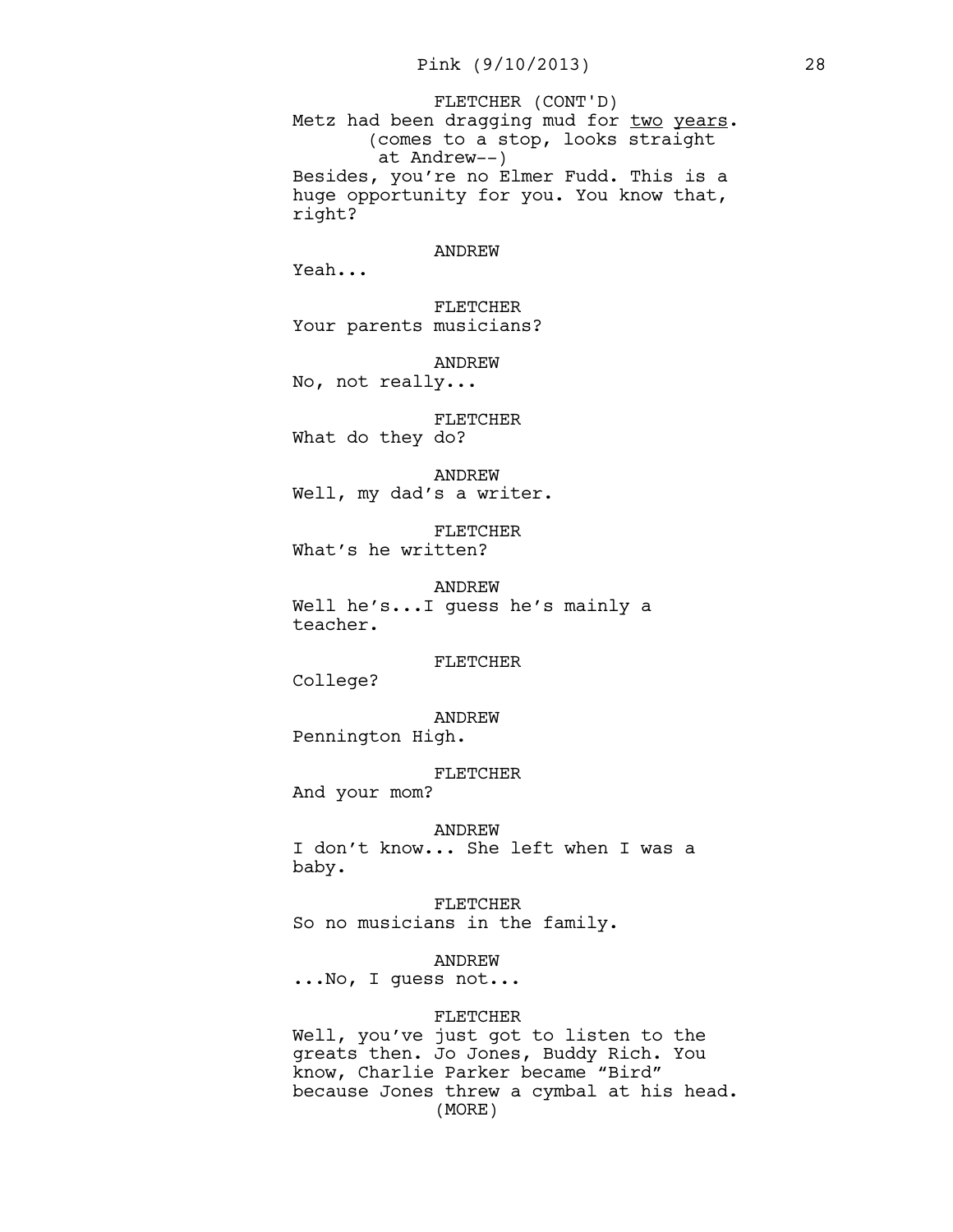FLETCHER (CONT'D)

Metz had been dragging mud for <u>two years</u>.

(comes to a stop, looks straight at Andrew--)

Besides, you're no Elmer Fudd. This is a huge opportunity for you. You know that, right?

ANDREW

Yeah...

FLETCHER

Your parents musicians?

ANDREW

No, not really...

FLETCHER

What do they do?

ANDREW

Well, my dad's a writer.

FLETCHER

What's he written?

ANDREW

Well he's...I guess he's mainly a teacher.

FLETCHER

College?

ANDREW

Pennington High.

FLETCHER

And your mom?

ANDREW

I don't know... She left when I was a baby.

FLETCHER

So no musicians in the family.

ANDREW

...No, I guess not...

FLETCHER

Well, you've just got to listen to the greats then. Jo Jones, Buddy Rich. You know, Charlie Parker became "Bird" because Jones threw a cymbal at his head.

(MORE)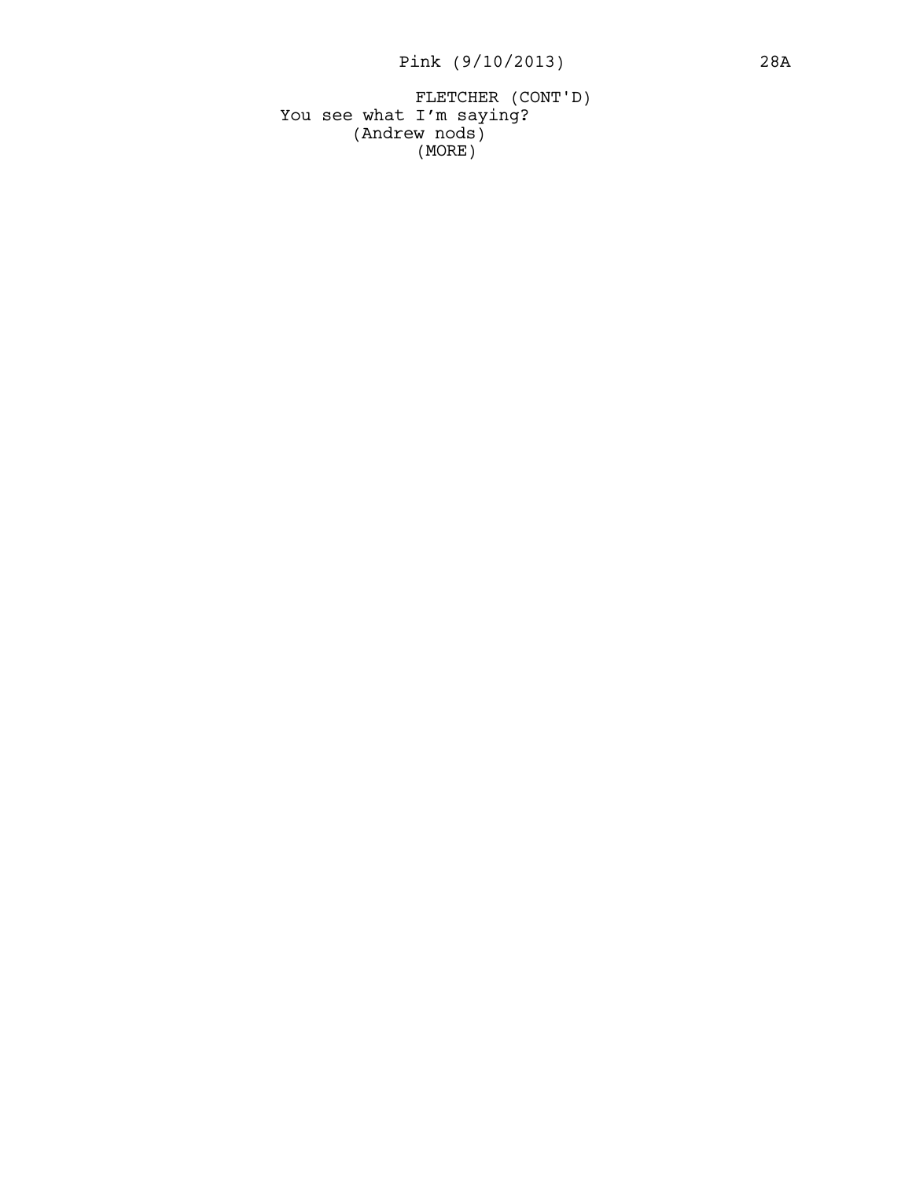FLETCHER (CONT'D)

You see what I'm saying?

(Andrew nods)

(MORE)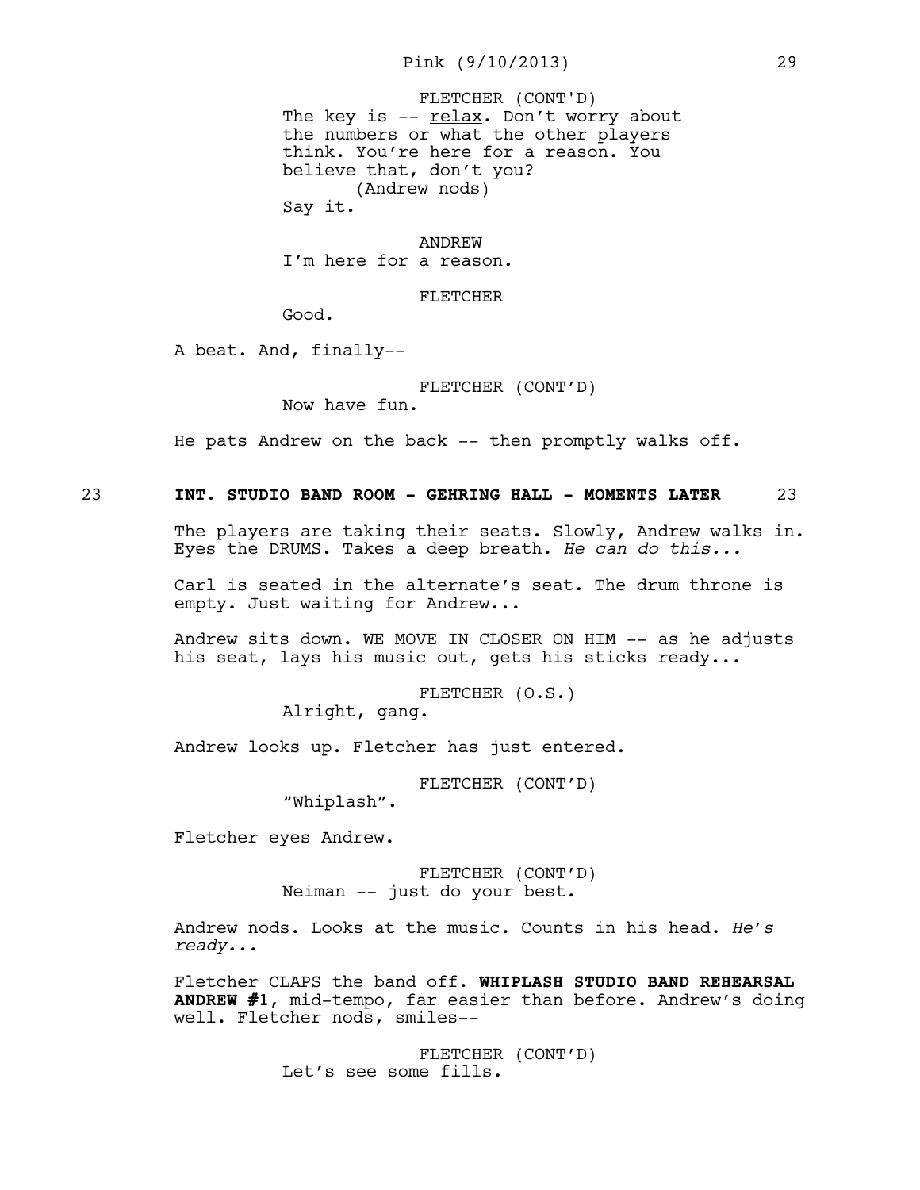FLETCHER (CONT'D)
The key is -- <u>relax</u>. Don't worry about the numbers or what the other players think. You're here for a reason. You believe that, don't you?
(Andrew nods)
Say it.

ANDREW
I'm here for a reason.

FLETCHER
Good.

A beat. And, finally--

FLETCHER (CONT'D)
Now have fun.

He pats Andrew on the back -- then promptly walks off.

**23 INT. STUDIO BAND ROOM - GEHRING HALL - MOMENTS LATER 23**

The players are taking their seats. Slowly, Andrew walks in. Eyes the DRUMS. Takes a deep breath. *He can do this...*

Carl is seated in the alternate's seat. The drum throne is empty. Just waiting for Andrew...

Andrew sits down. WE MOVE IN CLOSER ON HIM -- as he adjusts his seat, lays his music out, gets his sticks ready...

FLETCHER (O.S.)
Alright, gang.

Andrew looks up. Fletcher has just entered.

FLETCHER (CONT'D)
"Whiplash".

Fletcher eyes Andrew.

FLETCHER (CONT'D)
Neiman -- just do your best.

Andrew nods. Looks at the music. Counts in his head. *He's ready...*

Fletcher CLAPS the band off. **WHIPLASH STUDIO BAND REHEARSAL ANDREW #1**, mid-tempo, far easier than before. Andrew's doing well. Fletcher nods, smiles--

FLETCHER (CONT'D)
Let's see some fills.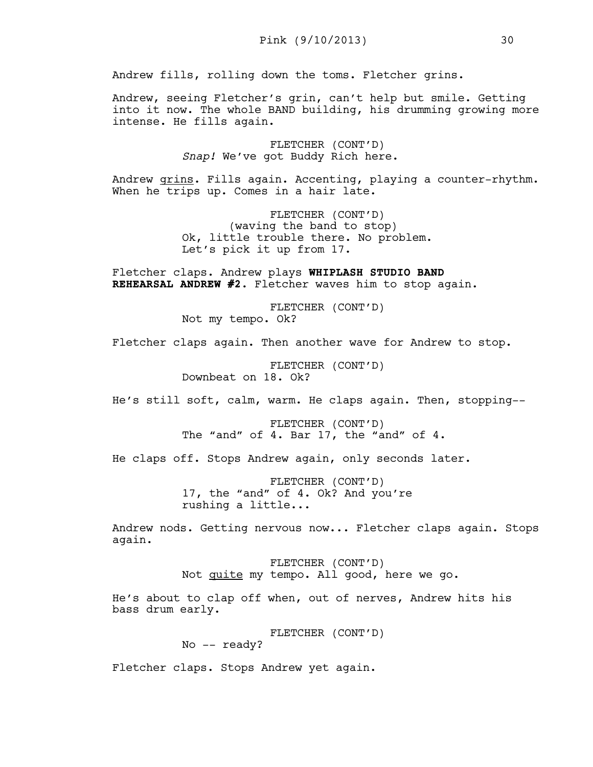Andrew fills, rolling down the toms. Fletcher grins.

Andrew, seeing Fletcher's grin, can't help but smile. Getting into it now. The whole BAND building, his drumming growing more intense. He fills again.

FLETCHER (CONT'D)
*Snap!* We've got Buddy Rich here.

Andrew grins. Fills again. Accenting, playing a counter-rhythm. When he trips up. Comes in a hair late.

FLETCHER (CONT'D)
(waving the band to stop)
Ok, little trouble there. No problem. Let's pick it up from 17.

Fletcher claps. Andrew plays **WHIPLASH STUDIO BAND REHEARSAL ANDREW #2**. Fletcher waves him to stop again.

FLETCHER (CONT'D)
Not my tempo. Ok?

Fletcher claps again. Then another wave for Andrew to stop.

FLETCHER (CONT'D)
Downbeat on 18. Ok?

He's still soft, calm, warm. He claps again. Then, stopping--

FLETCHER (CONT'D)
The "and" of 4. Bar 17, the "and" of 4.

He claps off. Stops Andrew again, only seconds later.

FLETCHER (CONT'D)
17, the "and" of 4. Ok? And you're rushing a little...

Andrew nods. Getting nervous now... Fletcher claps again. Stops again.

FLETCHER (CONT'D)
Not quite my tempo. All good, here we go.

He's about to clap off when, out of nerves, Andrew hits his bass drum early.

FLETCHER (CONT'D)
No -- ready?

Fletcher claps. Stops Andrew yet again.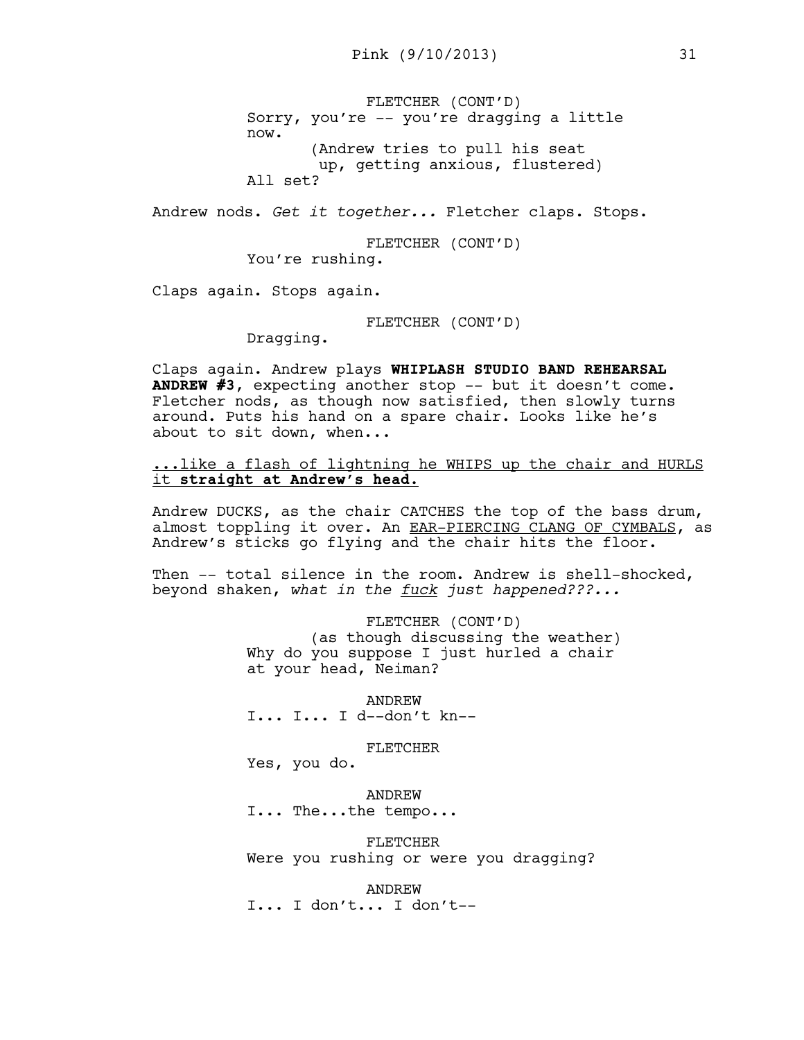FLETCHER (CONT'D)
Sorry, you're -- you're dragging a little now.
(Andrew tries to pull his seat up, getting anxious, flustered)
All set?

Andrew nods. *Get it together...* Fletcher claps. Stops.

FLETCHER (CONT'D)
You're rushing.

Claps again. Stops again.

FLETCHER (CONT'D)
Dragging.

Claps again. Andrew plays **WHIPLASH STUDIO BAND REHEARSAL ANDREW #3**, expecting another stop -- but it doesn't come. Fletcher nods, as though now satisfied, then slowly turns around. Puts his hand on a spare chair. Looks like he's about to sit down, when...

<u>...like a flash of lightning he WHIPS up the chair and HURLS it **straight at Andrew's head.**</u>

Andrew DUCKS, as the chair CATCHES the top of the bass drum, almost toppling it over. An <u>EAR-PIERCING CLANG OF CYMBALS</u>, as Andrew's sticks go flying and the chair hits the floor.

Then -- total silence in the room. Andrew is shell-shocked, beyond shaken, *what in the <u>fuck</u> just happened???...*

FLETCHER (CONT'D)
(as though discussing the weather)
Why do you suppose I just hurled a chair at your head, Neiman?

ANDREW
I... I... I d--don't kn--

FLETCHER
Yes, you do.

ANDREW
I... The...the tempo...

FLETCHER
Were you rushing or were you dragging?

ANDREW
I... I don't... I don't--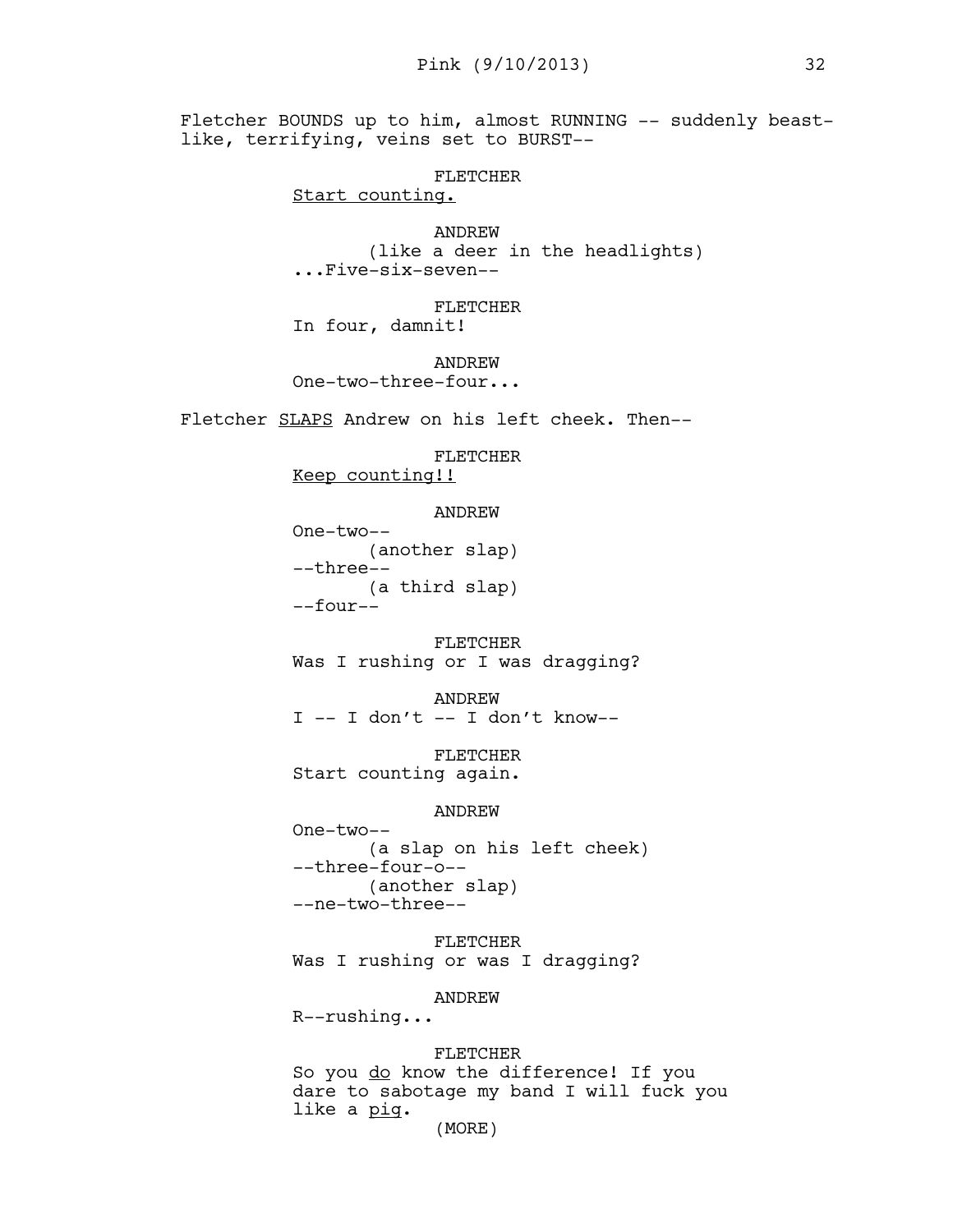Fletcher BOUNDS up to him, almost RUNNING -- suddenly beast-like, terrifying, veins set to BURST--

FLETCHER
Start counting.

ANDREW
(like a deer in the headlights)
...Five-six-seven--

FLETCHER
In four, damnit!

ANDREW
One-two-three-four...

Fletcher SLAPS Andrew on his left cheek. Then--

FLETCHER
Keep counting!!

ANDREW
One-two--
(another slap)
--three--
(a third slap)
--four--

FLETCHER
Was I rushing or I was dragging?

ANDREW
I -- I don't -- I don't know--

FLETCHER
Start counting again.

ANDREW
One-two--
(a slap on his left cheek)
--three-four-o--
(another slap)
--ne-two-three--

FLETCHER
Was I rushing or was I dragging?

ANDREW
R--rushing...

FLETCHER
So you do know the difference! If you dare to sabotage my band I will fuck you like a pig.
(MORE)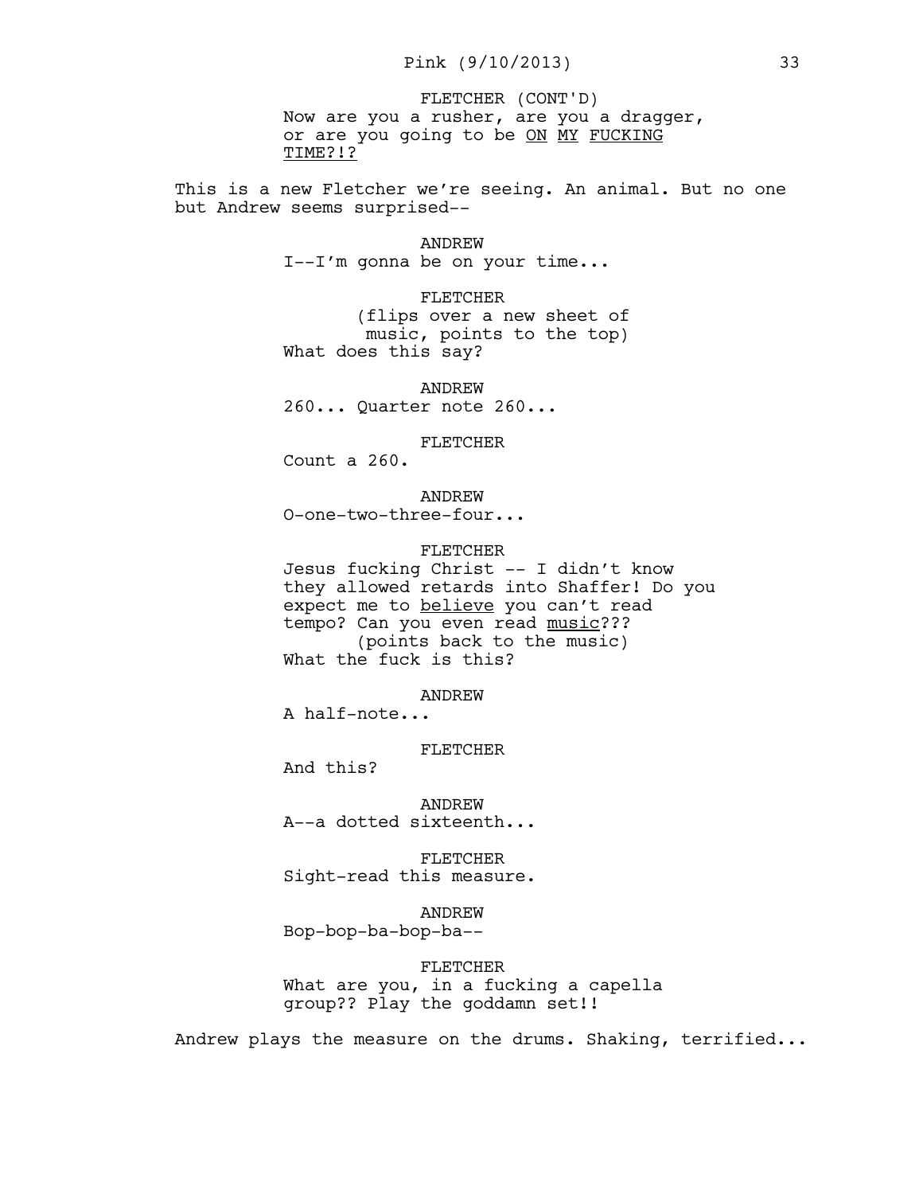FLETCHER (CONT'D)
Now are you a rusher, are you a dragger, or are you going to be <u>ON</u> <u>MY</u> <u>FUCKING</u> <u>TIME?!?</u>

This is a new Fletcher we're seeing. An animal. But no one but Andrew seems surprised--

ANDREW
I--I'm gonna be on your time...

FLETCHER
(flips over a new sheet of music, points to the top)
What does this say?

ANDREW
260... Quarter note 260...

FLETCHER
Count a 260.

ANDREW
O-one-two-three-four...

FLETCHER
Jesus fucking Christ -- I didn't know they allowed retards into Shaffer! Do you expect me to <u>believe</u> you can't read tempo? Can you even read <u>music</u>???
(points back to the music)
What the fuck is this?

ANDREW
A half-note...

FLETCHER
And this?

ANDREW
A--a dotted sixteenth...

FLETCHER
Sight-read this measure.

ANDREW
Bop-bop-ba-bop-ba--

FLETCHER
What are you, in a fucking a capella group?? Play the goddamn set!!

Andrew plays the measure on the drums. Shaking, terrified...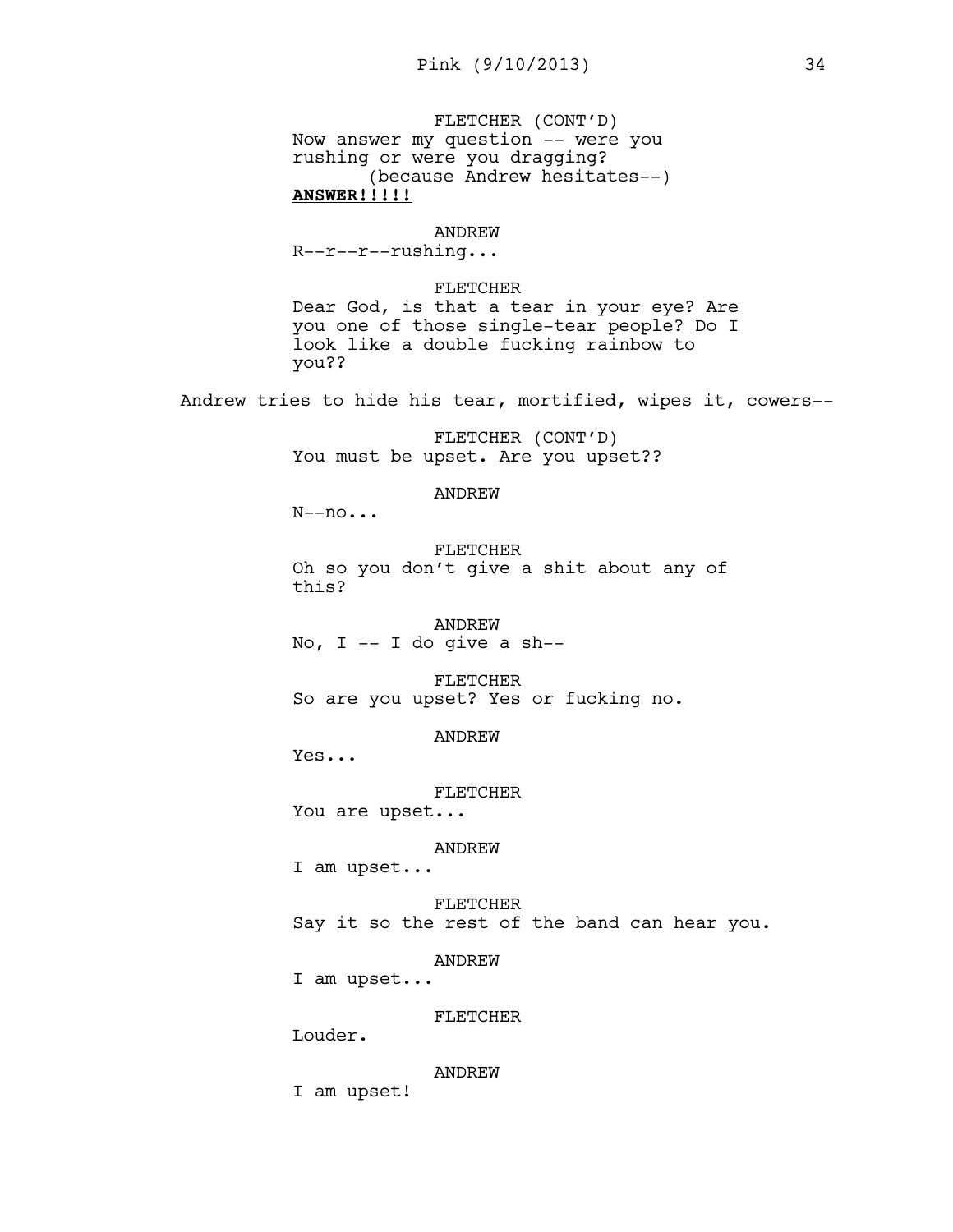FLETCHER (CONT'D)
Now answer my question -- were you rushing or were you dragging?
(because Andrew hesitates--)
**ANSWER!!!!!**

ANDREW
R--r--r--rushing...

FLETCHER
Dear God, is that a tear in your eye? Are you one of those single-tear people? Do I look like a double fucking rainbow to you??

Andrew tries to hide his tear, mortified, wipes it, cowers--

FLETCHER (CONT'D)
You must be upset. Are you upset??

ANDREW
N--no...

FLETCHER
Oh so you don't give a shit about any of this?

ANDREW
No, I -- I do give a sh--

FLETCHER
So are you upset? Yes or fucking no.

ANDREW
Yes...

FLETCHER
You are upset...

ANDREW
I am upset...

FLETCHER
Say it so the rest of the band can hear you.

ANDREW
I am upset...

FLETCHER
Louder.

ANDREW
I am upset!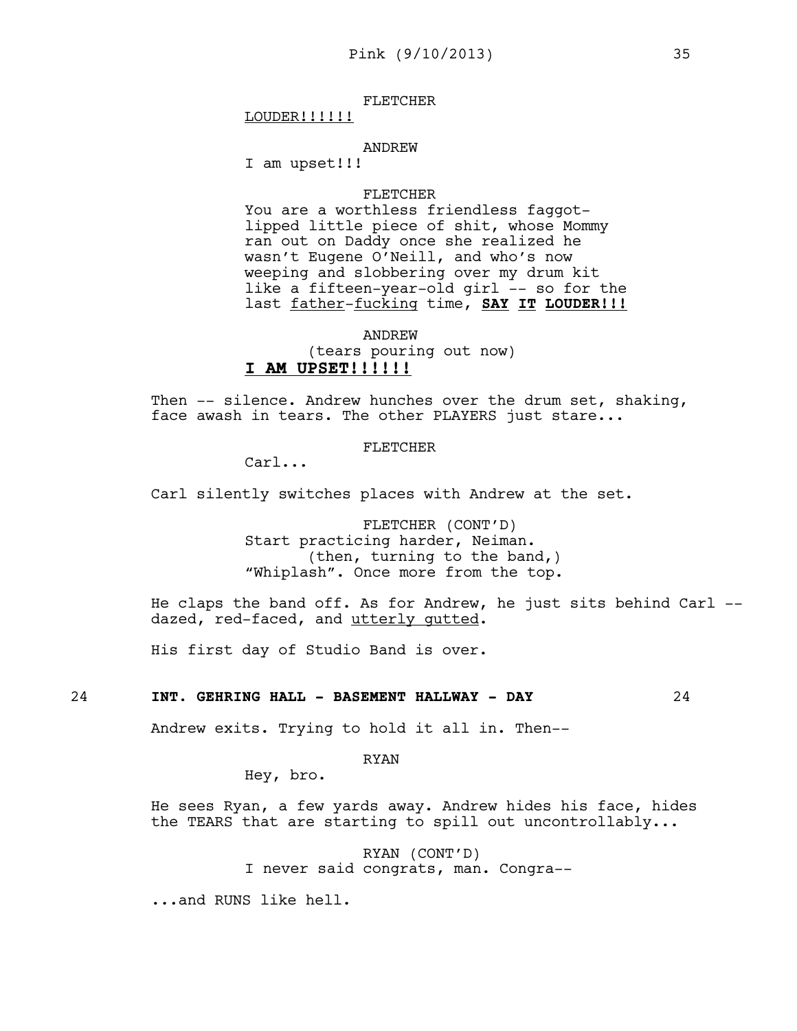FLETCHER

LOUDER!!!!!!

ANDREW

I am upset!!!

FLETCHER

You are a worthless friendless faggot-lipped little piece of shit, whose Mommy ran out on Daddy once she realized he wasn't Eugene O'Neill, and who's now weeping and slobbering over my drum kit like a fifteen-year-old girl -- so for the last father-fucking time, **SAY IT LOUDER!!!**

ANDREW

(tears pouring out now)

**I AM UPSET!!!!!!**

Then -- silence. Andrew hunches over the drum set, shaking, face awash in tears. The other PLAYERS just stare...

FLETCHER

Carl...

Carl silently switches places with Andrew at the set.

FLETCHER (CONT'D)

Start practicing harder, Neiman.

(then, turning to the band,)

"Whiplash". Once more from the top.

He claps the band off. As for Andrew, he just sits behind Carl -- dazed, red-faced, and utterly gutted.

His first day of Studio Band is over.

24 **INT. GEHRING HALL - BASEMENT HALLWAY - DAY** 24

Andrew exits. Trying to hold it all in. Then--

RYAN

Hey, bro.

He sees Ryan, a few yards away. Andrew hides his face, hides the TEARS that are starting to spill out uncontrollably...

RYAN (CONT'D)

I never said congrats, man. Congra--

...and RUNS like hell.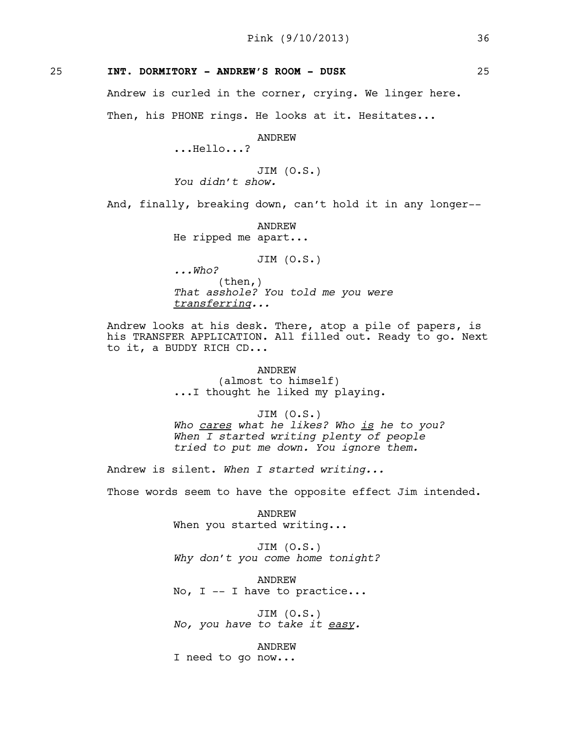## 25 INT. DORMITORY - ANDREW'S ROOM - DUSK 25

Andrew is curled in the corner, crying. We linger here.

Then, his PHONE rings. He looks at it. Hesitates...

ANDREW
...Hello...?

JIM (O.S.)
*You didn't show.*

And, finally, breaking down, can't hold it in any longer--

ANDREW
He ripped me apart...

JIM (O.S.)
*...Who?*
(then,)
*That asshole? You told me you were transferring...*

Andrew looks at his desk. There, atop a pile of papers, is his TRANSFER APPLICATION. All filled out. Ready to go. Next to it, a BUDDY RICH CD...

ANDREW
(almost to himself)
...I thought he liked my playing.

JIM (O.S.)
*Who cares what he likes? Who is he to you? When I started writing plenty of people tried to put me down. You ignore them.*

Andrew is silent. *When I started writing...*

Those words seem to have the opposite effect Jim intended.

ANDREW
When you started writing...

JIM (O.S.)
*Why don't you come home tonight?*

ANDREW
No, I -- I have to practice...

JIM (O.S.)
*No, you have to take it easy.*

ANDREW
I need to go now...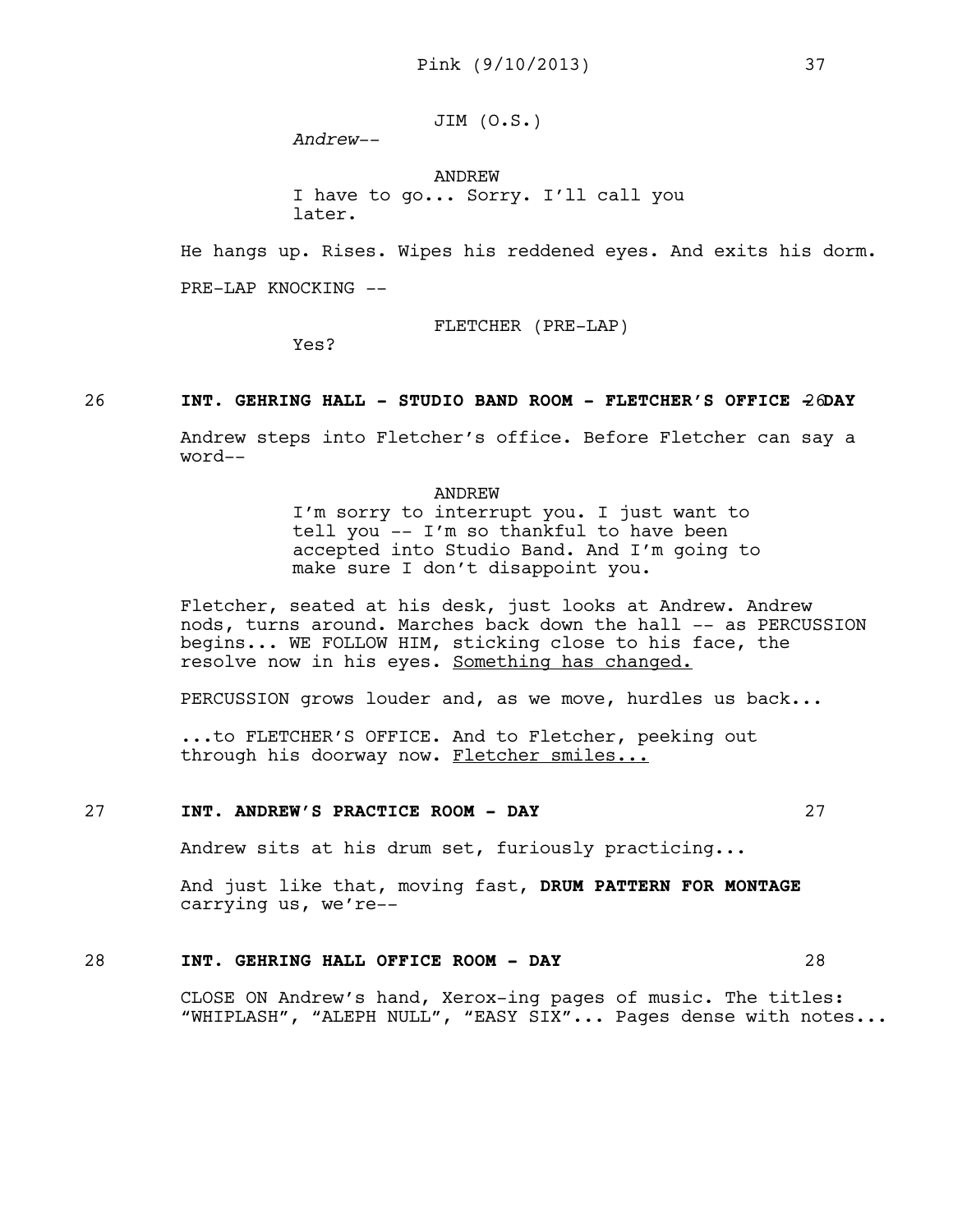JIM (O.S.)
*Andrew--*

ANDREW
I have to go... Sorry. I'll call you later.

He hangs up. Rises. Wipes his reddened eyes. And exits his dorm.

PRE-LAP KNOCKING --

FLETCHER (PRE-LAP)
Yes?

**26 INT. GEHRING HALL - STUDIO BAND ROOM - FLETCHER'S OFFICE - DAY 26**

Andrew steps into Fletcher's office. Before Fletcher can say a word--

ANDREW
I'm sorry to interrupt you. I just want to tell you -- I'm so thankful to have been accepted into Studio Band. And I'm going to make sure I don't disappoint you.

Fletcher, seated at his desk, just looks at Andrew. Andrew nods, turns around. Marches back down the hall -- as PERCUSSION begins... WE FOLLOW HIM, sticking close to his face, the resolve now in his eyes. <u>Something has changed.</u>

PERCUSSION grows louder and, as we move, hurdles us back...

...to FLETCHER'S OFFICE. And to Fletcher, peeking out through his doorway now. <u>Fletcher smiles...</u>

**27 INT. ANDREW'S PRACTICE ROOM - DAY 27**

Andrew sits at his drum set, furiously practicing...

And just like that, moving fast, **DRUM PATTERN FOR MONTAGE** carrying us, we're--

**28 INT. GEHRING HALL OFFICE ROOM - DAY 28**

CLOSE ON Andrew's hand, Xerox-ing pages of music. The titles: "WHIPLASH", "ALEPH NULL", "EASY SIX"... Pages dense with notes...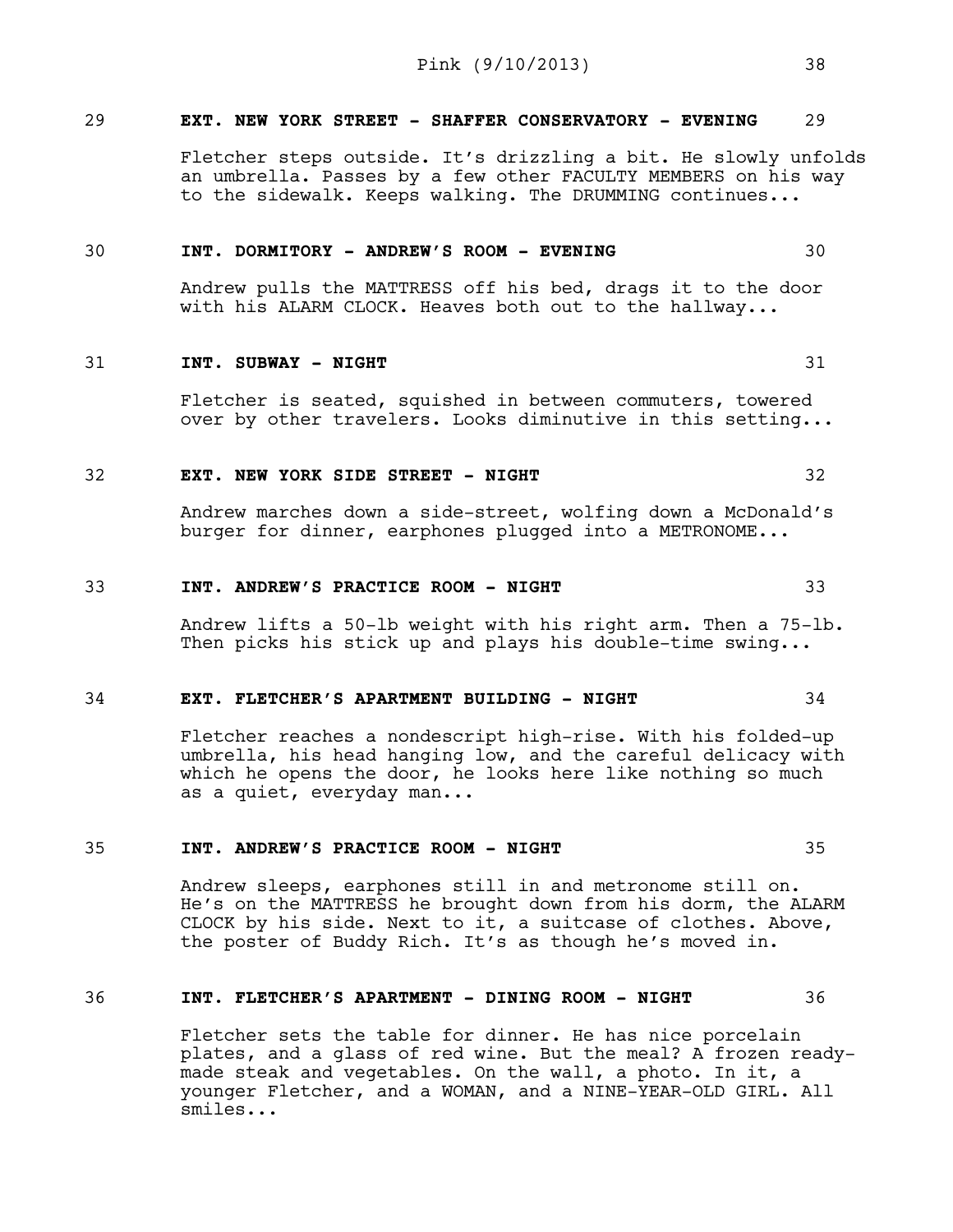29 **EXT. NEW YORK STREET - SHAFFER CONSERVATORY - EVENING** 29

Fletcher steps outside. It's drizzling a bit. He slowly unfolds an umbrella. Passes by a few other FACULTY MEMBERS on his way to the sidewalk. Keeps walking. The DRUMMING continues...

30 **INT. DORMITORY - ANDREW'S ROOM - EVENING** 30

Andrew pulls the MATTRESS off his bed, drags it to the door with his ALARM CLOCK. Heaves both out to the hallway...

31 **INT. SUBWAY - NIGHT** 31

Fletcher is seated, squished in between commuters, towered over by other travelers. Looks diminutive in this setting...

32 **EXT. NEW YORK SIDE STREET - NIGHT** 32

Andrew marches down a side-street, wolfing down a McDonald's burger for dinner, earphones plugged into a METRONOME...

33 **INT. ANDREW'S PRACTICE ROOM - NIGHT** 33

Andrew lifts a 50-lb weight with his right arm. Then a 75-lb. Then picks his stick up and plays his double-time swing...

34 **EXT. FLETCHER'S APARTMENT BUILDING - NIGHT** 34

Fletcher reaches a nondescript high-rise. With his folded-up umbrella, his head hanging low, and the careful delicacy with which he opens the door, he looks here like nothing so much as a quiet, everyday man...

35 **INT. ANDREW'S PRACTICE ROOM - NIGHT** 35

Andrew sleeps, earphones still in and metronome still on. He's on the MATTRESS he brought down from his dorm, the ALARM CLOCK by his side. Next to it, a suitcase of clothes. Above, the poster of Buddy Rich. It's as though he's moved in.

36 **INT. FLETCHER'S APARTMENT - DINING ROOM - NIGHT** 36

Fletcher sets the table for dinner. He has nice porcelain plates, and a glass of red wine. But the meal? A frozen ready-made steak and vegetables. On the wall, a photo. In it, a younger Fletcher, and a WOMAN, and a NINE-YEAR-OLD GIRL. All smiles...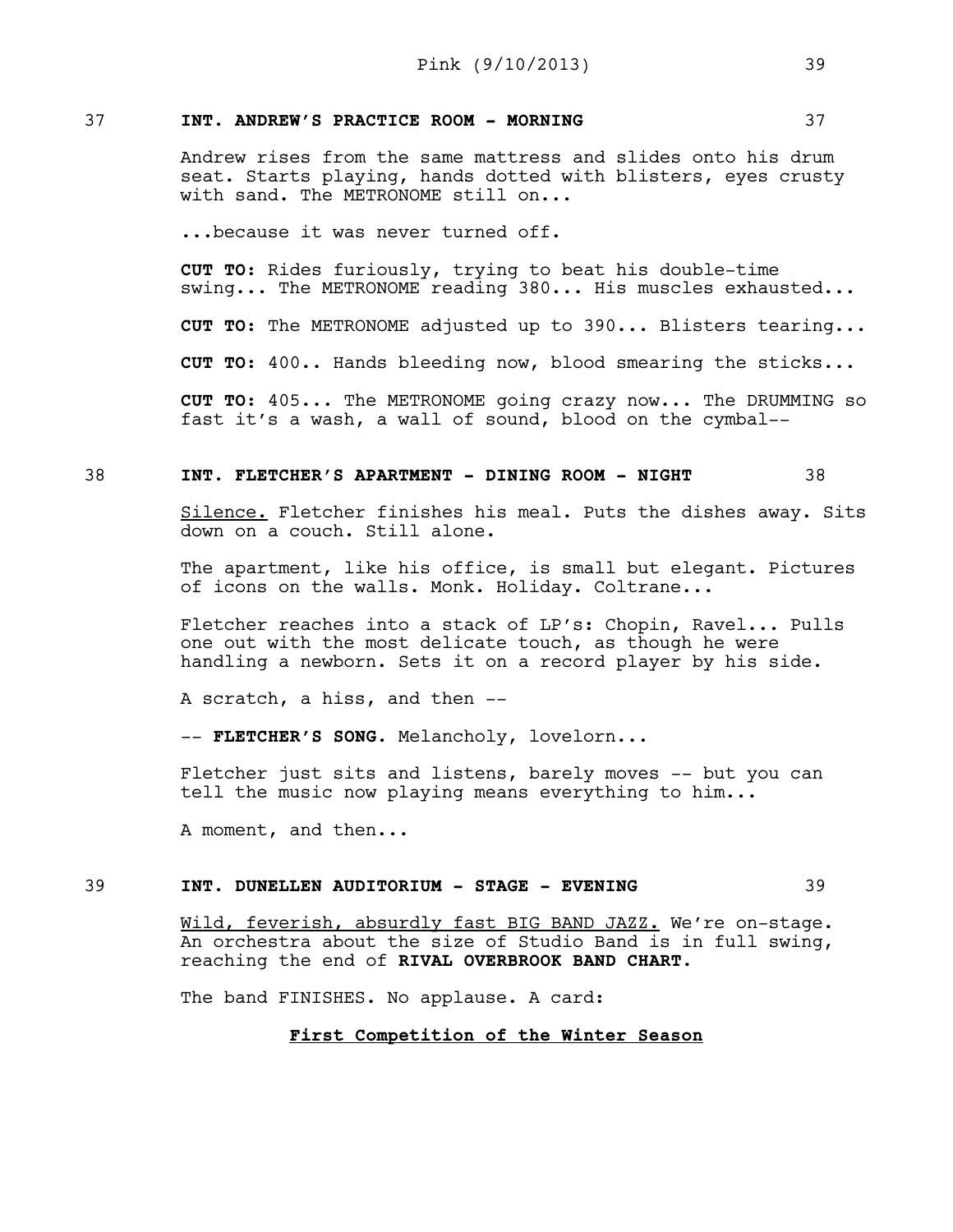37 **INT. ANDREW'S PRACTICE ROOM - MORNING** 37

Andrew rises from the same mattress and slides onto his drum seat. Starts playing, hands dotted with blisters, eyes crusty with sand. The METRONOME still on...

...because it was never turned off.

**CUT TO:** Rides furiously, trying to beat his double-time swing... The METRONOME reading 380... His muscles exhausted...

**CUT TO:** The METRONOME adjusted up to 390... Blisters tearing...

**CUT TO:** 400.. Hands bleeding now, blood smearing the sticks...

**CUT TO:** 405... The METRONOME going crazy now... The DRUMMING so fast it's a wash, a wall of sound, blood on the cymbal--

38 **INT. FLETCHER'S APARTMENT - DINING ROOM - NIGHT** 38

<u>Silence.</u> Fletcher finishes his meal. Puts the dishes away. Sits down on a couch. Still alone.

The apartment, like his office, is small but elegant. Pictures of icons on the walls. Monk. Holiday. Coltrane...

Fletcher reaches into a stack of LP's: Chopin, Ravel... Pulls one out with the most delicate touch, as though he were handling a newborn. Sets it on a record player by his side.

A scratch, a hiss, and then --

-- **FLETCHER'S SONG.** Melancholy, lovelorn...

Fletcher just sits and listens, barely moves -- but you can tell the music now playing means everything to him...

A moment, and then...

39 **INT. DUNELLEN AUDITORIUM - STAGE - EVENING** 39

<u>Wild, feverish, absurdly fast BIG BAND JAZZ.</u> We're on-stage. An orchestra about the size of Studio Band is in full swing, reaching the end of **RIVAL OVERBROOK BAND CHART.**

The band FINISHES. No applause. A card:

**<u>First Competition of the Winter Season</u>**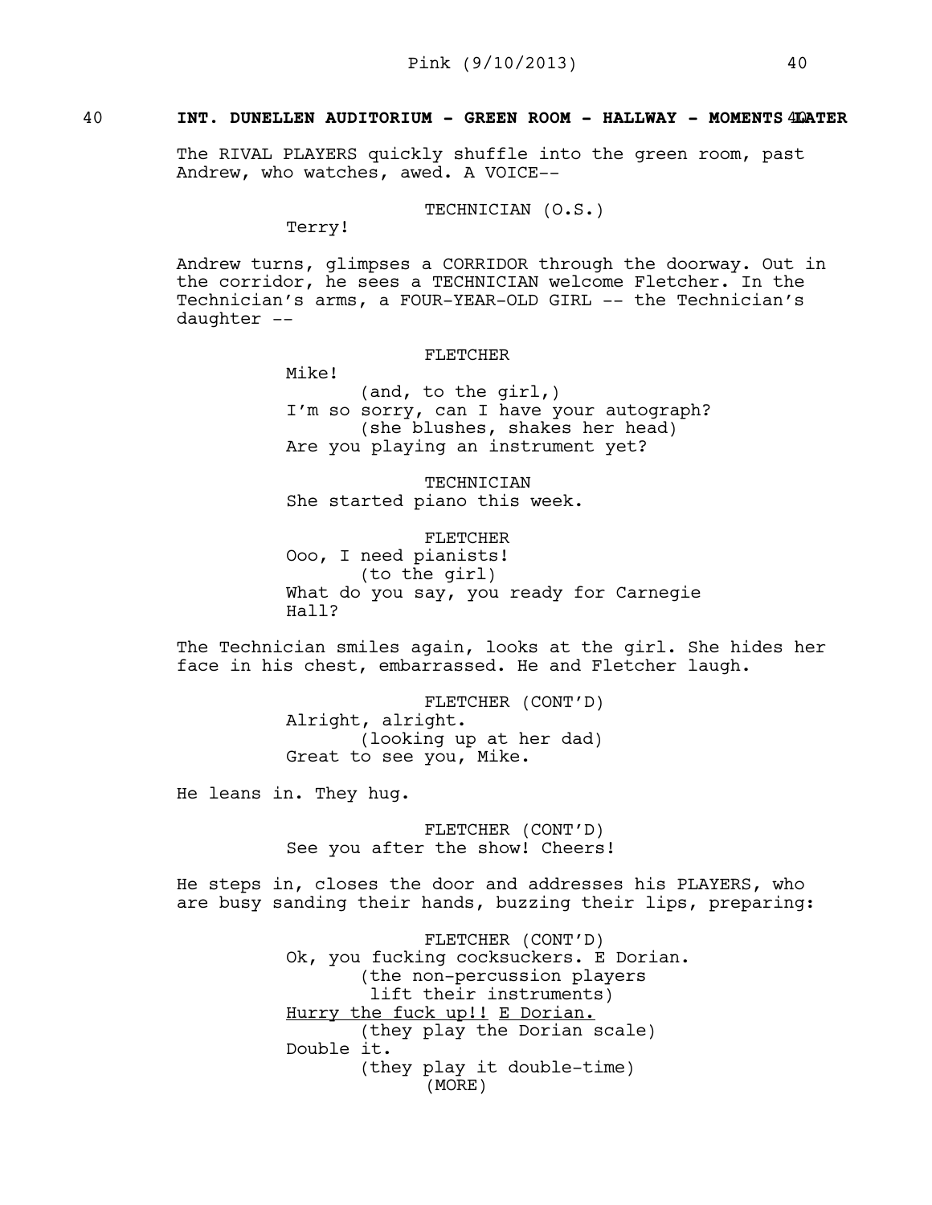40 **INT. DUNELLEN AUDITORIUM - GREEN ROOM - HALLWAY - MOMENTS LATER** 40

The RIVAL PLAYERS quickly shuffle into the green room, past Andrew, who watches, awed. A VOICE--

TECHNICIAN (O.S.)
Terry!

Andrew turns, glimpses a CORRIDOR through the doorway. Out in the corridor, he sees a TECHNICIAN welcome Fletcher. In the Technician's arms, a FOUR-YEAR-OLD GIRL -- the Technician's daughter --

FLETCHER
Mike!
(and, to the girl,)
I'm so sorry, can I have your autograph?
(she blushes, shakes her head)
Are you playing an instrument yet?

TECHNICIAN
She started piano this week.

FLETCHER
Ooo, I need pianists!
(to the girl)
What do you say, you ready for Carnegie Hall?

The Technician smiles again, looks at the girl. She hides her face in his chest, embarrassed. He and Fletcher laugh.

FLETCHER (CONT'D)
Alright, alright.
(looking up at her dad)
Great to see you, Mike.

He leans in. They hug.

FLETCHER (CONT'D)
See you after the show! Cheers!

He steps in, closes the door and addresses his PLAYERS, who are busy sanding their hands, buzzing their lips, preparing:

FLETCHER (CONT'D)
Ok, you fucking cocksuckers. E Dorian.
(the non-percussion players lift their instruments)
<u>Hurry the fuck up!!</u> <u>E Dorian.</u>
(they play the Dorian scale)
Double it.
(they play it double-time)
(MORE)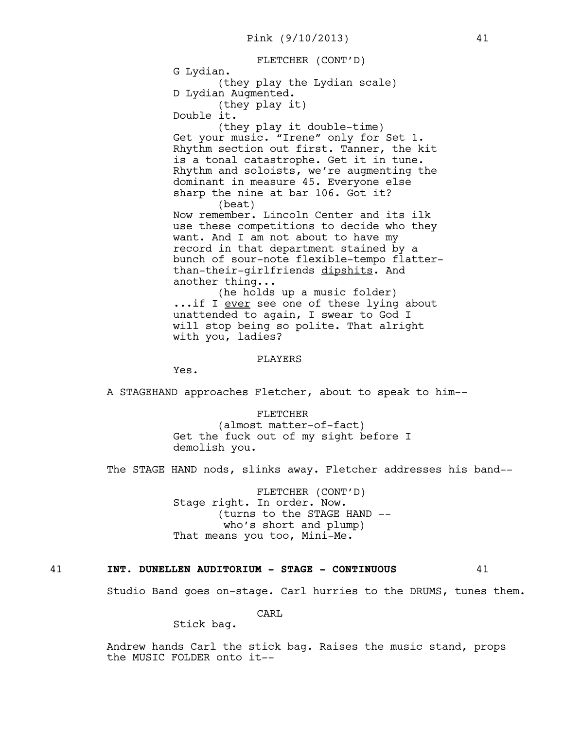FLETCHER (CONT'D)
G Lydian.
(they play the Lydian scale)
D Lydian Augmented.
(they play it)
Double it.
(they play it double-time)
Get your music. "Irene" only for Set 1. Rhythm section out first. Tanner, the kit is a tonal catastrophe. Get it in tune. Rhythm and soloists, we're augmenting the dominant in measure 45. Everyone else sharp the nine at bar 106. Got it?
(beat)
Now remember. Lincoln Center and its ilk use these competitions to decide who they want. And I am not about to have my record in that department stained by a bunch of sour-note flexible-tempo flatter-than-their-girlfriends <u>dipshits</u>. And another thing...
(he holds up a music folder)
...if I <u>ever</u> see one of these lying about unattended to again, I swear to God I will stop being so polite. That alright with you, ladies?

PLAYERS
Yes.

A STAGEHAND approaches Fletcher, about to speak to him--

FLETCHER
(almost matter-of-fact)
Get the fuck out of my sight before I demolish you.

The STAGE HAND nods, slinks away. Fletcher addresses his band--

FLETCHER (CONT'D)
Stage right. In order. Now.
(turns to the STAGE HAND -- who's short and plump)
That means you too, Mini-Me.

**41 INT. DUNELLEN AUDITORIUM - STAGE - CONTINUOUS 41**

Studio Band goes on-stage. Carl hurries to the DRUMS, tunes them.

CARL
Stick bag.

Andrew hands Carl the stick bag. Raises the music stand, props the MUSIC FOLDER onto it--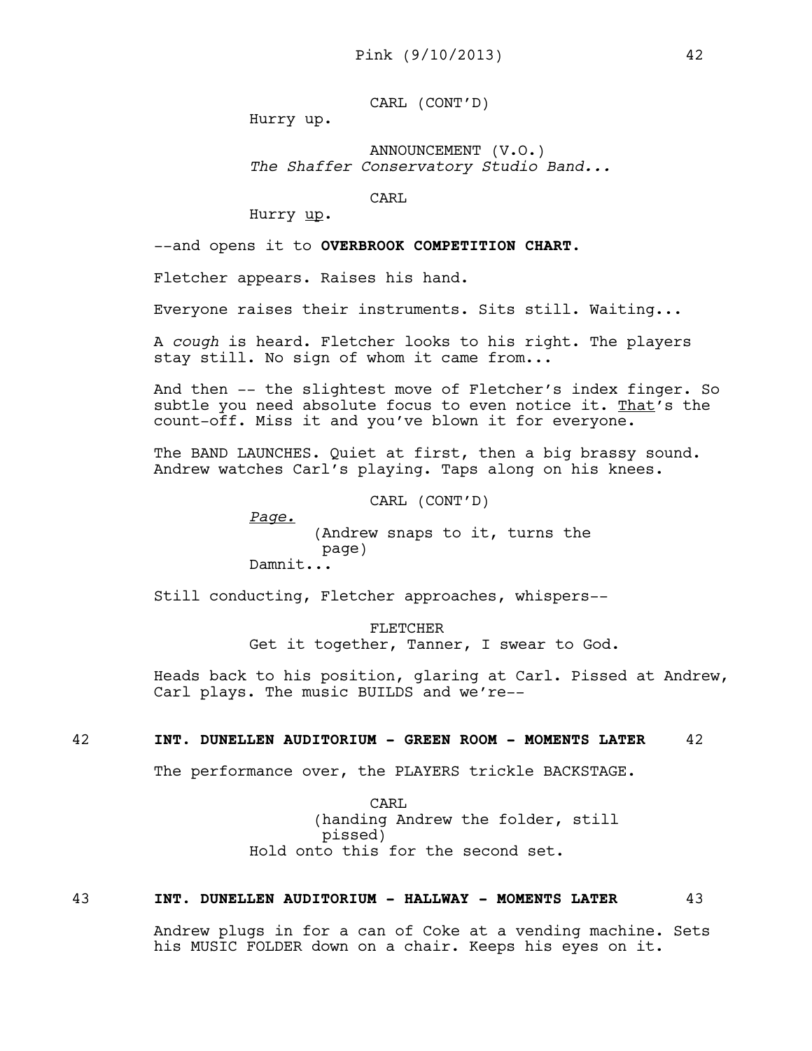CARL (CONT'D)

Hurry up.

ANNOUNCEMENT (V.O.)

*The Shaffer Conservatory Studio Band...*

CARL

Hurry up.

--and opens it to **OVERBROOK COMPETITION CHART.**

Fletcher appears. Raises his hand.

Everyone raises their instruments. Sits still. Waiting...

A *cough* is heard. Fletcher looks to his right. The players stay still. No sign of whom it came from...

And then -- the slightest move of Fletcher's index finger. So subtle you need absolute focus to even notice it. That's the count-off. Miss it and you've blown it for everyone.

The BAND LAUNCHES. Quiet at first, then a big brassy sound. Andrew watches Carl's playing. Taps along on his knees.

CARL (CONT'D)

*Page.*

(Andrew snaps to it, turns the page)

Damnit...

Still conducting, Fletcher approaches, whispers--

FLETCHER

Get it together, Tanner, I swear to God.

Heads back to his position, glaring at Carl. Pissed at Andrew, Carl plays. The music BUILDS and we're--

## 42 INT. DUNELLEN AUDITORIUM - GREEN ROOM - MOMENTS LATER 42

The performance over, the PLAYERS trickle BACKSTAGE.

CARL

(handing Andrew the folder, still pissed)

Hold onto this for the second set.

## 43 INT. DUNELLEN AUDITORIUM - HALLWAY - MOMENTS LATER 43

Andrew plugs in for a can of Coke at a vending machine. Sets his MUSIC FOLDER down on a chair. Keeps his eyes on it.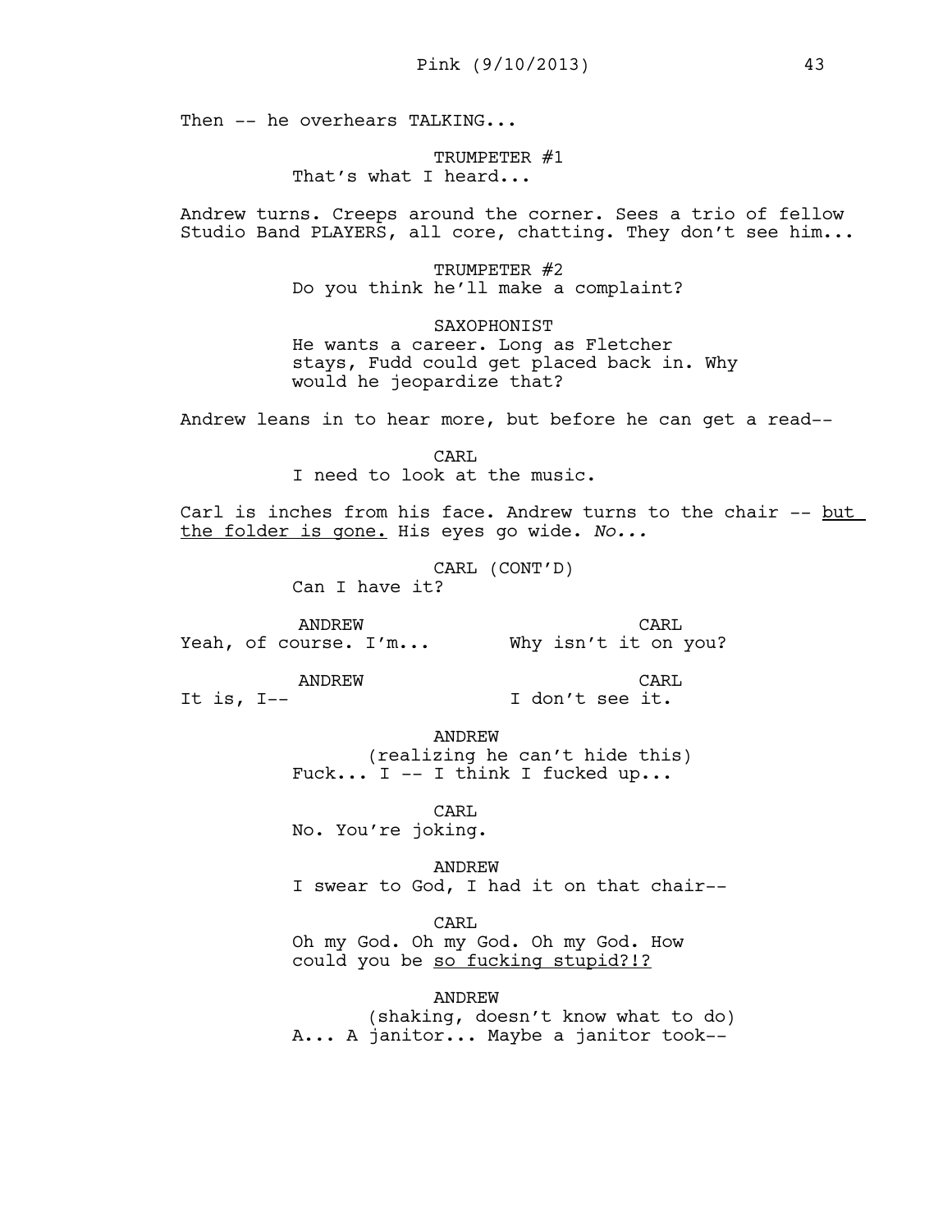Then -- he overhears TALKING...

TRUMPETER #1
That's what I heard...

Andrew turns. Creeps around the corner. Sees a trio of fellow Studio Band PLAYERS, all core, chatting. They don't see him...

TRUMPETER #2
Do you think he'll make a complaint?

SAXOPHONIST
He wants a career. Long as Fletcher stays, Fudd could get placed back in. Why would he jeopardize that?

Andrew leans in to hear more, but before he can get a read--

CARL
I need to look at the music.

Carl is inches from his face. Andrew turns to the chair -- <u>but the folder is gone.</u> His eyes go wide. *No...*

CARL (CONT'D)
Can I have it?

ANDREW
Yeah, of course. I'm...

CARL
Why isn't it on you?

ANDREW
It is, I--

CARL
I don't see it.

ANDREW
(realizing he can't hide this)
Fuck... I -- I think I fucked up...

CARL
No. You're joking.

ANDREW
I swear to God, I had it on that chair--

CARL
Oh my God. Oh my God. Oh my God. How could you be <u>so fucking stupid?!?</u>

ANDREW
(shaking, doesn't know what to do)
A... A janitor... Maybe a janitor took--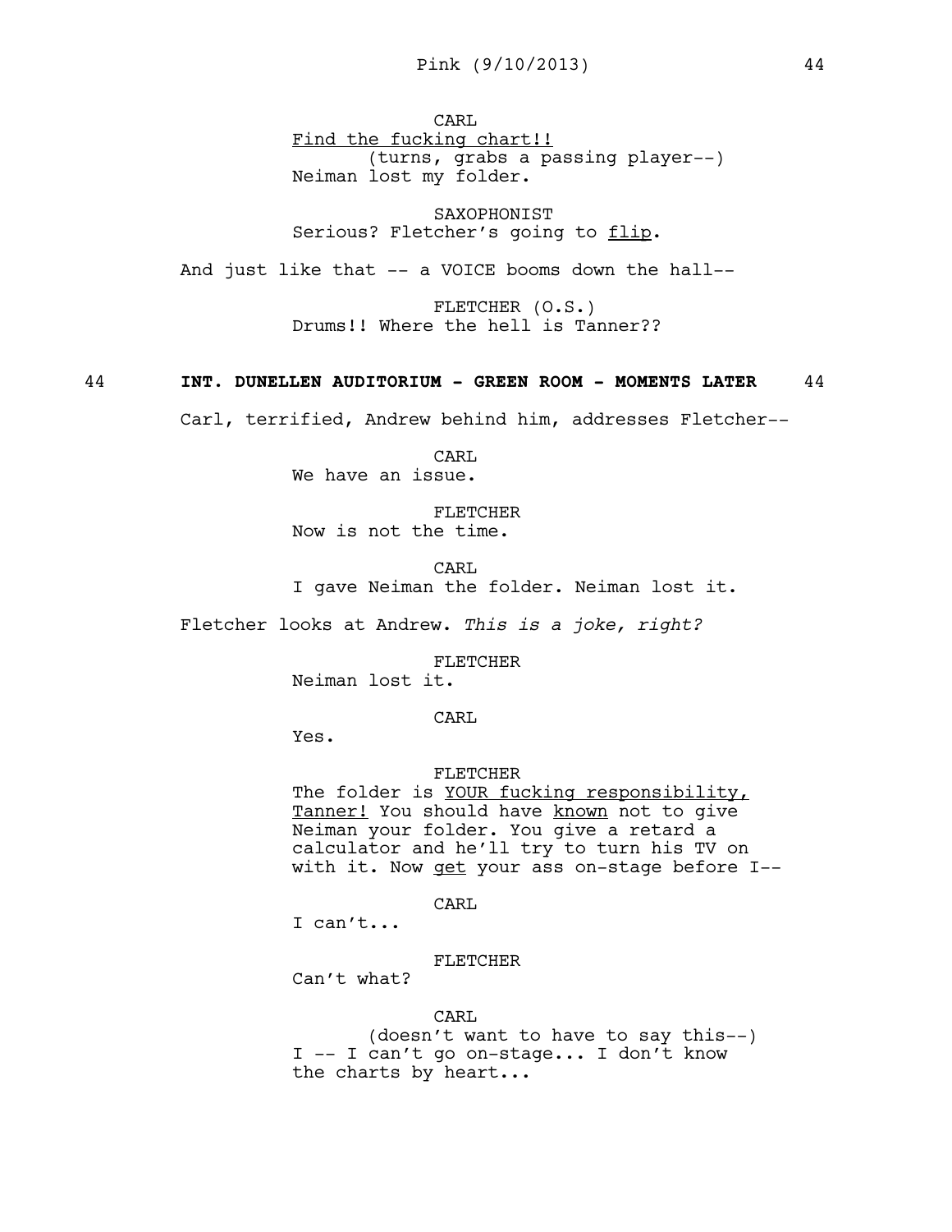CARL
<u>Find the fucking chart!!</u>
(turns, grabs a passing player--)
Neiman lost my folder.

SAXOPHONIST
Serious? Fletcher's going to <u>flip</u>.

And just like that -- a VOICE booms down the hall--

FLETCHER (O.S.)
Drums!! Where the hell is Tanner??

**44 INT. DUNELLEN AUDITORIUM - GREEN ROOM - MOMENTS LATER 44**

Carl, terrified, Andrew behind him, addresses Fletcher--

CARL
We have an issue.

FLETCHER
Now is not the time.

CARL
I gave Neiman the folder. Neiman lost it.

Fletcher looks at Andrew. *This is a joke, right?*

FLETCHER
Neiman lost it.

CARL
Yes.

FLETCHER
The folder is <u>YOUR fucking responsibility, Tanner!</u> You should have <u>known</u> not to give Neiman your folder. You give a retard a calculator and he'll try to turn his TV on with it. Now <u>get</u> your ass on-stage before I--

CARL
I can't...

FLETCHER
Can't what?

CARL
(doesn't want to have to say this--)
I -- I can't go on-stage... I don't know the charts by heart...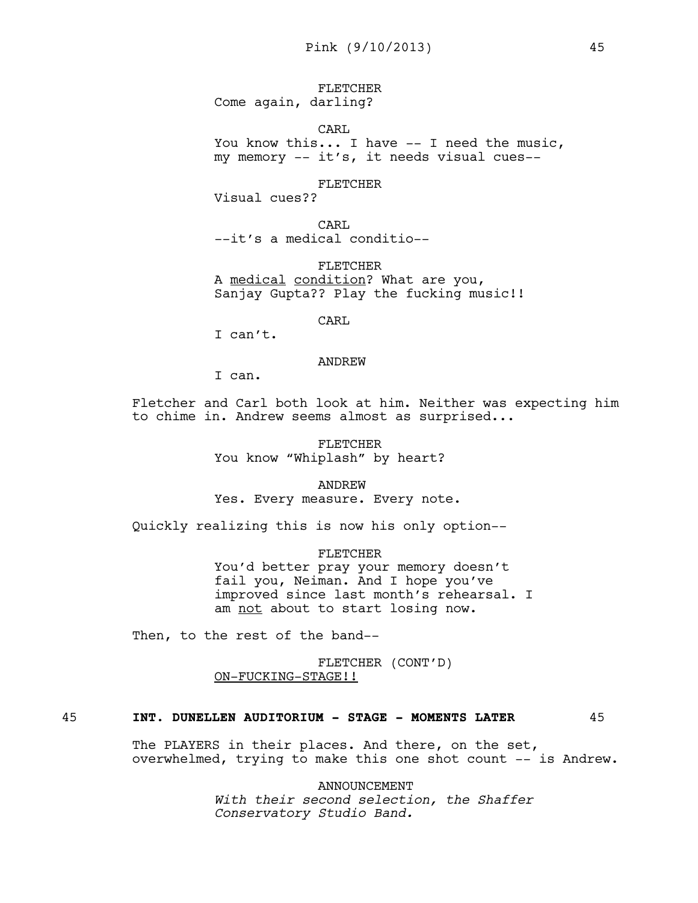FLETCHER
Come again, darling?

CARL
You know this... I have -- I need the music, my memory -- it's, it needs visual cues--

FLETCHER
Visual cues??

CARL
--it's a medical conditio--

FLETCHER
A medical condition? What are you, Sanjay Gupta?? Play the fucking music!!

CARL
I can't.

ANDREW
I can.

Fletcher and Carl both look at him. Neither was expecting him to chime in. Andrew seems almost as surprised...

FLETCHER
You know "Whiplash" by heart?

ANDREW
Yes. Every measure. Every note.

Quickly realizing this is now his only option--

FLETCHER
You'd better pray your memory doesn't fail you, Neiman. And I hope you've improved since last month's rehearsal. I am not about to start losing now.

Then, to the rest of the band--

FLETCHER (CONT'D)
ON-FUCKING-STAGE!!

45 **INT. DUNELLEN AUDITORIUM - STAGE - MOMENTS LATER** 45

The PLAYERS in their places. And there, on the set, overwhelmed, trying to make this one shot count -- is Andrew.

ANNOUNCEMENT
*With their second selection, the Shaffer Conservatory Studio Band.*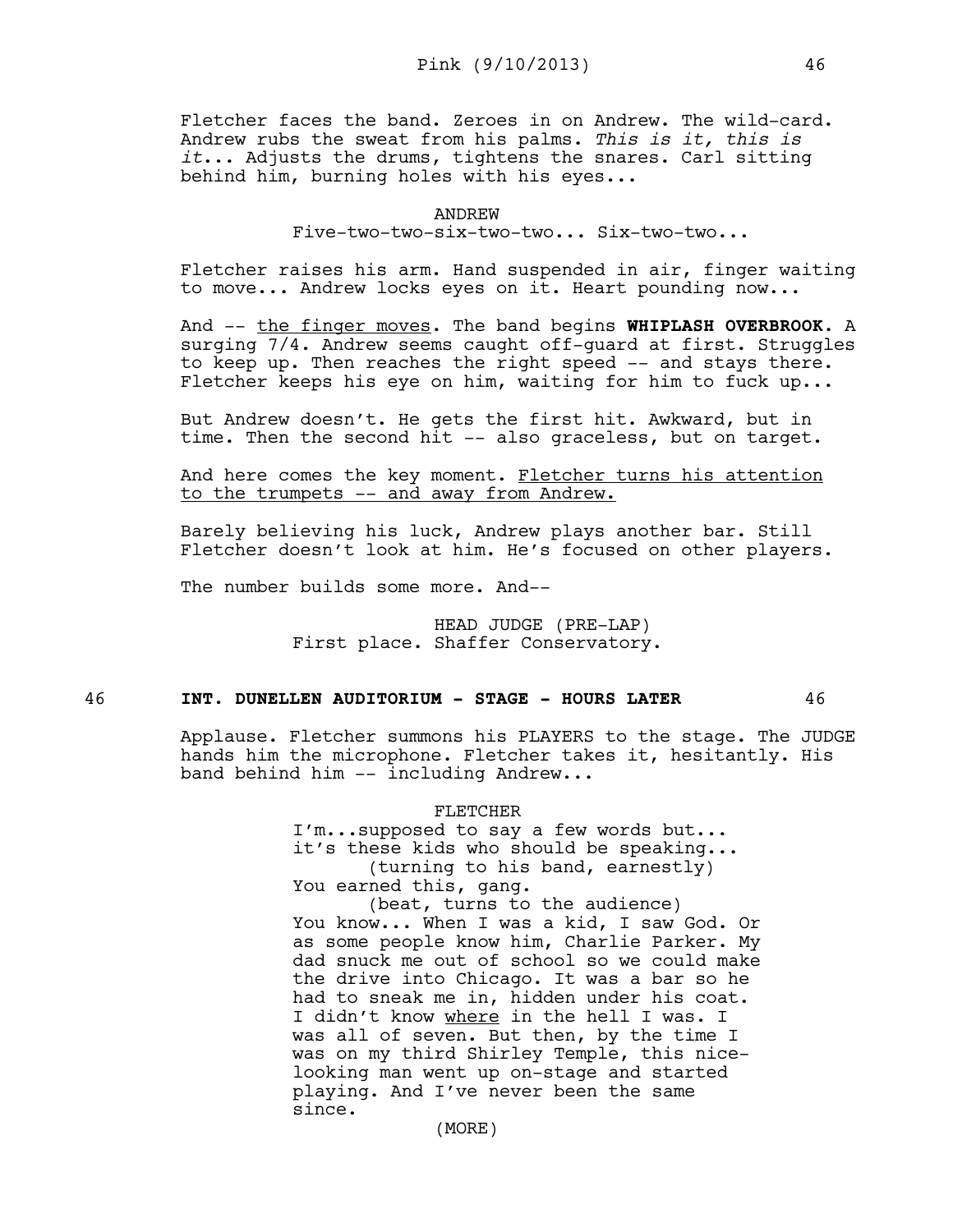Fletcher faces the band. Zeroes in on Andrew. The wild-card. Andrew rubs the sweat from his palms. *This is it, this is it*... Adjusts the drums, tightens the snares. Carl sitting behind him, burning holes with his eyes...

ANDREW
Five-two-two-six-two-two... Six-two-two...

Fletcher raises his arm. Hand suspended in air, finger waiting to move... Andrew locks eyes on it. Heart pounding now...

And -- <u>the finger moves</u>. The band begins **WHIPLASH OVERBROOK.** A surging 7/4. Andrew seems caught off-guard at first. Struggles to keep up. Then reaches the right speed -- and stays there. Fletcher keeps his eye on him, waiting for him to fuck up...

But Andrew doesn't. He gets the first hit. Awkward, but in time. Then the second hit -- also graceless, but on target.

And here comes the key moment. <u>Fletcher turns his attention to the trumpets -- and away from Andrew.</u>

Barely believing his luck, Andrew plays another bar. Still Fletcher doesn't look at him. He's focused on other players.

The number builds some more. And--

HEAD JUDGE (PRE-LAP)
First place. Shaffer Conservatory.

46 **INT. DUNELLEN AUDITORIUM - STAGE - HOURS LATER** 46

Applause. Fletcher summons his PLAYERS to the stage. The JUDGE hands him the microphone. Fletcher takes it, hesitantly. His band behind him -- including Andrew...

FLETCHER
I'm...supposed to say a few words but... it's these kids who should be speaking...
(turning to his band, earnestly)
You earned this, gang.
(beat, turns to the audience)
You know... When I was a kid, I saw God. Or as some people know him, Charlie Parker. My dad snuck me out of school so we could make the drive into Chicago. It was a bar so he had to sneak me in, hidden under his coat. I didn't know <u>where</u> in the hell I was. I was all of seven. But then, by the time I was on my third Shirley Temple, this nice-looking man went up on-stage and started playing. And I've never been the same since.
(MORE)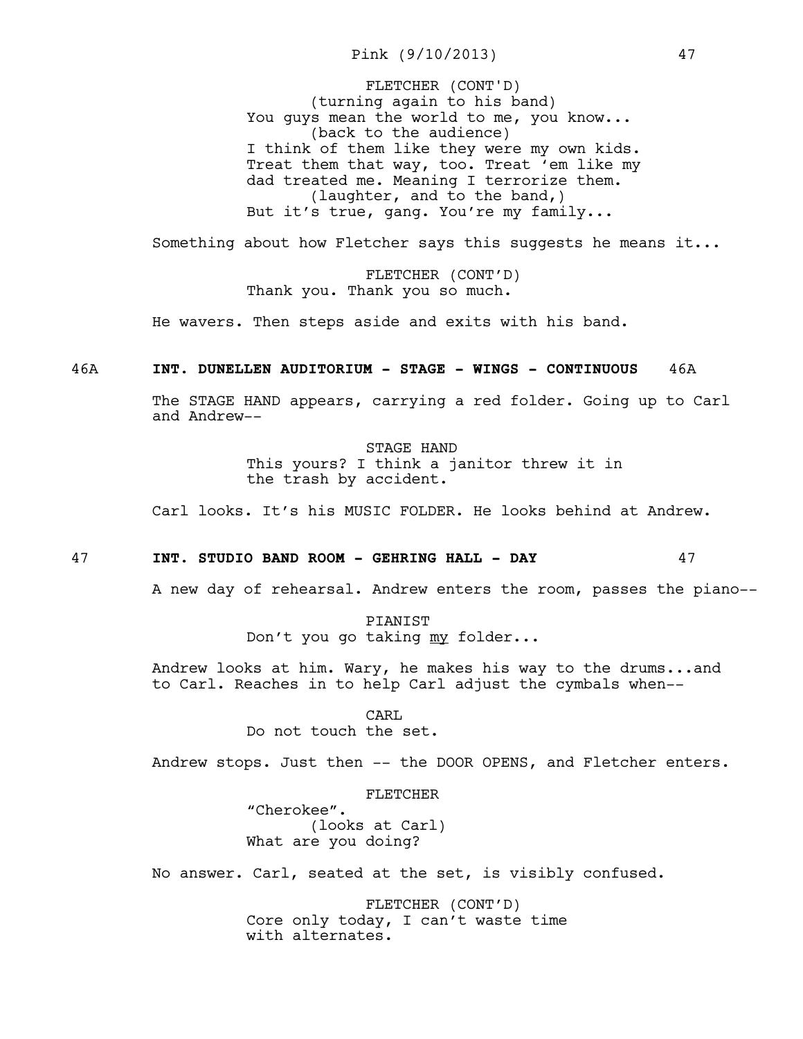FLETCHER (CONT'D)
(turning again to his band)
You guys mean the world to me, you know...
(back to the audience)
I think of them like they were my own kids.
Treat them that way, too. Treat 'em like my
dad treated me. Meaning I terrorize them.
(laughter, and to the band,)
But it's true, gang. You're my family...

Something about how Fletcher says this suggests he means it...

FLETCHER (CONT'D)
Thank you. Thank you so much.

He wavers. Then steps aside and exits with his band.

46A **INT. DUNELLEN AUDITORIUM - STAGE - WINGS - CONTINUOUS** 46A

The STAGE HAND appears, carrying a red folder. Going up to Carl and Andrew--

STAGE HAND
This yours? I think a janitor threw it in
the trash by accident.

Carl looks. It's his MUSIC FOLDER. He looks behind at Andrew.

47 **INT. STUDIO BAND ROOM - GEHRING HALL - DAY** 47

A new day of rehearsal. Andrew enters the room, passes the piano--

PIANIST
Don't you go taking _my_ folder...

Andrew looks at him. Wary, he makes his way to the drums...and to Carl. Reaches in to help Carl adjust the cymbals when--

CARL
Do not touch the set.

Andrew stops. Just then -- the DOOR OPENS, and Fletcher enters.

FLETCHER
"Cherokee".
(looks at Carl)
What are you doing?

No answer. Carl, seated at the set, is visibly confused.

FLETCHER (CONT'D)
Core only today, I can't waste time
with alternates.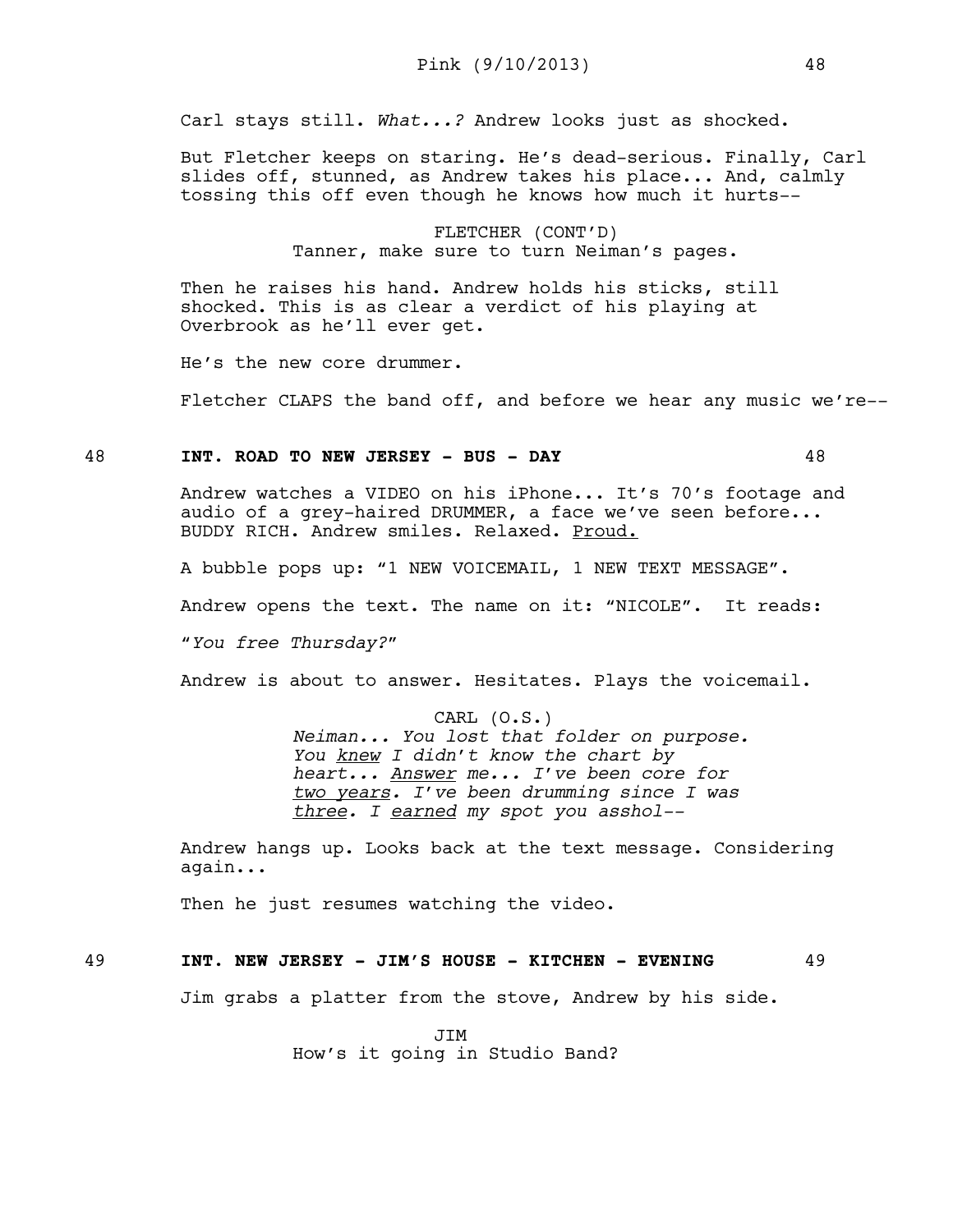Carl stays still. *What...?* Andrew looks just as shocked.

But Fletcher keeps on staring. He's dead-serious. Finally, Carl slides off, stunned, as Andrew takes his place... And, calmly tossing this off even though he knows how much it hurts--

FLETCHER (CONT'D)
Tanner, make sure to turn Neiman's pages.

Then he raises his hand. Andrew holds his sticks, still shocked. This is as clear a verdict of his playing at Overbrook as he'll ever get.

He's the new core drummer.

Fletcher CLAPS the band off, and before we hear any music we're--

**48 INT. ROAD TO NEW JERSEY - BUS - DAY 48**

Andrew watches a VIDEO on his iPhone... It's 70's footage and audio of a grey-haired DRUMMER, a face we've seen before... BUDDY RICH. Andrew smiles. Relaxed. <u>Proud.</u>

A bubble pops up: "1 NEW VOICEMAIL, 1 NEW TEXT MESSAGE".

Andrew opens the text. The name on it: "NICOLE". It reads:

"*You free Thursday?*"

Andrew is about to answer. Hesitates. Plays the voicemail.

CARL (O.S.)
*Neiman... You lost that folder on purpose. You <u>knew</u> I didn't know the chart by heart... <u>Answer</u> me... I've been core for <u>two years</u>. I've been drumming since I was <u>three</u>. I <u>earned</u> my spot you asshol--*

Andrew hangs up. Looks back at the text message. Considering again...

Then he just resumes watching the video.

**49 INT. NEW JERSEY - JIM'S HOUSE - KITCHEN - EVENING 49**

Jim grabs a platter from the stove, Andrew by his side.

JIM
How's it going in Studio Band?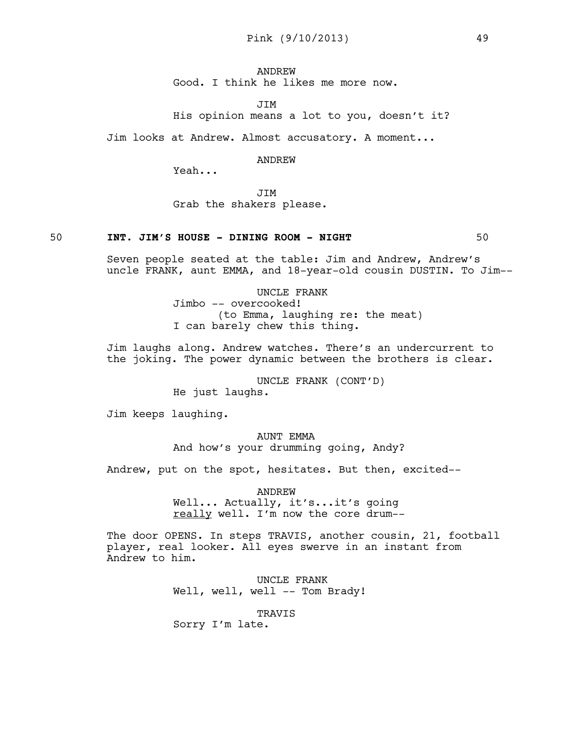ANDREW
Good. I think he likes me more now.

JIM
His opinion means a lot to you, doesn't it?

Jim looks at Andrew. Almost accusatory. A moment...

ANDREW
Yeah...

JIM
Grab the shakers please.

**50 INT. JIM'S HOUSE - DINING ROOM - NIGHT 50**

Seven people seated at the table: Jim and Andrew, Andrew's uncle FRANK, aunt EMMA, and 18-year-old cousin DUSTIN. To Jim--

UNCLE FRANK
Jimbo -- overcooked!
(to Emma, laughing re: the meat)
I can barely chew this thing.

Jim laughs along. Andrew watches. There's an undercurrent to the joking. The power dynamic between the brothers is clear.

UNCLE FRANK (CONT'D)
He just laughs.

Jim keeps laughing.

AUNT EMMA
And how's your drumming going, Andy?

Andrew, put on the spot, hesitates. But then, excited--

ANDREW
Well... Actually, it's...it's going <u>really</u> well. I'm now the core drum--

The door OPENS. In steps TRAVIS, another cousin, 21, football player, real looker. All eyes swerve in an instant from Andrew to him.

UNCLE FRANK
Well, well, well -- Tom Brady!

TRAVIS
Sorry I'm late.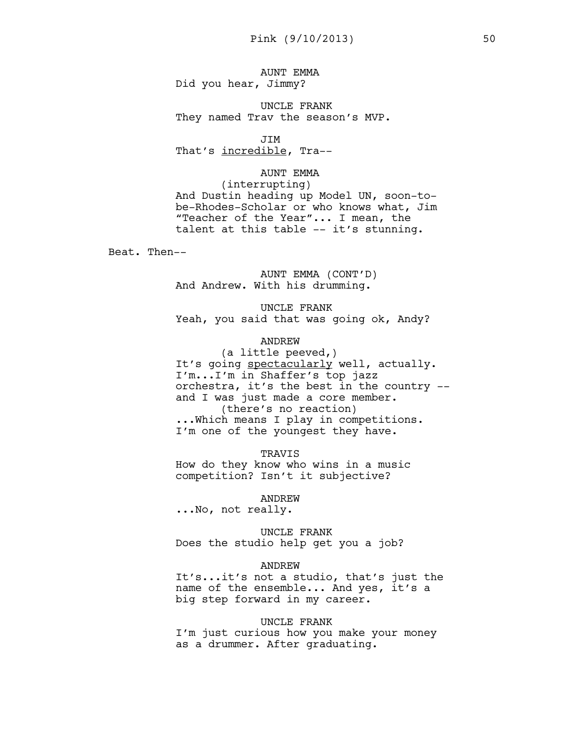AUNT EMMA
Did you hear, Jimmy?

UNCLE FRANK
They named Trav the season's MVP.

JIM
That's incredible, Tra--

AUNT EMMA
(interrupting)
And Dustin heading up Model UN, soon-to-be-Rhodes-Scholar or who knows what, Jim "Teacher of the Year"... I mean, the talent at this table -- it's stunning.

Beat. Then--

AUNT EMMA (CONT'D)
And Andrew. With his drumming.

UNCLE FRANK
Yeah, you said that was going ok, Andy?

ANDREW
(a little peeved,)
It's going spectacularly well, actually. I'm...I'm in Shaffer's top jazz orchestra, it's the best in the country -- and I was just made a core member.
(there's no reaction)
...Which means I play in competitions. I'm one of the youngest they have.

TRAVIS
How do they know who wins in a music competition? Isn't it subjective?

ANDREW
...No, not really.

UNCLE FRANK
Does the studio help get you a job?

ANDREW
It's...it's not a studio, that's just the name of the ensemble... And yes, it's a big step forward in my career.

UNCLE FRANK
I'm just curious how you make your money as a drummer. After graduating.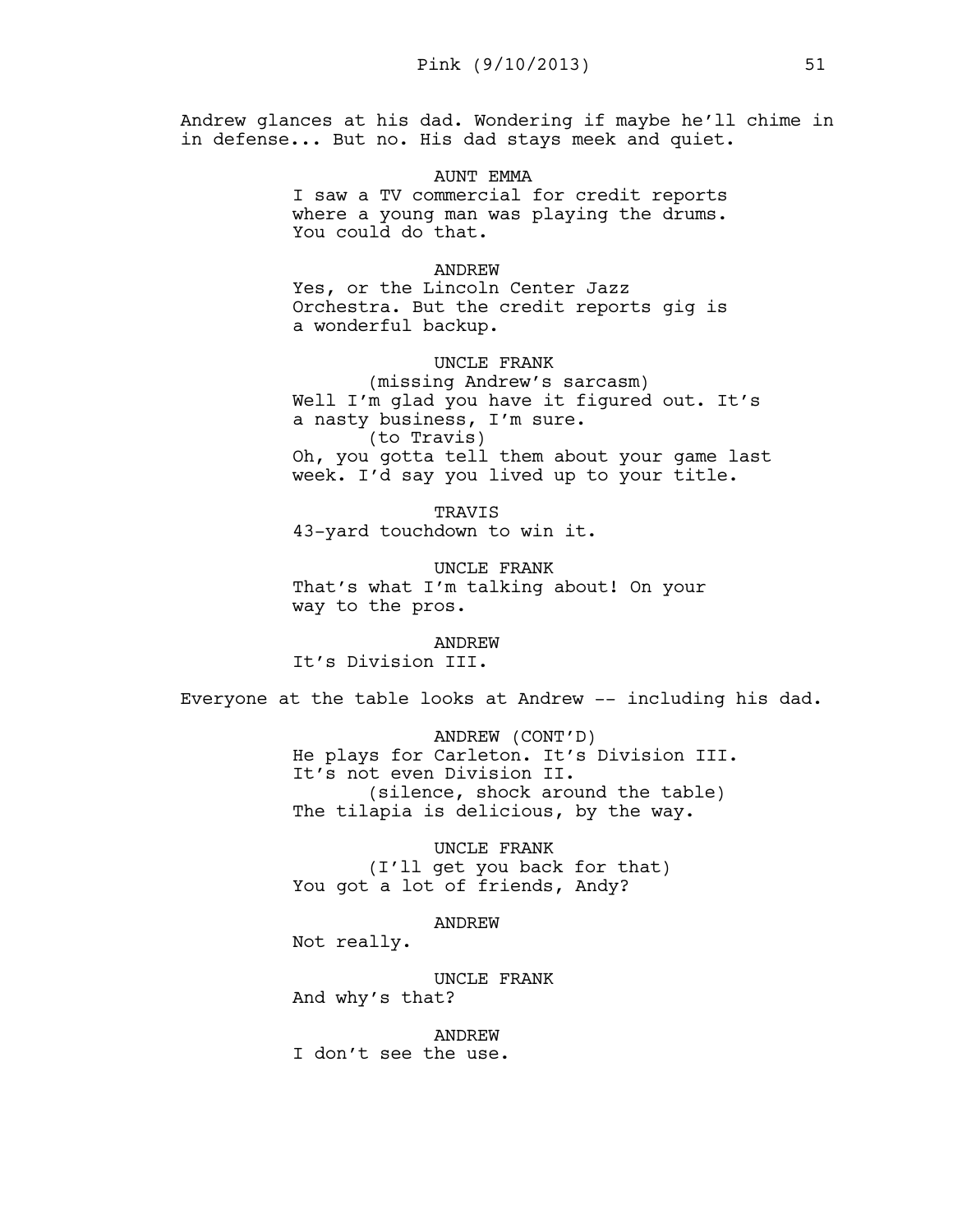Andrew glances at his dad. Wondering if maybe he'll chime in in defense... But no. His dad stays meek and quiet.

AUNT EMMA
I saw a TV commercial for credit reports where a young man was playing the drums. You could do that.

ANDREW
Yes, or the Lincoln Center Jazz Orchestra. But the credit reports gig is a wonderful backup.

UNCLE FRANK
(missing Andrew's sarcasm)
Well I'm glad you have it figured out. It's a nasty business, I'm sure.
(to Travis)
Oh, you gotta tell them about your game last week. I'd say you lived up to your title.

TRAVIS
43-yard touchdown to win it.

UNCLE FRANK
That's what I'm talking about! On your way to the pros.

ANDREW
It's Division III.

Everyone at the table looks at Andrew -- including his dad.

ANDREW (CONT'D)
He plays for Carleton. It's Division III. It's not even Division II.
(silence, shock around the table)
The tilapia is delicious, by the way.

UNCLE FRANK
(I'll get you back for that)
You got a lot of friends, Andy?

ANDREW
Not really.

UNCLE FRANK
And why's that?

ANDREW
I don't see the use.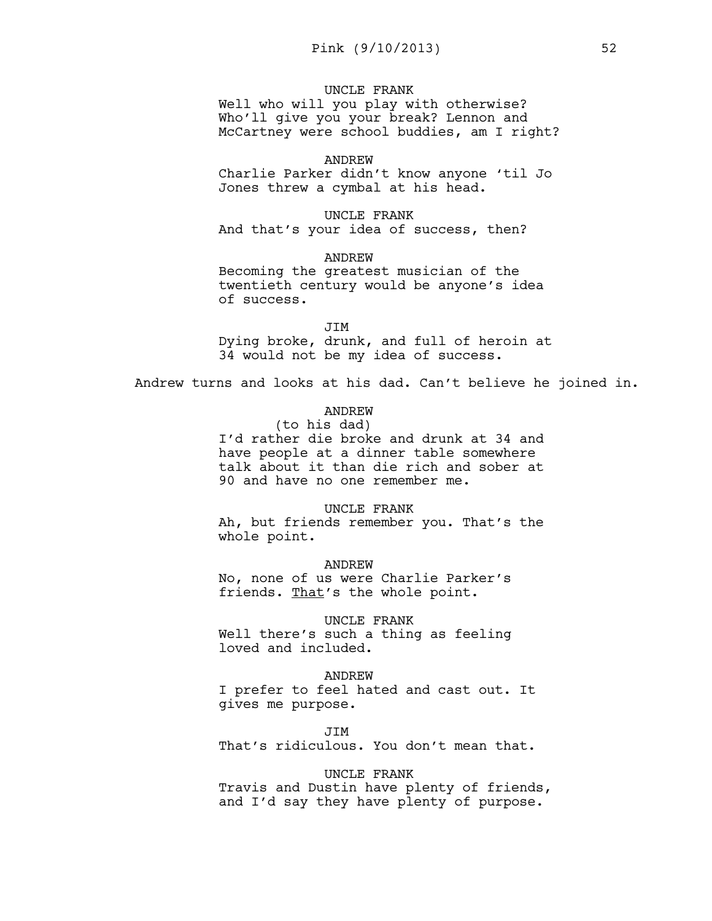UNCLE FRANK

Well who will you play with otherwise? Who'll give you your break? Lennon and McCartney were school buddies, am I right?

ANDREW

Charlie Parker didn't know anyone 'til Jo Jones threw a cymbal at his head.

UNCLE FRANK

And that's your idea of success, then?

ANDREW

Becoming the greatest musician of the twentieth century would be anyone's idea of success.

JIM

Dying broke, drunk, and full of heroin at 34 would not be my idea of success.

Andrew turns and looks at his dad. Can't believe he joined in.

ANDREW

(to his dad)

I'd rather die broke and drunk at 34 and have people at a dinner table somewhere talk about it than die rich and sober at 90 and have no one remember me.

UNCLE FRANK

Ah, but friends remember you. That's the whole point.

ANDREW

No, none of us were Charlie Parker's friends. <u>That</u>'s the whole point.

UNCLE FRANK

Well there's such a thing as feeling loved and included.

ANDREW

I prefer to feel hated and cast out. It gives me purpose.

JIM

That's ridiculous. You don't mean that.

UNCLE FRANK

Travis and Dustin have plenty of friends, and I'd say they have plenty of purpose.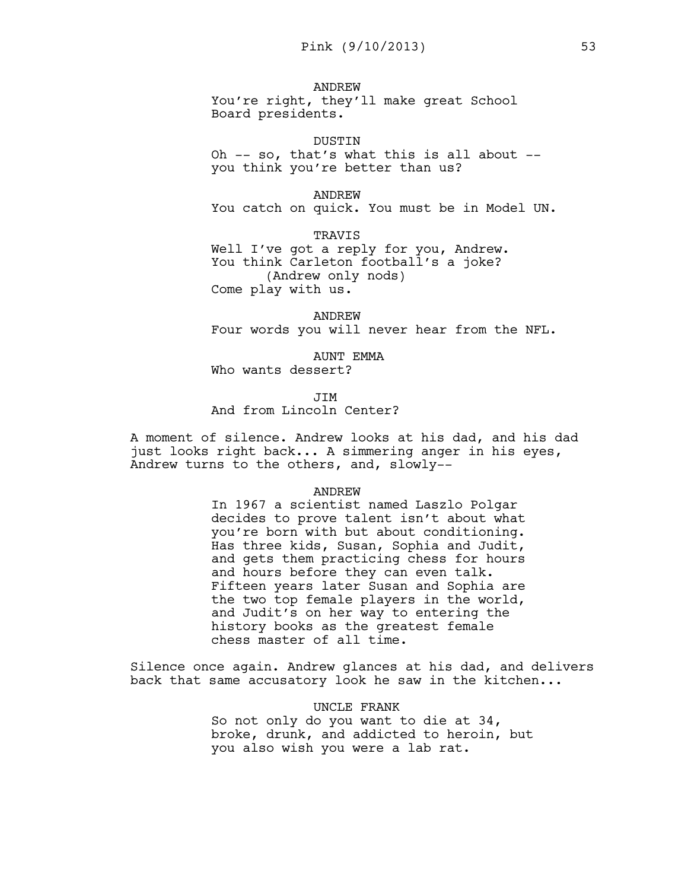ANDREW
You're right, they'll make great School Board presidents.

DUSTIN
Oh -- so, that's what this is all about -- you think you're better than us?

ANDREW
You catch on quick. You must be in Model UN.

TRAVIS
Well I've got a reply for you, Andrew. You think Carleton football's a joke?
(Andrew only nods)
Come play with us.

ANDREW
Four words you will never hear from the NFL.

AUNT EMMA
Who wants dessert?

JIM
And from Lincoln Center?

A moment of silence. Andrew looks at his dad, and his dad just looks right back... A simmering anger in his eyes, Andrew turns to the others, and, slowly--

ANDREW
In 1967 a scientist named Laszlo Polgar decides to prove talent isn't about what you're born with but about conditioning. Has three kids, Susan, Sophia and Judit, and gets them practicing chess for hours and hours before they can even talk. Fifteen years later Susan and Sophia are the two top female players in the world, and Judit's on her way to entering the history books as the greatest female chess master of all time.

Silence once again. Andrew glances at his dad, and delivers back that same accusatory look he saw in the kitchen...

UNCLE FRANK
So not only do you want to die at 34, broke, drunk, and addicted to heroin, but you also wish you were a lab rat.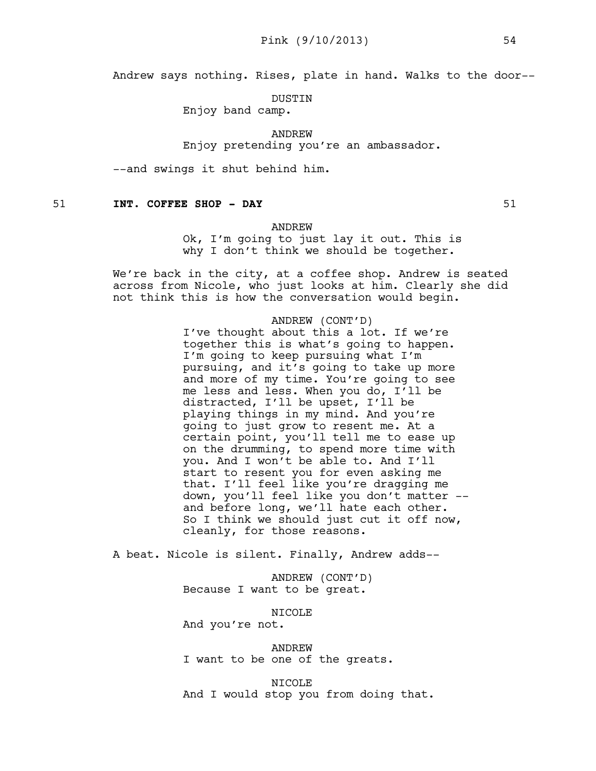Andrew says nothing. Rises, plate in hand. Walks to the door--

DUSTIN
Enjoy band camp.

ANDREW
Enjoy pretending you're an ambassador.

--and swings it shut behind him.

**51 INT. COFFEE SHOP - DAY 51**

ANDREW
Ok, I'm going to just lay it out. This is why I don't think we should be together.

We're back in the city, at a coffee shop. Andrew is seated across from Nicole, who just looks at him. Clearly she did not think this is how the conversation would begin.

ANDREW (CONT'D)
I've thought about this a lot. If we're together this is what's going to happen. I'm going to keep pursuing what I'm pursuing, and it's going to take up more and more of my time. You're going to see me less and less. When you do, I'll be distracted, I'll be upset, I'll be playing things in my mind. And you're going to just grow to resent me. At a certain point, you'll tell me to ease up on the drumming, to spend more time with you. And I won't be able to. And I'll start to resent you for even asking me that. I'll feel like you're dragging me down, you'll feel like you don't matter -- and before long, we'll hate each other. So I think we should just cut it off now, cleanly, for those reasons.

A beat. Nicole is silent. Finally, Andrew adds--

ANDREW (CONT'D)
Because I want to be great.

NICOLE
And you're not.

ANDREW
I want to be one of the greats.

NICOLE
And I would stop you from doing that.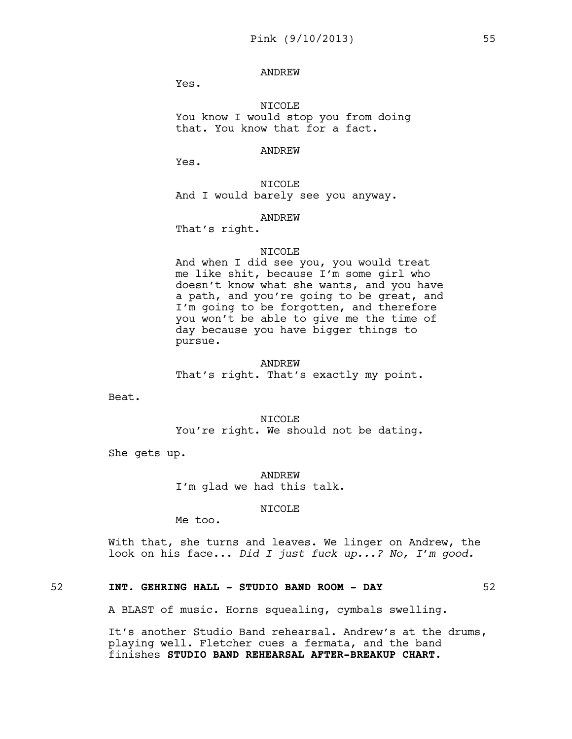ANDREW

Yes.

NICOLE

You know I would stop you from doing that. You know that for a fact.

ANDREW

Yes.

NICOLE

And I would barely see you anyway.

ANDREW

That's right.

NICOLE

And when I did see you, you would treat me like shit, because I'm some girl who doesn't know what she wants, and you have a path, and you're going to be great, and I'm going to be forgotten, and therefore you won't be able to give me the time of day because you have bigger things to pursue.

ANDREW

That's right. That's exactly my point.

Beat.

NICOLE

You're right. We should not be dating.

She gets up.

ANDREW

I'm glad we had this talk.

NICOLE

Me too.

With that, she turns and leaves. We linger on Andrew, the look on his face... *Did I just fuck up...? No, I'm good.*

**52 INT. GEHRING HALL - STUDIO BAND ROOM - DAY 52**

A BLAST of music. Horns squealing, cymbals swelling.

It's another Studio Band rehearsal. Andrew's at the drums, playing well. Fletcher cues a fermata, and the band finishes **STUDIO BAND REHEARSAL AFTER-BREAKUP CHART.**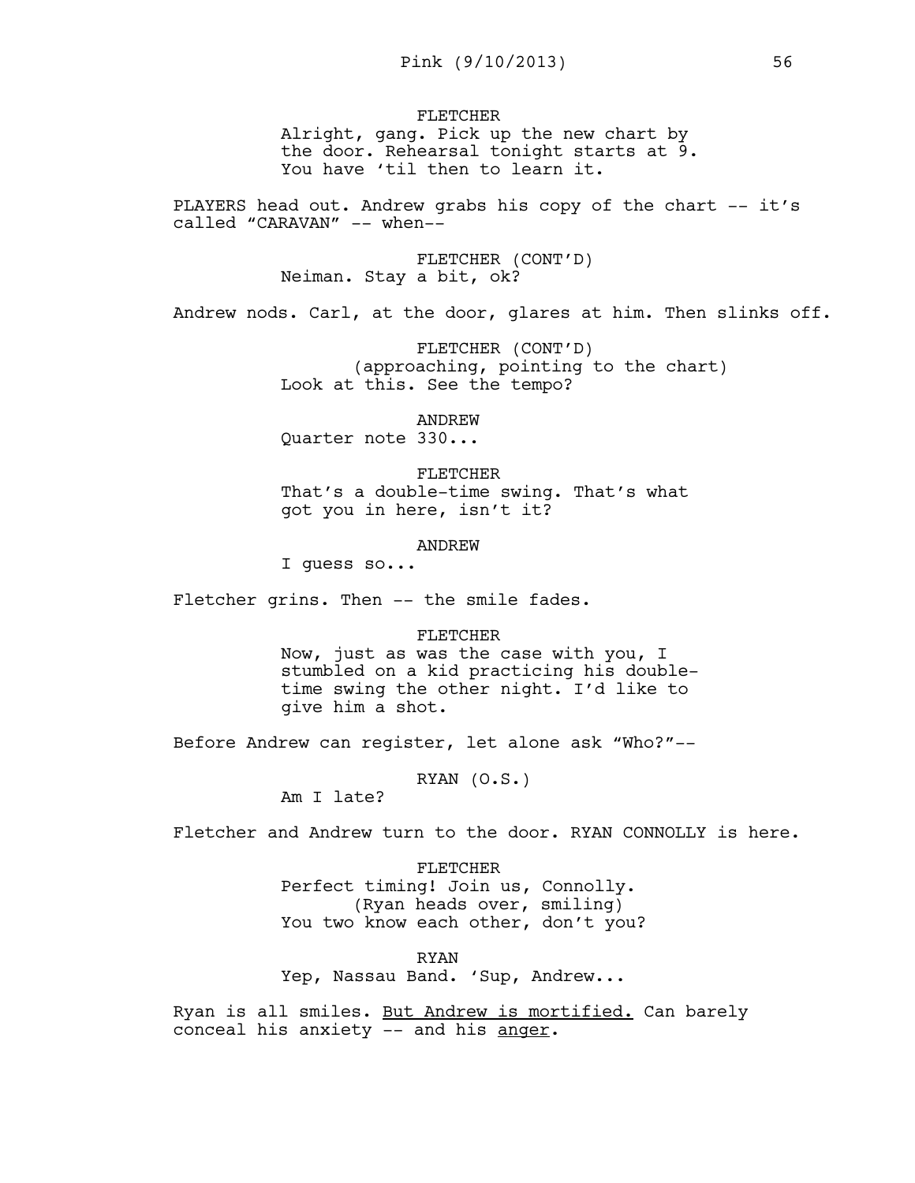FLETCHER
Alright, gang. Pick up the new chart by the door. Rehearsal tonight starts at 9. You have 'til then to learn it.

PLAYERS head out. Andrew grabs his copy of the chart -- it's called "CARAVAN" -- when--

FLETCHER (CONT'D)
Neiman. Stay a bit, ok?

Andrew nods. Carl, at the door, glares at him. Then slinks off.

FLETCHER (CONT'D)
(approaching, pointing to the chart)
Look at this. See the tempo?

ANDREW
Quarter note 330...

FLETCHER
That's a double-time swing. That's what got you in here, isn't it?

ANDREW
I guess so...

Fletcher grins. Then -- the smile fades.

FLETCHER
Now, just as was the case with you, I stumbled on a kid practicing his double-time swing the other night. I'd like to give him a shot.

Before Andrew can register, let alone ask "Who?"--

RYAN (O.S.)
Am I late?

Fletcher and Andrew turn to the door. RYAN CONNOLLY is here.

FLETCHER
Perfect timing! Join us, Connolly.
(Ryan heads over, smiling)
You two know each other, don't you?

RYAN
Yep, Nassau Band. 'Sup, Andrew...

Ryan is all smiles. <u>But Andrew is mortified.</u> Can barely conceal his anxiety -- and his <u>anger</u>.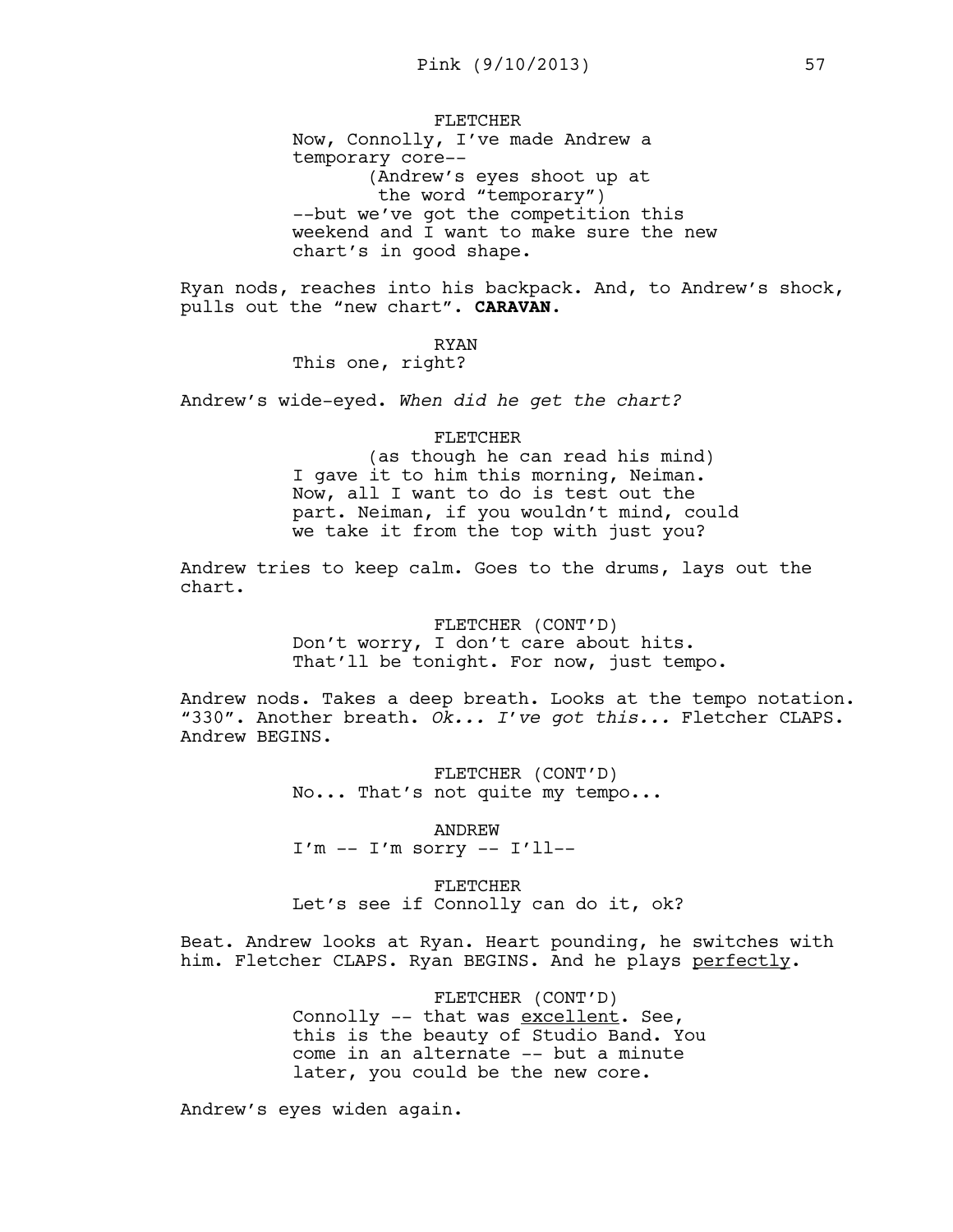FLETCHER

Now, Connolly, I've made Andrew a temporary core--

(Andrew's eyes shoot up at the word "temporary")

--but we've got the competition this weekend and I want to make sure the new chart's in good shape.

Ryan nods, reaches into his backpack. And, to Andrew's shock, pulls out the "new chart". **CARAVAN.**

RYAN

This one, right?

Andrew's wide-eyed. *When did he get the chart?*

FLETCHER

(as though he can read his mind)

I gave it to him this morning, Neiman. Now, all I want to do is test out the part. Neiman, if you wouldn't mind, could we take it from the top with just you?

Andrew tries to keep calm. Goes to the drums, lays out the chart.

FLETCHER (CONT'D)

Don't worry, I don't care about hits. That'll be tonight. For now, just tempo.

Andrew nods. Takes a deep breath. Looks at the tempo notation. "330". Another breath. *Ok... I've got this...* Fletcher CLAPS. Andrew BEGINS.

FLETCHER (CONT'D)

No... That's not quite my tempo...

ANDREW

I'm -- I'm sorry -- I'll--

FLETCHER

Let's see if Connolly can do it, ok?

Beat. Andrew looks at Ryan. Heart pounding, he switches with him. Fletcher CLAPS. Ryan BEGINS. And he plays <u>perfectly</u>.

FLETCHER (CONT'D)

Connolly -- that was <u>excellent</u>. See, this is the beauty of Studio Band. You come in an alternate -- but a minute later, you could be the new core.

Andrew's eyes widen again.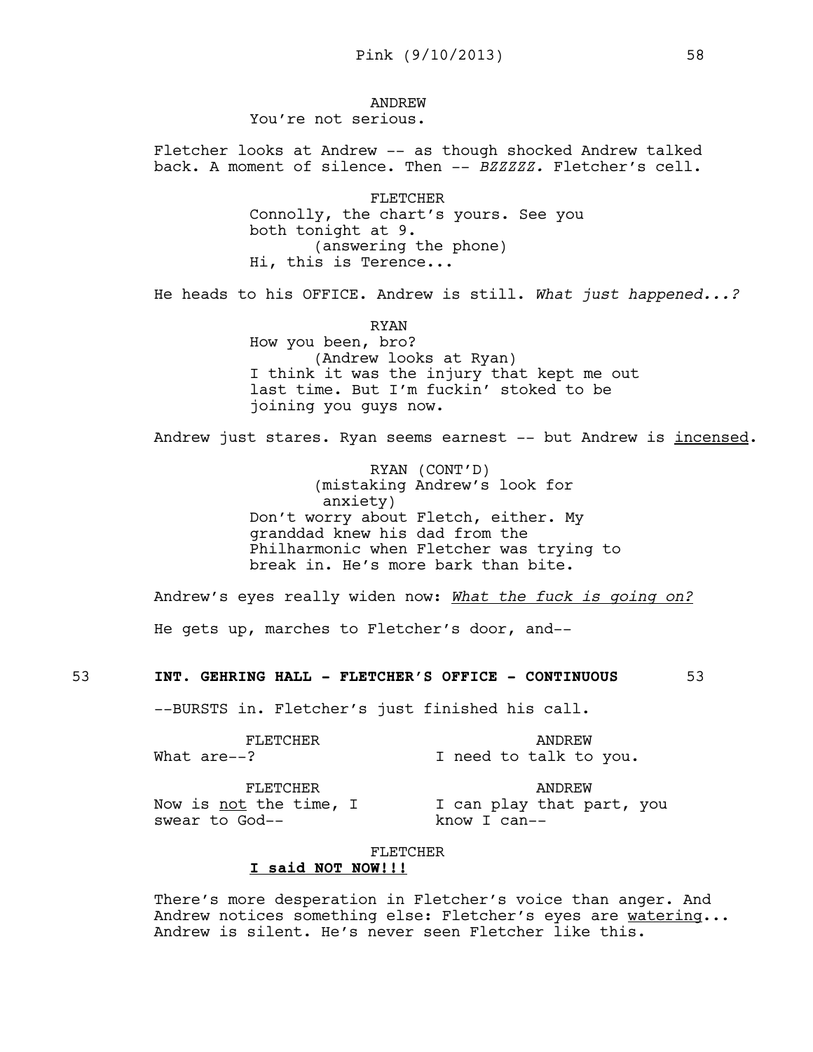ANDREW
You're not serious.

Fletcher looks at Andrew -- as though shocked Andrew talked back. A moment of silence. Then -- *BZZZZZ.* Fletcher's cell.

FLETCHER
Connolly, the chart's yours. See you both tonight at 9.
(answering the phone)
Hi, this is Terence...

He heads to his OFFICE. Andrew is still. *What just happened...?*

RYAN
How you been, bro?
(Andrew looks at Ryan)
I think it was the injury that kept me out last time. But I'm fuckin' stoked to be joining you guys now.

Andrew just stares. Ryan seems earnest -- but Andrew is <u>incensed</u>.

RYAN (CONT'D)
(mistaking Andrew's look for anxiety)
Don't worry about Fletch, either. My granddad knew his dad from the Philharmonic when Fletcher was trying to break in. He's more bark than bite.

Andrew's eyes really widen now: <u>*What the fuck is going on?*</u>

He gets up, marches to Fletcher's door, and--

**53 INT. GEHRING HALL - FLETCHER'S OFFICE - CONTINUOUS 53**

--BURSTS in. Fletcher's just finished his call.

FLETCHER
What are--?

ANDREW
I need to talk to you.

FLETCHER
Now is <u>not</u> the time, I swear to God--

ANDREW
I can play that part, you know I can--

FLETCHER
**<u>I said NOT NOW!!!</u>**

There's more desperation in Fletcher's voice than anger. And Andrew notices something else: Fletcher's eyes are <u>watering</u>... Andrew is silent. He's never seen Fletcher like this.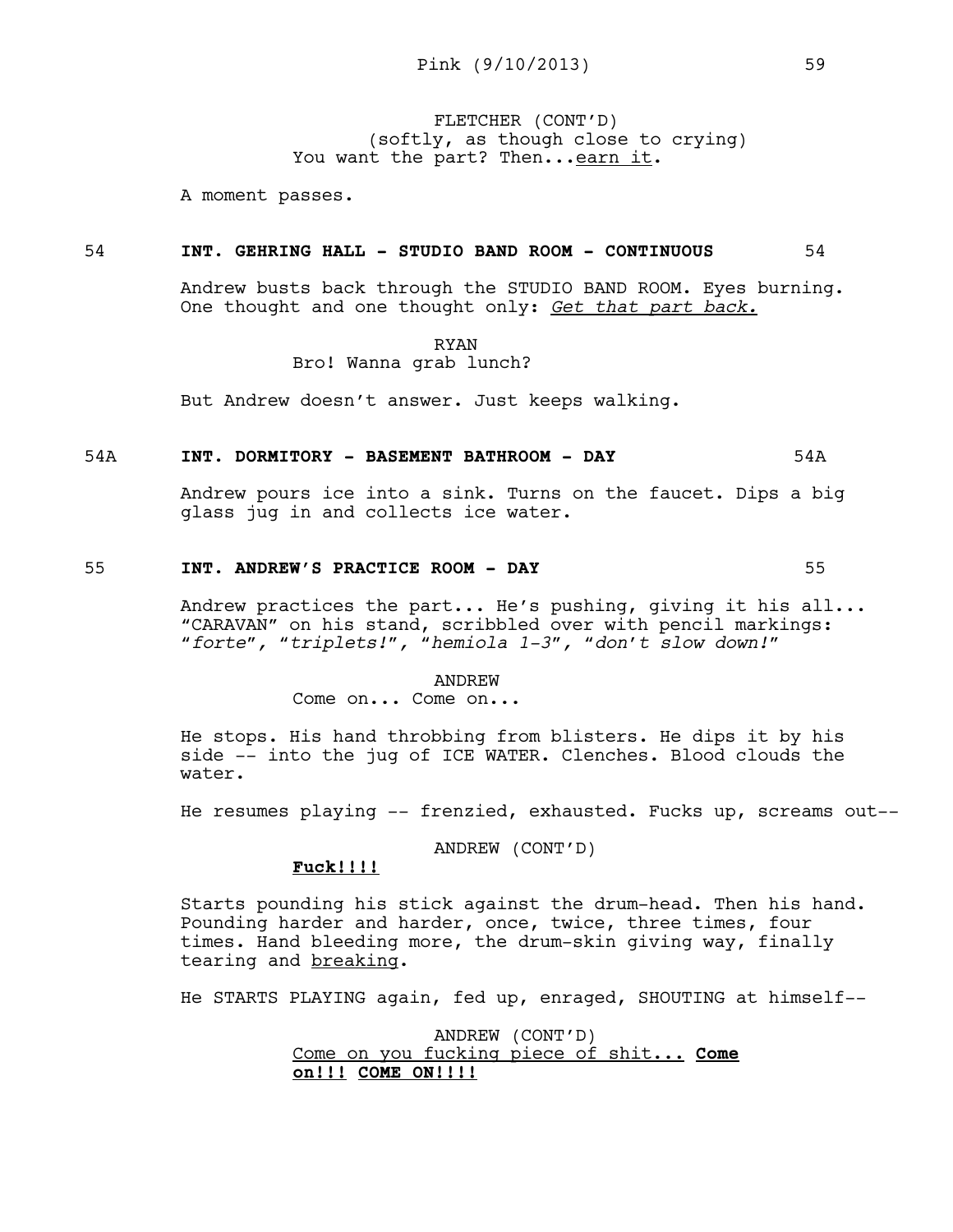FLETCHER (CONT'D)
(softly, as though close to crying)
You want the part? Then...<u>earn it</u>.

A moment passes.

**54 INT. GEHRING HALL - STUDIO BAND ROOM - CONTINUOUS 54**

Andrew busts back through the STUDIO BAND ROOM. Eyes burning. One thought and one thought only: *<u>Get that part back.</u>*

RYAN
Bro! Wanna grab lunch?

But Andrew doesn't answer. Just keeps walking.

**54A INT. DORMITORY - BASEMENT BATHROOM - DAY 54A**

Andrew pours ice into a sink. Turns on the faucet. Dips a big glass jug in and collects ice water.

**55 INT. ANDREW'S PRACTICE ROOM - DAY 55**

Andrew practices the part... He's pushing, giving it his all... "CARAVAN" on his stand, scribbled over with pencil markings: "*forte*", "*triplets!*", "*hemiola 1-3*", "*don't slow down!*"

ANDREW
Come on... Come on...

He stops. His hand throbbing from blisters. He dips it by his side -- into the jug of ICE WATER. Clenches. Blood clouds the water.

He resumes playing -- frenzied, exhausted. Fucks up, screams out--

ANDREW (CONT'D)
**<u>Fuck!!!!</u>**

Starts pounding his stick against the drum-head. Then his hand. Pounding harder and harder, once, twice, three times, four times. Hand bleeding more, the drum-skin giving way, finally tearing and <u>breaking</u>.

He STARTS PLAYING again, fed up, enraged, SHOUTING at himself--

ANDREW (CONT'D)
<u>Come on you fucking piece of shit...</u> **<u>Come on!!!</u>** **<u>COME ON!!!!</u>**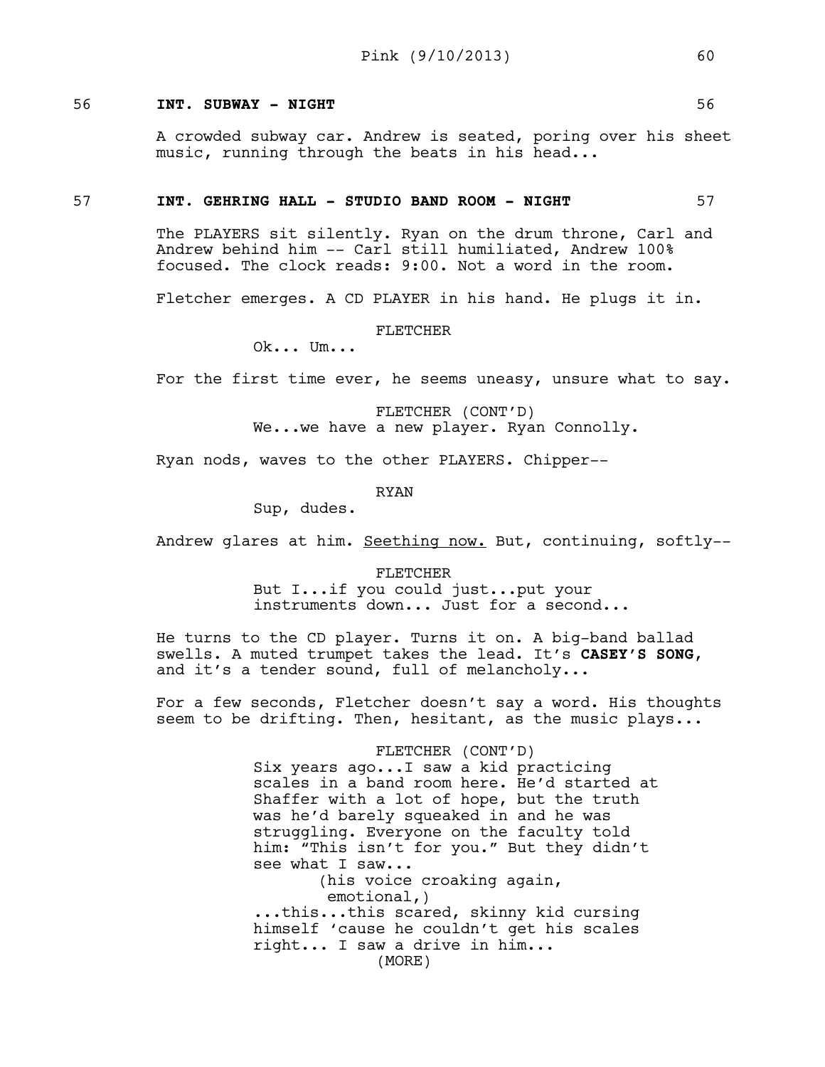56 **INT. SUBWAY - NIGHT** 56

A crowded subway car. Andrew is seated, poring over his sheet music, running through the beats in his head...

57 **INT. GEHRING HALL - STUDIO BAND ROOM - NIGHT** 57

The PLAYERS sit silently. Ryan on the drum throne, Carl and Andrew behind him -- Carl still humiliated, Andrew 100% focused. The clock reads: 9:00. Not a word in the room.

Fletcher emerges. A CD PLAYER in his hand. He plugs it in.

FLETCHER

Ok... Um...

For the first time ever, he seems uneasy, unsure what to say.

FLETCHER (CONT'D)

We...we have a new player. Ryan Connolly.

Ryan nods, waves to the other PLAYERS. Chipper--

RYAN

Sup, dudes.

Andrew glares at him. <u>Seething now.</u> But, continuing, softly--

FLETCHER

But I...if you could just...put your instruments down... Just for a second...

He turns to the CD player. Turns it on. A big-band ballad swells. A muted trumpet takes the lead. It's **CASEY'S SONG**, and it's a tender sound, full of melancholy...

For a few seconds, Fletcher doesn't say a word. His thoughts seem to be drifting. Then, hesitant, as the music plays...

FLETCHER (CONT'D)

Six years ago...I saw a kid practicing scales in a band room here. He'd started at Shaffer with a lot of hope, but the truth was he'd barely squeaked in and he was struggling. Everyone on the faculty told him: "This isn't for you." But they didn't see what I saw...

(his voice croaking again, emotional,)

...this...this scared, skinny kid cursing himself 'cause he couldn't get his scales right... I saw a drive in him...

(MORE)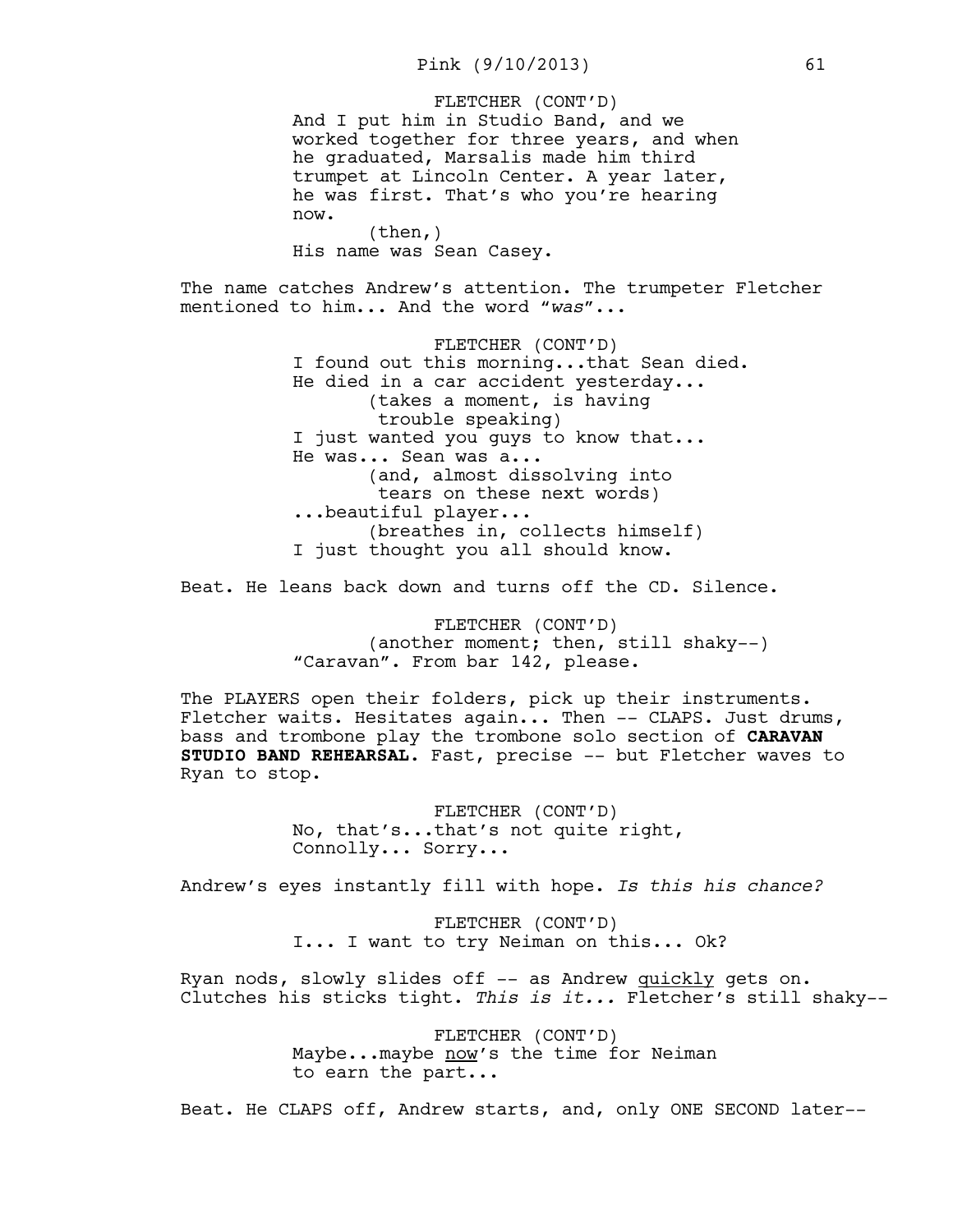FLETCHER (CONT'D)
And I put him in Studio Band, and we worked together for three years, and when he graduated, Marsalis made him third trumpet at Lincoln Center. A year later, he was first. That's who you're hearing now.
(then,)
His name was Sean Casey.

The name catches Andrew's attention. The trumpeter Fletcher mentioned to him... And the word "*was*"...

FLETCHER (CONT'D)
I found out this morning...that Sean died. He died in a car accident yesterday...
(takes a moment, is having trouble speaking)
I just wanted you guys to know that... He was... Sean was a...
(and, almost dissolving into tears on these next words)
...beautiful player...
(breathes in, collects himself)
I just thought you all should know.

Beat. He leans back down and turns off the CD. Silence.

FLETCHER (CONT'D)
(another moment; then, still shaky--)
"Caravan". From bar 142, please.

The PLAYERS open their folders, pick up their instruments. Fletcher waits. Hesitates again... Then -- CLAPS. Just drums, bass and trombone play the trombone solo section of **CARAVAN STUDIO BAND REHEARSAL**. Fast, precise -- but Fletcher waves to Ryan to stop.

FLETCHER (CONT'D)
No, that's...that's not quite right, Connolly... Sorry...

Andrew's eyes instantly fill with hope. *Is this his chance?*

FLETCHER (CONT'D)
I... I want to try Neiman on this... Ok?

Ryan nods, slowly slides off -- as Andrew quickly gets on. Clutches his sticks tight. *This is it...* Fletcher's still shaky--

FLETCHER (CONT'D)
Maybe...maybe now's the time for Neiman to earn the part...

Beat. He CLAPS off, Andrew starts, and, only ONE SECOND later--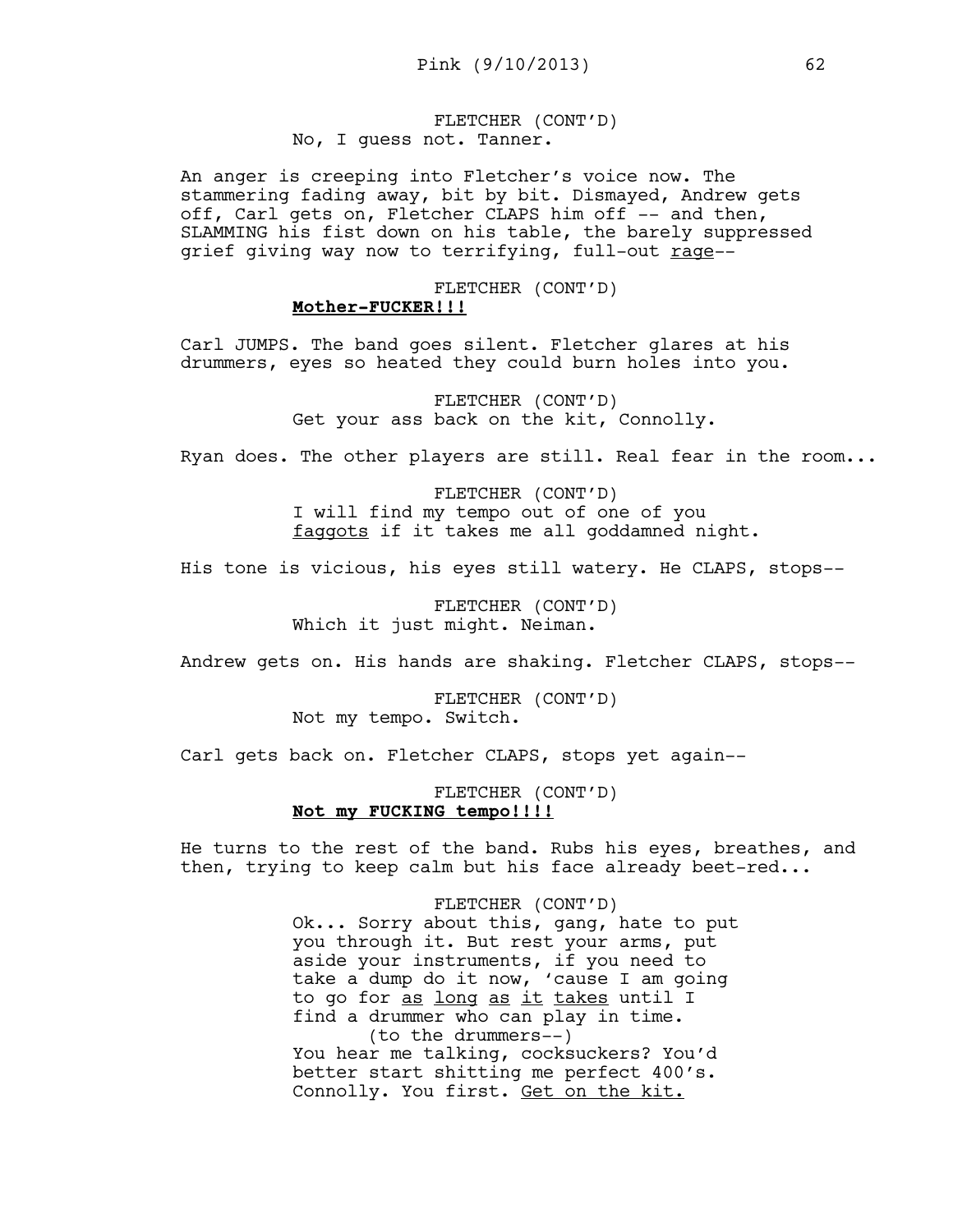FLETCHER (CONT'D)
No, I guess not. Tanner.

An anger is creeping into Fletcher's voice now. The stammering fading away, bit by bit. Dismayed, Andrew gets off, Carl gets on, Fletcher CLAPS him off -- and then, SLAMMING his fist down on his table, the barely suppressed grief giving way now to terrifying, full-out rage--

FLETCHER (CONT'D)
**Mother-FUCKER!!!**

Carl JUMPS. The band goes silent. Fletcher glares at his drummers, eyes so heated they could burn holes into you.

FLETCHER (CONT'D)
Get your ass back on the kit, Connolly.

Ryan does. The other players are still. Real fear in the room...

FLETCHER (CONT'D)
I will find my tempo out of one of you faggots if it takes me all goddamned night.

His tone is vicious, his eyes still watery. He CLAPS, stops--

FLETCHER (CONT'D)
Which it just might. Neiman.

Andrew gets on. His hands are shaking. Fletcher CLAPS, stops--

FLETCHER (CONT'D)
Not my tempo. Switch.

Carl gets back on. Fletcher CLAPS, stops yet again--

FLETCHER (CONT'D)
**Not my FUCKING tempo!!!!**

He turns to the rest of the band. Rubs his eyes, breathes, and then, trying to keep calm but his face already beet-red...

FLETCHER (CONT'D)
Ok... Sorry about this, gang, hate to put you through it. But rest your arms, put aside your instruments, if you need to take a dump do it now, 'cause I am going to go for as long as it takes until I find a drummer who can play in time.
(to the drummers--)
You hear me talking, cocksuckers? You'd better start shitting me perfect 400's. Connolly. You first. Get on the kit.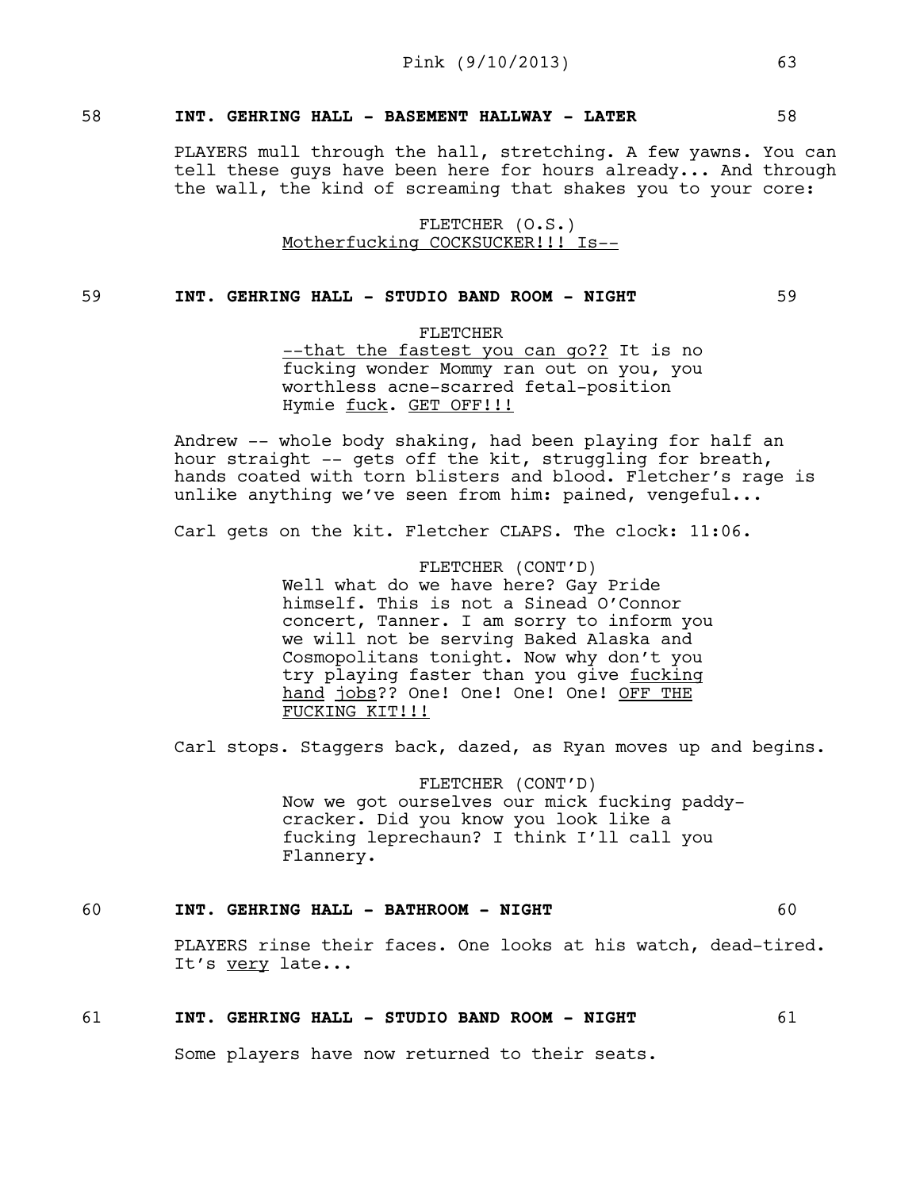58 **INT. GEHRING HALL - BASEMENT HALLWAY - LATER** 58

PLAYERS mull through the hall, stretching. A few yawns. You can tell these guys have been here for hours already... And through the wall, the kind of screaming that shakes you to your core:

FLETCHER (O.S.)
<u>Motherfucking COCKSUCKER!!! Is--</u>

59 **INT. GEHRING HALL - STUDIO BAND ROOM - NIGHT** 59

FLETCHER
<u>--that the fastest you can go??</u> It is no fucking wonder Mommy ran out on you, you worthless acne-scarred fetal-position Hymie <u>fuck</u>. <u>GET OFF!!!</u>

Andrew -- whole body shaking, had been playing for half an hour straight -- gets off the kit, struggling for breath, hands coated with torn blisters and blood. Fletcher's rage is unlike anything we've seen from him: pained, vengeful...

Carl gets on the kit. Fletcher CLAPS. The clock: 11:06.

FLETCHER (CONT'D)
Well what do we have here? Gay Pride himself. This is not a Sinead O'Connor concert, Tanner. I am sorry to inform you we will not be serving Baked Alaska and Cosmopolitans tonight. Now why don't you try playing faster than you give <u>fucking hand jobs</u>?? One! One! One! One! <u>OFF THE FUCKING KIT!!!</u>

Carl stops. Staggers back, dazed, as Ryan moves up and begins.

FLETCHER (CONT'D)
Now we got ourselves our mick fucking paddy-cracker. Did you know you look like a fucking leprechaun? I think I'll call you Flannery.

60 **INT. GEHRING HALL - BATHROOM - NIGHT** 60

PLAYERS rinse their faces. One looks at his watch, dead-tired. It's <u>very</u> late...

61 **INT. GEHRING HALL - STUDIO BAND ROOM - NIGHT** 61

Some players have now returned to their seats.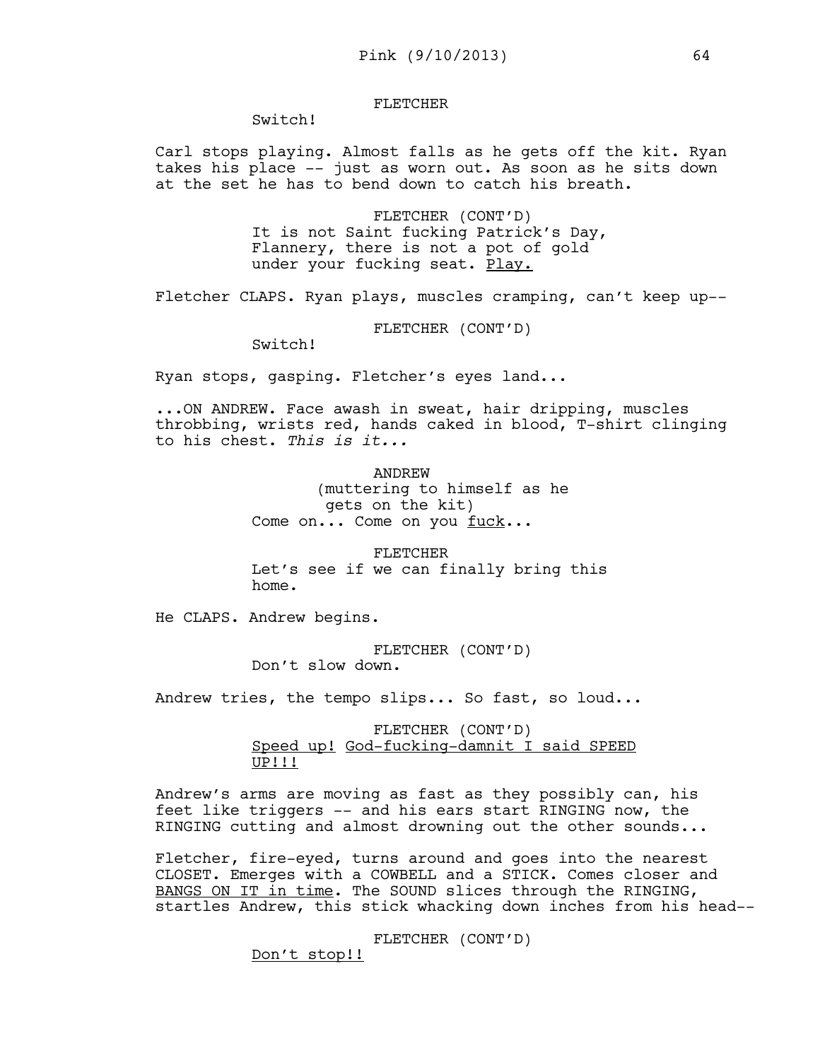FLETCHER

Switch!

Carl stops playing. Almost falls as he gets off the kit. Ryan takes his place -- just as worn out. As soon as he sits down at the set he has to bend down to catch his breath.

FLETCHER (CONT'D)

It is not Saint fucking Patrick's Day, Flannery, there is not a pot of gold under your fucking seat. Play.

Fletcher CLAPS. Ryan plays, muscles cramping, can't keep up--

FLETCHER (CONT'D)

Switch!

Ryan stops, gasping. Fletcher's eyes land...

...ON ANDREW. Face awash in sweat, hair dripping, muscles throbbing, wrists red, hands caked in blood, T-shirt clinging to his chest. *This is it...*

ANDREW

(muttering to himself as he gets on the kit)

Come on... Come on you fuck...

FLETCHER

Let's see if we can finally bring this home.

He CLAPS. Andrew begins.

FLETCHER (CONT'D)

Don't slow down.

Andrew tries, the tempo slips... So fast, so loud...

FLETCHER (CONT'D)

Speed up! God-fucking-damnit I said SPEED UP!!!

Andrew's arms are moving as fast as they possibly can, his feet like triggers -- and his ears start RINGING now, the RINGING cutting and almost drowning out the other sounds...

Fletcher, fire-eyed, turns around and goes into the nearest CLOSET. Emerges with a COWBELL and a STICK. Comes closer and BANGS ON IT in time. The SOUND slices through the RINGING, startles Andrew, this stick whacking down inches from his head--

FLETCHER (CONT'D)

Don't stop!!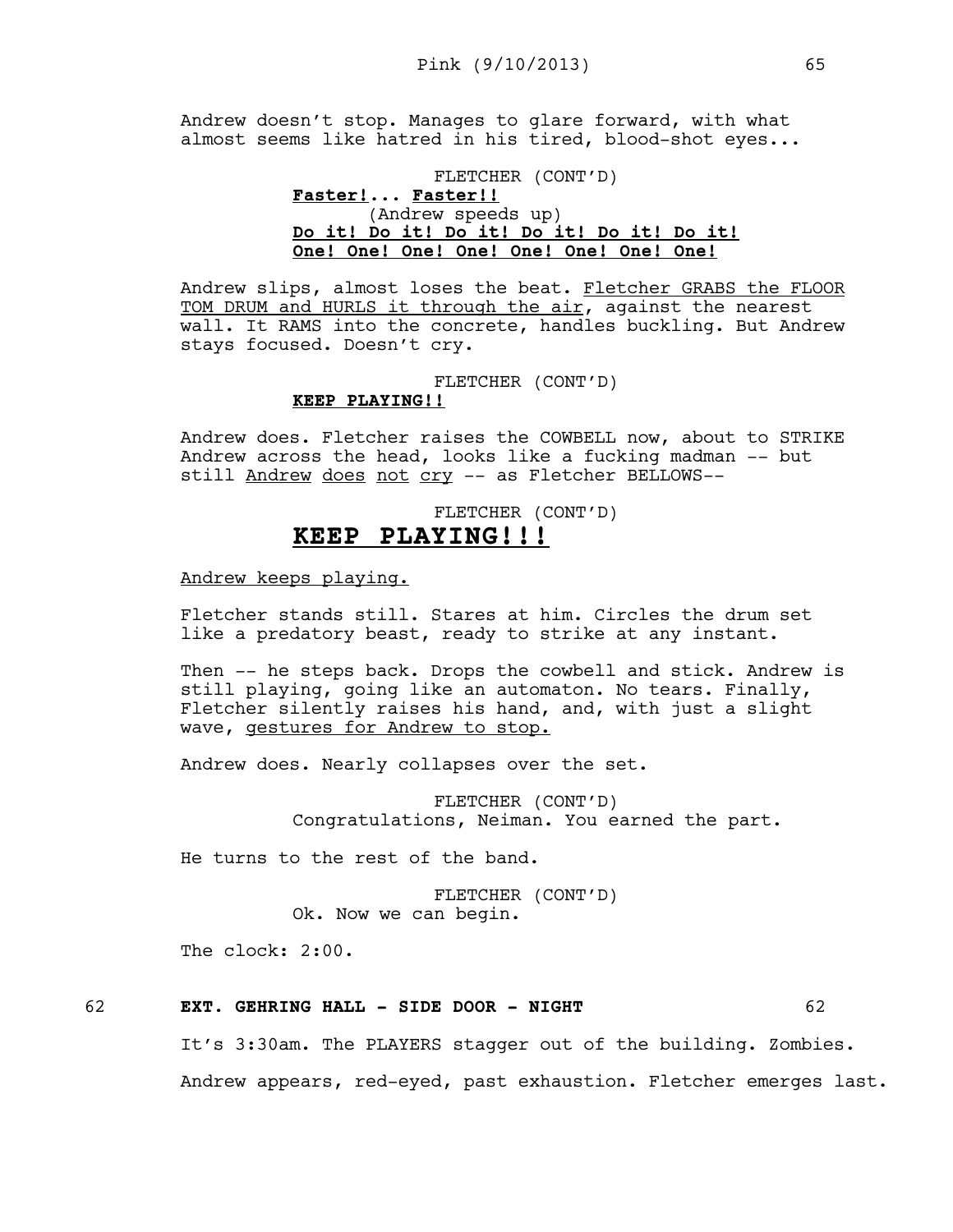Andrew doesn't stop. Manages to glare forward, with what almost seems like hatred in his tired, blood-shot eyes...

FLETCHER (CONT'D)
**<u>Faster!</u>... <u>Faster!!</u>**
(Andrew speeds up)
**<u>Do it! Do it! Do it! Do it! Do it! Do it!</u>**
**<u>One! One! One! One! One! One! One! One!</u>**

Andrew slips, almost loses the beat. <u>Fletcher GRABS the FLOOR TOM DRUM and HURLS it through the air</u>, against the nearest wall. It RAMS into the concrete, handles buckling. But Andrew stays focused. Doesn't cry.

FLETCHER (CONT'D)
**<u>KEEP PLAYING!!</u>**

Andrew does. Fletcher raises the COWBELL now, about to STRIKE Andrew across the head, looks like a fucking madman -- but still <u>Andrew</u> <u>does</u> <u>not</u> <u>cry</u> -- as Fletcher BELLOWS--

FLETCHER (CONT'D)
## <u>KEEP PLAYING!!!</u>

<u>Andrew keeps playing.</u>

Fletcher stands still. Stares at him. Circles the drum set like a predatory beast, ready to strike at any instant.

Then -- he steps back. Drops the cowbell and stick. Andrew is still playing, going like an automaton. No tears. Finally, Fletcher silently raises his hand, and, with just a slight wave, <u>gestures for Andrew to stop.</u>

Andrew does. Nearly collapses over the set.

FLETCHER (CONT'D)
Congratulations, Neiman. You earned the part.

He turns to the rest of the band.

FLETCHER (CONT'D)
Ok. Now we can begin.

The clock: 2:00.

**62 EXT. GEHRING HALL - SIDE DOOR - NIGHT 62**

It's 3:30am. The PLAYERS stagger out of the building. Zombies.

Andrew appears, red-eyed, past exhaustion. Fletcher emerges last.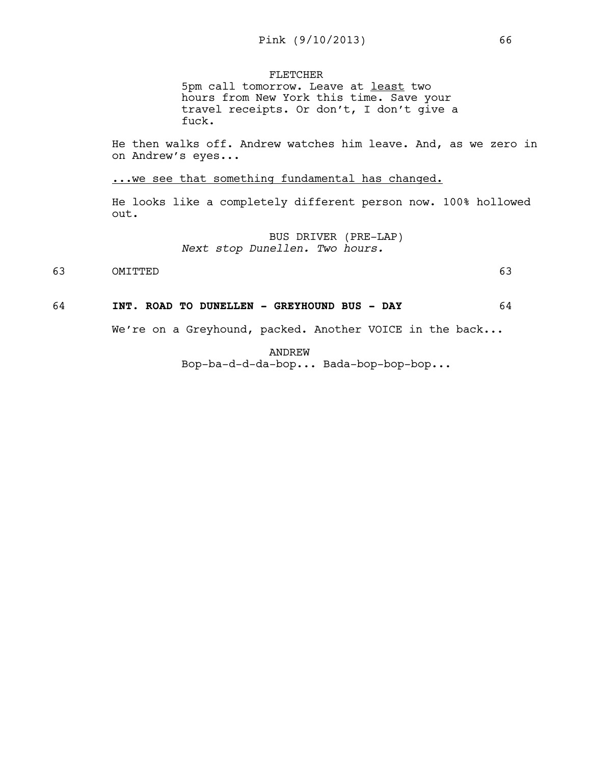FLETCHER
5pm call tomorrow. Leave at least two hours from New York this time. Save your travel receipts. Or don't, I don't give a fuck.

He then walks off. Andrew watches him leave. And, as we zero in on Andrew's eyes...

...we see that something fundamental has changed.

He looks like a completely different person now. 100% hollowed out.

BUS DRIVER (PRE-LAP)
*Next stop Dunellen. Two hours.*

63 OMITTED 63

64 **INT. ROAD TO DUNELLEN - GREYHOUND BUS - DAY** 64

We're on a Greyhound, packed. Another VOICE in the back...

ANDREW
Bop-ba-d-d-da-bop... Bada-bop-bop-bop...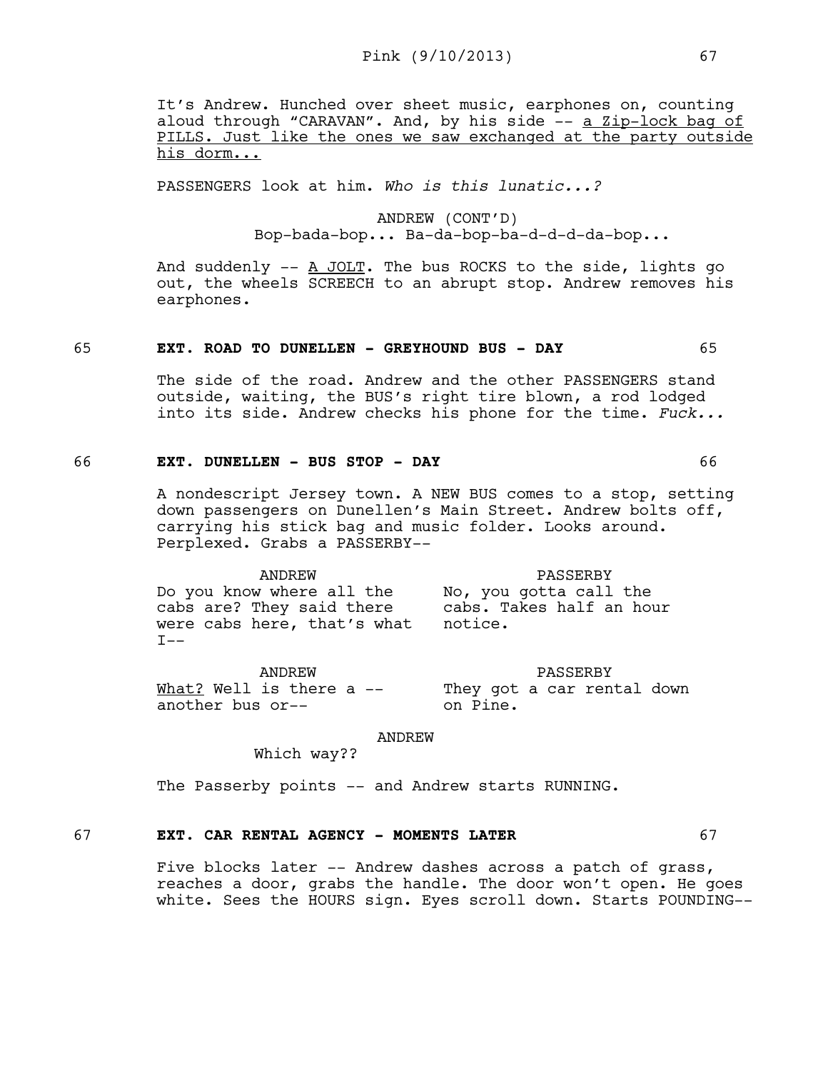It's Andrew. Hunched over sheet music, earphones on, counting aloud through "CARAVAN". And, by his side -- <u>a Zip-lock bag of PILLS. Just like the ones we saw exchanged at the party outside his dorm...</u>

PASSENGERS look at him. *Who is this lunatic...?*

ANDREW (CONT'D)
Bop-bada-bop... Ba-da-bop-ba-d-d-d-da-bop...

And suddenly -- <u>A JOLT</u>. The bus ROCKS to the side, lights go out, the wheels SCREECH to an abrupt stop. Andrew removes his earphones.

**65 EXT. ROAD TO DUNELLEN - GREYHOUND BUS - DAY 65**

The side of the road. Andrew and the other PASSENGERS stand outside, waiting, the BUS's right tire blown, a rod lodged into its side. Andrew checks his phone for the time. *Fuck...*

**66 EXT. DUNELLEN - BUS STOP - DAY 66**

A nondescript Jersey town. A NEW BUS comes to a stop, setting down passengers on Dunellen's Main Street. Andrew bolts off, carrying his stick bag and music folder. Looks around. Perplexed. Grabs a PASSERBY--

ANDREW
Do you know where all the cabs are? They said there were cabs here, that's what I--

PASSERBY
No, you gotta call the cabs. Takes half an hour notice.

ANDREW
<u>What?</u> Well is there a -- another bus or--

PASSERBY
They got a car rental down on Pine.

ANDREW
Which way??

The Passerby points -- and Andrew starts RUNNING.

**67 EXT. CAR RENTAL AGENCY - MOMENTS LATER 67**

Five blocks later -- Andrew dashes across a patch of grass, reaches a door, grabs the handle. The door won't open. He goes white. Sees the HOURS sign. Eyes scroll down. Starts POUNDING--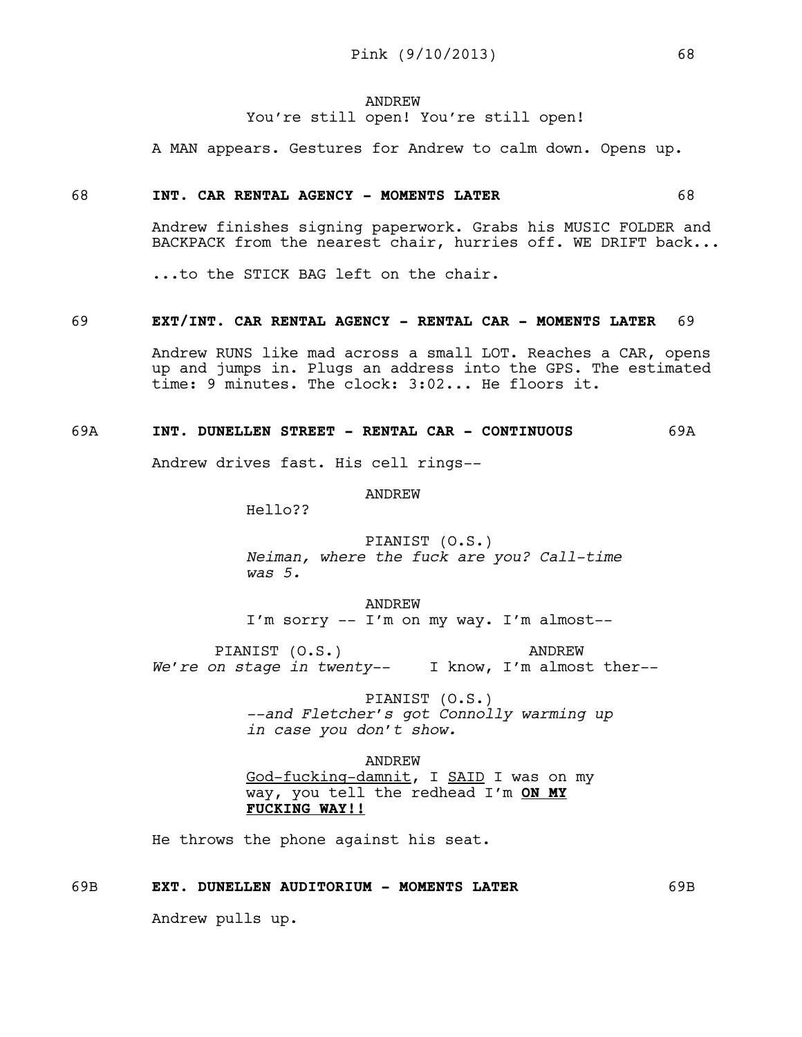ANDREW
You're still open! You're still open!

A MAN appears. Gestures for Andrew to calm down. Opens up.

**68 INT. CAR RENTAL AGENCY - MOMENTS LATER 68**

Andrew finishes signing paperwork. Grabs his MUSIC FOLDER and BACKPACK from the nearest chair, hurries off. WE DRIFT back...

...to the STICK BAG left on the chair.

**69 EXT/INT. CAR RENTAL AGENCY - RENTAL CAR - MOMENTS LATER 69**

Andrew RUNS like mad across a small LOT. Reaches a CAR, opens up and jumps in. Plugs an address into the GPS. The estimated time: 9 minutes. The clock: 3:02... He floors it.

**69A INT. DUNELLEN STREET - RENTAL CAR - CONTINUOUS 69A**

Andrew drives fast. His cell rings--

ANDREW
Hello??

PIANIST (O.S.)
*Neiman, where the fuck are you? Call-time was 5.*

ANDREW
I'm sorry -- I'm on my way. I'm almost--

PIANIST (O.S.)
*We're on stage in twenty--*

ANDREW
I know, I'm almost ther--

PIANIST (O.S.)
*--and Fletcher's got Connolly warming up in case you don't show.*

ANDREW
God-fucking-damnit, I SAID I was on my way, you tell the redhead I'm **ON MY FUCKING WAY!!**

He throws the phone against his seat.

**69B EXT. DUNELLEN AUDITORIUM - MOMENTS LATER 69B**

Andrew pulls up.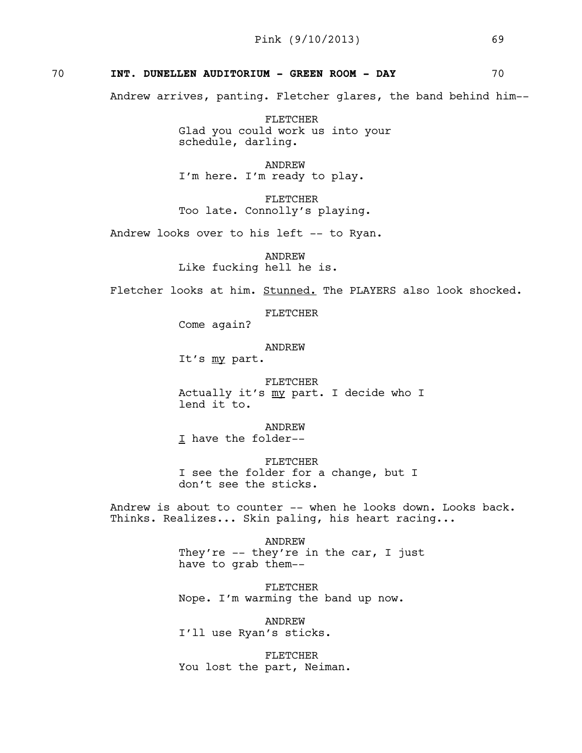70 **INT. DUNELLEN AUDITORIUM - GREEN ROOM - DAY** 70

Andrew arrives, panting. Fletcher glares, the band behind him--

FLETCHER
Glad you could work us into your schedule, darling.

ANDREW
I'm here. I'm ready to play.

FLETCHER
Too late. Connolly's playing.

Andrew looks over to his left -- to Ryan.

ANDREW
Like fucking hell he is.

Fletcher looks at him. Stunned. The PLAYERS also look shocked.

FLETCHER
Come again?

ANDREW
It's my part.

FLETCHER
Actually it's my part. I decide who I lend it to.

ANDREW
I have the folder--

FLETCHER
I see the folder for a change, but I don't see the sticks.

Andrew is about to counter -- when he looks down. Looks back. Thinks. Realizes... Skin paling, his heart racing...

ANDREW
They're -- they're in the car, I just have to grab them--

FLETCHER
Nope. I'm warming the band up now.

ANDREW
I'll use Ryan's sticks.

FLETCHER
You lost the part, Neiman.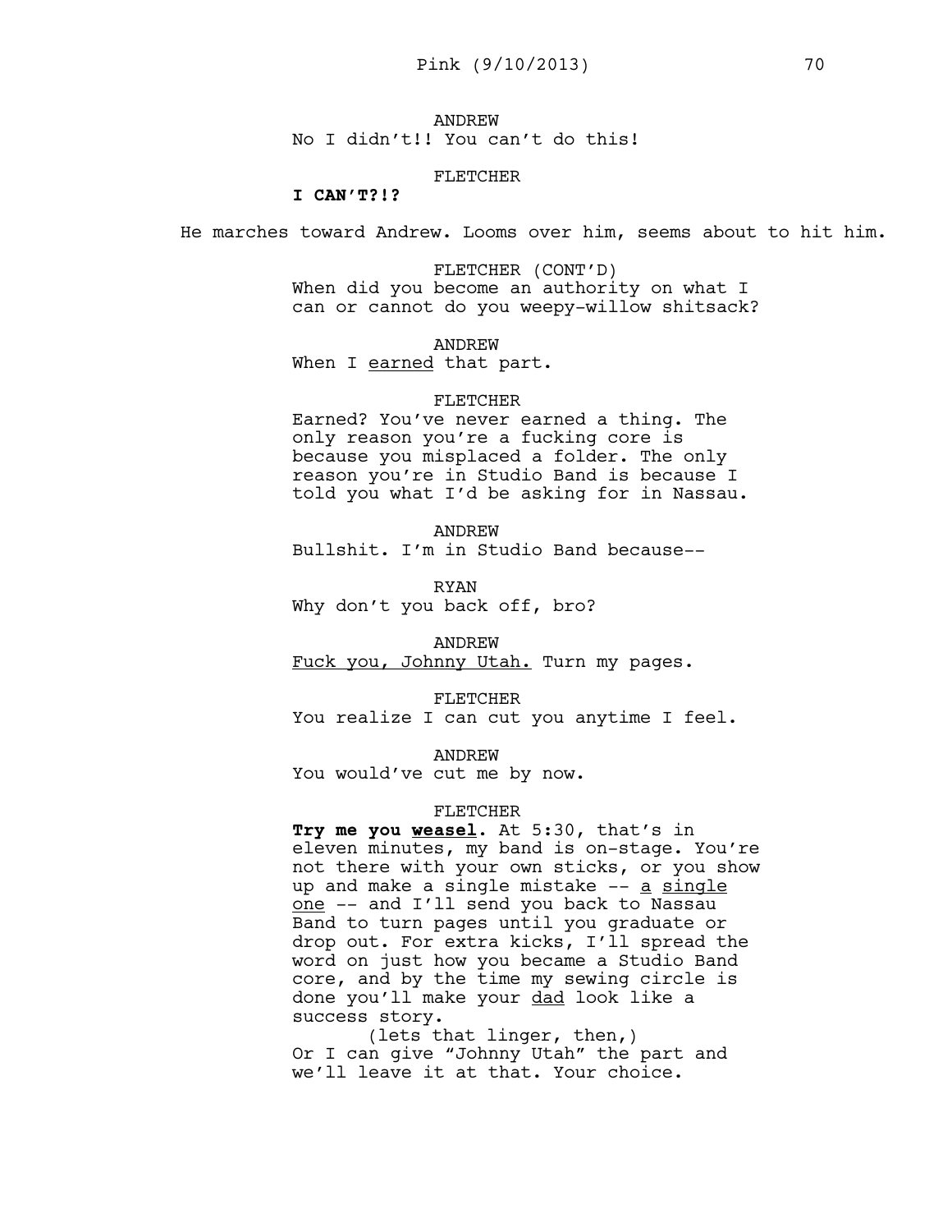ANDREW
No I didn't!! You can't do this!

FLETCHER
**I CAN'T?!?**

He marches toward Andrew. Looms over him, seems about to hit him.

FLETCHER (CONT'D)
When did you become an authority on what I can or cannot do you weepy-willow shitsack?

ANDREW
When I <u>earned</u> that part.

FLETCHER
Earned? You've never earned a thing. The only reason you're a fucking core is because you misplaced a folder. The only reason you're in Studio Band is because I told you what I'd be asking for in Nassau.

ANDREW
Bullshit. I'm in Studio Band because--

RYAN
Why don't you back off, bro?

ANDREW
<u>Fuck you, Johnny Utah.</u> Turn my pages.

FLETCHER
You realize I can cut you anytime I feel.

ANDREW
You would've cut me by now.

FLETCHER
**Try me you <u>weasel</u>.** At 5:30, that's in eleven minutes, my band is on-stage. You're not there with your own sticks, or you show up and make a single mistake -- <u>a single one</u> -- and I'll send you back to Nassau Band to turn pages until you graduate or drop out. For extra kicks, I'll spread the word on just how you became a Studio Band core, and by the time my sewing circle is done you'll make your <u>dad</u> look like a success story.
(lets that linger, then,)
Or I can give "Johnny Utah" the part and we'll leave it at that. Your choice.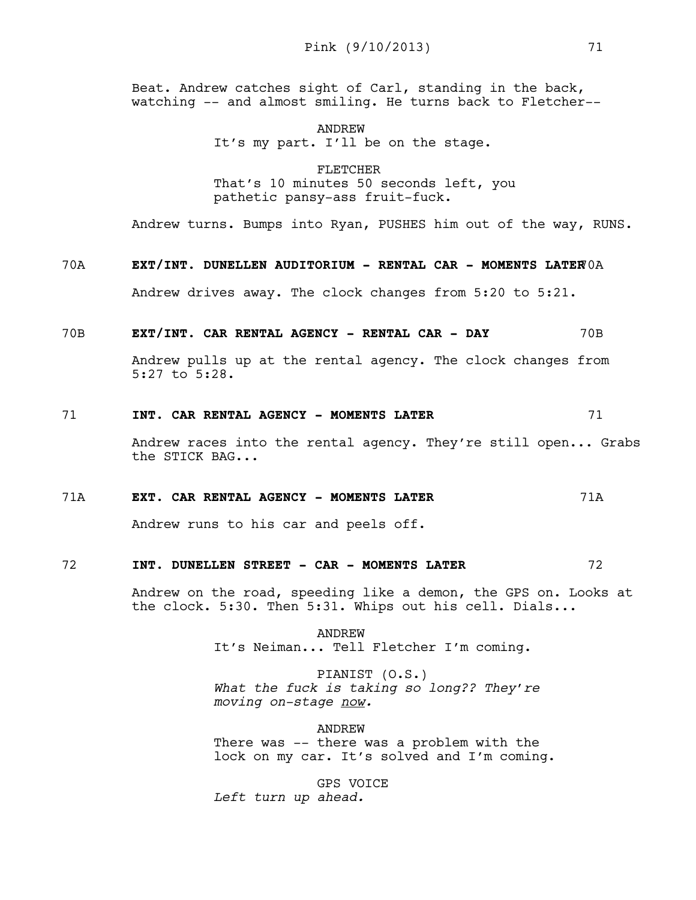Beat. Andrew catches sight of Carl, standing in the back, watching -- and almost smiling. He turns back to Fletcher--

ANDREW
It's my part. I'll be on the stage.

FLETCHER
That's 10 minutes 50 seconds left, you pathetic pansy-ass fruit-fuck.

Andrew turns. Bumps into Ryan, PUSHES him out of the way, RUNS.

**70A EXT/INT. DUNELLEN AUDITORIUM - RENTAL CAR - MOMENTS LATER 70A**

Andrew drives away. The clock changes from 5:20 to 5:21.

**70B EXT/INT. CAR RENTAL AGENCY - RENTAL CAR - DAY 70B**

Andrew pulls up at the rental agency. The clock changes from 5:27 to 5:28.

**71 INT. CAR RENTAL AGENCY - MOMENTS LATER 71**

Andrew races into the rental agency. They're still open... Grabs the STICK BAG...

**71A EXT. CAR RENTAL AGENCY - MOMENTS LATER 71A**

Andrew runs to his car and peels off.

**72 INT. DUNELLEN STREET - CAR - MOMENTS LATER 72**

Andrew on the road, speeding like a demon, the GPS on. Looks at the clock. 5:30. Then 5:31. Whips out his cell. Dials...

ANDREW
It's Neiman... Tell Fletcher I'm coming.

PIANIST (O.S.)
*What the fuck is taking so long?? They're moving on-stage now.*

ANDREW
There was -- there was a problem with the lock on my car. It's solved and I'm coming.

GPS VOICE
*Left turn up ahead.*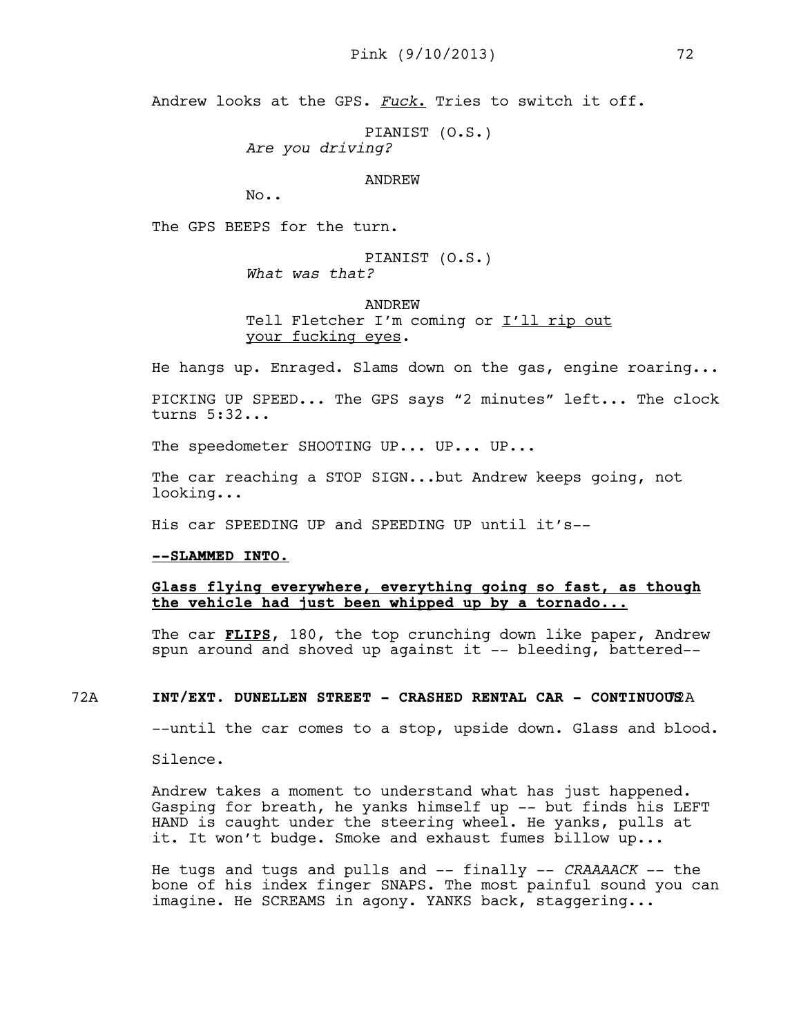Andrew looks at the GPS. *Fuck.* Tries to switch it off.

PIANIST (O.S.)
*Are you driving?*

ANDREW
No..

The GPS BEEPS for the turn.

PIANIST (O.S.)
*What was that?*

ANDREW
Tell Fletcher I'm coming or I'll rip out your fucking eyes.

He hangs up. Enraged. Slams down on the gas, engine roaring...

PICKING UP SPEED... The GPS says "2 minutes" left... The clock turns 5:32...

The speedometer SHOOTING UP... UP... UP...

The car reaching a STOP SIGN...but Andrew keeps going, not looking...

His car SPEEDING UP and SPEEDING UP until it's--

**--SLAMMED INTO.**

**Glass flying everywhere, everything going so fast, as though the vehicle had just been whipped up by a tornado...**

The car **FLIPS**, 180, the top crunching down like paper, Andrew spun around and shoved up against it -- bleeding, battered--

**72A INT/EXT. DUNELLEN STREET - CRASHED RENTAL CAR - CONTINUOUS 72A**

--until the car comes to a stop, upside down. Glass and blood.

Silence.

Andrew takes a moment to understand what has just happened. Gasping for breath, he yanks himself up -- but finds his LEFT HAND is caught under the steering wheel. He yanks, pulls at it. It won't budge. Smoke and exhaust fumes billow up...

He tugs and tugs and pulls and -- finally -- *CRAAAACK* -- the bone of his index finger SNAPS. The most painful sound you can imagine. He SCREAMS in agony. YANKS back, staggering...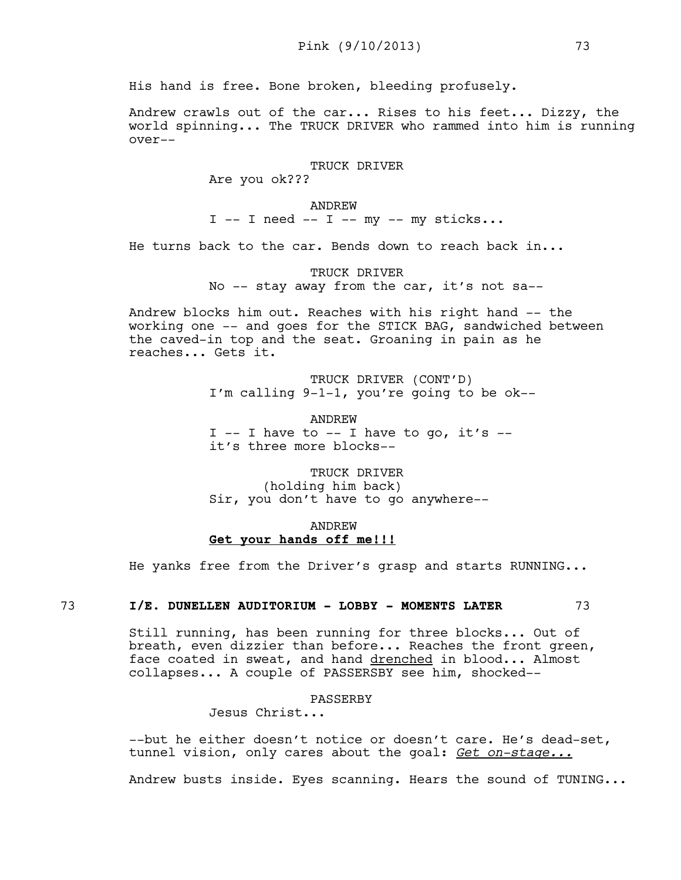His hand is free. Bone broken, bleeding profusely.

Andrew crawls out of the car... Rises to his feet... Dizzy, the world spinning... The TRUCK DRIVER who rammed into him is running over--

TRUCK DRIVER
Are you ok???

ANDREW
I -- I need -- I -- my -- my sticks...

He turns back to the car. Bends down to reach back in...

TRUCK DRIVER
No -- stay away from the car, it's not sa--

Andrew blocks him out. Reaches with his right hand -- the working one -- and goes for the STICK BAG, sandwiched between the caved-in top and the seat. Groaning in pain as he reaches... Gets it.

TRUCK DRIVER (CONT'D)
I'm calling 9-1-1, you're going to be ok--

ANDREW
I -- I have to -- I have to go, it's -- it's three more blocks--

TRUCK DRIVER
(holding him back)
Sir, you don't have to go anywhere--

ANDREW
**Get your hands off me!!!**

He yanks free from the Driver's grasp and starts RUNNING...

**73 I/E. DUNELLEN AUDITORIUM - LOBBY - MOMENTS LATER 73**

Still running, has been running for three blocks... Out of breath, even dizzier than before... Reaches the front green, face coated in sweat, and hand drenched in blood... Almost collapses... A couple of PASSERSBY see him, shocked--

PASSERBY
Jesus Christ...

--but he either doesn't notice or doesn't care. He's dead-set, tunnel vision, only cares about the goal: *Get on-stage...*

Andrew busts inside. Eyes scanning. Hears the sound of TUNING...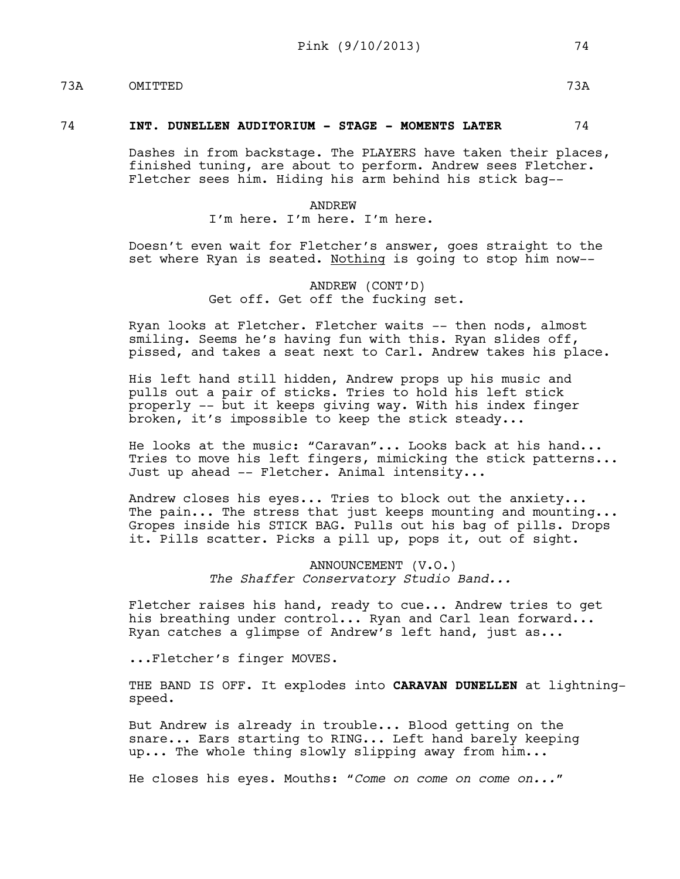73A OMITTED 73A

**74 INT. DUNELLEN AUDITORIUM - STAGE - MOMENTS LATER 74**

Dashes in from backstage. The PLAYERS have taken their places, finished tuning, are about to perform. Andrew sees Fletcher. Fletcher sees him. Hiding his arm behind his stick bag--

ANDREW
I'm here. I'm here. I'm here.

Doesn't even wait for Fletcher's answer, goes straight to the set where Ryan is seated. Nothing is going to stop him now--

ANDREW (CONT'D)
Get off. Get off the fucking set.

Ryan looks at Fletcher. Fletcher waits -- then nods, almost smiling. Seems he's having fun with this. Ryan slides off, pissed, and takes a seat next to Carl. Andrew takes his place.

His left hand still hidden, Andrew props up his music and pulls out a pair of sticks. Tries to hold his left stick properly -- but it keeps giving way. With his index finger broken, it's impossible to keep the stick steady...

He looks at the music: "Caravan"... Looks back at his hand... Tries to move his left fingers, mimicking the stick patterns... Just up ahead -- Fletcher. Animal intensity...

Andrew closes his eyes... Tries to block out the anxiety... The pain... The stress that just keeps mounting and mounting... Gropes inside his STICK BAG. Pulls out his bag of pills. Drops it. Pills scatter. Picks a pill up, pops it, out of sight.

ANNOUNCEMENT (V.O.)
*The Shaffer Conservatory Studio Band...*

Fletcher raises his hand, ready to cue... Andrew tries to get his breathing under control... Ryan and Carl lean forward... Ryan catches a glimpse of Andrew's left hand, just as...

...Fletcher's finger MOVES.

THE BAND IS OFF. It explodes into **CARAVAN DUNELLEN** at lightning-speed.

But Andrew is already in trouble... Blood getting on the snare... Ears starting to RING... Left hand barely keeping up... The whole thing slowly slipping away from him...

He closes his eyes. Mouths: "*Come on come on come on...*"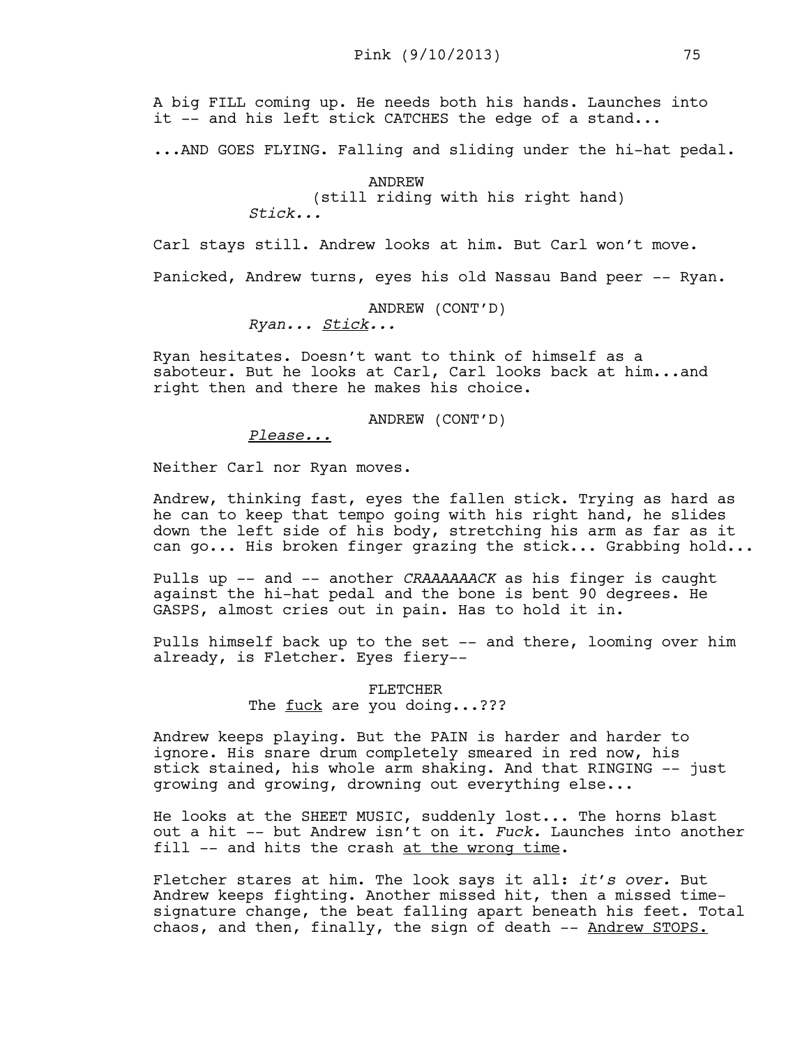A big FILL coming up. He needs both his hands. Launches into it -- and his left stick CATCHES the edge of a stand...

...AND GOES FLYING. Falling and sliding under the hi-hat pedal.

ANDREW
(still riding with his right hand)
*Stick...*

Carl stays still. Andrew looks at him. But Carl won't move.

Panicked, Andrew turns, eyes his old Nassau Band peer -- Ryan.

ANDREW (CONT'D)
*Ryan... <u>Stick</u>...*

Ryan hesitates. Doesn't want to think of himself as a saboteur. But he looks at Carl, Carl looks back at him...and right then and there he makes his choice.

ANDREW (CONT'D)
*<u>Please...</u>*

Neither Carl nor Ryan moves.

Andrew, thinking fast, eyes the fallen stick. Trying as hard as he can to keep that tempo going with his right hand, he slides down the left side of his body, stretching his arm as far as it can go... His broken finger grazing the stick... Grabbing hold...

Pulls up -- and -- another *CRAAAAAACK* as his finger is caught against the hi-hat pedal and the bone is bent 90 degrees. He GASPS, almost cries out in pain. Has to hold it in.

Pulls himself back up to the set -- and there, looming over him already, is Fletcher. Eyes fiery--

FLETCHER
The <u>fuck</u> are you doing...???

Andrew keeps playing. But the PAIN is harder and harder to ignore. His snare drum completely smeared in red now, his stick stained, his whole arm shaking. And that RINGING -- just growing and growing, drowning out everything else...

He looks at the SHEET MUSIC, suddenly lost... The horns blast out a hit -- but Andrew isn't on it. *Fuck.* Launches into another fill -- and hits the crash <u>at the wrong time</u>.

Fletcher stares at him. The look says it all: *it's over.* But Andrew keeps fighting. Another missed hit, then a missed time-signature change, the beat falling apart beneath his feet. Total chaos, and then, finally, the sign of death -- <u>Andrew STOPS.</u>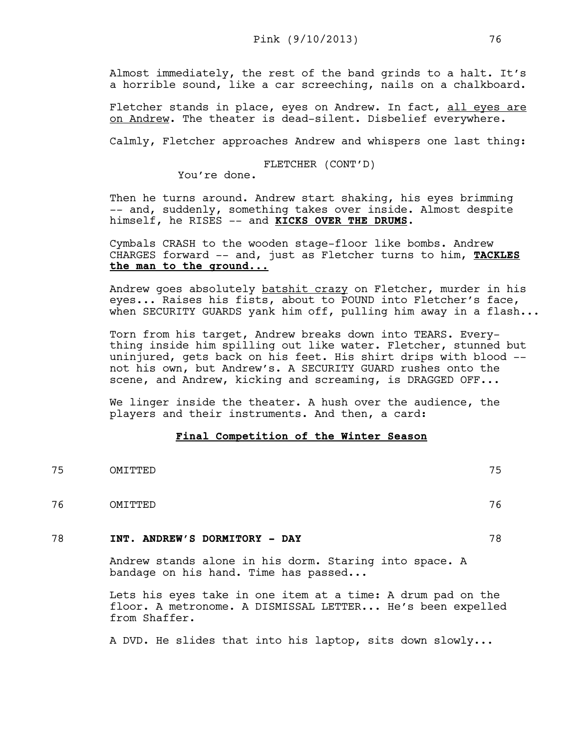Almost immediately, the rest of the band grinds to a halt. It's a horrible sound, like a car screeching, nails on a chalkboard.

Fletcher stands in place, eyes on Andrew. In fact, <u>all eyes are on Andrew</u>. The theater is dead-silent. Disbelief everywhere.

Calmly, Fletcher approaches Andrew and whispers one last thing:

FLETCHER (CONT'D)
You're done.

Then he turns around. Andrew start shaking, his eyes brimming -- and, suddenly, something takes over inside. Almost despite himself, he RISES -- and **<u>KICKS OVER THE DRUMS</u>**.

Cymbals CRASH to the wooden stage-floor like bombs. Andrew CHARGES forward -- and, just as Fletcher turns to him, **<u>TACKLES the man to the ground...</u>**

Andrew goes absolutely <u>batshit crazy</u> on Fletcher, murder in his eyes... Raises his fists, about to POUND into Fletcher's face, when SECURITY GUARDS yank him off, pulling him away in a flash...

Torn from his target, Andrew breaks down into TEARS. Everything inside him spilling out like water. Fletcher, stunned but uninjured, gets back on his feet. His shirt drips with blood -- not his own, but Andrew's. A SECURITY GUARD rushes onto the scene, and Andrew, kicking and screaming, is DRAGGED OFF...

We linger inside the theater. A hush over the audience, the players and their instruments. And then, a card:

**<u>Final Competition of the Winter Season</u>**

75 OMITTED 75

76 OMITTED 76

78 **INT. ANDREW'S DORMITORY - DAY** 78

Andrew stands alone in his dorm. Staring into space. A bandage on his hand. Time has passed...

Lets his eyes take in one item at a time: A drum pad on the floor. A metronome. A DISMISSAL LETTER... He's been expelled from Shaffer.

A DVD. He slides that into his laptop, sits down slowly...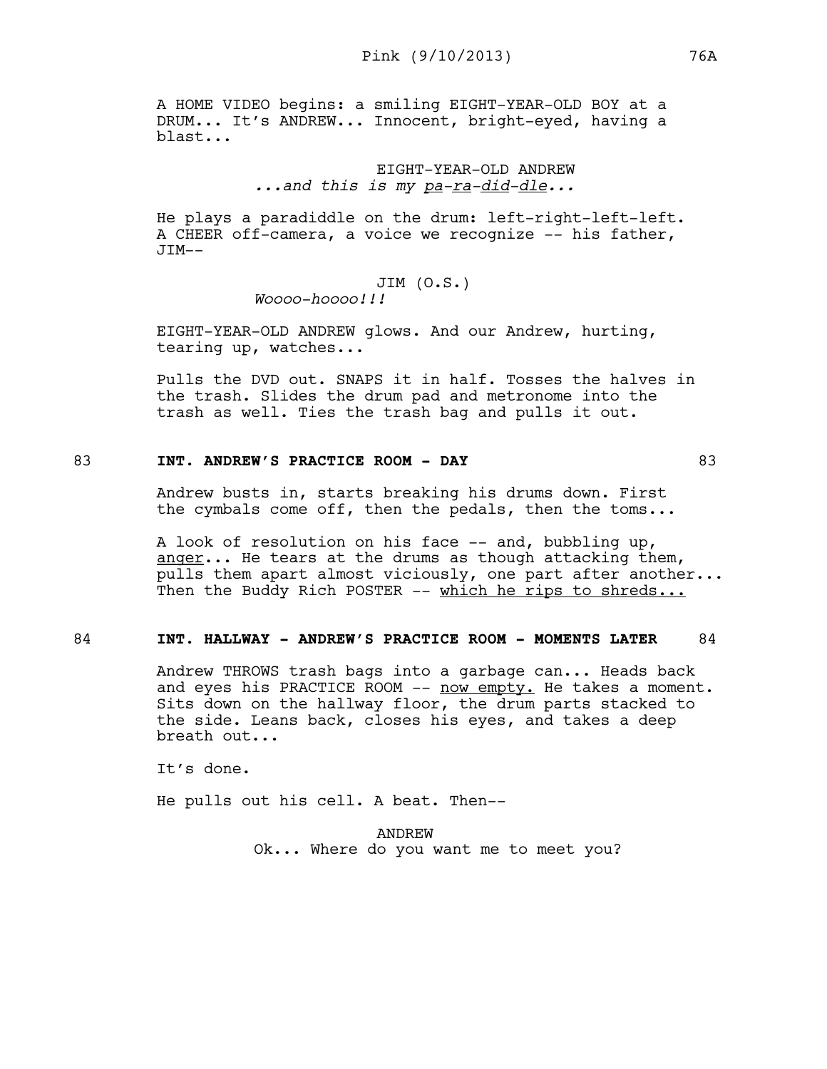A HOME VIDEO begins: a smiling EIGHT-YEAR-OLD BOY at a DRUM... It's ANDREW... Innocent, bright-eyed, having a blast...

EIGHT-YEAR-OLD ANDREW
*...and this is my pa-ra-did-dle...*

He plays a paradiddle on the drum: left-right-left-left. A CHEER off-camera, a voice we recognize -- his father, JIM--

JIM (O.S.)
*Woooo-hoooo!!!*

EIGHT-YEAR-OLD ANDREW glows. And our Andrew, hurting, tearing up, watches...

Pulls the DVD out. SNAPS it in half. Tosses the halves in the trash. Slides the drum pad and metronome into the trash as well. Ties the trash bag and pulls it out.

83 **INT. ANDREW'S PRACTICE ROOM - DAY** 83

Andrew busts in, starts breaking his drums down. First the cymbals come off, then the pedals, then the toms...

A look of resolution on his face -- and, bubbling up, anger... He tears at the drums as though attacking them, pulls them apart almost viciously, one part after another... Then the Buddy Rich POSTER -- which he rips to shreds...

84 **INT. HALLWAY - ANDREW'S PRACTICE ROOM - MOMENTS LATER** 84

Andrew THROWS trash bags into a garbage can... Heads back and eyes his PRACTICE ROOM -- now empty. He takes a moment. Sits down on the hallway floor, the drum parts stacked to the side. Leans back, closes his eyes, and takes a deep breath out...

It's done.

He pulls out his cell. A beat. Then--

ANDREW
Ok... Where do you want me to meet you?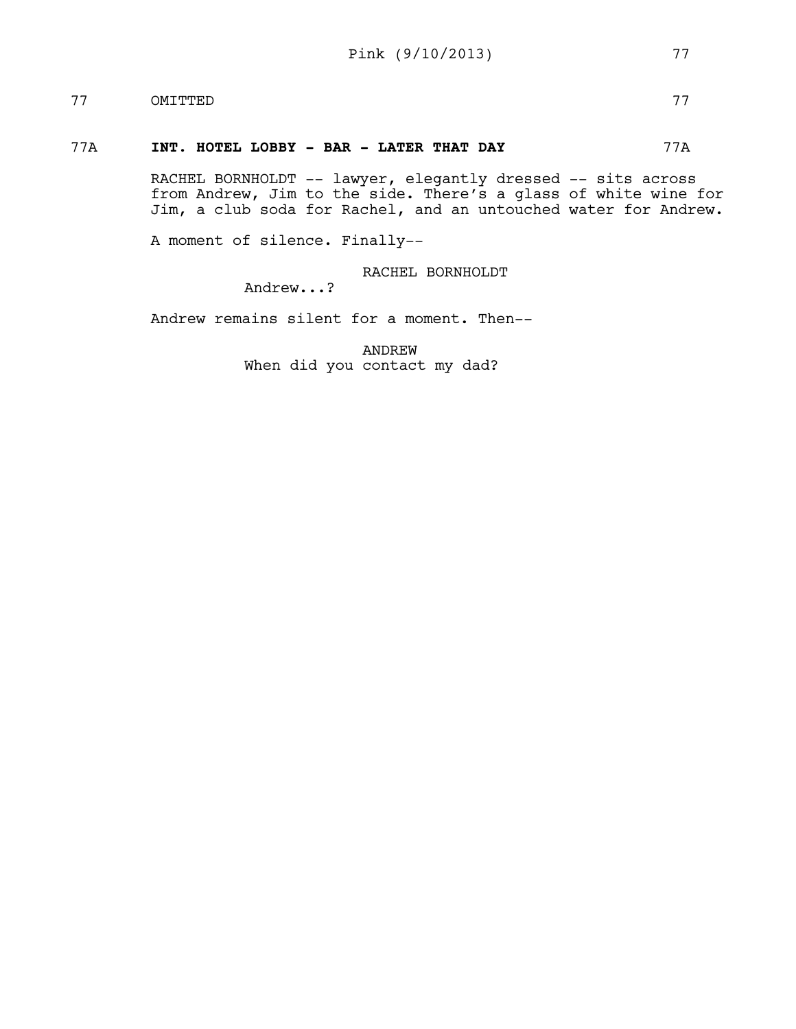77 OMITTED 77

**77A INT. HOTEL LOBBY - BAR - LATER THAT DAY 77A**

RACHEL BORNHOLDT -- lawyer, elegantly dressed -- sits across from Andrew, Jim to the side. There's a glass of white wine for Jim, a club soda for Rachel, and an untouched water for Andrew.

A moment of silence. Finally--

RACHEL BORNHOLDT
Andrew...?

Andrew remains silent for a moment. Then--

ANDREW
When did you contact my dad?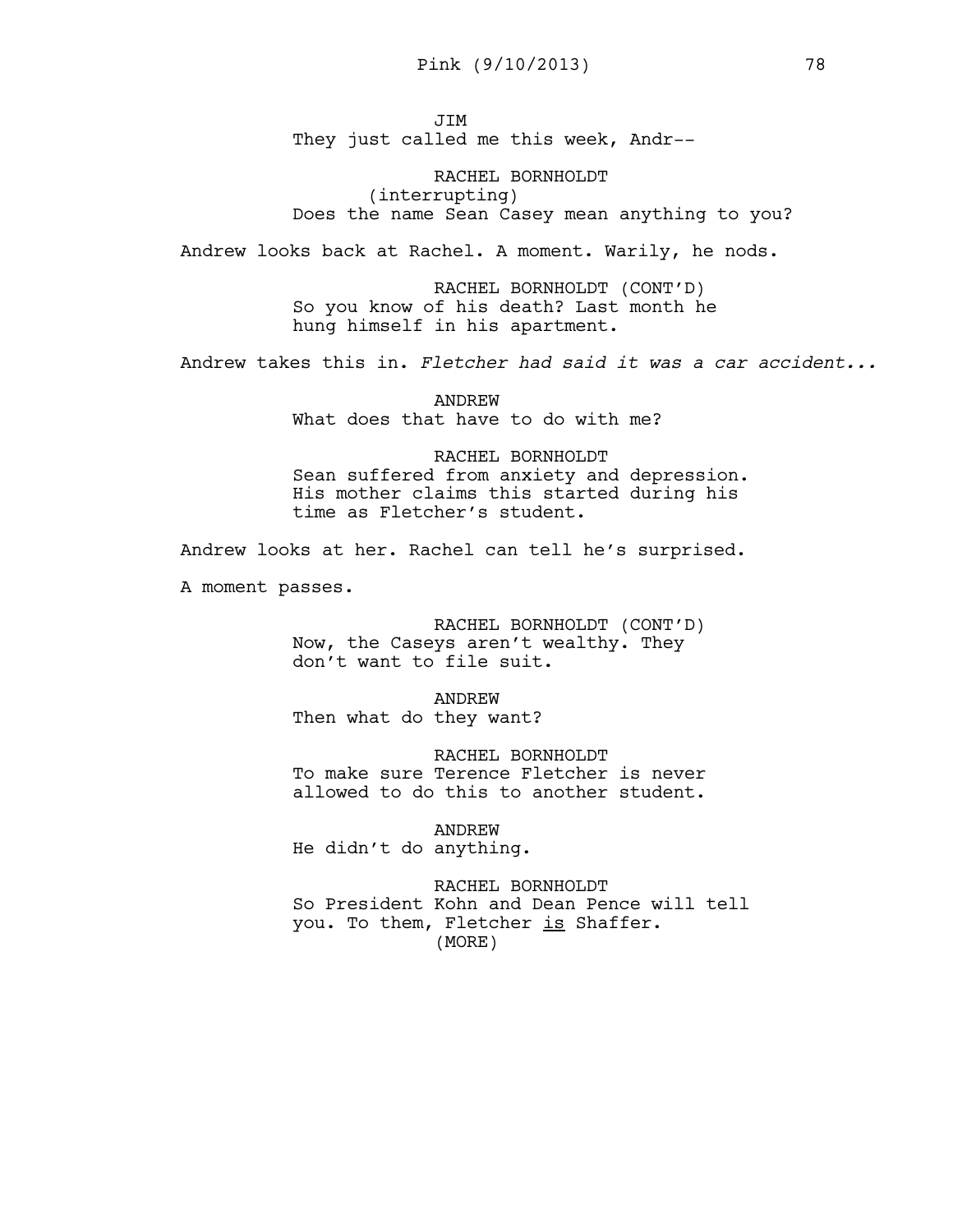JIM
They just called me this week, Andr--

RACHEL BORNHOLDT
(interrupting)
Does the name Sean Casey mean anything to you?

Andrew looks back at Rachel. A moment. Warily, he nods.

RACHEL BORNHOLDT (CONT'D)
So you know of his death? Last month he hung himself in his apartment.

Andrew takes this in. *Fletcher had said it was a car accident...*

ANDREW
What does that have to do with me?

RACHEL BORNHOLDT
Sean suffered from anxiety and depression. His mother claims this started during his time as Fletcher's student.

Andrew looks at her. Rachel can tell he's surprised.

A moment passes.

RACHEL BORNHOLDT (CONT'D)
Now, the Caseys aren't wealthy. They don't want to file suit.

ANDREW
Then what do they want?

RACHEL BORNHOLDT
To make sure Terence Fletcher is never allowed to do this to another student.

ANDREW
He didn't do anything.

RACHEL BORNHOLDT
So President Kohn and Dean Pence will tell you. To them, Fletcher <u>is</u> Shaffer.
(MORE)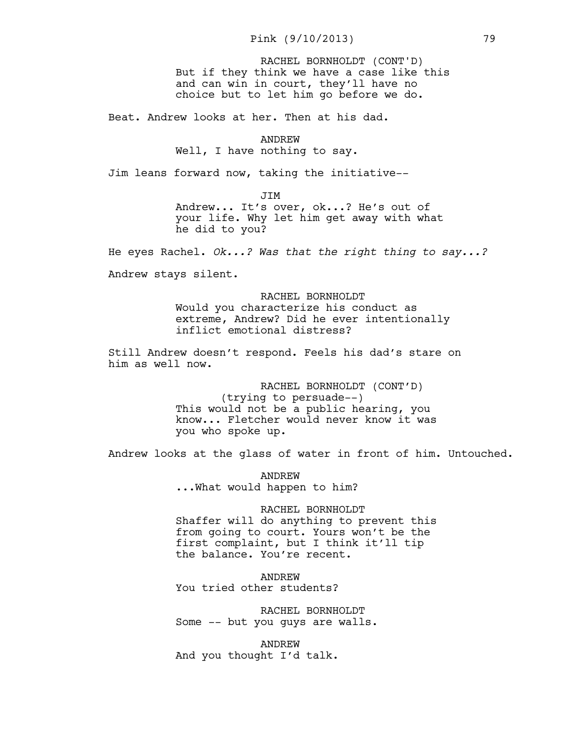RACHEL BORNHOLDT (CONT'D)
But if they think we have a case like this and can win in court, they'll have no choice but to let him go before we do.

Beat. Andrew looks at her. Then at his dad.

ANDREW
Well, I have nothing to say.

Jim leans forward now, taking the initiative--

JIM
Andrew... It's over, ok...? He's out of your life. Why let him get away with what he did to you?

He eyes Rachel. *Ok...? Was that the right thing to say...?*

Andrew stays silent.

RACHEL BORNHOLDT
Would you characterize his conduct as extreme, Andrew? Did he ever intentionally inflict emotional distress?

Still Andrew doesn't respond. Feels his dad's stare on him as well now.

RACHEL BORNHOLDT (CONT'D)
(trying to persuade--)
This would not be a public hearing, you know... Fletcher would never know it was you who spoke up.

Andrew looks at the glass of water in front of him. Untouched.

ANDREW
...What would happen to him?

RACHEL BORNHOLDT
Shaffer will do anything to prevent this from going to court. Yours won't be the first complaint, but I think it'll tip the balance. You're recent.

ANDREW
You tried other students?

RACHEL BORNHOLDT
Some -- but you guys are walls.

ANDREW
And you thought I'd talk.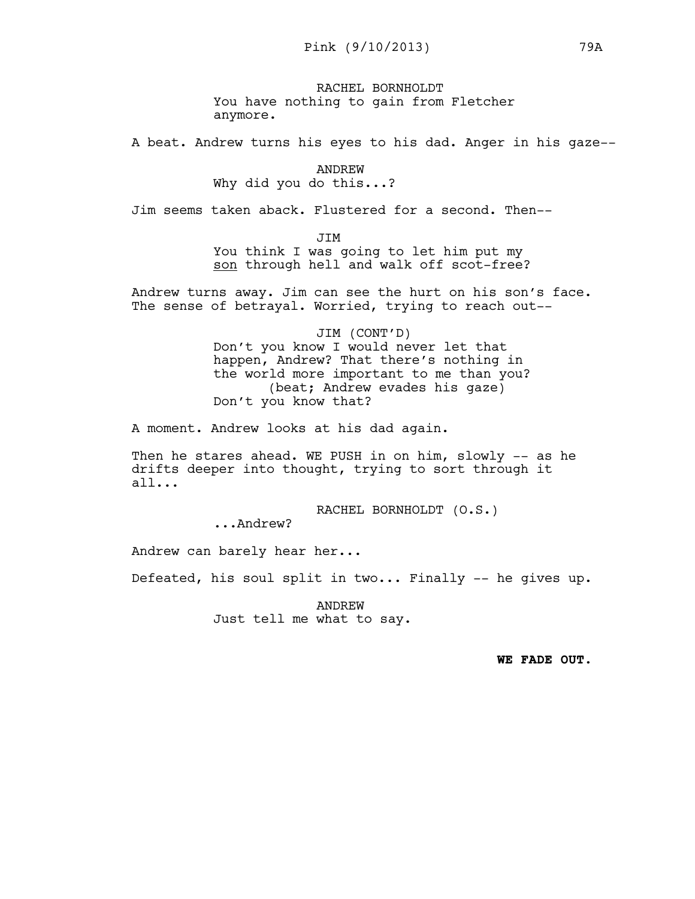RACHEL BORNHOLDT
You have nothing to gain from Fletcher anymore.

A beat. Andrew turns his eyes to his dad. Anger in his gaze--

ANDREW
Why did you do this...?

Jim seems taken aback. Flustered for a second. Then--

JIM
You think I was going to let him put my <u>son</u> through hell and walk off scot-free?

Andrew turns away. Jim can see the hurt on his son's face. The sense of betrayal. Worried, trying to reach out--

JIM (CONT'D)
Don't you know I would never let that happen, Andrew? That there's nothing in the world more important to me than you?
(beat; Andrew evades his gaze)
Don't you know that?

A moment. Andrew looks at his dad again.

Then he stares ahead. WE PUSH in on him, slowly -- as he drifts deeper into thought, trying to sort through it all...

RACHEL BORNHOLDT (O.S.)
...Andrew?

Andrew can barely hear her...

Defeated, his soul split in two... Finally -- he gives up.

ANDREW
Just tell me what to say.

**WE FADE OUT.**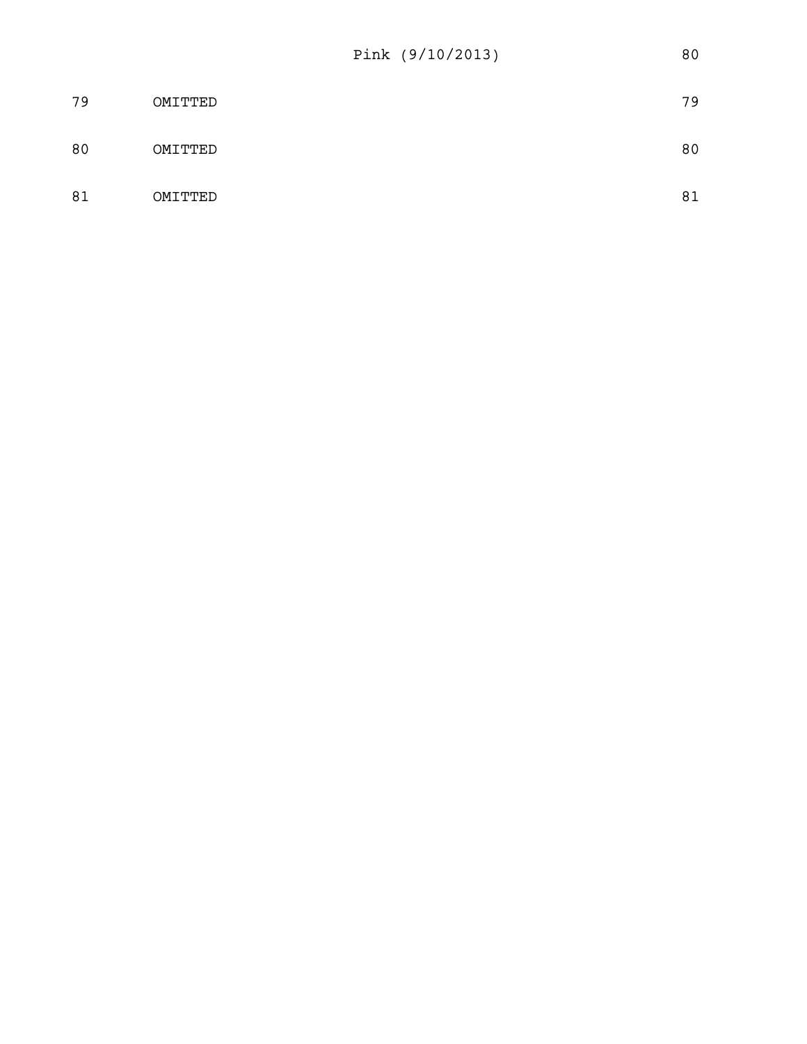79 OMITTED 79

80 OMITTED 80

81 OMITTED 81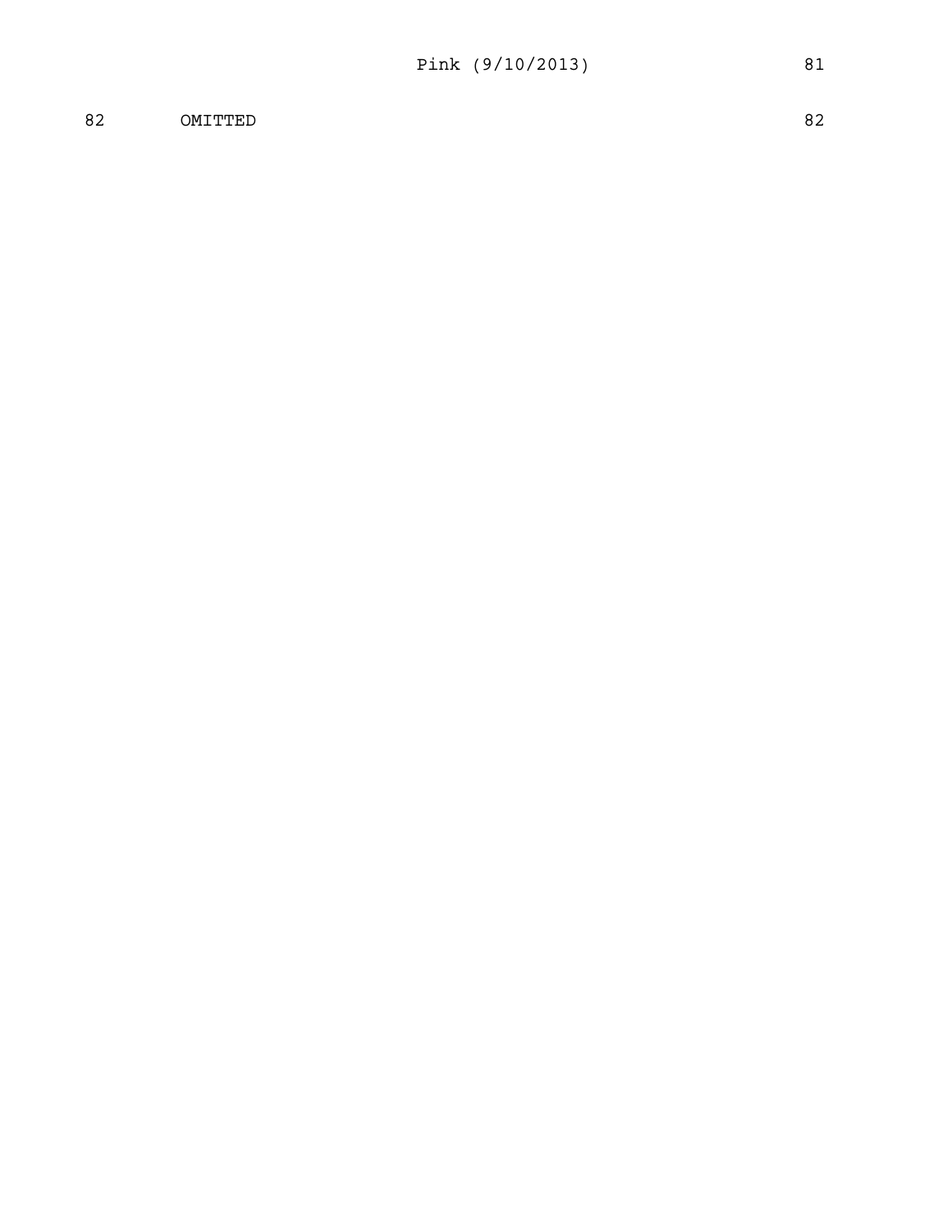82 OMITTED 82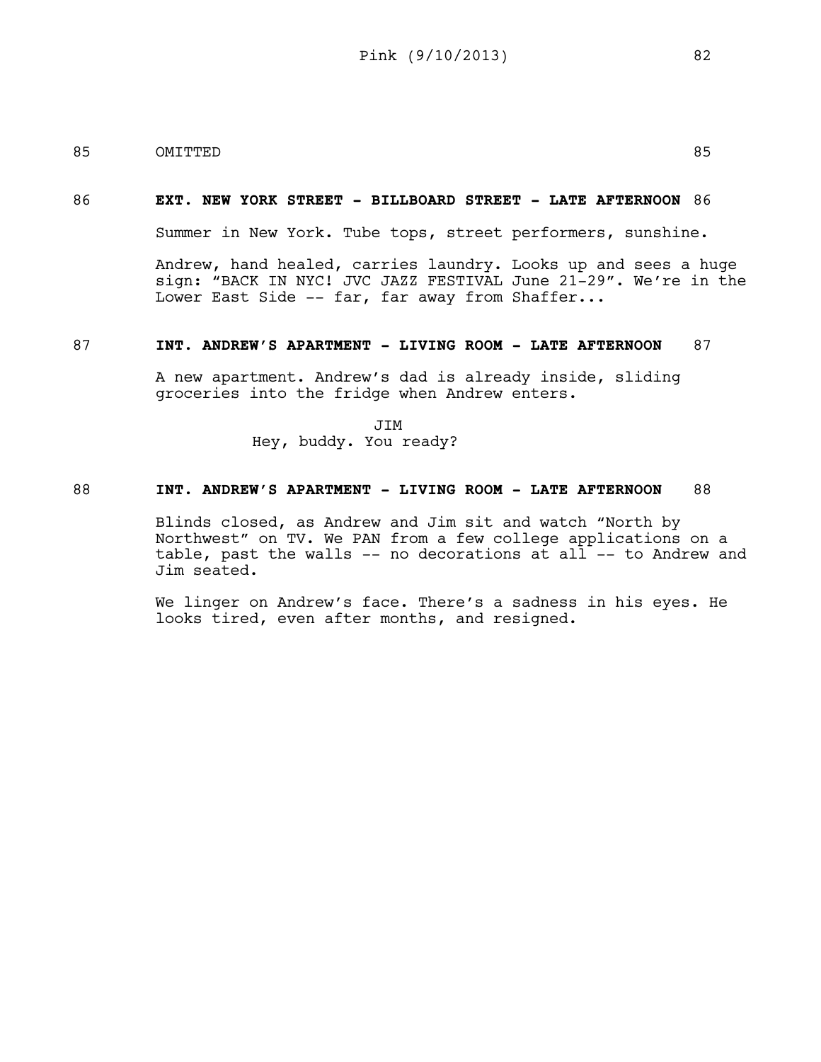85 OMITTED 85

**86 EXT. NEW YORK STREET - BILLBOARD STREET - LATE AFTERNOON 86**

Summer in New York. Tube tops, street performers, sunshine.

Andrew, hand healed, carries laundry. Looks up and sees a huge sign: "BACK IN NYC! JVC JAZZ FESTIVAL June 21-29". We're in the Lower East Side -- far, far away from Shaffer...

**87 INT. ANDREW'S APARTMENT - LIVING ROOM - LATE AFTERNOON 87**

A new apartment. Andrew's dad is already inside, sliding groceries into the fridge when Andrew enters.

JIM
Hey, buddy. You ready?

**88 INT. ANDREW'S APARTMENT - LIVING ROOM - LATE AFTERNOON 88**

Blinds closed, as Andrew and Jim sit and watch "North by Northwest" on TV. We PAN from a few college applications on a table, past the walls -- no decorations at all -- to Andrew and Jim seated.

We linger on Andrew's face. There's a sadness in his eyes. He looks tired, even after months, and resigned.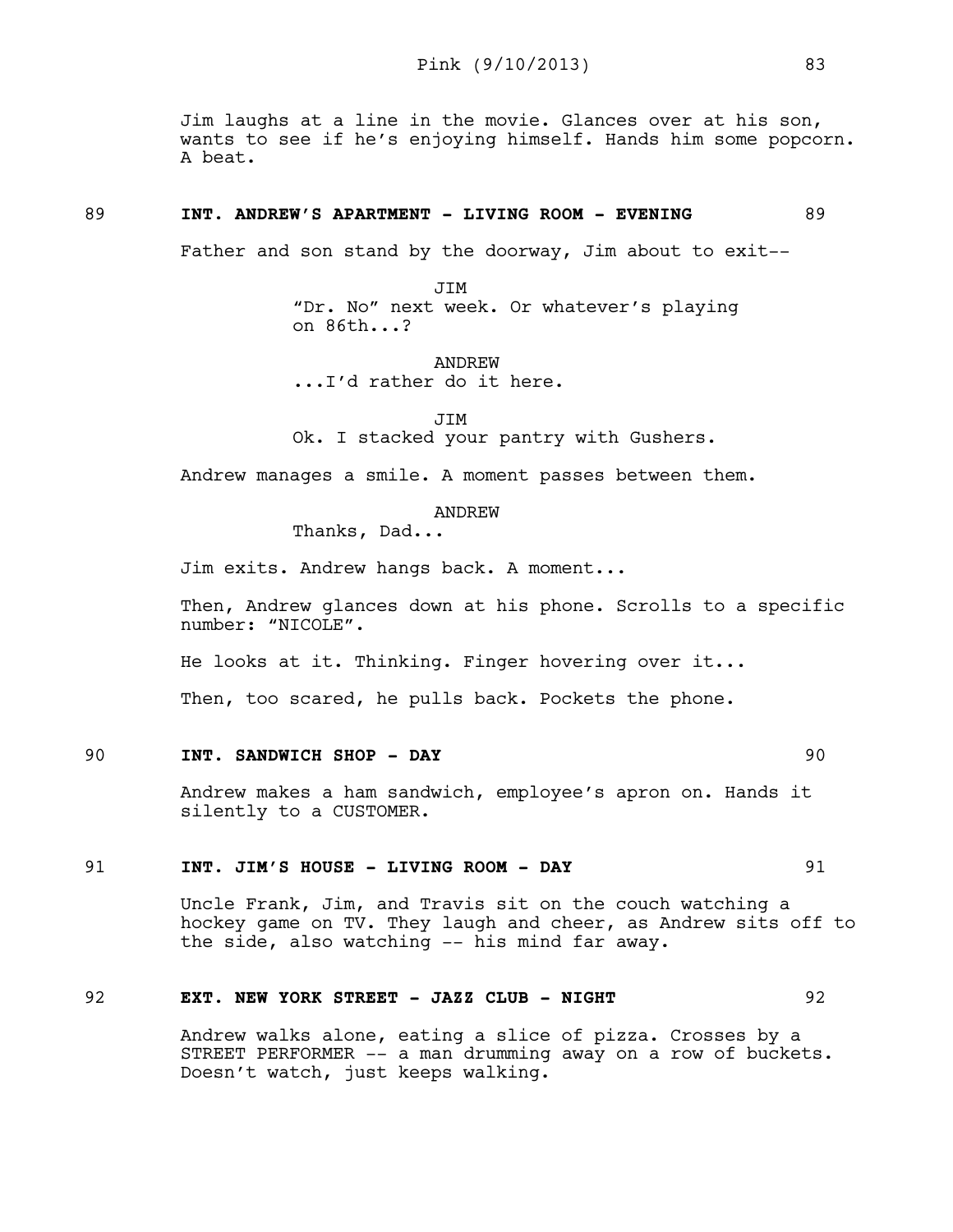Jim laughs at a line in the movie. Glances over at his son, wants to see if he's enjoying himself. Hands him some popcorn. A beat.

**89 INT. ANDREW'S APARTMENT - LIVING ROOM - EVENING 89**

Father and son stand by the doorway, Jim about to exit--

JIM
"Dr. No" next week. Or whatever's playing on 86th...?

ANDREW
...I'd rather do it here.

JIM
Ok. I stacked your pantry with Gushers.

Andrew manages a smile. A moment passes between them.

ANDREW
Thanks, Dad...

Jim exits. Andrew hangs back. A moment...

Then, Andrew glances down at his phone. Scrolls to a specific number: "NICOLE".

He looks at it. Thinking. Finger hovering over it...

Then, too scared, he pulls back. Pockets the phone.

**90 INT. SANDWICH SHOP - DAY 90**

Andrew makes a ham sandwich, employee's apron on. Hands it silently to a CUSTOMER.

**91 INT. JIM'S HOUSE - LIVING ROOM - DAY 91**

Uncle Frank, Jim, and Travis sit on the couch watching a hockey game on TV. They laugh and cheer, as Andrew sits off to the side, also watching -- his mind far away.

**92 EXT. NEW YORK STREET - JAZZ CLUB - NIGHT 92**

Andrew walks alone, eating a slice of pizza. Crosses by a STREET PERFORMER -- a man drumming away on a row of buckets. Doesn't watch, just keeps walking.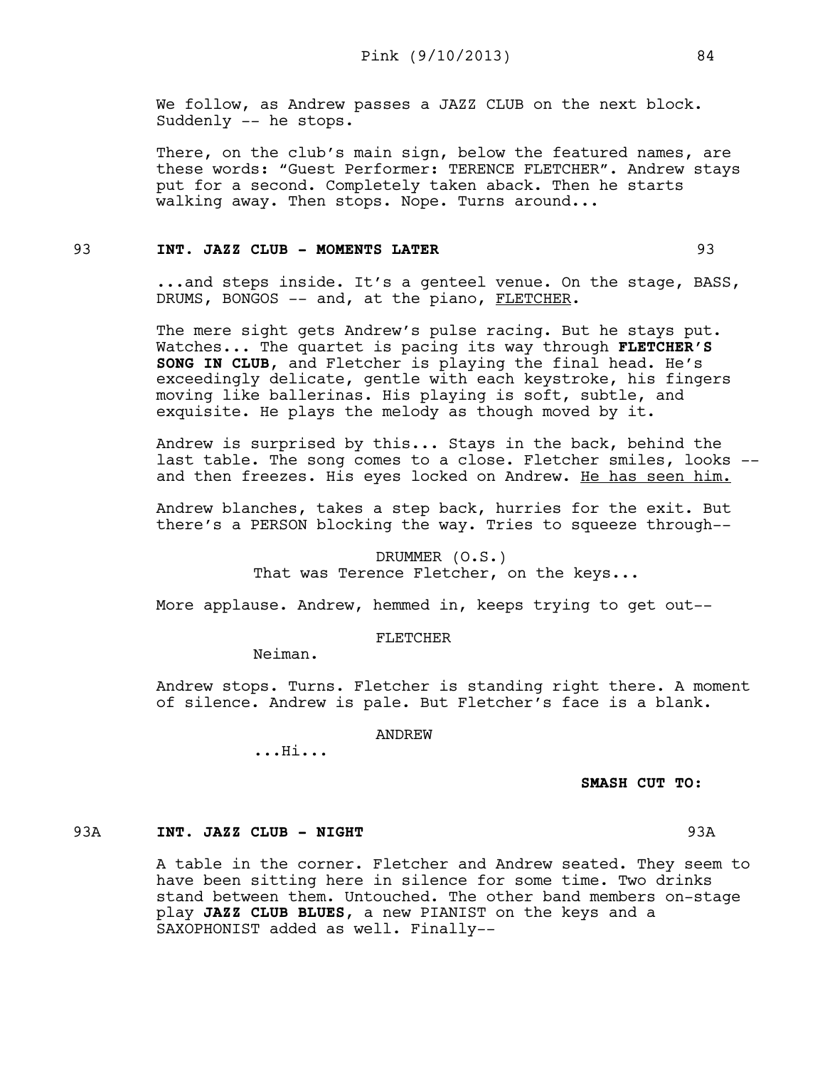We follow, as Andrew passes a JAZZ CLUB on the next block. Suddenly -- he stops.

There, on the club's main sign, below the featured names, are these words: "Guest Performer: TERENCE FLETCHER". Andrew stays put for a second. Completely taken aback. Then he starts walking away. Then stops. Nope. Turns around...

93 **INT. JAZZ CLUB - MOMENTS LATER** 93

...and steps inside. It's a genteel venue. On the stage, BASS, DRUMS, BONGOS -- and, at the piano, FLETCHER.

The mere sight gets Andrew's pulse racing. But he stays put. Watches... The quartet is pacing its way through **FLETCHER'S SONG IN CLUB**, and Fletcher is playing the final head. He's exceedingly delicate, gentle with each keystroke, his fingers moving like ballerinas. His playing is soft, subtle, and exquisite. He plays the melody as though moved by it.

Andrew is surprised by this... Stays in the back, behind the last table. The song comes to a close. Fletcher smiles, looks -- and then freezes. His eyes locked on Andrew. He has seen him.

Andrew blanches, takes a step back, hurries for the exit. But there's a PERSON blocking the way. Tries to squeeze through--

DRUMMER (O.S.)
That was Terence Fletcher, on the keys...

More applause. Andrew, hemmed in, keeps trying to get out--

FLETCHER
Neiman.

Andrew stops. Turns. Fletcher is standing right there. A moment of silence. Andrew is pale. But Fletcher's face is a blank.

ANDREW
...Hi...

**SMASH CUT TO:**

93A **INT. JAZZ CLUB - NIGHT** 93A

A table in the corner. Fletcher and Andrew seated. They seem to have been sitting here in silence for some time. Two drinks stand between them. Untouched. The other band members on-stage play **JAZZ CLUB BLUES**, a new PIANIST on the keys and a SAXOPHONIST added as well. Finally--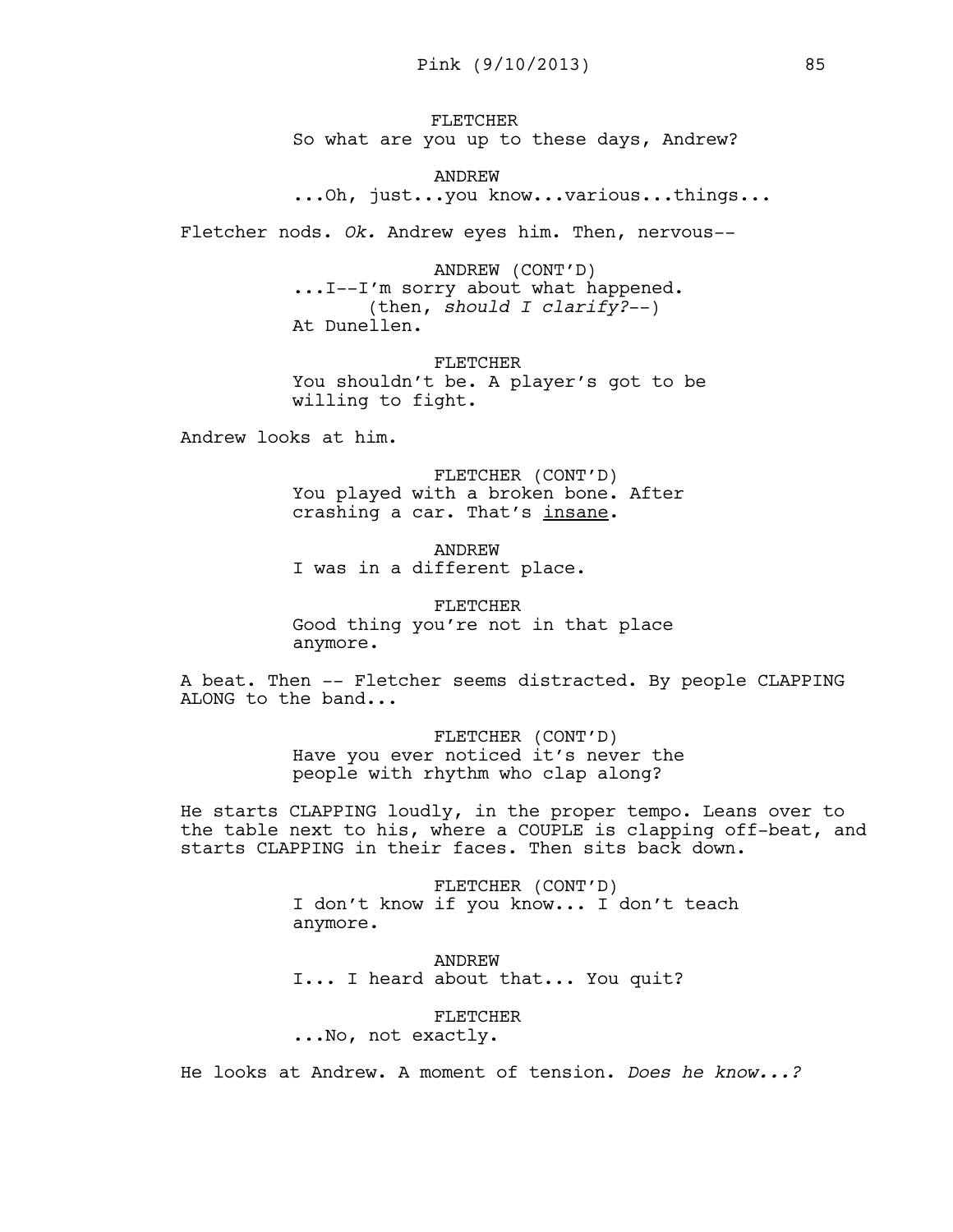FLETCHER
So what are you up to these days, Andrew?

ANDREW
...Oh, just...you know...various...things...

Fletcher nods. *Ok.* Andrew eyes him. Then, nervous--

ANDREW (CONT'D)
...I--I'm sorry about what happened.
(then, *should I clarify?*--)
At Dunellen.

FLETCHER
You shouldn't be. A player's got to be willing to fight.

Andrew looks at him.

FLETCHER (CONT'D)
You played with a broken bone. After crashing a car. That's <u>insane</u>.

ANDREW
I was in a different place.

FLETCHER
Good thing you're not in that place anymore.

A beat. Then -- Fletcher seems distracted. By people CLAPPING ALONG to the band...

FLETCHER (CONT'D)
Have you ever noticed it's never the people with rhythm who clap along?

He starts CLAPPING loudly, in the proper tempo. Leans over to the table next to his, where a COUPLE is clapping off-beat, and starts CLAPPING in their faces. Then sits back down.

FLETCHER (CONT'D)
I don't know if you know... I don't teach anymore.

ANDREW
I... I heard about that... You quit?

FLETCHER
...No, not exactly.

He looks at Andrew. A moment of tension. *Does he know...?*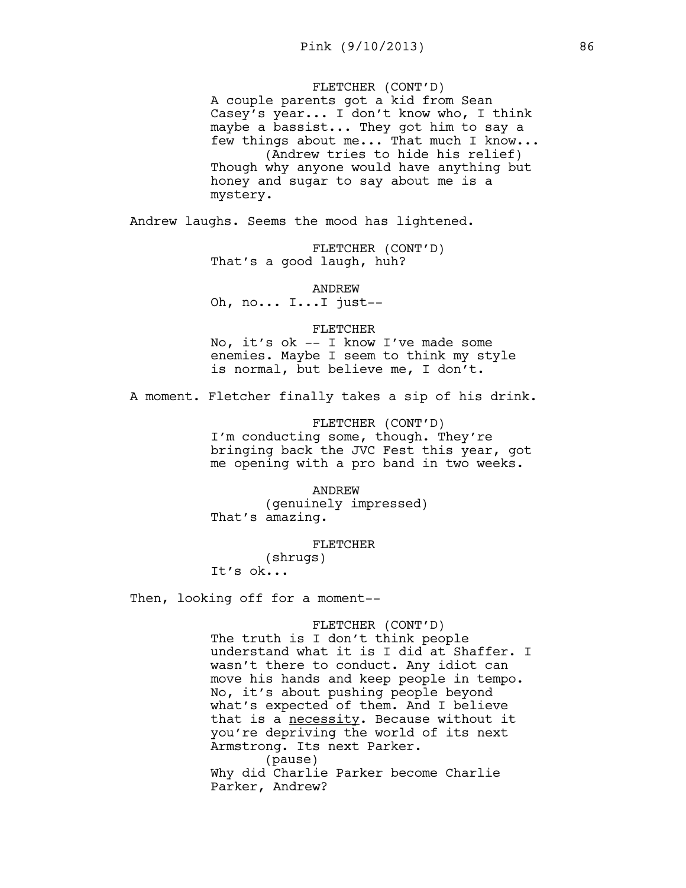FLETCHER (CONT'D)
A couple parents got a kid from Sean Casey's year... I don't know who, I think maybe a bassist... They got him to say a few things about me... That much I know...
(Andrew tries to hide his relief)
Though why anyone would have anything but honey and sugar to say about me is a mystery.

Andrew laughs. Seems the mood has lightened.

FLETCHER (CONT'D)
That's a good laugh, huh?

ANDREW
Oh, no... I...I just--

FLETCHER
No, it's ok -- I know I've made some enemies. Maybe I seem to think my style is normal, but believe me, I don't.

A moment. Fletcher finally takes a sip of his drink.

FLETCHER (CONT'D)
I'm conducting some, though. They're bringing back the JVC Fest this year, got me opening with a pro band in two weeks.

ANDREW
(genuinely impressed)
That's amazing.

FLETCHER
(shrugs)
It's ok...

Then, looking off for a moment--

FLETCHER (CONT'D)
The truth is I don't think people understand what it is I did at Shaffer. I wasn't there to conduct. Any idiot can move his hands and keep people in tempo. No, it's about pushing people beyond what's expected of them. And I believe that is a <u>necessity</u>. Because without it you're depriving the world of its next Armstrong. Its next Parker.
(pause)
Why did Charlie Parker become Charlie Parker, Andrew?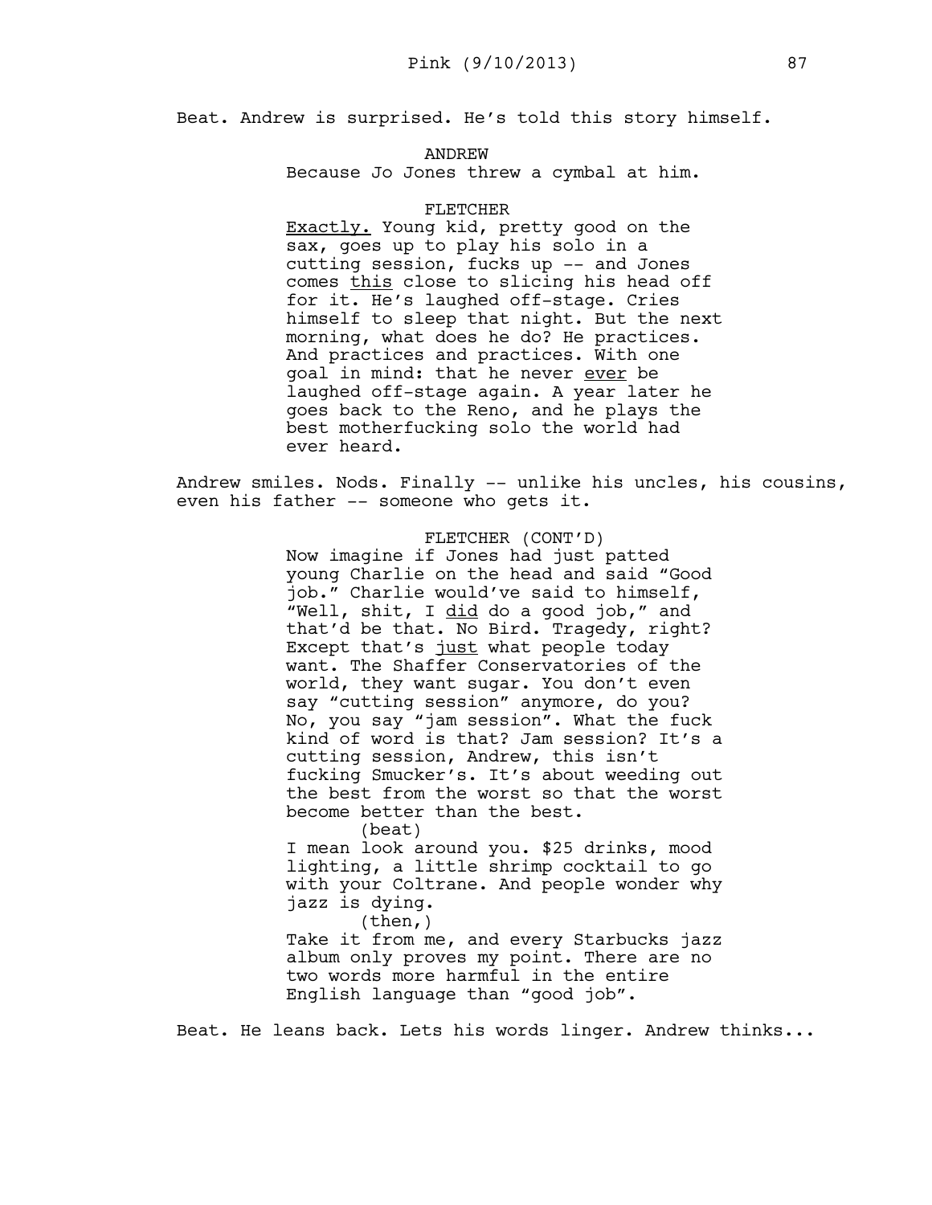Beat. Andrew is surprised. He's told this story himself.

ANDREW

Because Jo Jones threw a cymbal at him.

FLETCHER

_Exactly._ Young kid, pretty good on the sax, goes up to play his solo in a cutting session, fucks up -- and Jones comes _this_ close to slicing his head off for it. He's laughed off-stage. Cries himself to sleep that night. But the next morning, what does he do? He practices. And practices and practices. With one goal in mind: that he never _ever_ be laughed off-stage again. A year later he goes back to the Reno, and he plays the best motherfucking solo the world had ever heard.

Andrew smiles. Nods. Finally -- unlike his uncles, his cousins, even his father -- someone who gets it.

FLETCHER (CONT'D)

Now imagine if Jones had just patted young Charlie on the head and said "Good job." Charlie would've said to himself, "Well, shit, I _did_ do a good job," and that'd be that. No Bird. Tragedy, right? Except that's _just_ what people today want. The Shaffer Conservatories of the world, they want sugar. You don't even say "cutting session" anymore, do you? No, you say "jam session". What the fuck kind of word is that? Jam session? It's a cutting session, Andrew, this isn't fucking Smucker's. It's about weeding out the best from the worst so that the worst become better than the best.

(beat)

I mean look around you. $25 drinks, mood lighting, a little shrimp cocktail to go with your Coltrane. And people wonder why jazz is dying.

(then,)

Take it from me, and every Starbucks jazz album only proves my point. There are no two words more harmful in the entire English language than "good job".

Beat. He leans back. Lets his words linger. Andrew thinks...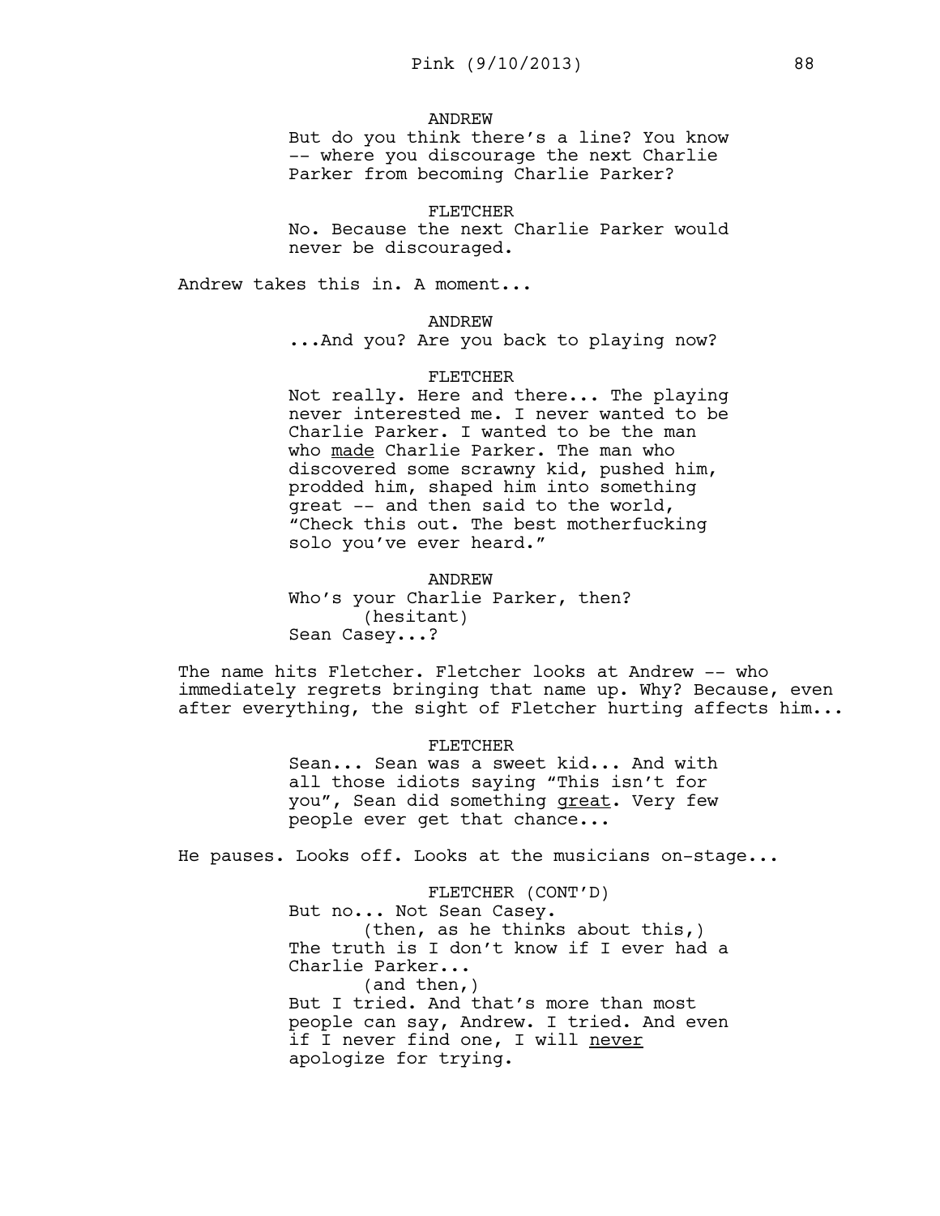ANDREW

But do you think there's a line? You know -- where you discourage the next Charlie Parker from becoming Charlie Parker?

FLETCHER

No. Because the next Charlie Parker would never be discouraged.

Andrew takes this in. A moment...

ANDREW

...And you? Are you back to playing now?

FLETCHER

Not really. Here and there... The playing never interested me. I never wanted to be Charlie Parker. I wanted to be the man who <u>made</u> Charlie Parker. The man who discovered some scrawny kid, pushed him, prodded him, shaped him into something great -- and then said to the world, "Check this out. The best motherfucking solo you've ever heard."

ANDREW

Who's your Charlie Parker, then?

(hesitant)

Sean Casey...?

The name hits Fletcher. Fletcher looks at Andrew -- who immediately regrets bringing that name up. Why? Because, even after everything, the sight of Fletcher hurting affects him...

FLETCHER

Sean... Sean was a sweet kid... And with all those idiots saying "This isn't for you", Sean did something <u>great</u>. Very few people ever get that chance...

He pauses. Looks off. Looks at the musicians on-stage...

FLETCHER (CONT'D)

But no... Not Sean Casey.

(then, as he thinks about this,)

The truth is I don't know if I ever had a Charlie Parker...

(and then,)

But I tried. And that's more than most people can say, Andrew. I tried. And even if I never find one, I will <u>never</u> apologize for trying.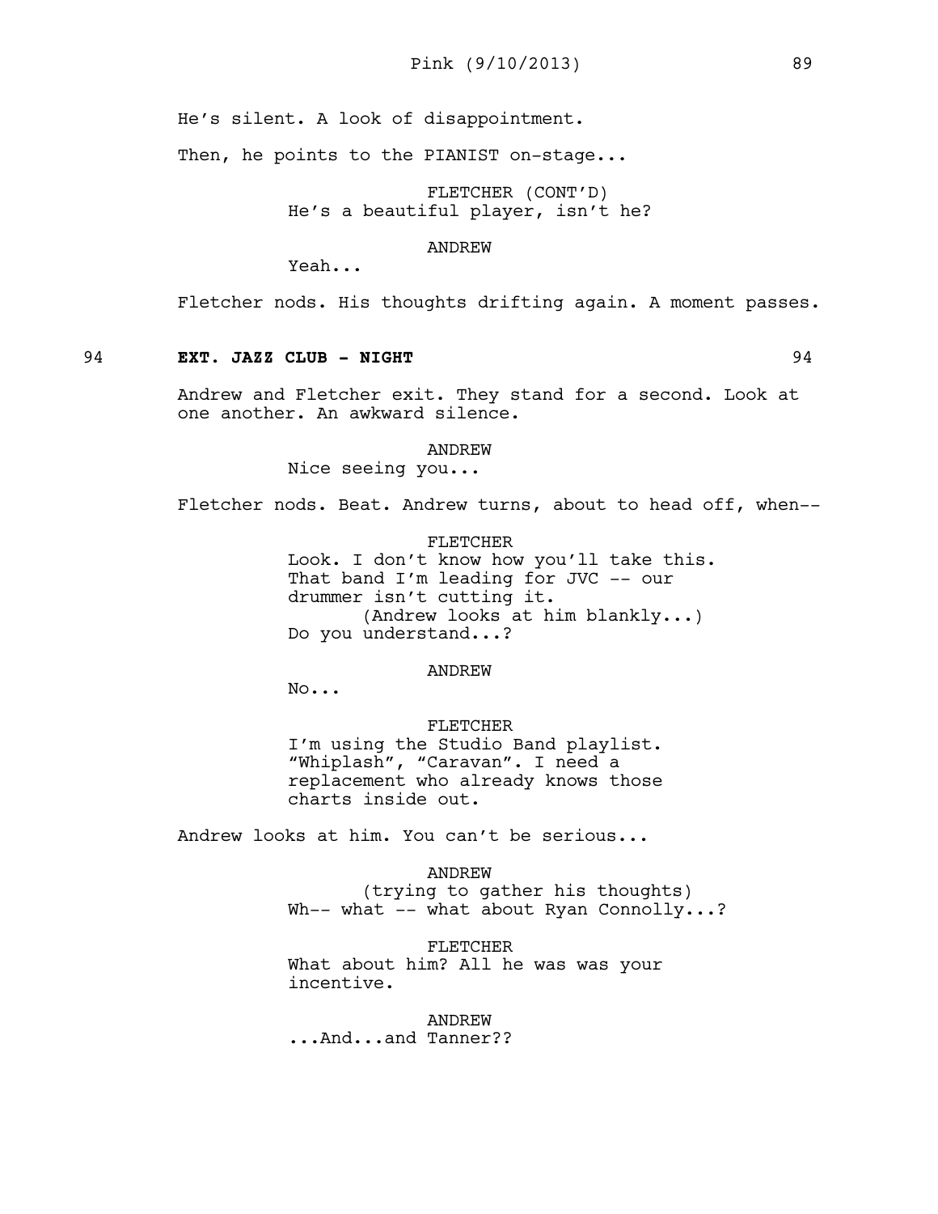He's silent. A look of disappointment.

Then, he points to the PIANIST on-stage...

FLETCHER (CONT'D)
He's a beautiful player, isn't he?

ANDREW
Yeah...

Fletcher nods. His thoughts drifting again. A moment passes.

**94 EXT. JAZZ CLUB - NIGHT 94**

Andrew and Fletcher exit. They stand for a second. Look at one another. An awkward silence.

ANDREW
Nice seeing you...

Fletcher nods. Beat. Andrew turns, about to head off, when--

FLETCHER
Look. I don't know how you'll take this. That band I'm leading for JVC -- our drummer isn't cutting it.
(Andrew looks at him blankly...)
Do you understand...?

ANDREW
No...

FLETCHER
I'm using the Studio Band playlist. "Whiplash", "Caravan". I need a replacement who already knows those charts inside out.

Andrew looks at him. You can't be serious...

ANDREW
(trying to gather his thoughts)
Wh-- what -- what about Ryan Connolly...?

FLETCHER
What about him? All he was was your incentive.

ANDREW
...And...and Tanner??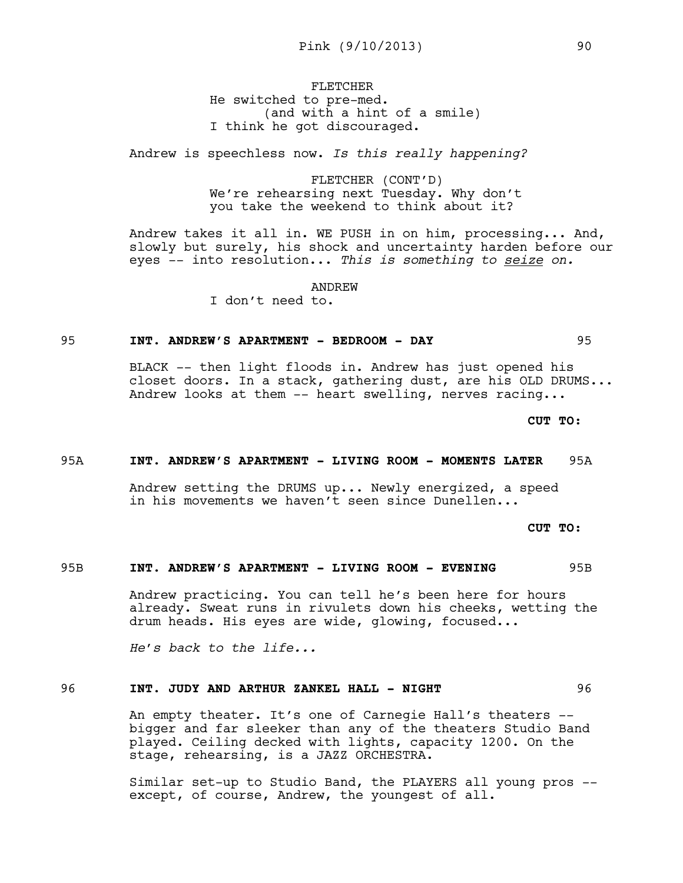FLETCHER
He switched to pre-med.
(and with a hint of a smile)
I think he got discouraged.

Andrew is speechless now. *Is this really happening?*

FLETCHER (CONT'D)
We're rehearsing next Tuesday. Why don't you take the weekend to think about it?

Andrew takes it all in. WE PUSH in on him, processing... And, slowly but surely, his shock and uncertainty harden before our eyes -- into resolution... *This is something to* ***seize*** *on.*

ANDREW
I don't need to.

**95 INT. ANDREW'S APARTMENT - BEDROOM - DAY 95**

BLACK -- then light floods in. Andrew has just opened his closet doors. In a stack, gathering dust, are his OLD DRUMS... Andrew looks at them -- heart swelling, nerves racing...

**CUT TO:**

**95A INT. ANDREW'S APARTMENT - LIVING ROOM - MOMENTS LATER 95A**

Andrew setting the DRUMS up... Newly energized, a speed in his movements we haven't seen since Dunellen...

**CUT TO:**

**95B INT. ANDREW'S APARTMENT - LIVING ROOM - EVENING 95B**

Andrew practicing. You can tell he's been here for hours already. Sweat runs in rivulets down his cheeks, wetting the drum heads. His eyes are wide, glowing, focused...

*He's back to the life...*

**96 INT. JUDY AND ARTHUR ZANKEL HALL - NIGHT 96**

An empty theater. It's one of Carnegie Hall's theaters -- bigger and far sleeker than any of the theaters Studio Band played. Ceiling decked with lights, capacity 1200. On the stage, rehearsing, is a JAZZ ORCHESTRA.

Similar set-up to Studio Band, the PLAYERS all young pros -- except, of course, Andrew, the youngest of all.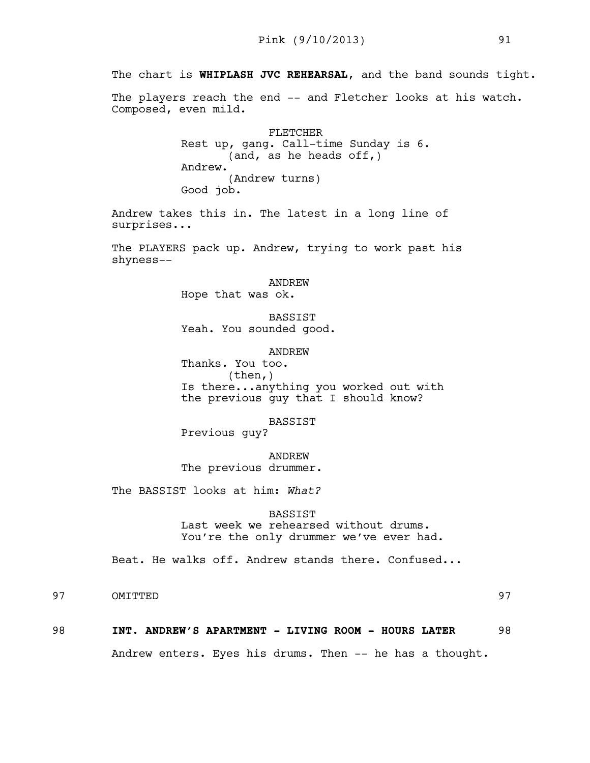The chart is **WHIPLASH JVC REHEARSAL**, and the band sounds tight.

The players reach the end -- and Fletcher looks at his watch. Composed, even mild.

FLETCHER
Rest up, gang. Call-time Sunday is 6.
(and, as he heads off,)
Andrew.
(Andrew turns)
Good job.

Andrew takes this in. The latest in a long line of surprises...

The PLAYERS pack up. Andrew, trying to work past his shyness--

ANDREW
Hope that was ok.

BASSIST
Yeah. You sounded good.

ANDREW
Thanks. You too.
(then,)
Is there...anything you worked out with the previous guy that I should know?

BASSIST
Previous guy?

ANDREW
The previous drummer.

The BASSIST looks at him: *What?*

BASSIST
Last week we rehearsed without drums. You're the only drummer we've ever had.

Beat. He walks off. Andrew stands there. Confused...

97 OMITTED 97

98 **INT. ANDREW'S APARTMENT - LIVING ROOM - HOURS LATER** 98

Andrew enters. Eyes his drums. Then -- he has a thought.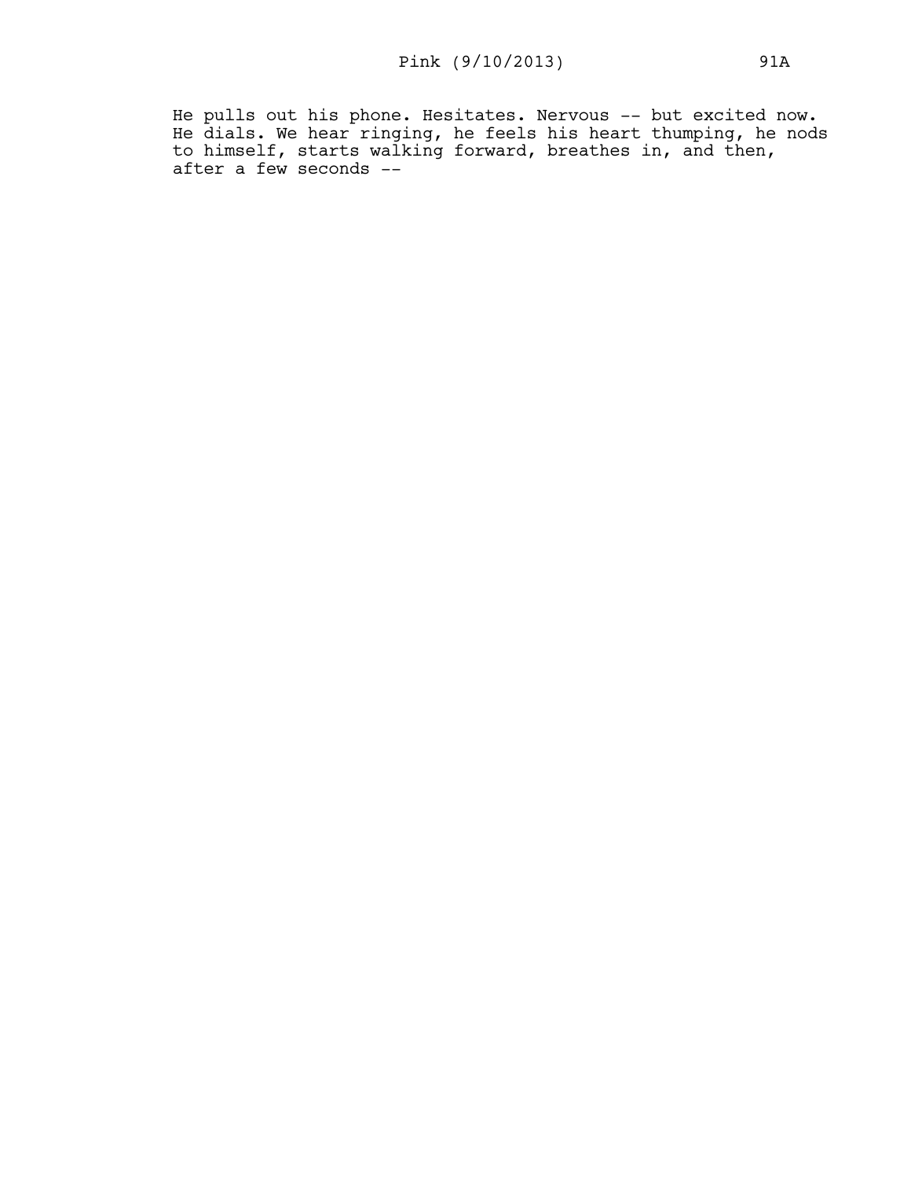He pulls out his phone. Hesitates. Nervous -- but excited now. He dials. We hear ringing, he feels his heart thumping, he nods to himself, starts walking forward, breathes in, and then, after a few seconds --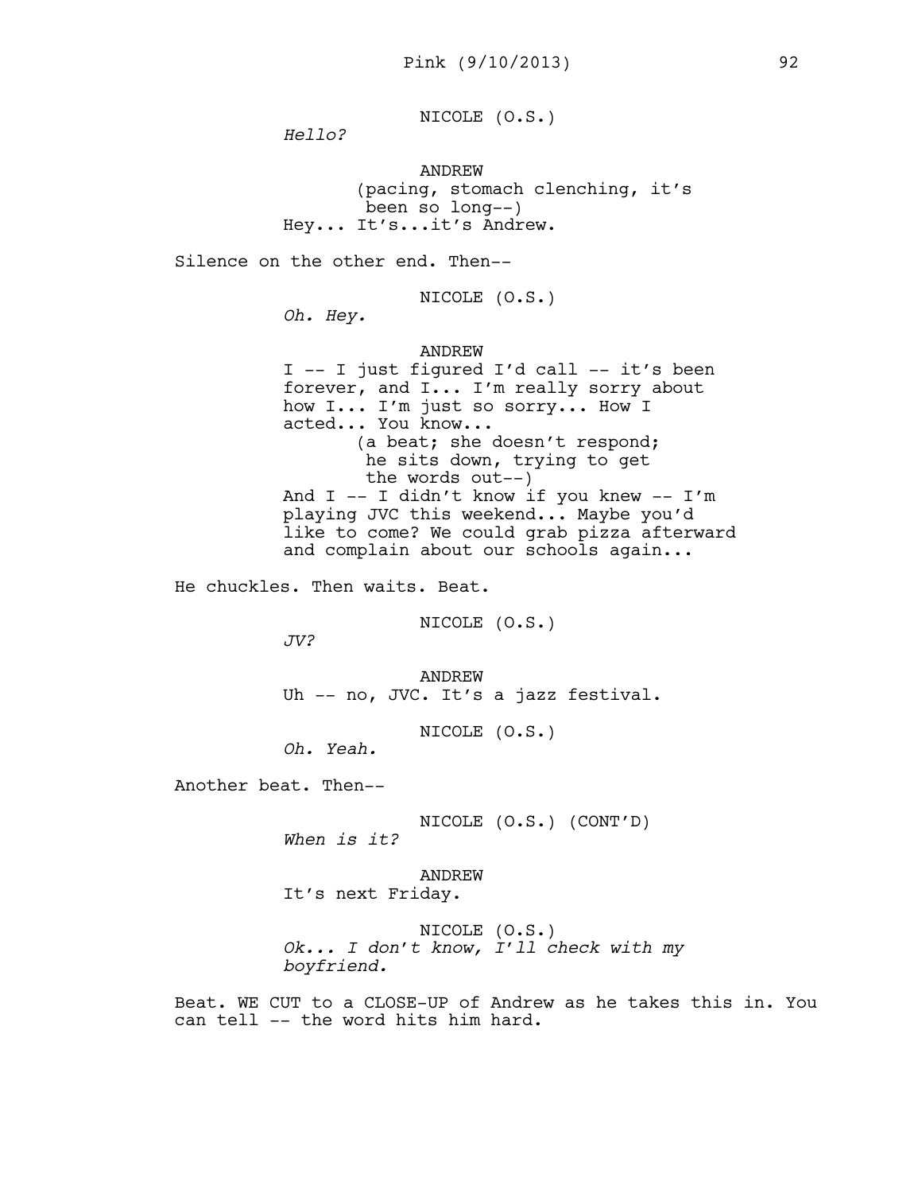NICOLE (O.S.)
*Hello?*

ANDREW
(pacing, stomach clenching, it's been so long--)
Hey... It's...it's Andrew.

Silence on the other end. Then--

NICOLE (O.S.)
*Oh. Hey.*

ANDREW
I -- I just figured I'd call -- it's been forever, and I... I'm really sorry about how I... I'm just so sorry... How I acted... You know...
(a beat; she doesn't respond; he sits down, trying to get the words out--)
And I -- I didn't know if you knew -- I'm playing JVC this weekend... Maybe you'd like to come? We could grab pizza afterward and complain about our schools again...

He chuckles. Then waits. Beat.

NICOLE (O.S.)
*JV?*

ANDREW
Uh -- no, JVC. It's a jazz festival.

NICOLE (O.S.)
*Oh. Yeah.*

Another beat. Then--

NICOLE (O.S.) (CONT'D)
*When is it?*

ANDREW
It's next Friday.

NICOLE (O.S.)
*Ok... I don't know, I'll check with my boyfriend.*

Beat. WE CUT to a CLOSE-UP of Andrew as he takes this in. You can tell -- the word hits him hard.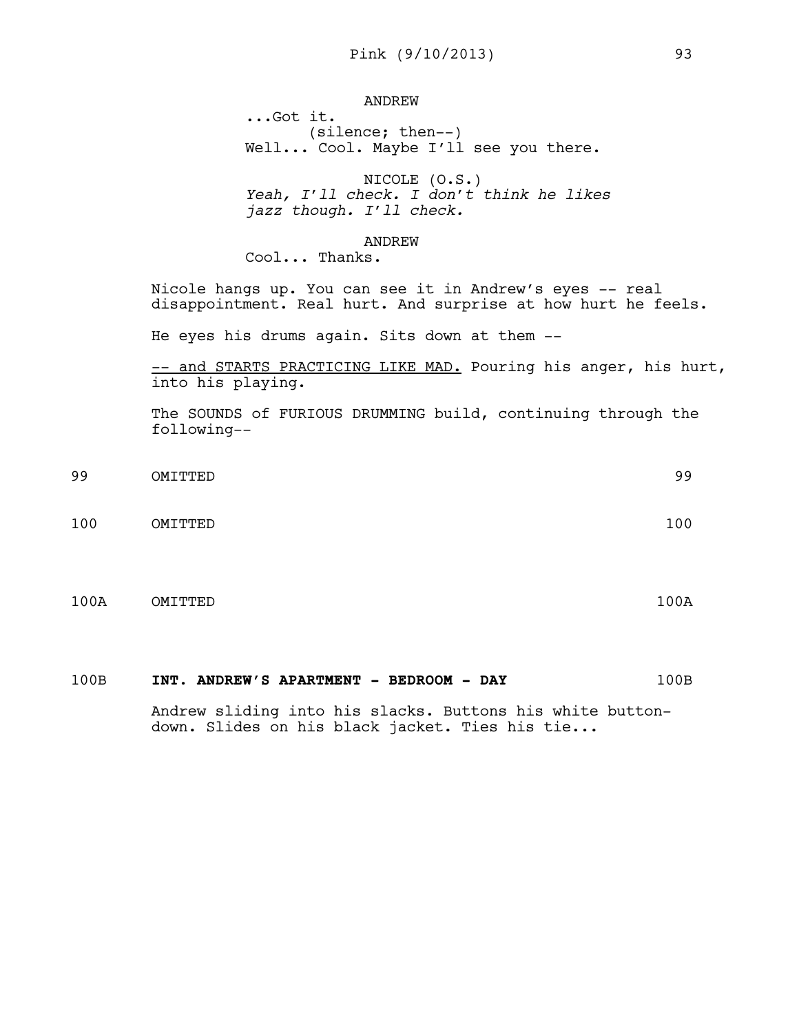ANDREW
...Got it.
(silence; then--)
Well... Cool. Maybe I'll see you there.

NICOLE (O.S.)
*Yeah, I'll check. I don't think he likes jazz though. I'll check.*

ANDREW
Cool... Thanks.

Nicole hangs up. You can see it in Andrew's eyes -- real disappointment. Real hurt. And surprise at how hurt he feels.

He eyes his drums again. Sits down at them --

<u>-- and STARTS PRACTICING LIKE MAD.</u> Pouring his anger, his hurt, into his playing.

The SOUNDS of FURIOUS DRUMMING build, continuing through the following--

99 OMITTED 99

100 OMITTED 100

100A OMITTED 100A

100B **INT. ANDREW'S APARTMENT - BEDROOM - DAY** 100B

Andrew sliding into his slacks. Buttons his white button-down. Slides on his black jacket. Ties his tie...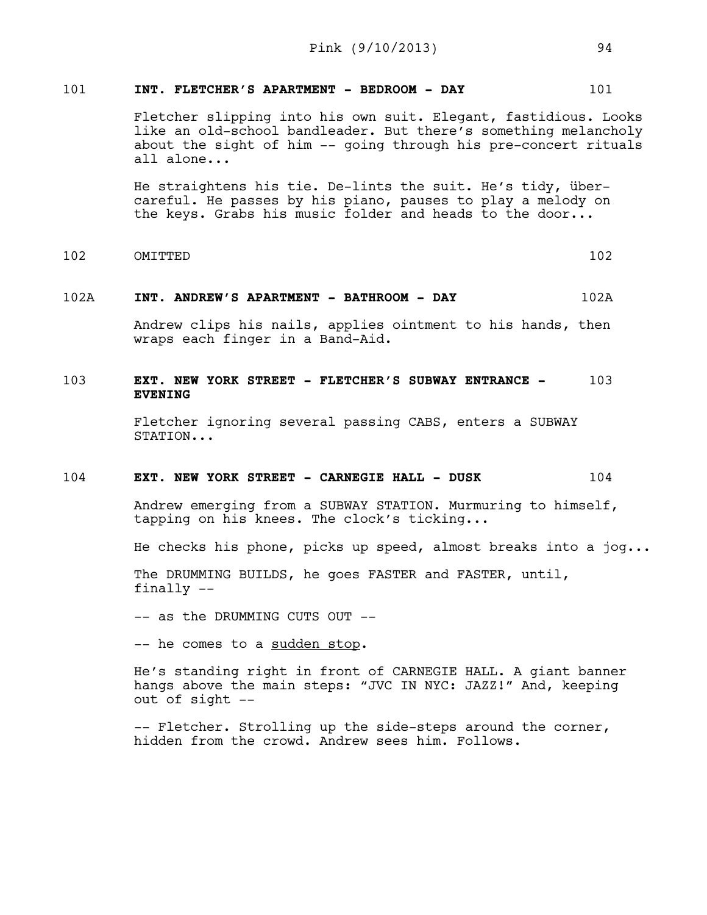101 **INT. FLETCHER'S APARTMENT - BEDROOM - DAY** 101

Fletcher slipping into his own suit. Elegant, fastidious. Looks like an old-school bandleader. But there's something melancholy about the sight of him -- going through his pre-concert rituals all alone...

He straightens his tie. De-lints the suit. He's tidy, über-careful. He passes by his piano, pauses to play a melody on the keys. Grabs his music folder and heads to the door...

102 OMITTED 102

102A **INT. ANDREW'S APARTMENT - BATHROOM - DAY** 102A

Andrew clips his nails, applies ointment to his hands, then wraps each finger in a Band-Aid.

103 **EXT. NEW YORK STREET - FLETCHER'S SUBWAY ENTRANCE - EVENING** 103

Fletcher ignoring several passing CABS, enters a SUBWAY STATION...

104 **EXT. NEW YORK STREET - CARNEGIE HALL - DUSK** 104

Andrew emerging from a SUBWAY STATION. Murmuring to himself, tapping on his knees. The clock's ticking...

He checks his phone, picks up speed, almost breaks into a jog...

The DRUMMING BUILDS, he goes FASTER and FASTER, until, finally --

-- as the DRUMMING CUTS OUT --

-- he comes to a <u>sudden stop</u>.

He's standing right in front of CARNEGIE HALL. A giant banner hangs above the main steps: "JVC IN NYC: JAZZ!" And, keeping out of sight --

-- Fletcher. Strolling up the side-steps around the corner, hidden from the crowd. Andrew sees him. Follows.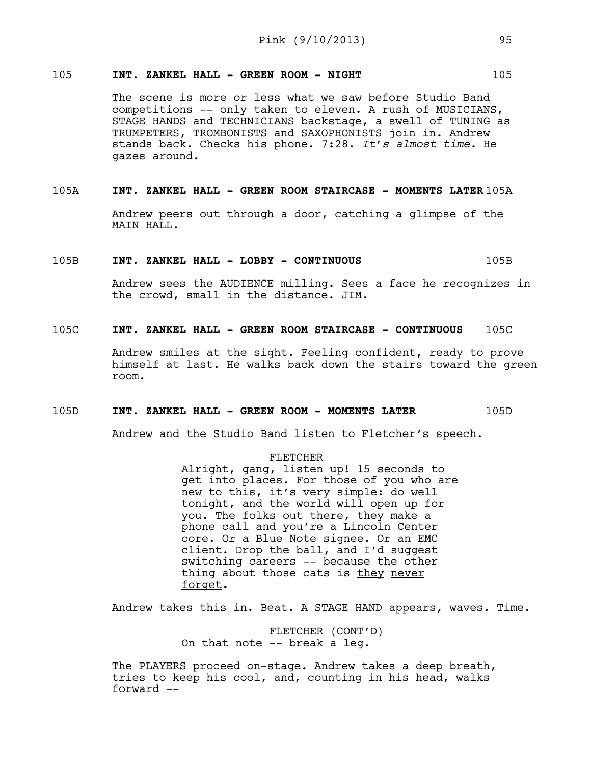105 **INT. ZANKEL HALL - GREEN ROOM - NIGHT** 105

The scene is more or less what we saw before Studio Band competitions -- only taken to eleven. A rush of MUSICIANS, STAGE HANDS and TECHNICIANS backstage, a swell of TUNING as TRUMPETERS, TROMBONISTS and SAXOPHONISTS join in. Andrew stands back. Checks his phone. 7:28. *It's almost time.* He gazes around.

105A **INT. ZANKEL HALL - GREEN ROOM STAIRCASE - MOMENTS LATER** 105A

Andrew peers out through a door, catching a glimpse of the MAIN HALL.

105B **INT. ZANKEL HALL - LOBBY - CONTINUOUS** 105B

Andrew sees the AUDIENCE milling. Sees a face he recognizes in the crowd, small in the distance. JIM.

105C **INT. ZANKEL HALL - GREEN ROOM STAIRCASE - CONTINUOUS** 105C

Andrew smiles at the sight. Feeling confident, ready to prove himself at last. He walks back down the stairs toward the green room.

105D **INT. ZANKEL HALL - GREEN ROOM - MOMENTS LATER** 105D

Andrew and the Studio Band listen to Fletcher's speech.

FLETCHER
Alright, gang, listen up! 15 seconds to get into places. For those of you who are new to this, it's very simple: do well tonight, and the world will open up for you. The folks out there, they make a phone call and you're a Lincoln Center core. Or a Blue Note signee. Or an EMC client. Drop the ball, and I'd suggest switching careers -- because the other thing about those cats is <u>they</u> <u>never</u> <u>forget</u>.

Andrew takes this in. Beat. A STAGE HAND appears, waves. Time.

FLETCHER (CONT'D)
On that note -- break a leg.

The PLAYERS proceed on-stage. Andrew takes a deep breath, tries to keep his cool, and, counting in his head, walks forward --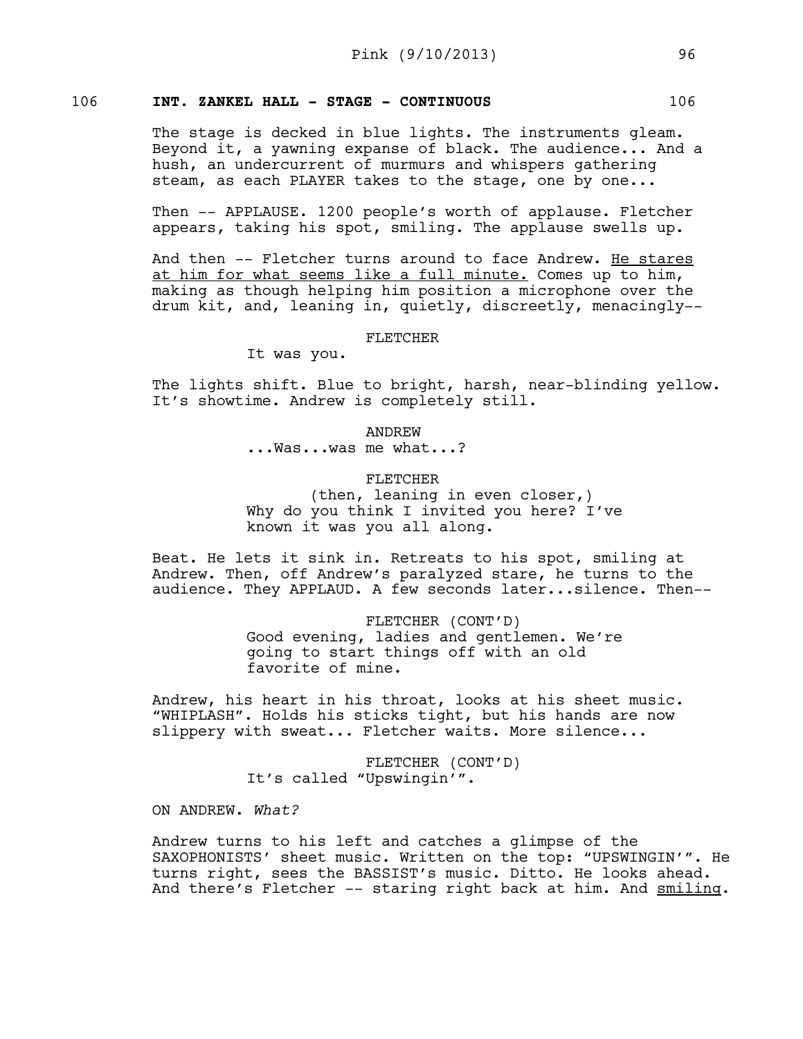106 **INT. ZANKEL HALL - STAGE - CONTINUOUS** 106

The stage is decked in blue lights. The instruments gleam. Beyond it, a yawning expanse of black. The audience... And a hush, an undercurrent of murmurs and whispers gathering steam, as each PLAYER takes to the stage, one by one...

Then -- APPLAUSE. 1200 people's worth of applause. Fletcher appears, taking his spot, smiling. The applause swells up.

And then -- Fletcher turns around to face Andrew. <u>He stares at him for what seems like a full minute.</u> Comes up to him, making as though helping him position a microphone over the drum kit, and, leaning in, quietly, discreetly, menacingly--

FLETCHER
It was you.

The lights shift. Blue to bright, harsh, near-blinding yellow. It's showtime. Andrew is completely still.

ANDREW
...Was...was me what...?

FLETCHER
(then, leaning in even closer,)
Why do you think I invited you here? I've known it was you all along.

Beat. He lets it sink in. Retreats to his spot, smiling at Andrew. Then, off Andrew's paralyzed stare, he turns to the audience. They APPLAUD. A few seconds later...silence. Then--

FLETCHER (CONT'D)
Good evening, ladies and gentlemen. We're going to start things off with an old favorite of mine.

Andrew, his heart in his throat, looks at his sheet music. "WHIPLASH". Holds his sticks tight, but his hands are now slippery with sweat... Fletcher waits. More silence...

FLETCHER (CONT'D)
It's called "Upswingin'".

ON ANDREW. *What?*

Andrew turns to his left and catches a glimpse of the SAXOPHONISTS' sheet music. Written on the top: "UPSWINGIN'". He turns right, sees the BASSIST's music. Ditto. He looks ahead. And there's Fletcher -- staring right back at him. And <u>smiling</u>.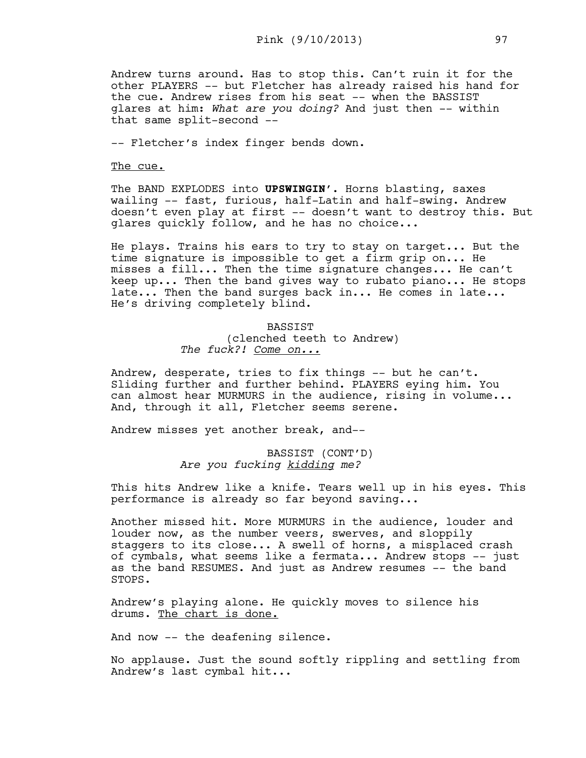Andrew turns around. Has to stop this. Can't ruin it for the other PLAYERS -- but Fletcher has already raised his hand for the cue. Andrew rises from his seat -- when the BASSIST glares at him: *What are you doing?* And just then -- within that same split-second --

-- Fletcher's index finger bends down.

<u>The cue.</u>

The BAND EXPLODES into **UPSWINGIN'**. Horns blasting, saxes wailing -- fast, furious, half-Latin and half-swing. Andrew doesn't even play at first -- doesn't want to destroy this. But glares quickly follow, and he has no choice...

He plays. Trains his ears to try to stay on target... But the time signature is impossible to get a firm grip on... He misses a fill... Then the time signature changes... He can't keep up... Then the band gives way to rubato piano... He stops late... Then the band surges back in... He comes in late... He's driving completely blind.

BASSIST
(clenched teeth to Andrew)
*The fuck?! <u>Come on...</u>*

Andrew, desperate, tries to fix things -- but he can't. Sliding further and further behind. PLAYERS eying him. You can almost hear MURMURS in the audience, rising in volume... And, through it all, Fletcher seems serene.

Andrew misses yet another break, and--

BASSIST (CONT'D)
*Are you fucking <u>kidding</u> me?*

This hits Andrew like a knife. Tears well up in his eyes. This performance is already so far beyond saving...

Another missed hit. More MURMURS in the audience, louder and louder now, as the number veers, swerves, and sloppily staggers to its close... A swell of horns, a misplaced crash of cymbals, what seems like a fermata... Andrew stops -- just as the band RESUMES. And just as Andrew resumes -- the band STOPS.

Andrew's playing alone. He quickly moves to silence his drums. <u>The chart is done.</u>

And now -- the deafening silence.

No applause. Just the sound softly rippling and settling from Andrew's last cymbal hit...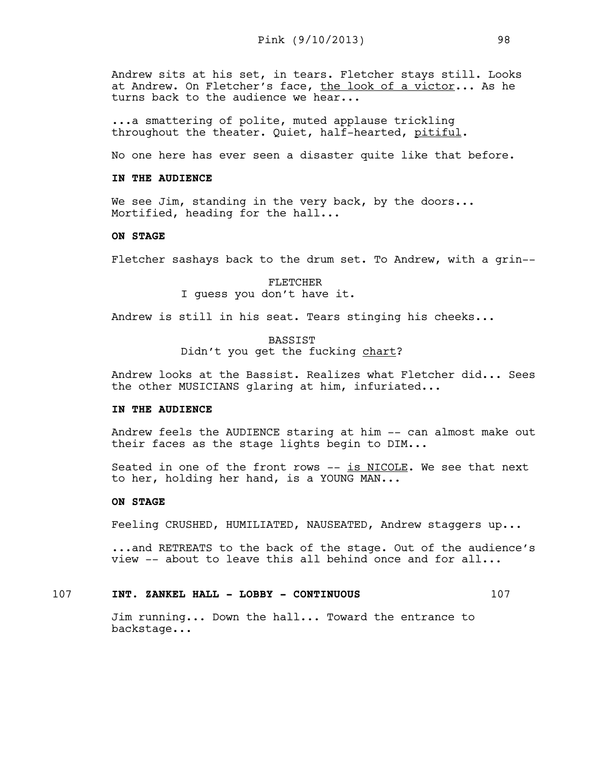Andrew sits at his set, in tears. Fletcher stays still. Looks at Andrew. On Fletcher's face, <u>the look of a victor</u>... As he turns back to the audience we hear...

...a smattering of polite, muted applause trickling throughout the theater. Quiet, half-hearted, <u>pitiful</u>.

No one here has ever seen a disaster quite like that before.

**IN THE AUDIENCE**

We see Jim, standing in the very back, by the doors... Mortified, heading for the hall...

**ON STAGE**

Fletcher sashays back to the drum set. To Andrew, with a grin--

FLETCHER
I guess you don't have it.

Andrew is still in his seat. Tears stinging his cheeks...

BASSIST
Didn't you get the fucking <u>chart</u>?

Andrew looks at the Bassist. Realizes what Fletcher did... Sees the other MUSICIANS glaring at him, infuriated...

**IN THE AUDIENCE**

Andrew feels the AUDIENCE staring at him -- can almost make out their faces as the stage lights begin to DIM...

Seated in one of the front rows -- <u>is NICOLE</u>. We see that next to her, holding her hand, is a YOUNG MAN...

**ON STAGE**

Feeling CRUSHED, HUMILIATED, NAUSEATED, Andrew staggers up...

...and RETREATS to the back of the stage. Out of the audience's view -- about to leave this all behind once and for all...

**107 INT. ZANKEL HALL - LOBBY - CONTINUOUS 107**

Jim running... Down the hall... Toward the entrance to backstage...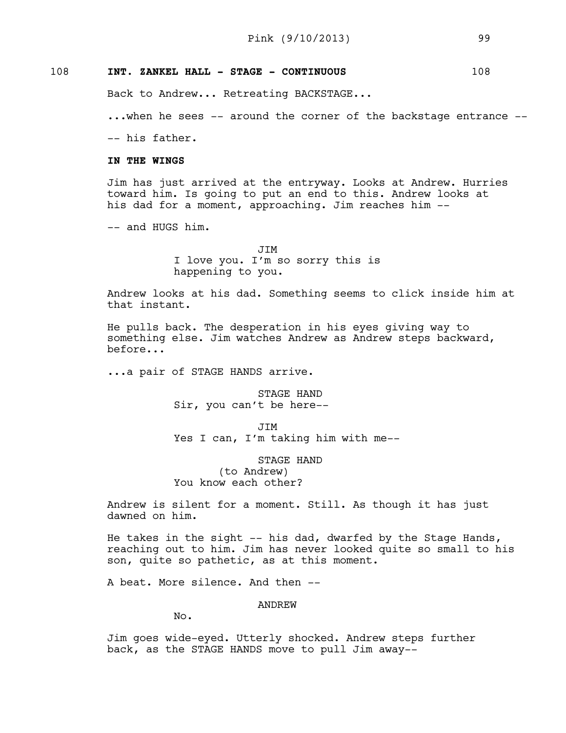108 **INT. ZANKEL HALL - STAGE - CONTINUOUS** 108

Back to Andrew... Retreating BACKSTAGE...

...when he sees -- around the corner of the backstage entrance --

-- his father.

**IN THE WINGS**

Jim has just arrived at the entryway. Looks at Andrew. Hurries toward him. Is going to put an end to this. Andrew looks at his dad for a moment, approaching. Jim reaches him --

-- and HUGS him.

JIM
I love you. I'm so sorry this is happening to you.

Andrew looks at his dad. Something seems to click inside him at that instant.

He pulls back. The desperation in his eyes giving way to something else. Jim watches Andrew as Andrew steps backward, before...

...a pair of STAGE HANDS arrive.

STAGE HAND
Sir, you can't be here--

JIM
Yes I can, I'm taking him with me--

STAGE HAND
(to Andrew)
You know each other?

Andrew is silent for a moment. Still. As though it has just dawned on him.

He takes in the sight -- his dad, dwarfed by the Stage Hands, reaching out to him. Jim has never looked quite so small to his son, quite so pathetic, as at this moment.

A beat. More silence. And then --

ANDREW
No.

Jim goes wide-eyed. Utterly shocked. Andrew steps further back, as the STAGE HANDS move to pull Jim away--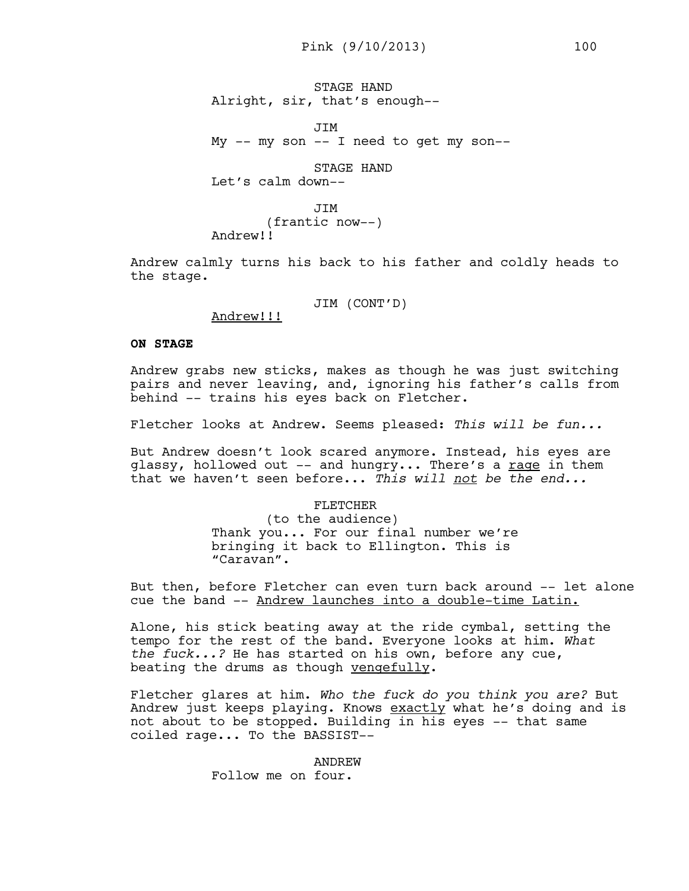STAGE HAND
Alright, sir, that's enough--

JIM
My -- my son -- I need to get my son--

STAGE HAND
Let's calm down--

JIM
(frantic now--)
Andrew!!

Andrew calmly turns his back to his father and coldly heads to the stage.

JIM (CONT'D)
<u>Andrew!!!</u>

**ON STAGE**

Andrew grabs new sticks, makes as though he was just switching pairs and never leaving, and, ignoring his father's calls from behind -- trains his eyes back on Fletcher.

Fletcher looks at Andrew. Seems pleased: *This will be fun...*

But Andrew doesn't look scared anymore. Instead, his eyes are glassy, hollowed out -- and hungry... There's a <u>rage</u> in them that we haven't seen before... *This will <u>not</u> be the end...*

FLETCHER
(to the audience)
Thank you... For our final number we're bringing it back to Ellington. This is "Caravan".

But then, before Fletcher can even turn back around -- let alone cue the band -- <u>Andrew launches into a double-time Latin.</u>

Alone, his stick beating away at the ride cymbal, setting the tempo for the rest of the band. Everyone looks at him. *What the fuck...?* He has started on his own, before any cue, beating the drums as though <u>vengefully</u>.

Fletcher glares at him. *Who the fuck do you think you are?* But Andrew just keeps playing. Knows <u>exactly</u> what he's doing and is not about to be stopped. Building in his eyes -- that same coiled rage... To the BASSIST--

ANDREW
Follow me on four.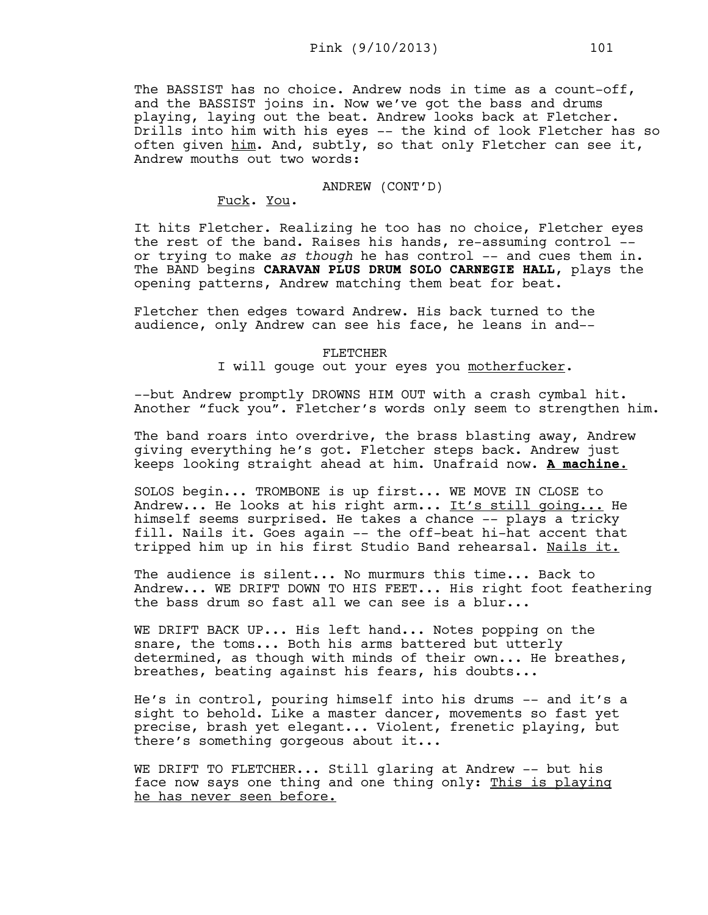The BASSIST has no choice. Andrew nods in time as a count-off, and the BASSIST joins in. Now we've got the bass and drums playing, laying out the beat. Andrew looks back at Fletcher. Drills into him with his eyes -- the kind of look Fletcher has so often given <u>him</u>. And, subtly, so that only Fletcher can see it, Andrew mouths out two words:

ANDREW (CONT'D)
<u>Fuck</u>. <u>You</u>.

It hits Fletcher. Realizing he too has no choice, Fletcher eyes the rest of the band. Raises his hands, re-assuming control -- or trying to make *as though* he has control -- and cues them in. The BAND begins **CARAVAN PLUS DRUM SOLO CARNEGIE HALL**, plays the opening patterns, Andrew matching them beat for beat.

Fletcher then edges toward Andrew. His back turned to the audience, only Andrew can see his face, he leans in and--

FLETCHER
I will gouge out your eyes you <u>motherfucker</u>.

--but Andrew promptly DROWNS HIM OUT with a crash cymbal hit. Another "fuck you". Fletcher's words only seem to strengthen him.

The band roars into overdrive, the brass blasting away, Andrew giving everything he's got. Fletcher steps back. Andrew just keeps looking straight ahead at him. Unafraid now. **<u>A machine.</u>**

SOLOS begin... TROMBONE is up first... WE MOVE IN CLOSE to Andrew... He looks at his right arm... <u>It's still going...</u> He himself seems surprised. He takes a chance -- plays a tricky fill. Nails it. Goes again -- the off-beat hi-hat accent that tripped him up in his first Studio Band rehearsal. <u>Nails it.</u>

The audience is silent... No murmurs this time... Back to Andrew... WE DRIFT DOWN TO HIS FEET... His right foot feathering the bass drum so fast all we can see is a blur...

WE DRIFT BACK UP... His left hand... Notes popping on the snare, the toms... Both his arms battered but utterly determined, as though with minds of their own... He breathes, breathes, beating against his fears, his doubts...

He's in control, pouring himself into his drums -- and it's a sight to behold. Like a master dancer, movements so fast yet precise, brash yet elegant... Violent, frenetic playing, but there's something gorgeous about it...

WE DRIFT TO FLETCHER... Still glaring at Andrew -- but his face now says one thing and one thing only: <u>This is playing he has never seen before.</u>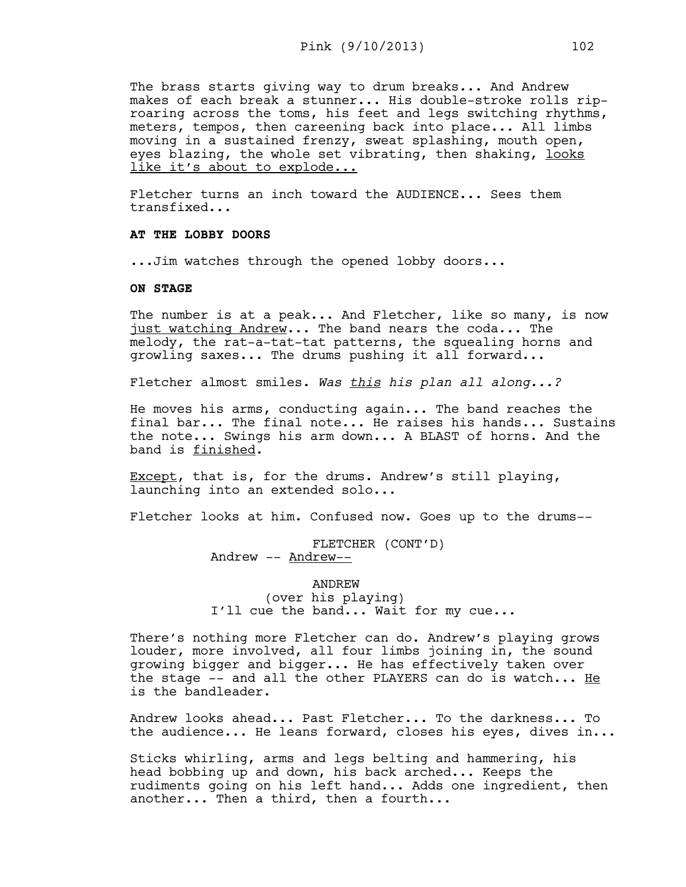The brass starts giving way to drum breaks... And Andrew makes of each break a stunner... His double-stroke rolls rip-roaring across the toms, his feet and legs switching rhythms, meters, tempos, then careening back into place... All limbs moving in a sustained frenzy, sweat splashing, mouth open, eyes blazing, the whole set vibrating, then shaking, <u>looks like it's about to explode...</u>

Fletcher turns an inch toward the AUDIENCE... Sees them transfixed...

**AT THE LOBBY DOORS**

...Jim watches through the opened lobby doors...

**ON STAGE**

The number is at a peak... And Fletcher, like so many, is now <u>just watching Andrew</u>... The band nears the coda... The melody, the rat-a-tat-tat patterns, the squealing horns and growling saxes... The drums pushing it all forward...

Fletcher almost smiles. *Was <u>this</u> his plan all along...?*

He moves his arms, conducting again... The band reaches the final bar... The final note... He raises his hands... Sustains the note... Swings his arm down... A BLAST of horns. And the band is <u>finished</u>.

<u>Except</u>, that is, for the drums. Andrew's still playing, launching into an extended solo...

Fletcher looks at him. Confused now. Goes up to the drums--

FLETCHER (CONT'D)
Andrew -- <u>Andrew--</u>

ANDREW
(over his playing)
I'll cue the band... Wait for my cue...

There's nothing more Fletcher can do. Andrew's playing grows louder, more involved, all four limbs joining in, the sound growing bigger and bigger... He has effectively taken over the stage -- and all the other PLAYERS can do is watch... <u>He</u> is the bandleader.

Andrew looks ahead... Past Fletcher... To the darkness... To the audience... He leans forward, closes his eyes, dives in...

Sticks whirling, arms and legs belting and hammering, his head bobbing up and down, his back arched... Keeps the rudiments going on his left hand... Adds one ingredient, then another... Then a third, then a fourth...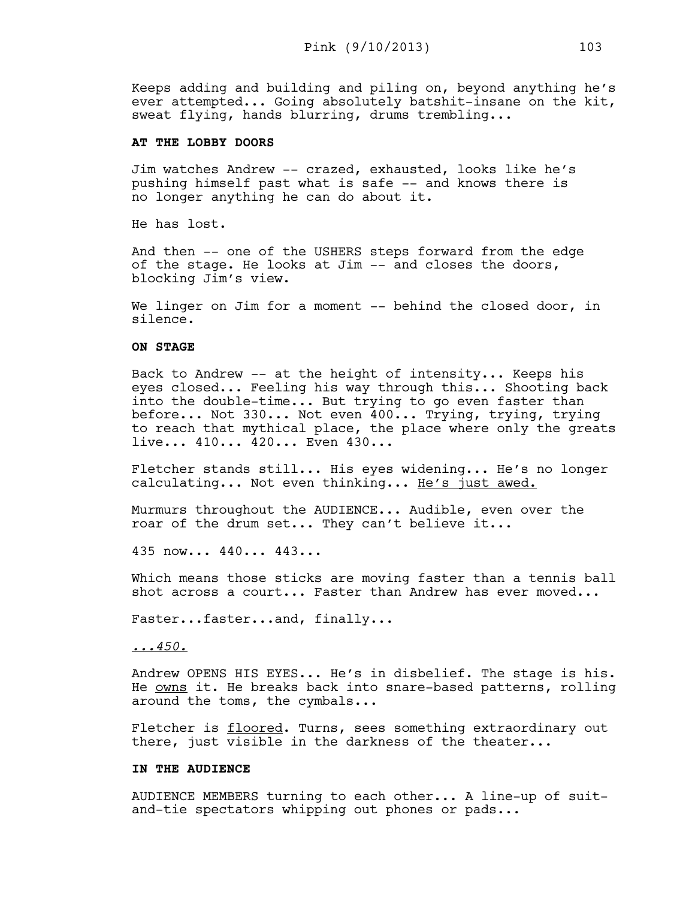Keeps adding and building and piling on, beyond anything he's ever attempted... Going absolutely batshit-insane on the kit, sweat flying, hands blurring, drums trembling...

**AT THE LOBBY DOORS**

Jim watches Andrew -- crazed, exhausted, looks like he's pushing himself past what is safe -- and knows there is no longer anything he can do about it.

He has lost.

And then -- one of the USHERS steps forward from the edge of the stage. He looks at Jim -- and closes the doors, blocking Jim's view.

We linger on Jim for a moment -- behind the closed door, in silence.

**ON STAGE**

Back to Andrew -- at the height of intensity... Keeps his eyes closed... Feeling his way through this... Shooting back into the double-time... But trying to go even faster than before... Not 330... Not even 400... Trying, trying, trying to reach that mythical place, the place where only the greats live... 410... 420... Even 430...

Fletcher stands still... His eyes widening... He's no longer calculating... Not even thinking... <u>He's just awed.</u>

Murmurs throughout the AUDIENCE... Audible, even over the roar of the drum set... They can't believe it...

435 now... 440... 443...

Which means those sticks are moving faster than a tennis ball shot across a court... Faster than Andrew has ever moved...

Faster...faster...and, finally...

<u>*...450.*</u>

Andrew OPENS HIS EYES... He's in disbelief. The stage is his. He <u>owns</u> it. He breaks back into snare-based patterns, rolling around the toms, the cymbals...

Fletcher is <u>floored</u>. Turns, sees something extraordinary out there, just visible in the darkness of the theater...

**IN THE AUDIENCE**

AUDIENCE MEMBERS turning to each other... A line-up of suit-and-tie spectators whipping out phones or pads...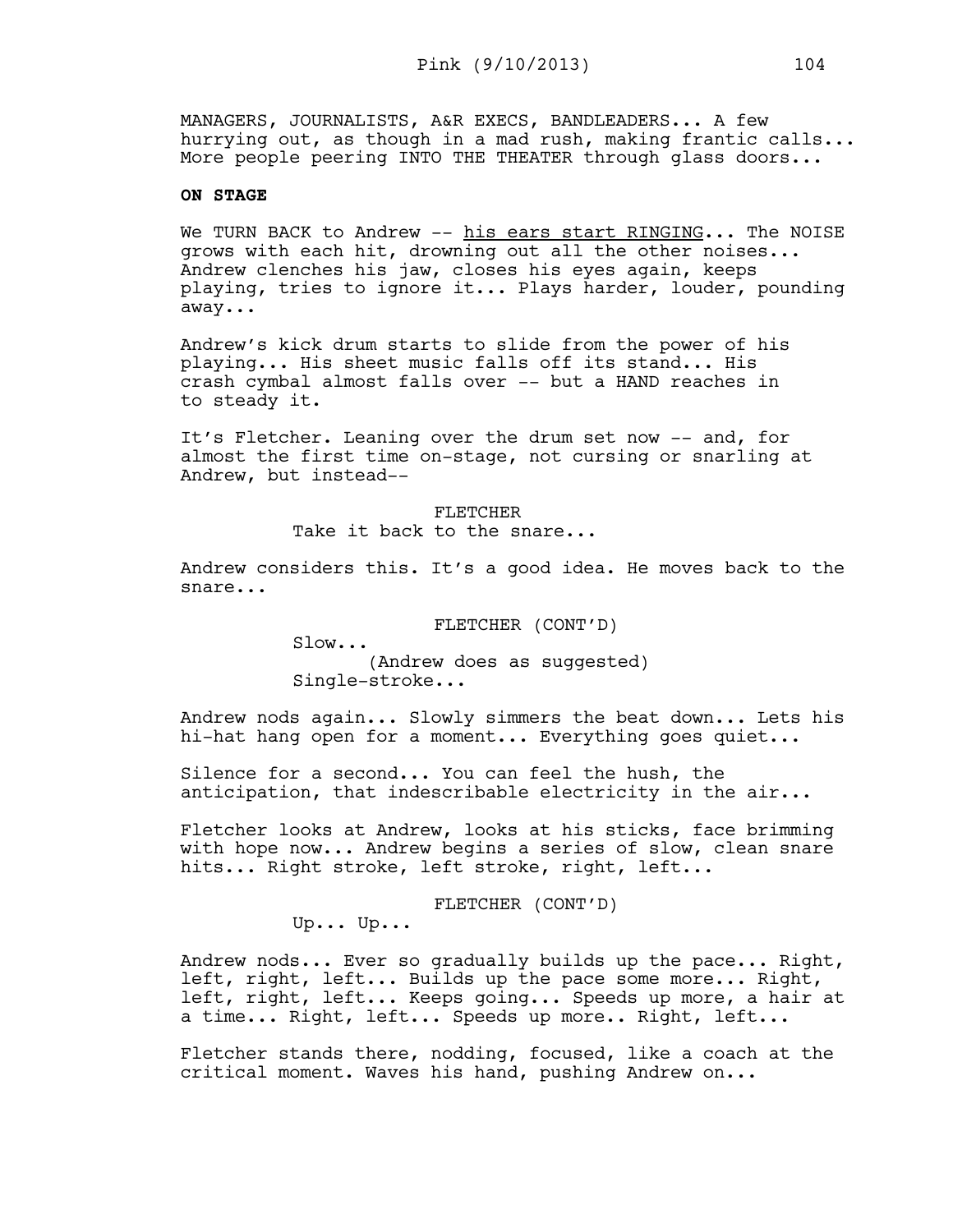MANAGERS, JOURNALISTS, A&R EXECS, BANDLEADERS... A few hurrying out, as though in a mad rush, making frantic calls... More people peering INTO THE THEATER through glass doors...

**ON STAGE**

We TURN BACK to Andrew -- <u>his ears start RINGING</u>... The NOISE grows with each hit, drowning out all the other noises... Andrew clenches his jaw, closes his eyes again, keeps playing, tries to ignore it... Plays harder, louder, pounding away...

Andrew's kick drum starts to slide from the power of his playing... His sheet music falls off its stand... His crash cymbal almost falls over -- but a HAND reaches in to steady it.

It's Fletcher. Leaning over the drum set now -- and, for almost the first time on-stage, not cursing or snarling at Andrew, but instead--

FLETCHER
Take it back to the snare...

Andrew considers this. It's a good idea. He moves back to the snare...

FLETCHER (CONT'D)
Slow...
(Andrew does as suggested)
Single-stroke...

Andrew nods again... Slowly simmers the beat down... Lets his hi-hat hang open for a moment... Everything goes quiet...

Silence for a second... You can feel the hush, the anticipation, that indescribable electricity in the air...

Fletcher looks at Andrew, looks at his sticks, face brimming with hope now... Andrew begins a series of slow, clean snare hits... Right stroke, left stroke, right, left...

FLETCHER (CONT'D)
Up... Up...

Andrew nods... Ever so gradually builds up the pace... Right, left, right, left... Builds up the pace some more... Right, left, right, left... Keeps going... Speeds up more, a hair at a time... Right, left... Speeds up more.. Right, left...

Fletcher stands there, nodding, focused, like a coach at the critical moment. Waves his hand, pushing Andrew on...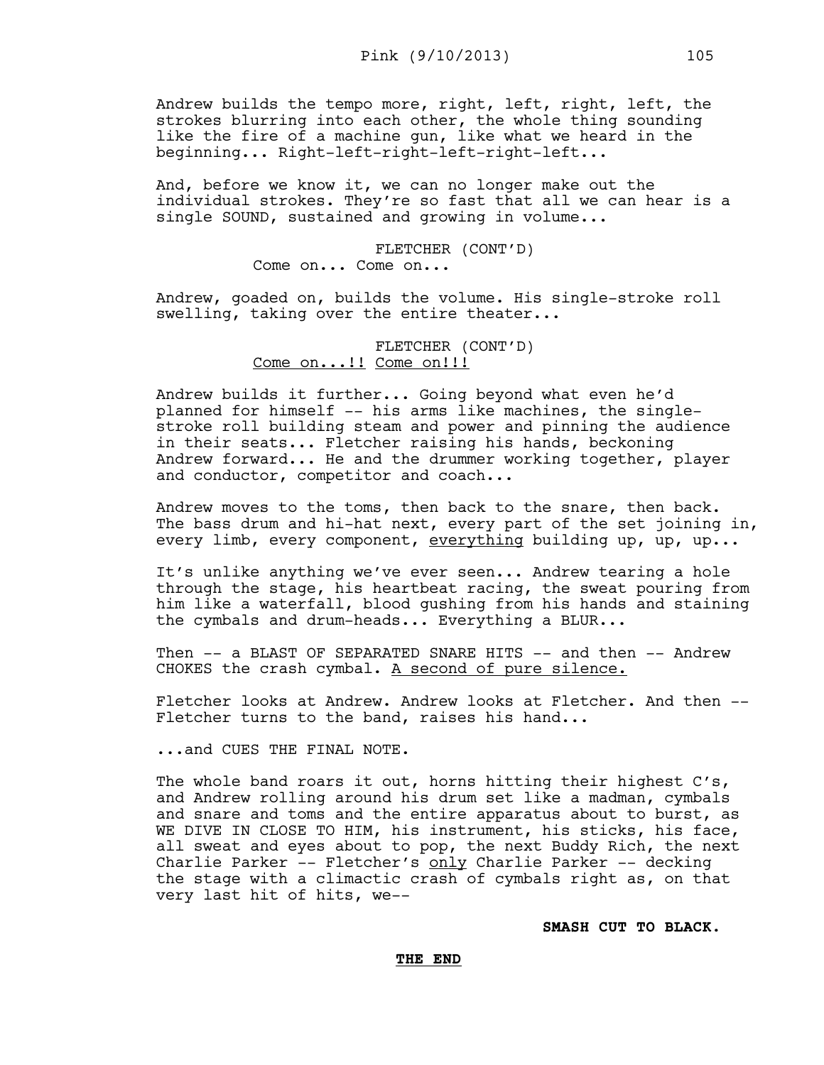Andrew builds the tempo more, right, left, right, left, the strokes blurring into each other, the whole thing sounding like the fire of a machine gun, like what we heard in the beginning... Right-left-right-left-right-left...

And, before we know it, we can no longer make out the individual strokes. They're so fast that all we can hear is a single SOUND, sustained and growing in volume...

FLETCHER (CONT'D)
Come on... Come on...

Andrew, goaded on, builds the volume. His single-stroke roll swelling, taking over the entire theater...

FLETCHER (CONT'D)
<u>Come on...!!</u> <u>Come on!!!</u>

Andrew builds it further... Going beyond what even he'd planned for himself -- his arms like machines, the single-stroke roll building steam and power and pinning the audience in their seats... Fletcher raising his hands, beckoning Andrew forward... He and the drummer working together, player and conductor, competitor and coach...

Andrew moves to the toms, then back to the snare, then back. The bass drum and hi-hat next, every part of the set joining in, every limb, every component, <u>everything</u> building up, up, up...

It's unlike anything we've ever seen... Andrew tearing a hole through the stage, his heartbeat racing, the sweat pouring from him like a waterfall, blood gushing from his hands and staining the cymbals and drum-heads... Everything a BLUR...

Then -- a BLAST OF SEPARATED SNARE HITS -- and then -- Andrew CHOKES the crash cymbal. <u>A second of pure silence.</u>

Fletcher looks at Andrew. Andrew looks at Fletcher. And then -- Fletcher turns to the band, raises his hand...

...and CUES THE FINAL NOTE.

The whole band roars it out, horns hitting their highest C's, and Andrew rolling around his drum set like a madman, cymbals and snare and toms and the entire apparatus about to burst, as WE DIVE IN CLOSE TO HIM, his instrument, his sticks, his face, all sweat and eyes about to pop, the next Buddy Rich, the next Charlie Parker -- Fletcher's <u>only</u> Charlie Parker -- decking the stage with a climactic crash of cymbals right as, on that very last hit of hits, we--

**SMASH CUT TO BLACK.**

**<u>THE END</u>**